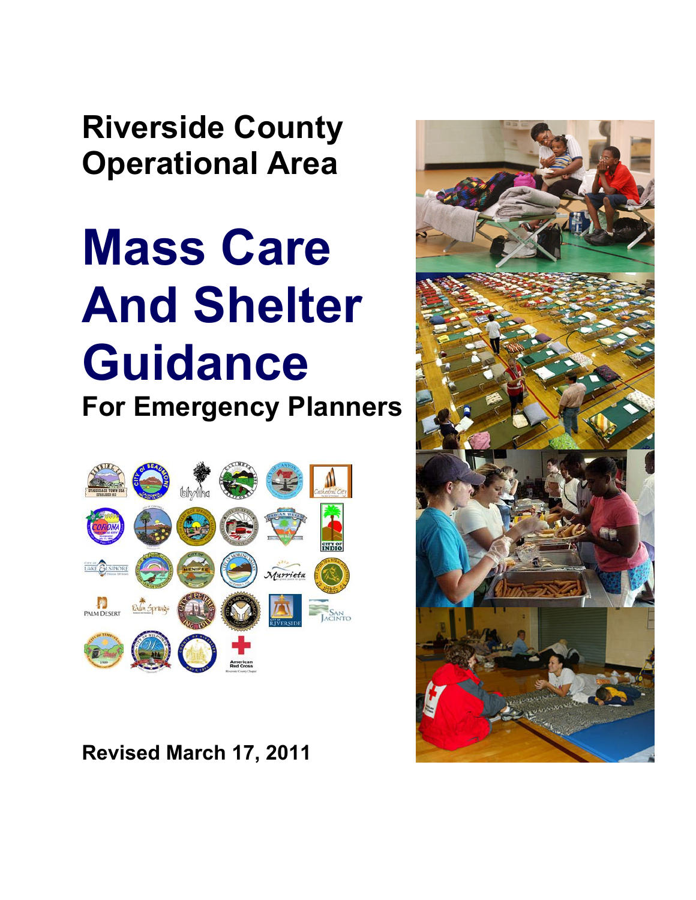# Riverside County Operational Area

# Mass Care And Shelter Guidance

## For Emergency Planners

**Revised March 17, 2011**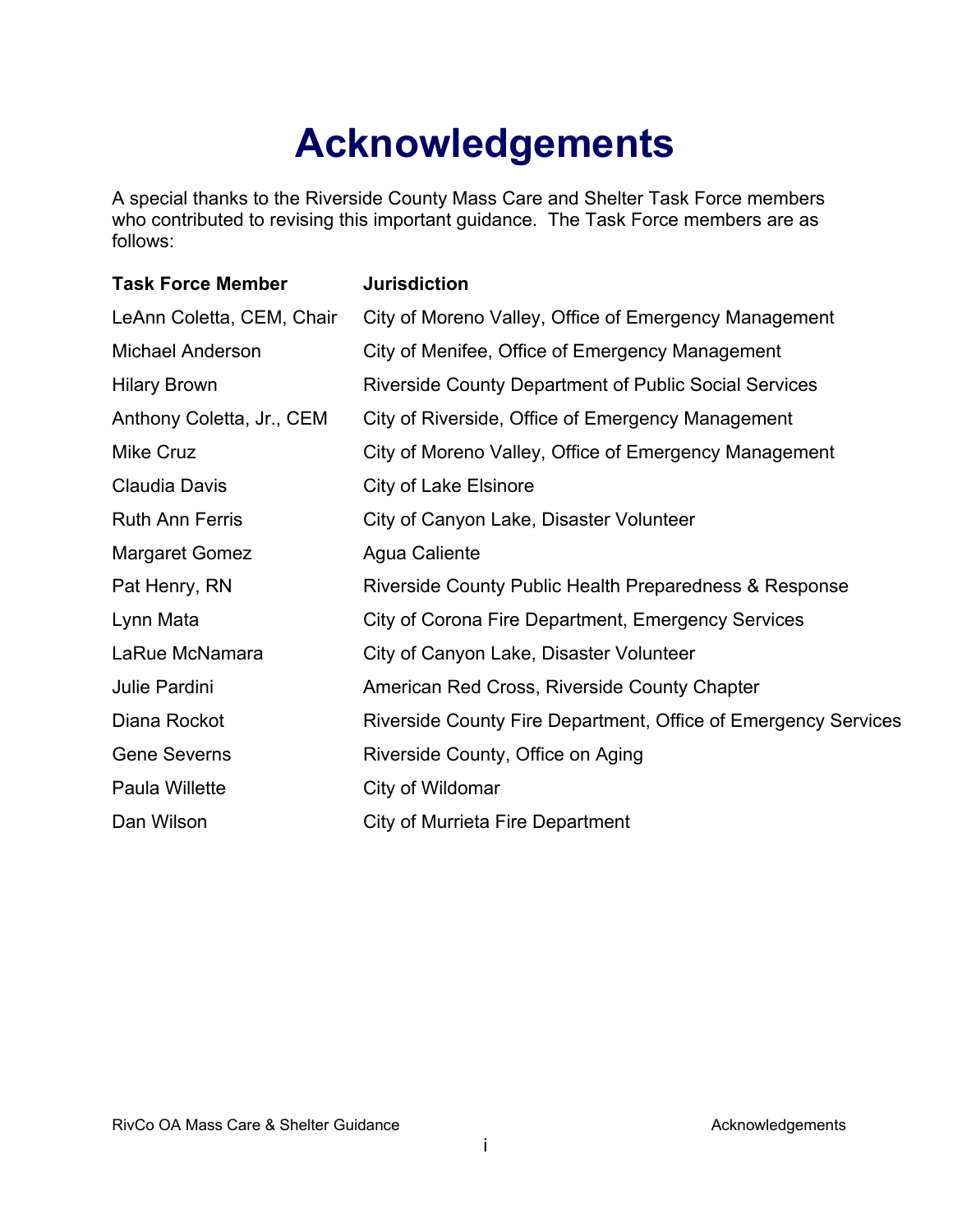# Acknowledgements

A special thanks to the Riverside County Mass Care and Shelter Task Force members who contributed to revising this important guidance. The Task Force members are as follows:

| Task Force Member | Jurisdiction |
| --- | --- |
| LeAnn Coletta, CEM, Chair | City of Moreno Valley, Office of Emergency Management |
| Michael Anderson | City of Menifee, Office of Emergency Management |
| Hilary Brown | Riverside County Department of Public Social Services |
| Anthony Coletta, Jr., CEM | City of Riverside, Office of Emergency Management |
| Mike Cruz | City of Moreno Valley, Office of Emergency Management |
| Claudia Davis | City of Lake Elsinore |
| Ruth Ann Ferris | City of Canyon Lake, Disaster Volunteer |
| Margaret Gomez | Agua Caliente |
| Pat Henry, RN | Riverside County Public Health Preparedness & Response |
| Lynn Mata | City of Corona Fire Department, Emergency Services |
| LaRue McNamara | City of Canyon Lake, Disaster Volunteer |
| Julie Pardini | American Red Cross, Riverside County Chapter |
| Diana Rockot | Riverside County Fire Department, Office of Emergency Services |
| Gene Severns | Riverside County, Office on Aging |
| Paula Willette | City of Wildomar |
| Dan Wilson | City of Murrieta Fire Department |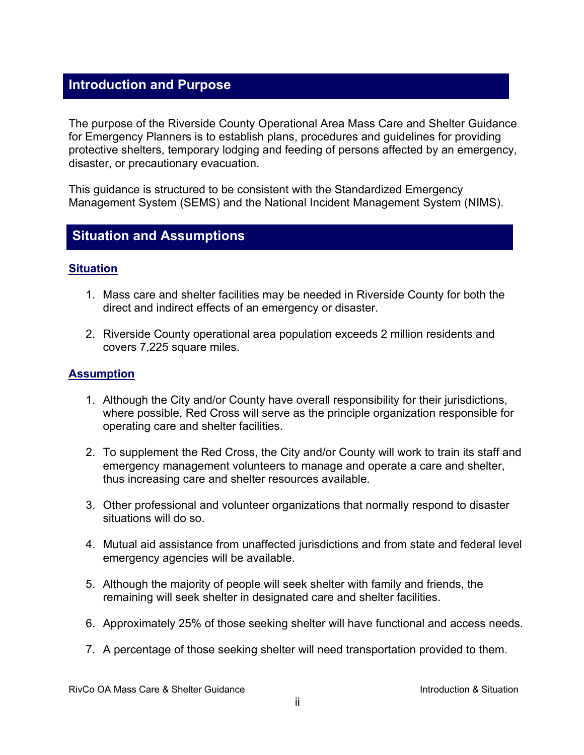## Introduction and Purpose

The purpose of the Riverside County Operational Area Mass Care and Shelter Guidance for Emergency Planners is to establish plans, procedures and guidelines for providing protective shelters, temporary lodging and feeding of persons affected by an emergency, disaster, or precautionary evacuation.

This guidance is structured to be consistent with the Standardized Emergency Management System (SEMS) and the National Incident Management System (NIMS).

## Situation and Assumptions

### Situation

1. Mass care and shelter facilities may be needed in Riverside County for both the direct and indirect effects of an emergency or disaster.

2. Riverside County operational area population exceeds 2 million residents and covers 7,225 square miles.

### Assumption

1. Although the City and/or County have overall responsibility for their jurisdictions, where possible, Red Cross will serve as the principle organization responsible for operating care and shelter facilities.

2. To supplement the Red Cross, the City and/or County will work to train its staff and emergency management volunteers to manage and operate a care and shelter, thus increasing care and shelter resources available.

3. Other professional and volunteer organizations that normally respond to disaster situations will do so.

4. Mutual aid assistance from unaffected jurisdictions and from state and federal level emergency agencies will be available.

5. Although the majority of people will seek shelter with family and friends, the remaining will seek shelter in designated care and shelter facilities.

6. Approximately 25% of those seeking shelter will have functional and access needs.

7. A percentage of those seeking shelter will need transportation provided to them.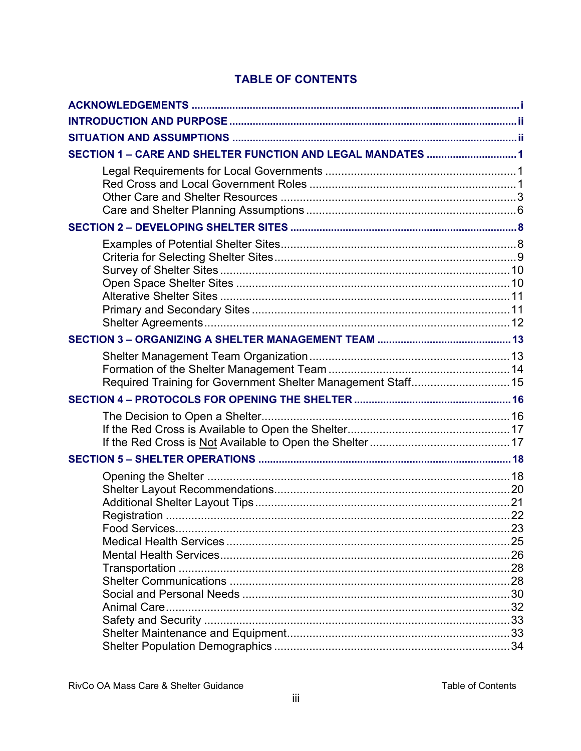# TABLE OF CONTENTS

**ACKNOWLEDGEMENTS** ..... i

**INTRODUCTION AND PURPOSE** ..... ii

**SITUATION AND ASSUMPTIONS** ..... ii

**SECTION 1 – CARE AND SHELTER FUNCTION AND LEGAL MANDATES** ..... 1

- Legal Requirements for Local Governments ..... 1
- Red Cross and Local Government Roles ..... 1
- Other Care and Shelter Resources ..... 3
- Care and Shelter Planning Assumptions ..... 6

**SECTION 2 – DEVELOPING SHELTER SITES** ..... 8

- Examples of Potential Shelter Sites ..... 8
- Criteria for Selecting Shelter Sites ..... 9
- Survey of Shelter Sites ..... 10
- Open Space Shelter Sites ..... 10
- Alterative Shelter Sites ..... 11
- Primary and Secondary Sites ..... 11
- Shelter Agreements ..... 12

**SECTION 3 – ORGANIZING A SHELTER MANAGEMENT TEAM** ..... 13

- Shelter Management Team Organization ..... 13
- Formation of the Shelter Management Team ..... 14
- Required Training for Government Shelter Management Staff ..... 15

**SECTION 4 – PROTOCOLS FOR OPENING THE SHELTER** ..... 16

- The Decision to Open a Shelter ..... 16
- If the Red Cross is Available to Open the Shelter ..... 17
- If the Red Cross is <u>Not</u> Available to Open the Shelter ..... 17

**SECTION 5 – SHELTER OPERATIONS** ..... 18

- Opening the Shelter ..... 18
- Shelter Layout Recommendations ..... 20
- Additional Shelter Layout Tips ..... 21
- Registration ..... 22
- Food Services ..... 23
- Medical Health Services ..... 25
- Mental Health Services ..... 26
- Transportation ..... 28
- Shelter Communications ..... 28
- Social and Personal Needs ..... 30
- Animal Care ..... 32
- Safety and Security ..... 33
- Shelter Maintenance and Equipment ..... 33
- Shelter Population Demographics ..... 34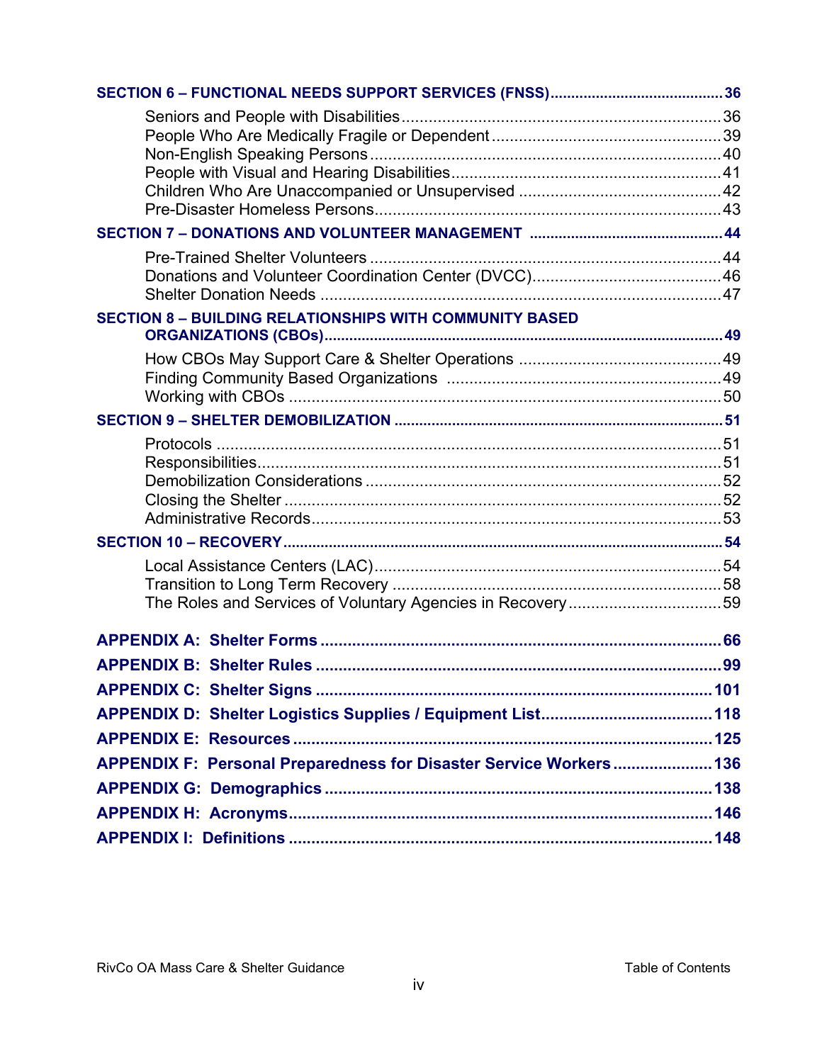**SECTION 6 – FUNCTIONAL NEEDS SUPPORT SERVICES (FNSS)** ......................................... 36

- Seniors and People with Disabilities ........................................................................ 36
- People Who Are Medically Fragile or Dependent ...................................................... 39
- Non-English Speaking Persons ................................................................................ 40
- People with Visual and Hearing Disabilities .............................................................. 41
- Children Who Are Unaccompanied or Unsupervised ................................................ 42
- Pre-Disaster Homeless Persons ............................................................................... 43

**SECTION 7 – DONATIONS AND VOLUNTEER MANAGEMENT** ............................................. 44

- Pre-Trained Shelter Volunteers ................................................................................ 44
- Donations and Volunteer Coordination Center (DVCC) ............................................. 46
- Shelter Donation Needs ........................................................................................... 47

**SECTION 8 – BUILDING RELATIONSHIPS WITH COMMUNITY BASED ORGANIZATIONS (CBOs)** ........................................................................................................ 49

- How CBOs May Support Care & Shelter Operations ................................................ 49
- Finding Community Based Organizations ................................................................ 49
- Working with CBOs .................................................................................................. 50

**SECTION 9 – SHELTER DEMOBILIZATION** ............................................................................ 51

- Protocols .................................................................................................................. 51
- Responsibilities ......................................................................................................... 51
- Demobilization Considerations ................................................................................. 52
- Closing the Shelter ................................................................................................... 52
- Administrative Records ............................................................................................. 53

**SECTION 10 – RECOVERY** ........................................................................................................ 54

- Local Assistance Centers (LAC) ............................................................................... 54
- Transition to Long Term Recovery ........................................................................... 58
- The Roles and Services of Voluntary Agencies in Recovery .................................... 59

**APPENDIX A: Shelter Forms** ........................................................................................ 66

**APPENDIX B: Shelter Rules** ......................................................................................... 99

**APPENDIX C: Shelter Signs** ....................................................................................... 101

**APPENDIX D: Shelter Logistics Supplies / Equipment List** ...................................... 118

**APPENDIX E: Resources** ............................................................................................ 125

**APPENDIX F: Personal Preparedness for Disaster Service Workers** ...................... 136

**APPENDIX G: Demographics** ..................................................................................... 138

**APPENDIX H: Acronyms** ............................................................................................. 146

**APPENDIX I: Definitions** ............................................................................................. 148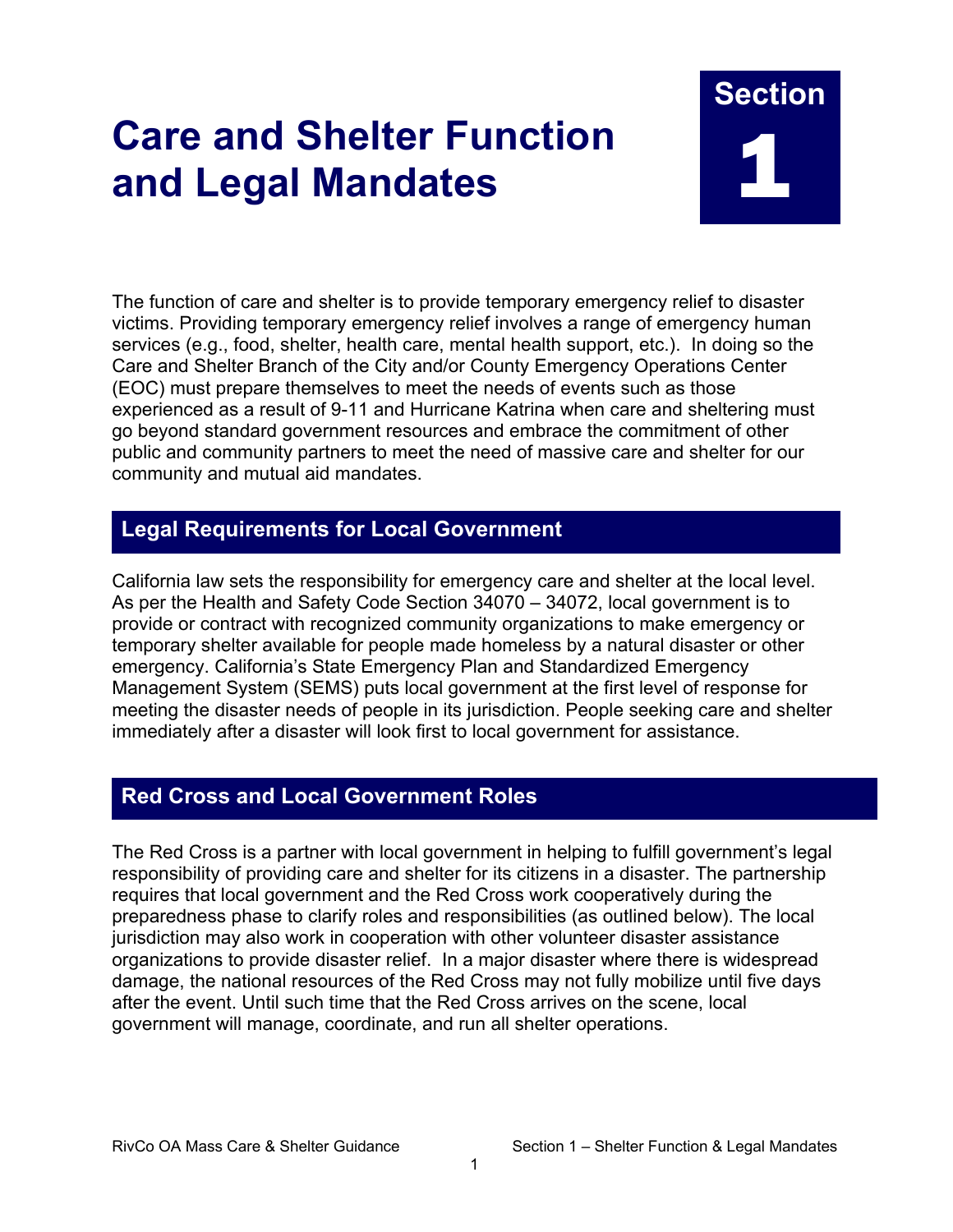# Care and Shelter Function and Legal Mandates

**Section 1**

The function of care and shelter is to provide temporary emergency relief to disaster victims. Providing temporary emergency relief involves a range of emergency human services (e.g., food, shelter, health care, mental health support, etc.). In doing so the Care and Shelter Branch of the City and/or County Emergency Operations Center (EOC) must prepare themselves to meet the needs of events such as those experienced as a result of 9-11 and Hurricane Katrina when care and sheltering must go beyond standard government resources and embrace the commitment of other public and community partners to meet the need of massive care and shelter for our community and mutual aid mandates.

## Legal Requirements for Local Government

California law sets the responsibility for emergency care and shelter at the local level. As per the Health and Safety Code Section 34070 – 34072, local government is to provide or contract with recognized community organizations to make emergency or temporary shelter available for people made homeless by a natural disaster or other emergency. California's State Emergency Plan and Standardized Emergency Management System (SEMS) puts local government at the first level of response for meeting the disaster needs of people in its jurisdiction. People seeking care and shelter immediately after a disaster will look first to local government for assistance.

## Red Cross and Local Government Roles

The Red Cross is a partner with local government in helping to fulfill government's legal responsibility of providing care and shelter for its citizens in a disaster. The partnership requires that local government and the Red Cross work cooperatively during the preparedness phase to clarify roles and responsibilities (as outlined below). The local jurisdiction may also work in cooperation with other volunteer disaster assistance organizations to provide disaster relief. In a major disaster where there is widespread damage, the national resources of the Red Cross may not fully mobilize until five days after the event. Until such time that the Red Cross arrives on the scene, local government will manage, coordinate, and run all shelter operations.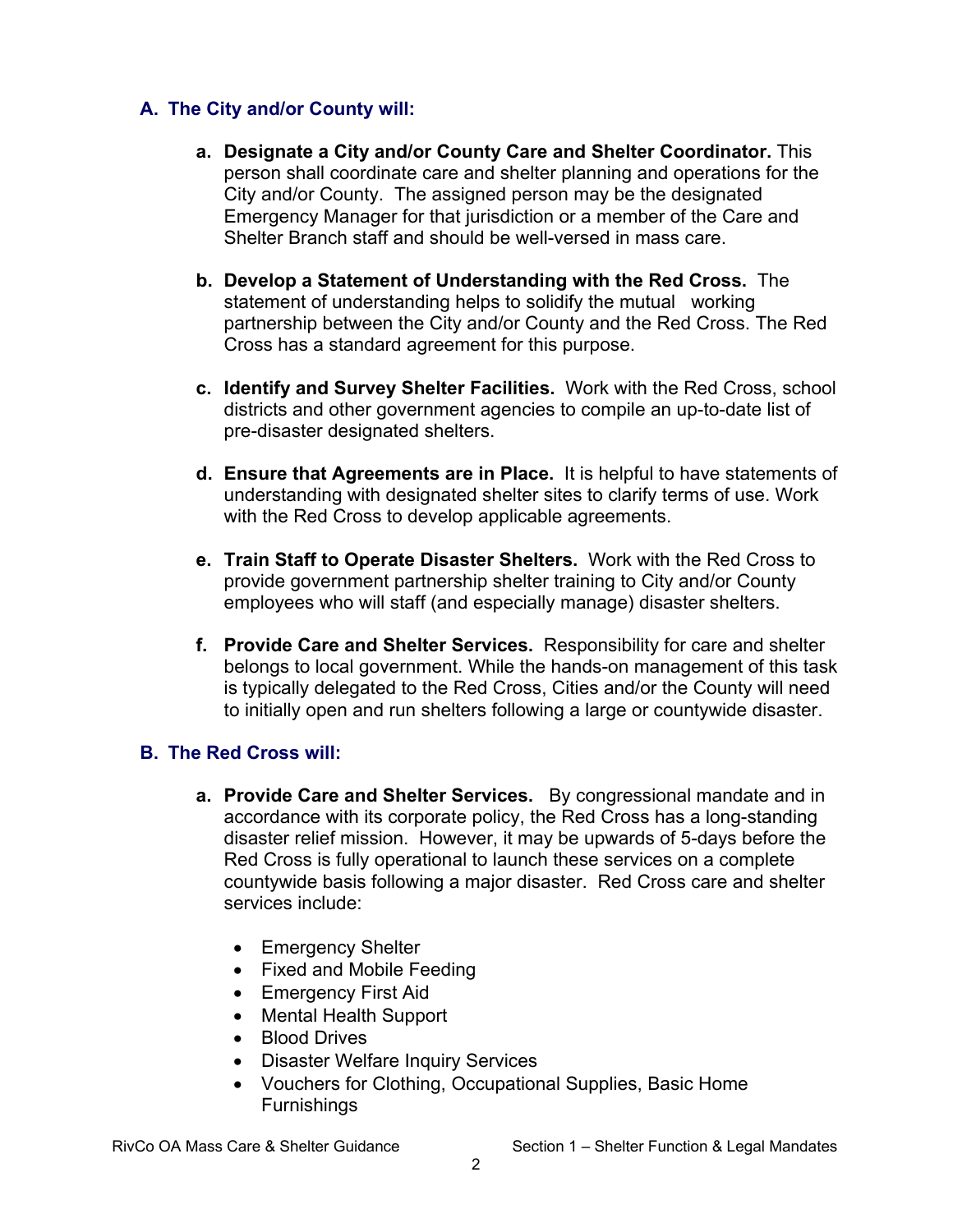### A. The City and/or County will:

a. **Designate a City and/or County Care and Shelter Coordinator.** This person shall coordinate care and shelter planning and operations for the City and/or County. The assigned person may be the designated Emergency Manager for that jurisdiction or a member of the Care and Shelter Branch staff and should be well-versed in mass care.

b. **Develop a Statement of Understanding with the Red Cross.** The statement of understanding helps to solidify the mutual working partnership between the City and/or County and the Red Cross. The Red Cross has a standard agreement for this purpose.

c. **Identify and Survey Shelter Facilities.** Work with the Red Cross, school districts and other government agencies to compile an up-to-date list of pre-disaster designated shelters.

d. **Ensure that Agreements are in Place.** It is helpful to have statements of understanding with designated shelter sites to clarify terms of use. Work with the Red Cross to develop applicable agreements.

e. **Train Staff to Operate Disaster Shelters.** Work with the Red Cross to provide government partnership shelter training to City and/or County employees who will staff (and especially manage) disaster shelters.

f. **Provide Care and Shelter Services.** Responsibility for care and shelter belongs to local government. While the hands-on management of this task is typically delegated to the Red Cross, Cities and/or the County will need to initially open and run shelters following a large or countywide disaster.

### B. The Red Cross will:

a. **Provide Care and Shelter Services.** By congressional mandate and in accordance with its corporate policy, the Red Cross has a long-standing disaster relief mission. However, it may be upwards of 5-days before the Red Cross is fully operational to launch these services on a complete countywide basis following a major disaster. Red Cross care and shelter services include:

   - Emergency Shelter
   - Fixed and Mobile Feeding
   - Emergency First Aid
   - Mental Health Support
   - Blood Drives
   - Disaster Welfare Inquiry Services
   - Vouchers for Clothing, Occupational Supplies, Basic Home Furnishings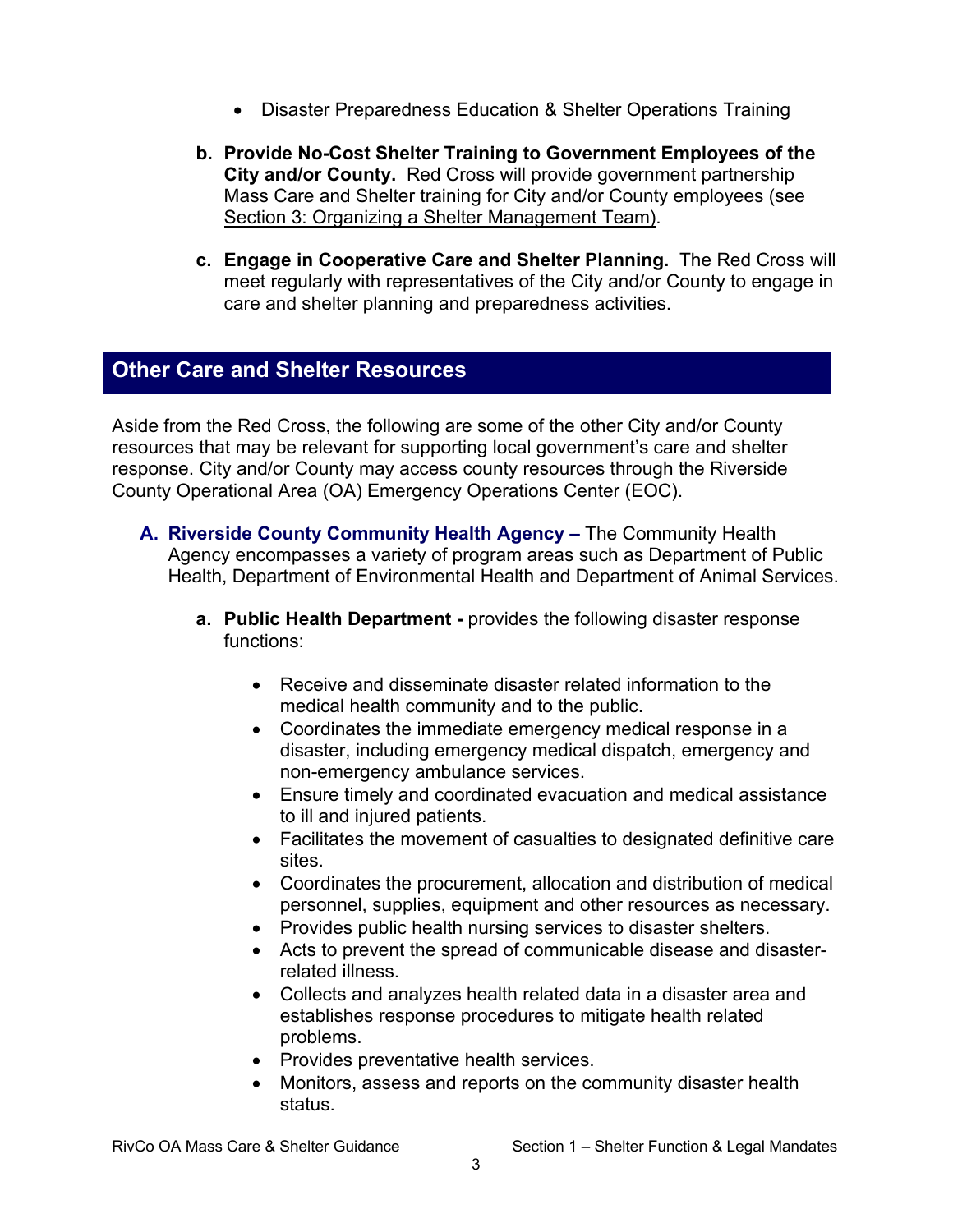- Disaster Preparedness Education & Shelter Operations Training

**b. Provide No-Cost Shelter Training to Government Employees of the City and/or County.** Red Cross will provide government partnership Mass Care and Shelter training for City and/or County employees (see Section 3: Organizing a Shelter Management Team).

**c. Engage in Cooperative Care and Shelter Planning.** The Red Cross will meet regularly with representatives of the City and/or County to engage in care and shelter planning and preparedness activities.

## Other Care and Shelter Resources

Aside from the Red Cross, the following are some of the other City and/or County resources that may be relevant for supporting local government's care and shelter response. City and/or County may access county resources through the Riverside County Operational Area (OA) Emergency Operations Center (EOC).

**A. Riverside County Community Health Agency –** The Community Health Agency encompasses a variety of program areas such as Department of Public Health, Department of Environmental Health and Department of Animal Services.

**a. Public Health Department -** provides the following disaster response functions:

- Receive and disseminate disaster related information to the medical health community and to the public.
- Coordinates the immediate emergency medical response in a disaster, including emergency medical dispatch, emergency and non-emergency ambulance services.
- Ensure timely and coordinated evacuation and medical assistance to ill and injured patients.
- Facilitates the movement of casualties to designated definitive care sites.
- Coordinates the procurement, allocation and distribution of medical personnel, supplies, equipment and other resources as necessary.
- Provides public health nursing services to disaster shelters.
- Acts to prevent the spread of communicable disease and disaster-related illness.
- Collects and analyzes health related data in a disaster area and establishes response procedures to mitigate health related problems.
- Provides preventative health services.
- Monitors, assess and reports on the community disaster health status.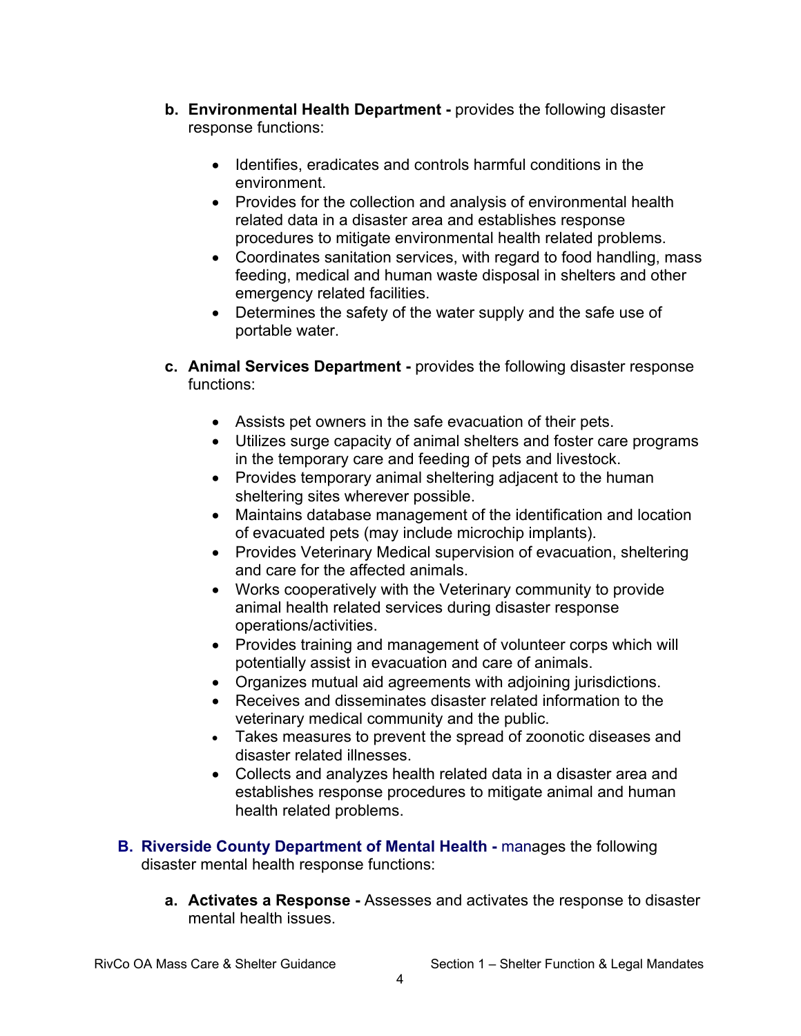b. **Environmental Health Department -** provides the following disaster response functions:

- Identifies, eradicates and controls harmful conditions in the environment.
- Provides for the collection and analysis of environmental health related data in a disaster area and establishes response procedures to mitigate environmental health related problems.
- Coordinates sanitation services, with regard to food handling, mass feeding, medical and human waste disposal in shelters and other emergency related facilities.
- Determines the safety of the water supply and the safe use of portable water.

c. **Animal Services Department -** provides the following disaster response functions:

- Assists pet owners in the safe evacuation of their pets.
- Utilizes surge capacity of animal shelters and foster care programs in the temporary care and feeding of pets and livestock.
- Provides temporary animal sheltering adjacent to the human sheltering sites wherever possible.
- Maintains database management of the identification and location of evacuated pets (may include microchip implants).
- Provides Veterinary Medical supervision of evacuation, sheltering and care for the affected animals.
- Works cooperatively with the Veterinary community to provide animal health related services during disaster response operations/activities.
- Provides training and management of volunteer corps which will potentially assist in evacuation and care of animals.
- Organizes mutual aid agreements with adjoining jurisdictions.
- Receives and disseminates disaster related information to the veterinary medical community and the public.
- Takes measures to prevent the spread of zoonotic diseases and disaster related illnesses.
- Collects and analyzes health related data in a disaster area and establishes response procedures to mitigate animal and human health related problems.

**B. Riverside County Department of Mental Health -** manages the following disaster mental health response functions:

a. **Activates a Response -** Assesses and activates the response to disaster mental health issues.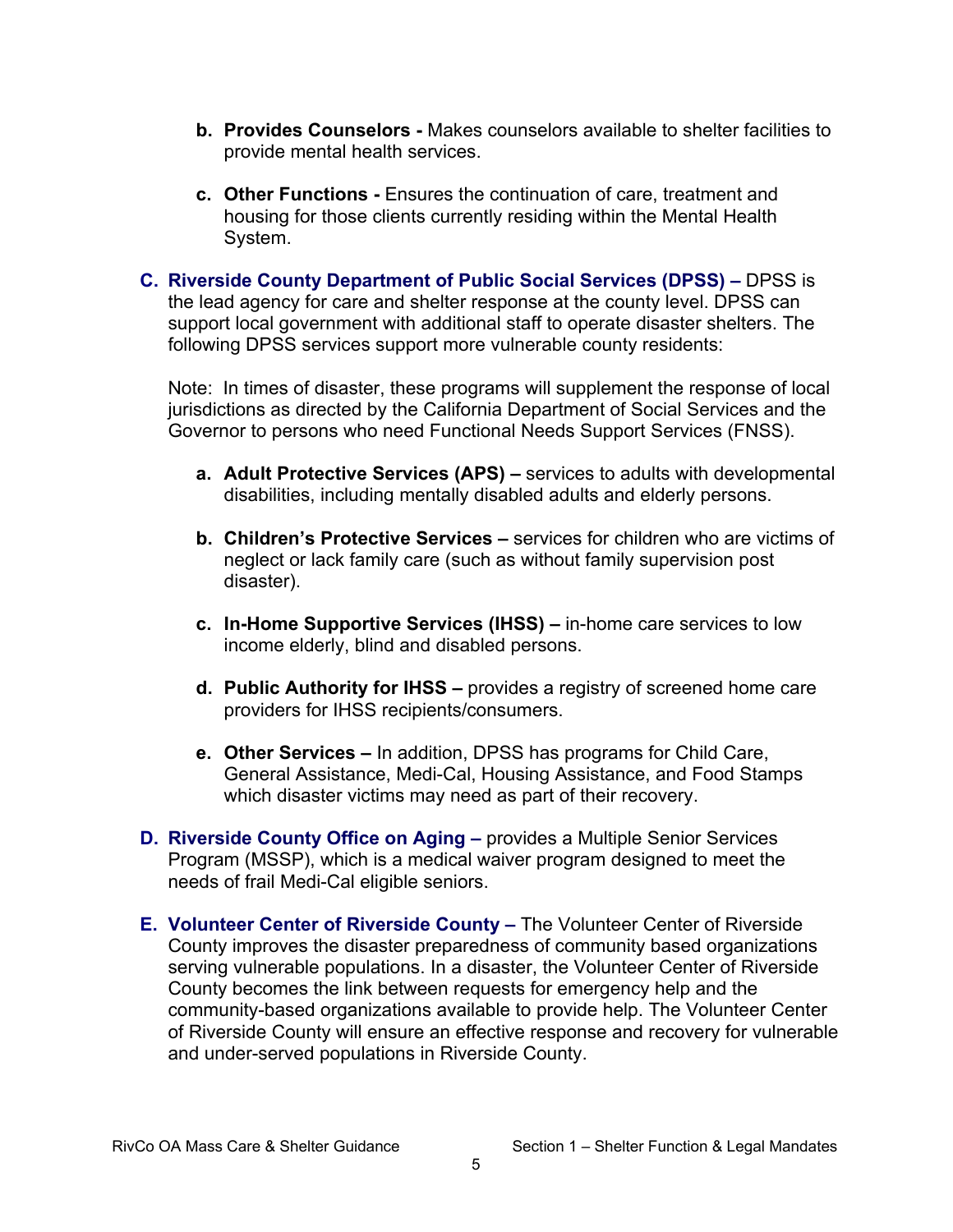b. **Provides Counselors -** Makes counselors available to shelter facilities to provide mental health services.

c. **Other Functions -** Ensures the continuation of care, treatment and housing for those clients currently residing within the Mental Health System.

**C. Riverside County Department of Public Social Services (DPSS) –** DPSS is the lead agency for care and shelter response at the county level. DPSS can support local government with additional staff to operate disaster shelters. The following DPSS services support more vulnerable county residents:

Note: In times of disaster, these programs will supplement the response of local jurisdictions as directed by the California Department of Social Services and the Governor to persons who need Functional Needs Support Services (FNSS).

a. **Adult Protective Services (APS) –** services to adults with developmental disabilities, including mentally disabled adults and elderly persons.

b. **Children's Protective Services –** services for children who are victims of neglect or lack family care (such as without family supervision post disaster).

c. **In-Home Supportive Services (IHSS) –** in-home care services to low income elderly, blind and disabled persons.

d. **Public Authority for IHSS –** provides a registry of screened home care providers for IHSS recipients/consumers.

e. **Other Services –** In addition, DPSS has programs for Child Care, General Assistance, Medi-Cal, Housing Assistance, and Food Stamps which disaster victims may need as part of their recovery.

**D. Riverside County Office on Aging –** provides a Multiple Senior Services Program (MSSP), which is a medical waiver program designed to meet the needs of frail Medi-Cal eligible seniors.

**E. Volunteer Center of Riverside County –** The Volunteer Center of Riverside County improves the disaster preparedness of community based organizations serving vulnerable populations. In a disaster, the Volunteer Center of Riverside County becomes the link between requests for emergency help and the community-based organizations available to provide help. The Volunteer Center of Riverside County will ensure an effective response and recovery for vulnerable and under-served populations in Riverside County.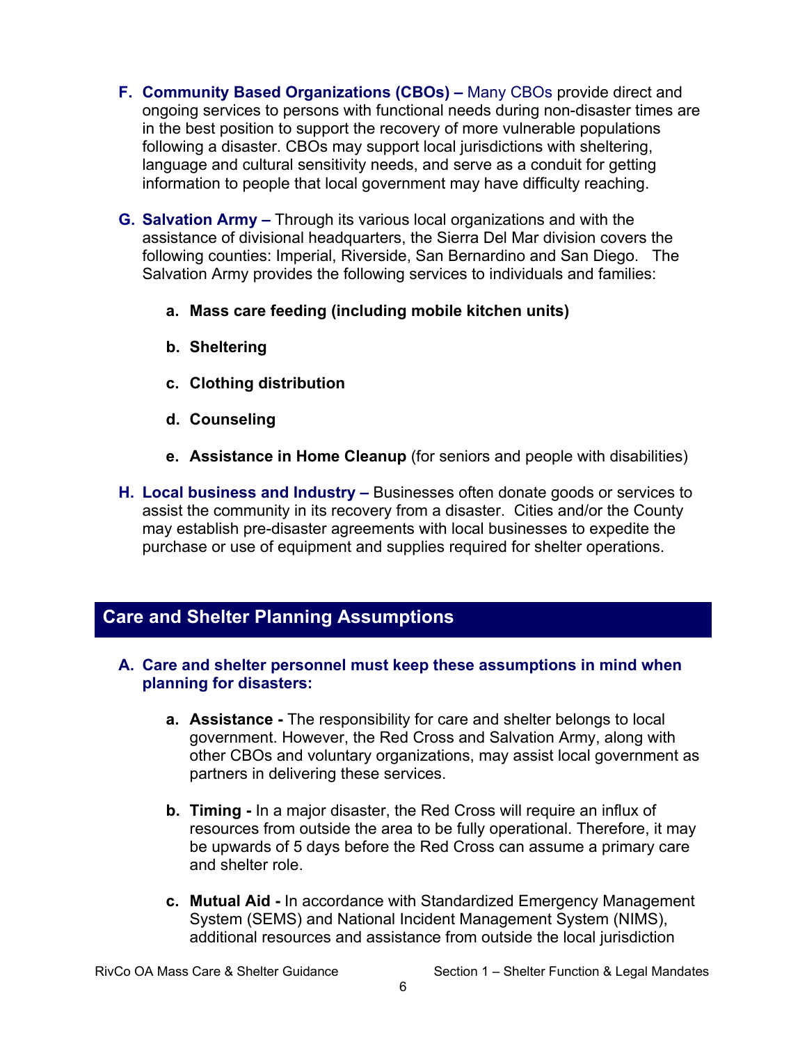F. **Community Based Organizations (CBOs) –** Many CBOs provide direct and ongoing services to persons with functional needs during non-disaster times are in the best position to support the recovery of more vulnerable populations following a disaster. CBOs may support local jurisdictions with sheltering, language and cultural sensitivity needs, and serve as a conduit for getting information to people that local government may have difficulty reaching.

G. **Salvation Army –** Through its various local organizations and with the assistance of divisional headquarters, the Sierra Del Mar division covers the following counties: Imperial, Riverside, San Bernardino and San Diego. The Salvation Army provides the following services to individuals and families:

   a. **Mass care feeding (including mobile kitchen units)**

   b. **Sheltering**

   c. **Clothing distribution**

   d. **Counseling**

   e. **Assistance in Home Cleanup** (for seniors and people with disabilities)

H. **Local business and Industry –** Businesses often donate goods or services to assist the community in its recovery from a disaster. Cities and/or the County may establish pre-disaster agreements with local businesses to expedite the purchase or use of equipment and supplies required for shelter operations.

## Care and Shelter Planning Assumptions

A. **Care and shelter personnel must keep these assumptions in mind when planning for disasters:**

   a. **Assistance -** The responsibility for care and shelter belongs to local government. However, the Red Cross and Salvation Army, along with other CBOs and voluntary organizations, may assist local government as partners in delivering these services.

   b. **Timing -** In a major disaster, the Red Cross will require an influx of resources from outside the area to be fully operational. Therefore, it may be upwards of 5 days before the Red Cross can assume a primary care and shelter role.

   c. **Mutual Aid -** In accordance with Standardized Emergency Management System (SEMS) and National Incident Management System (NIMS), additional resources and assistance from outside the local jurisdiction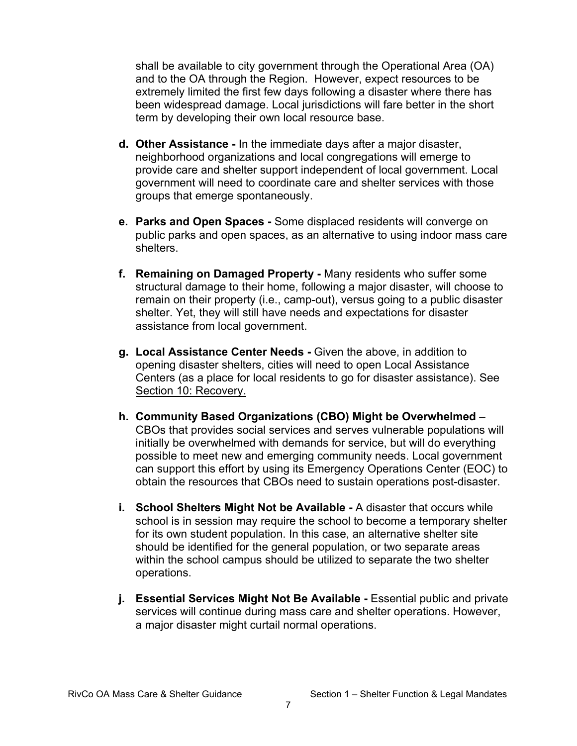shall be available to city government through the Operational Area (OA) and to the OA through the Region.  However, expect resources to be extremely limited the first few days following a disaster where there has been widespread damage. Local jurisdictions will fare better in the short term by developing their own local resource base.

d. **Other Assistance -** In the immediate days after a major disaster, neighborhood organizations and local congregations will emerge to provide care and shelter support independent of local government. Local government will need to coordinate care and shelter services with those groups that emerge spontaneously.

e. **Parks and Open Spaces -** Some displaced residents will converge on public parks and open spaces, as an alternative to using indoor mass care shelters.

f. **Remaining on Damaged Property -** Many residents who suffer some structural damage to their home, following a major disaster, will choose to remain on their property (i.e., camp-out), versus going to a public disaster shelter. Yet, they will still have needs and expectations for disaster assistance from local government.

g. **Local Assistance Center Needs -** Given the above, in addition to opening disaster shelters, cities will need to open Local Assistance Centers (as a place for local residents to go for disaster assistance). See Section 10: Recovery.

h. **Community Based Organizations (CBO) Might be Overwhelmed** – CBOs that provides social services and serves vulnerable populations will initially be overwhelmed with demands for service, but will do everything possible to meet new and emerging community needs. Local government can support this effort by using its Emergency Operations Center (EOC) to obtain the resources that CBOs need to sustain operations post-disaster.

i. **School Shelters Might Not be Available -** A disaster that occurs while school is in session may require the school to become a temporary shelter for its own student population. In this case, an alternative shelter site should be identified for the general population, or two separate areas within the school campus should be utilized to separate the two shelter operations.

j. **Essential Services Might Not Be Available -** Essential public and private services will continue during mass care and shelter operations. However, a major disaster might curtail normal operations.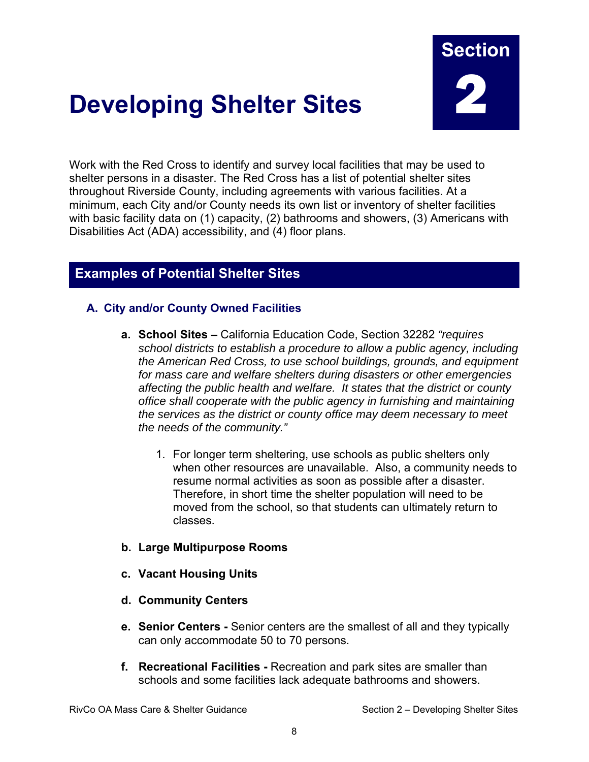# Developing Shelter Sites

**Section 2**

Work with the Red Cross to identify and survey local facilities that may be used to shelter persons in a disaster. The Red Cross has a list of potential shelter sites throughout Riverside County, including agreements with various facilities. At a minimum, each City and/or County needs its own list or inventory of shelter facilities with basic facility data on (1) capacity, (2) bathrooms and showers, (3) Americans with Disabilities Act (ADA) accessibility, and (4) floor plans.

## Examples of Potential Shelter Sites

### A. City and/or County Owned Facilities

a. **School Sites –** California Education Code, Section 32282 *"requires school districts to establish a procedure to allow a public agency, including the American Red Cross, to use school buildings, grounds, and equipment for mass care and welfare shelters during disasters or other emergencies affecting the public health and welfare. It states that the district or county office shall cooperate with the public agency in furnishing and maintaining the services as the district or county office may deem necessary to meet the needs of the community."*

   1. For longer term sheltering, use schools as public shelters only when other resources are unavailable. Also, a community needs to resume normal activities as soon as possible after a disaster. Therefore, in short time the shelter population will need to be moved from the school, so that students can ultimately return to classes.

b. **Large Multipurpose Rooms**

c. **Vacant Housing Units**

d. **Community Centers**

e. **Senior Centers -** Senior centers are the smallest of all and they typically can only accommodate 50 to 70 persons.

f. **Recreational Facilities -** Recreation and park sites are smaller than schools and some facilities lack adequate bathrooms and showers.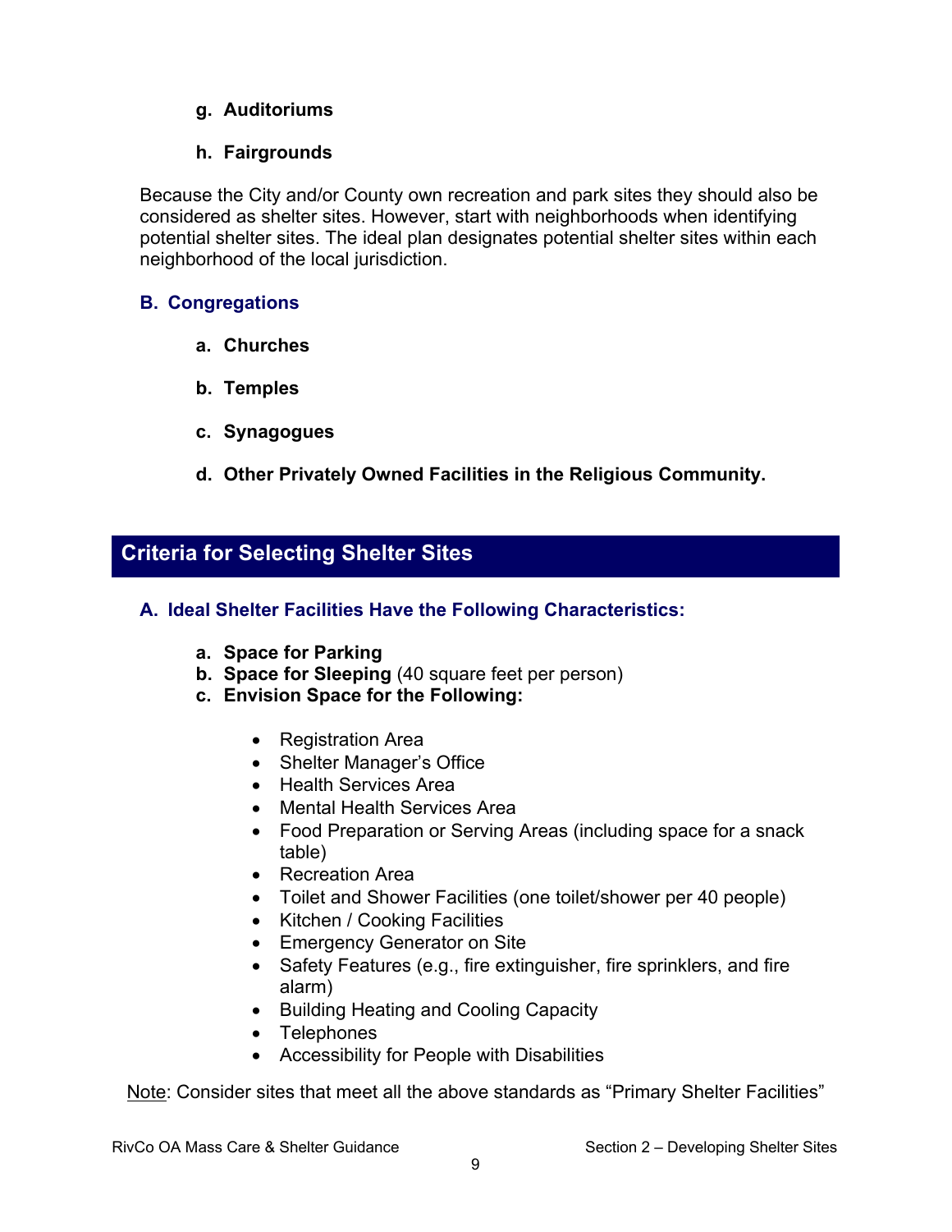g. **Auditoriums**

h. **Fairgrounds**

Because the City and/or County own recreation and park sites they should also be considered as shelter sites. However, start with neighborhoods when identifying potential shelter sites. The ideal plan designates potential shelter sites within each neighborhood of the local jurisdiction.

### B. Congregations

a. **Churches**

b. **Temples**

c. **Synagogues**

d. **Other Privately Owned Facilities in the Religious Community.**

## Criteria for Selecting Shelter Sites

### A. Ideal Shelter Facilities Have the Following Characteristics:

a. **Space for Parking**
b. **Space for Sleeping** (40 square feet per person)
c. **Envision Space for the Following:**

- Registration Area
- Shelter Manager's Office
- Health Services Area
- Mental Health Services Area
- Food Preparation or Serving Areas (including space for a snack table)
- Recreation Area
- Toilet and Shower Facilities (one toilet/shower per 40 people)
- Kitchen / Cooking Facilities
- Emergency Generator on Site
- Safety Features (e.g., fire extinguisher, fire sprinklers, and fire alarm)
- Building Heating and Cooling Capacity
- Telephones
- Accessibility for People with Disabilities

Note: Consider sites that meet all the above standards as "Primary Shelter Facilities"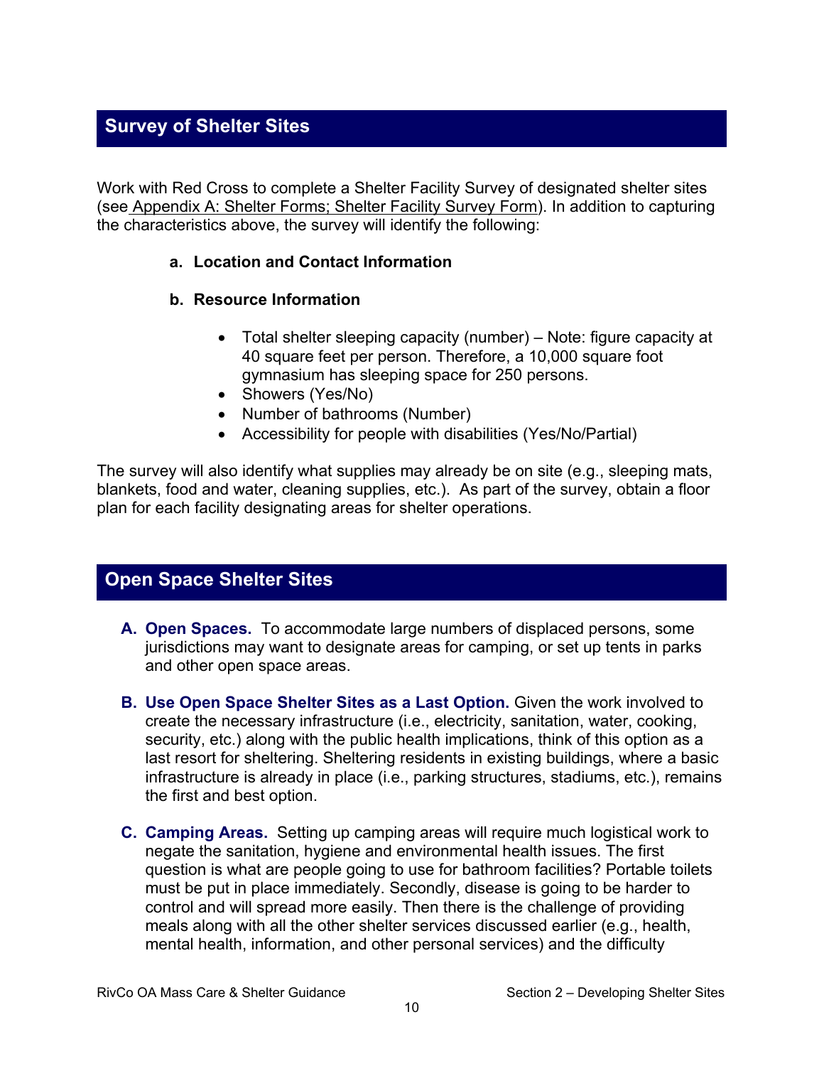## Survey of Shelter Sites

Work with Red Cross to complete a Shelter Facility Survey of designated shelter sites (see Appendix A: Shelter Forms; Shelter Facility Survey Form). In addition to capturing the characteristics above, the survey will identify the following:

**a. Location and Contact Information**

**b. Resource Information**

- Total shelter sleeping capacity (number) – Note: figure capacity at 40 square feet per person. Therefore, a 10,000 square foot gymnasium has sleeping space for 250 persons.
- Showers (Yes/No)
- Number of bathrooms (Number)
- Accessibility for people with disabilities (Yes/No/Partial)

The survey will also identify what supplies may already be on site (e.g., sleeping mats, blankets, food and water, cleaning supplies, etc.). As part of the survey, obtain a floor plan for each facility designating areas for shelter operations.

## Open Space Shelter Sites

**A. Open Spaces.** To accommodate large numbers of displaced persons, some jurisdictions may want to designate areas for camping, or set up tents in parks and other open space areas.

**B. Use Open Space Shelter Sites as a Last Option.** Given the work involved to create the necessary infrastructure (i.e., electricity, sanitation, water, cooking, security, etc.) along with the public health implications, think of this option as a last resort for sheltering. Sheltering residents in existing buildings, where a basic infrastructure is already in place (i.e., parking structures, stadiums, etc.), remains the first and best option.

**C. Camping Areas.** Setting up camping areas will require much logistical work to negate the sanitation, hygiene and environmental health issues. The first question is what are people going to use for bathroom facilities? Portable toilets must be put in place immediately. Secondly, disease is going to be harder to control and will spread more easily. Then there is the challenge of providing meals along with all the other shelter services discussed earlier (e.g., health, mental health, information, and other personal services) and the difficulty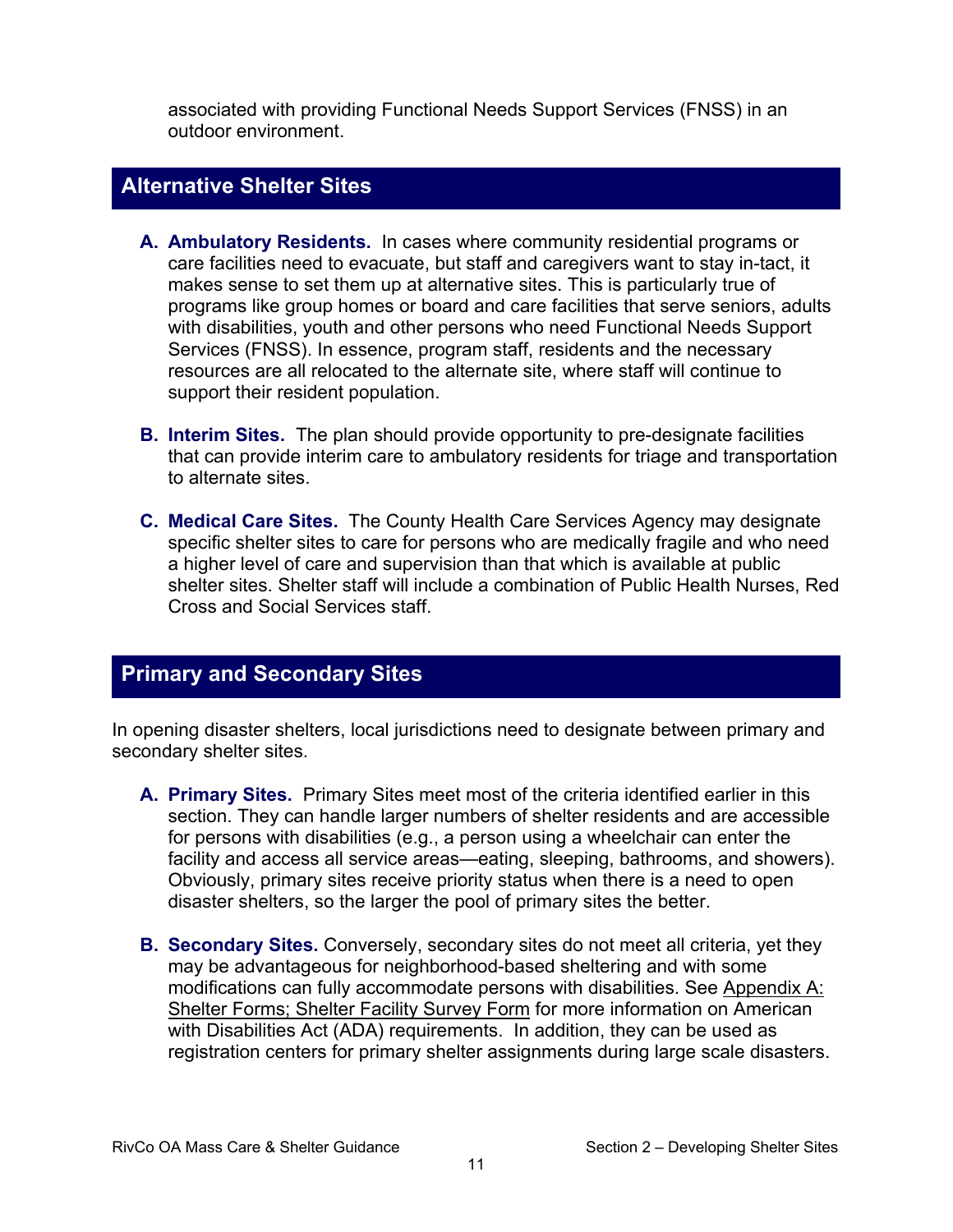associated with providing Functional Needs Support Services (FNSS) in an outdoor environment.

## Alternative Shelter Sites

**A. Ambulatory Residents.** In cases where community residential programs or care facilities need to evacuate, but staff and caregivers want to stay in-tact, it makes sense to set them up at alternative sites. This is particularly true of programs like group homes or board and care facilities that serve seniors, adults with disabilities, youth and other persons who need Functional Needs Support Services (FNSS). In essence, program staff, residents and the necessary resources are all relocated to the alternate site, where staff will continue to support their resident population.

**B. Interim Sites.** The plan should provide opportunity to pre-designate facilities that can provide interim care to ambulatory residents for triage and transportation to alternate sites.

**C. Medical Care Sites.** The County Health Care Services Agency may designate specific shelter sites to care for persons who are medically fragile and who need a higher level of care and supervision than that which is available at public shelter sites. Shelter staff will include a combination of Public Health Nurses, Red Cross and Social Services staff.

## Primary and Secondary Sites

In opening disaster shelters, local jurisdictions need to designate between primary and secondary shelter sites.

**A. Primary Sites.** Primary Sites meet most of the criteria identified earlier in this section. They can handle larger numbers of shelter residents and are accessible for persons with disabilities (e.g., a person using a wheelchair can enter the facility and access all service areas—eating, sleeping, bathrooms, and showers). Obviously, primary sites receive priority status when there is a need to open disaster shelters, so the larger the pool of primary sites the better.

**B. Secondary Sites.** Conversely, secondary sites do not meet all criteria, yet they may be advantageous for neighborhood-based sheltering and with some modifications can fully accommodate persons with disabilities. See Appendix A: Shelter Forms; Shelter Facility Survey Form for more information on American with Disabilities Act (ADA) requirements. In addition, they can be used as registration centers for primary shelter assignments during large scale disasters.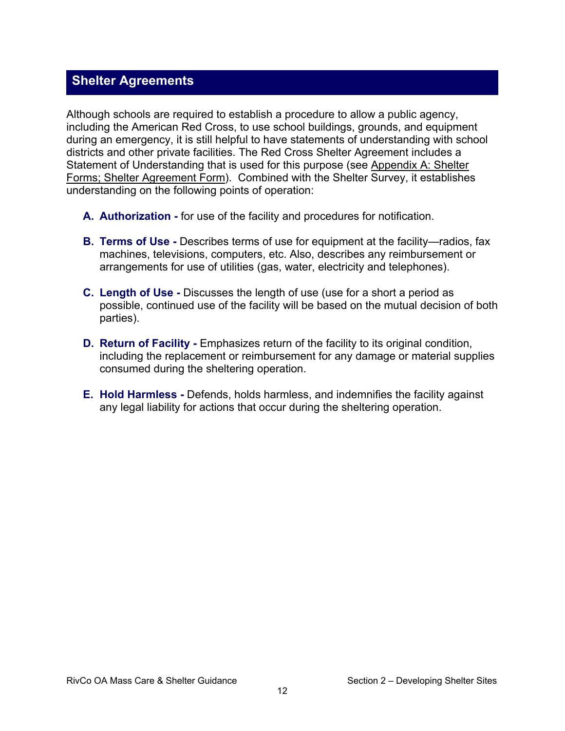## Shelter Agreements

Although schools are required to establish a procedure to allow a public agency, including the American Red Cross, to use school buildings, grounds, and equipment during an emergency, it is still helpful to have statements of understanding with school districts and other private facilities. The Red Cross Shelter Agreement includes a Statement of Understanding that is used for this purpose (see Appendix A: Shelter Forms; Shelter Agreement Form). Combined with the Shelter Survey, it establishes understanding on the following points of operation:

A. **Authorization -** for use of the facility and procedures for notification.

B. **Terms of Use -** Describes terms of use for equipment at the facility—radios, fax machines, televisions, computers, etc. Also, describes any reimbursement or arrangements for use of utilities (gas, water, electricity and telephones).

C. **Length of Use -** Discusses the length of use (use for a short a period as possible, continued use of the facility will be based on the mutual decision of both parties).

D. **Return of Facility -** Emphasizes return of the facility to its original condition, including the replacement or reimbursement for any damage or material supplies consumed during the sheltering operation.

E. **Hold Harmless -** Defends, holds harmless, and indemnifies the facility against any legal liability for actions that occur during the sheltering operation.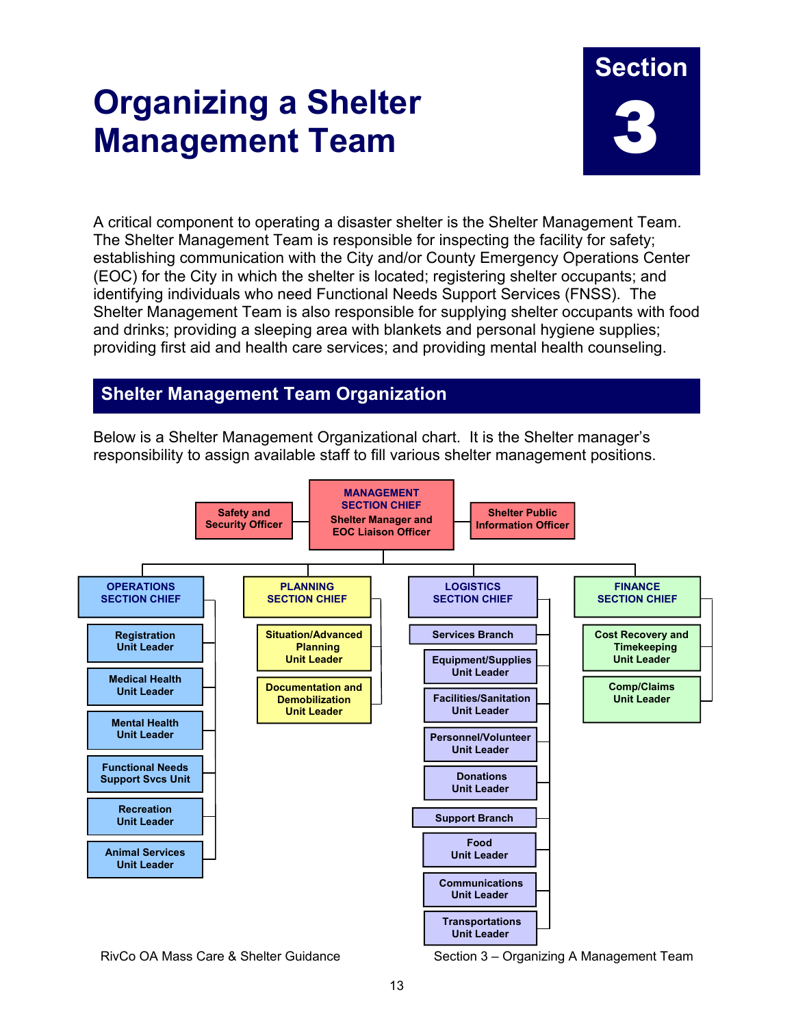# Section 3

# Organizing a Shelter Management Team

A critical component to operating a disaster shelter is the Shelter Management Team. The Shelter Management Team is responsible for inspecting the facility for safety; establishing communication with the City and/or County Emergency Operations Center (EOC) for the City in which the shelter is located; registering shelter occupants; and identifying individuals who need Functional Needs Support Services (FNSS). The Shelter Management Team is also responsible for supplying shelter occupants with food and drinks; providing a sleeping area with blankets and personal hygiene supplies; providing first aid and health care services; and providing mental health counseling.

## Shelter Management Team Organization

Below is a Shelter Management Organizational chart. It is the Shelter manager's responsibility to assign available staff to fill various shelter management positions.

- **MANAGEMENT SECTION CHIEF** – Shelter Manager and EOC Liaison Officer
  - Safety and Security Officer
  - Shelter Public Information Officer
  - **OPERATIONS SECTION CHIEF**
    - Registration Unit Leader
    - Medical Health Unit Leader
    - Mental Health Unit Leader
    - Functional Needs Support Svcs Unit
    - Recreation Unit Leader
    - Animal Services Unit Leader
  - **PLANNING SECTION CHIEF**
    - Situation/Advanced Planning Unit Leader
    - Documentation and Demobilization Unit Leader
  - **LOGISTICS SECTION CHIEF**
    - Services Branch
      - Equipment/Supplies Unit Leader
      - Facilities/Sanitation Unit Leader
      - Personnel/Volunteer Unit Leader
      - Donations Unit Leader
    - Support Branch
      - Food Unit Leader
      - Communications Unit Leader
      - Transportations Unit Leader
  - **FINANCE SECTION CHIEF**
    - Cost Recovery and Timekeeping Unit Leader
    - Comp/Claims Unit Leader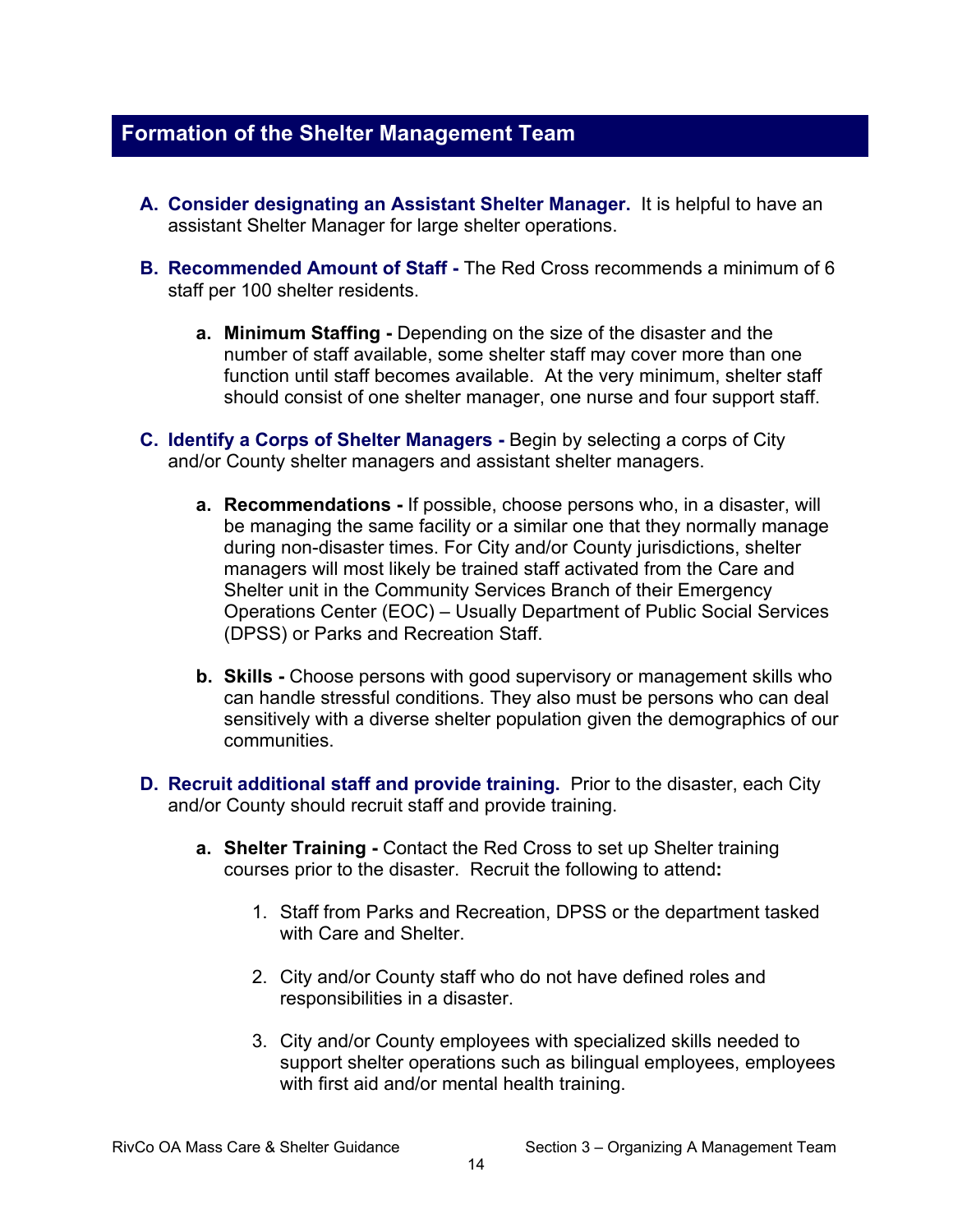## Formation of the Shelter Management Team

**A. Consider designating an Assistant Shelter Manager.** It is helpful to have an assistant Shelter Manager for large shelter operations.

**B. Recommended Amount of Staff -** The Red Cross recommends a minimum of 6 staff per 100 shelter residents.

  - **a. Minimum Staffing -** Depending on the size of the disaster and the number of staff available, some shelter staff may cover more than one function until staff becomes available. At the very minimum, shelter staff should consist of one shelter manager, one nurse and four support staff.

**C. Identify a Corps of Shelter Managers -** Begin by selecting a corps of City and/or County shelter managers and assistant shelter managers.

  - **a. Recommendations -** If possible, choose persons who, in a disaster, will be managing the same facility or a similar one that they normally manage during non-disaster times. For City and/or County jurisdictions, shelter managers will most likely be trained staff activated from the Care and Shelter unit in the Community Services Branch of their Emergency Operations Center (EOC) – Usually Department of Public Social Services (DPSS) or Parks and Recreation Staff.

  - **b. Skills -** Choose persons with good supervisory or management skills who can handle stressful conditions. They also must be persons who can deal sensitively with a diverse shelter population given the demographics of our communities.

**D. Recruit additional staff and provide training.** Prior to the disaster, each City and/or County should recruit staff and provide training.

  - **a. Shelter Training -** Contact the Red Cross to set up Shelter training courses prior to the disaster. Recruit the following to attend**:**

    1. Staff from Parks and Recreation, DPSS or the department tasked with Care and Shelter.

    2. City and/or County staff who do not have defined roles and responsibilities in a disaster.

    3. City and/or County employees with specialized skills needed to support shelter operations such as bilingual employees, employees with first aid and/or mental health training.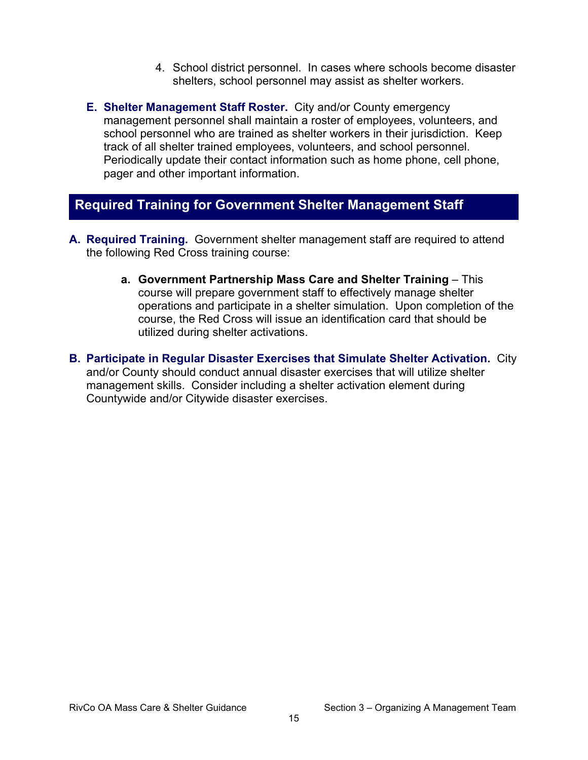4. School district personnel. In cases where schools become disaster shelters, school personnel may assist as shelter workers.

**E. Shelter Management Staff Roster.** City and/or County emergency management personnel shall maintain a roster of employees, volunteers, and school personnel who are trained as shelter workers in their jurisdiction. Keep track of all shelter trained employees, volunteers, and school personnel. Periodically update their contact information such as home phone, cell phone, pager and other important information.

## Required Training for Government Shelter Management Staff

**A. Required Training.** Government shelter management staff are required to attend the following Red Cross training course:

- **a. Government Partnership Mass Care and Shelter Training** – This course will prepare government staff to effectively manage shelter operations and participate in a shelter simulation. Upon completion of the course, the Red Cross will issue an identification card that should be utilized during shelter activations.

**B. Participate in Regular Disaster Exercises that Simulate Shelter Activation.** City and/or County should conduct annual disaster exercises that will utilize shelter management skills. Consider including a shelter activation element during Countywide and/or Citywide disaster exercises.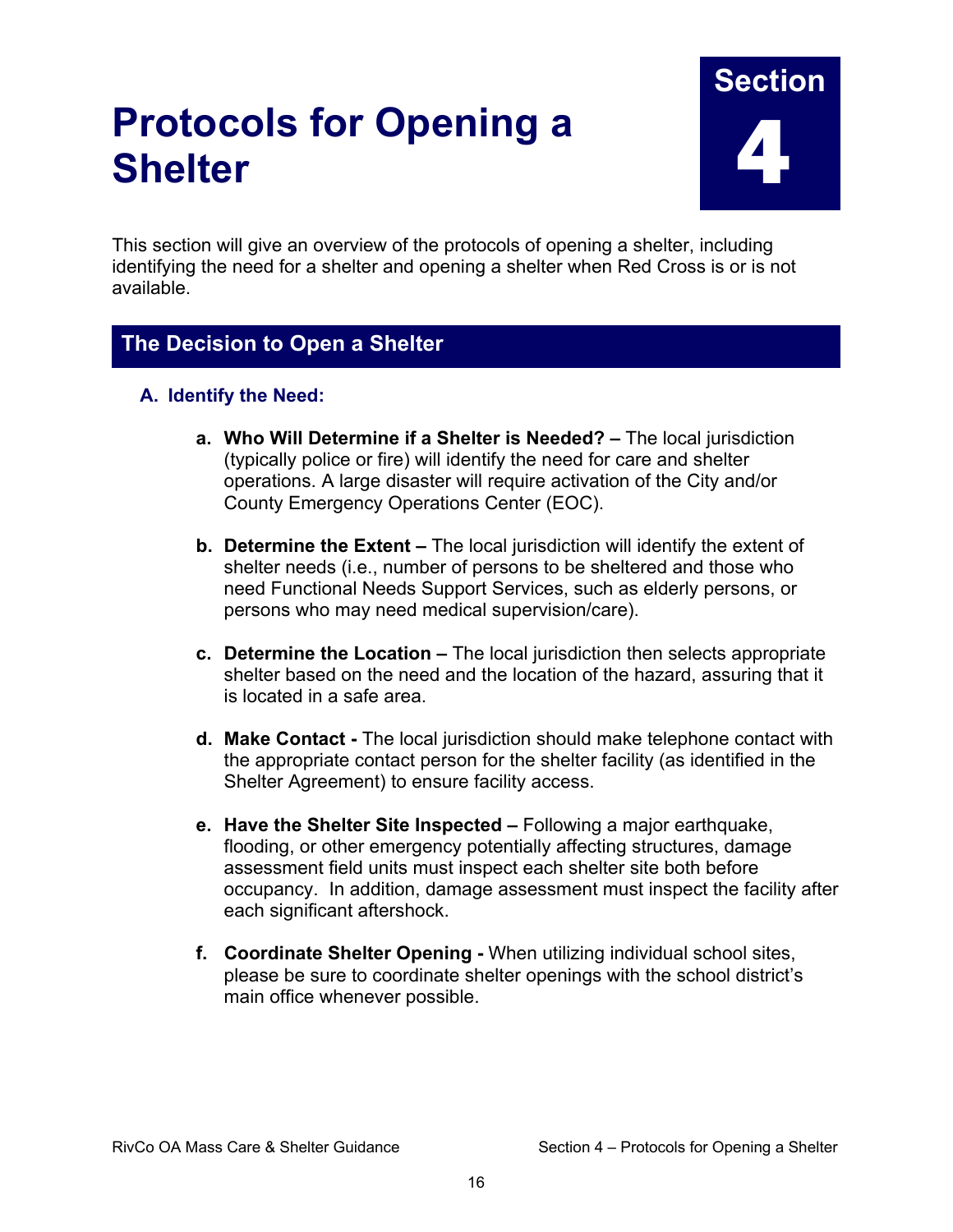# Protocols for Opening a Shelter

**Section 4**

This section will give an overview of the protocols of opening a shelter, including identifying the need for a shelter and opening a shelter when Red Cross is or is not available.

## The Decision to Open a Shelter

### A. Identify the Need:

a. **Who Will Determine if a Shelter is Needed? –** The local jurisdiction (typically police or fire) will identify the need for care and shelter operations. A large disaster will require activation of the City and/or County Emergency Operations Center (EOC).

b. **Determine the Extent –** The local jurisdiction will identify the extent of shelter needs (i.e., number of persons to be sheltered and those who need Functional Needs Support Services, such as elderly persons, or persons who may need medical supervision/care).

c. **Determine the Location –** The local jurisdiction then selects appropriate shelter based on the need and the location of the hazard, assuring that it is located in a safe area.

d. **Make Contact -** The local jurisdiction should make telephone contact with the appropriate contact person for the shelter facility (as identified in the Shelter Agreement) to ensure facility access.

e. **Have the Shelter Site Inspected –** Following a major earthquake, flooding, or other emergency potentially affecting structures, damage assessment field units must inspect each shelter site both before occupancy. In addition, damage assessment must inspect the facility after each significant aftershock.

f. **Coordinate Shelter Opening -** When utilizing individual school sites, please be sure to coordinate shelter openings with the school district's main office whenever possible.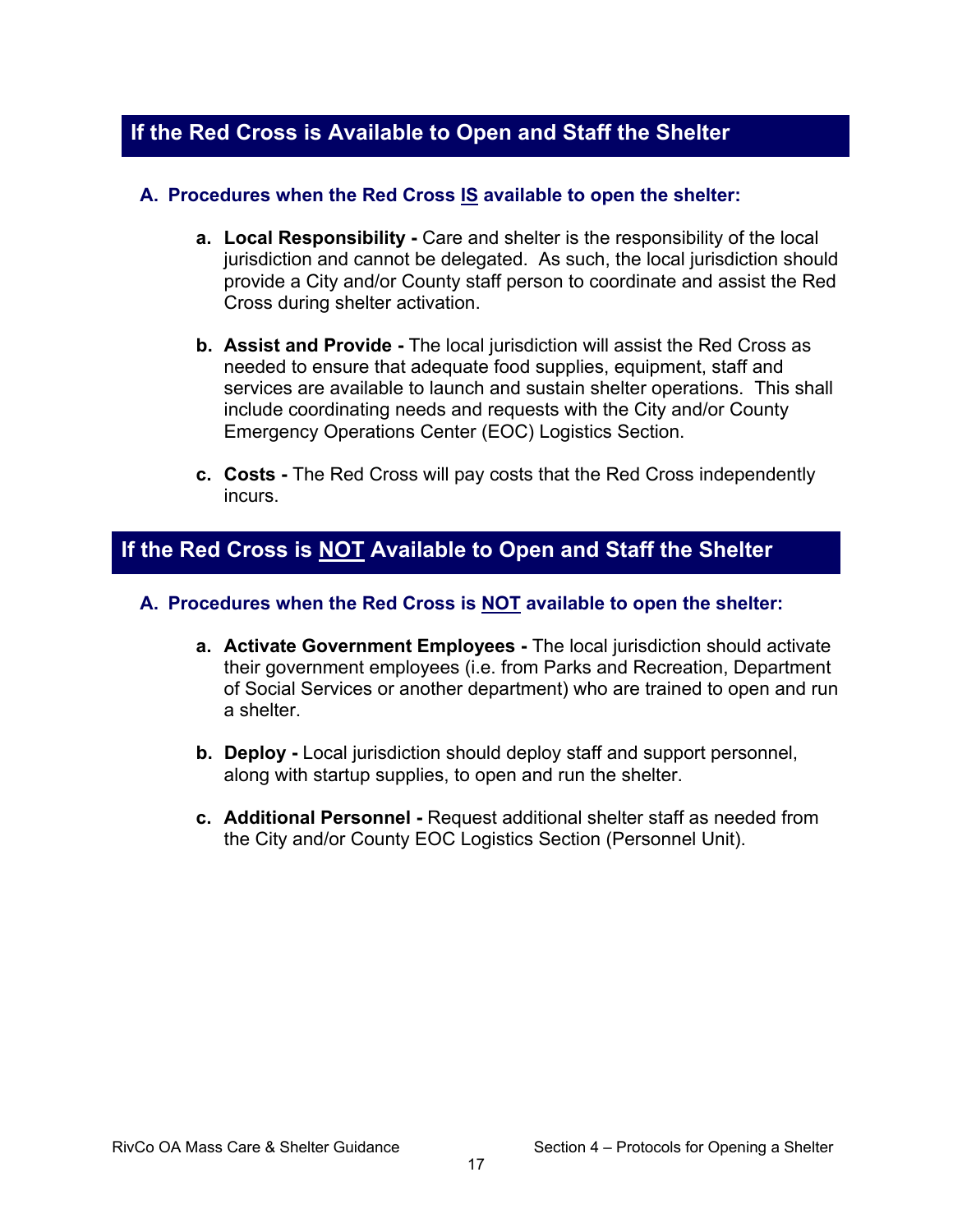## If the Red Cross is Available to Open and Staff the Shelter

### A. Procedures when the Red Cross <u>IS</u> available to open the shelter:

a. **Local Responsibility -** Care and shelter is the responsibility of the local jurisdiction and cannot be delegated. As such, the local jurisdiction should provide a City and/or County staff person to coordinate and assist the Red Cross during shelter activation.

b. **Assist and Provide -** The local jurisdiction will assist the Red Cross as needed to ensure that adequate food supplies, equipment, staff and services are available to launch and sustain shelter operations. This shall include coordinating needs and requests with the City and/or County Emergency Operations Center (EOC) Logistics Section.

c. **Costs -** The Red Cross will pay costs that the Red Cross independently incurs.

## If the Red Cross is <u>NOT</u> Available to Open and Staff the Shelter

### A. Procedures when the Red Cross is <u>NOT</u> available to open the shelter:

a. **Activate Government Employees -** The local jurisdiction should activate their government employees (i.e. from Parks and Recreation, Department of Social Services or another department) who are trained to open and run a shelter.

b. **Deploy -** Local jurisdiction should deploy staff and support personnel, along with startup supplies, to open and run the shelter.

c. **Additional Personnel -** Request additional shelter staff as needed from the City and/or County EOC Logistics Section (Personnel Unit).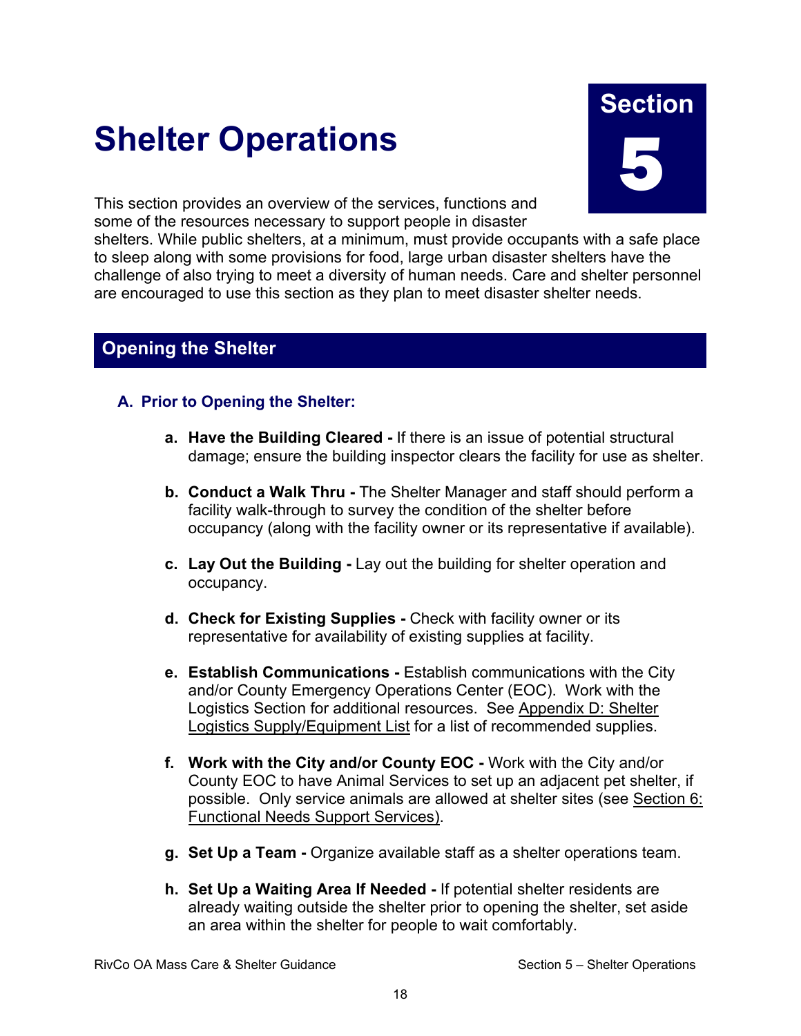# Shelter Operations

**Section 5**

This section provides an overview of the services, functions and some of the resources necessary to support people in disaster shelters. While public shelters, at a minimum, must provide occupants with a safe place to sleep along with some provisions for food, large urban disaster shelters have the challenge of also trying to meet a diversity of human needs. Care and shelter personnel are encouraged to use this section as they plan to meet disaster shelter needs.

## Opening the Shelter

### A. Prior to Opening the Shelter:

a. **Have the Building Cleared -** If there is an issue of potential structural damage; ensure the building inspector clears the facility for use as shelter.

b. **Conduct a Walk Thru -** The Shelter Manager and staff should perform a facility walk-through to survey the condition of the shelter before occupancy (along with the facility owner or its representative if available).

c. **Lay Out the Building -** Lay out the building for shelter operation and occupancy.

d. **Check for Existing Supplies -** Check with facility owner or its representative for availability of existing supplies at facility.

e. **Establish Communications -** Establish communications with the City and/or County Emergency Operations Center (EOC). Work with the Logistics Section for additional resources. See Appendix D: Shelter Logistics Supply/Equipment List for a list of recommended supplies.

f. **Work with the City and/or County EOC -** Work with the City and/or County EOC to have Animal Services to set up an adjacent pet shelter, if possible. Only service animals are allowed at shelter sites (see Section 6: Functional Needs Support Services).

g. **Set Up a Team -** Organize available staff as a shelter operations team.

h. **Set Up a Waiting Area If Needed -** If potential shelter residents are already waiting outside the shelter prior to opening the shelter, set aside an area within the shelter for people to wait comfortably.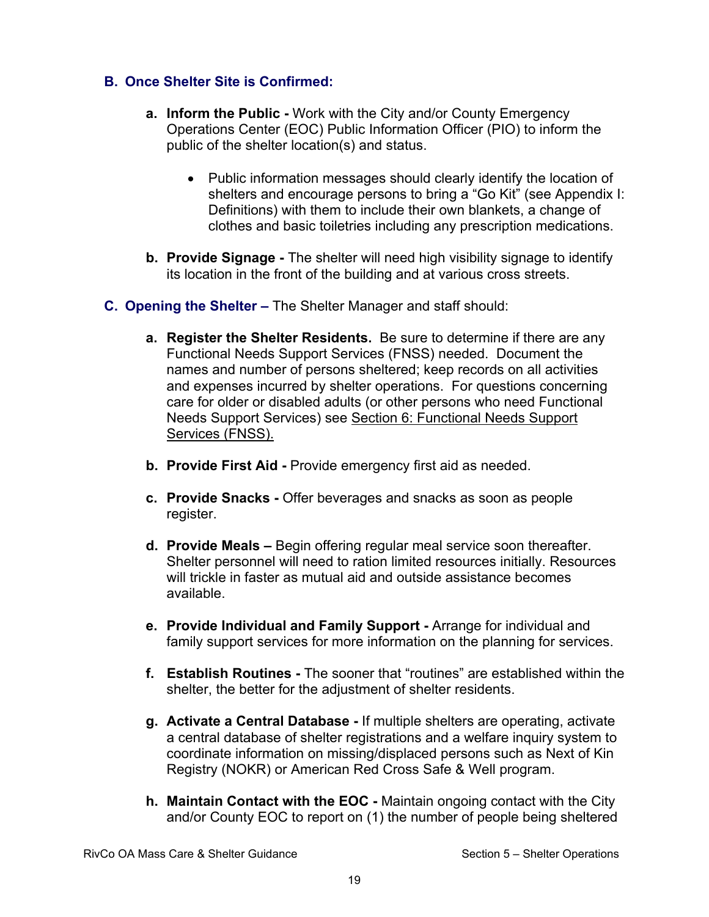### B. Once Shelter Site is Confirmed:

a. **Inform the Public -** Work with the City and/or County Emergency Operations Center (EOC) Public Information Officer (PIO) to inform the public of the shelter location(s) and status.

- Public information messages should clearly identify the location of shelters and encourage persons to bring a "Go Kit" (see Appendix I: Definitions) with them to include their own blankets, a change of clothes and basic toiletries including any prescription medications.

b. **Provide Signage -** The shelter will need high visibility signage to identify its location in the front of the building and at various cross streets.

### C. Opening the Shelter – The Shelter Manager and staff should:

a. **Register the Shelter Residents.** Be sure to determine if there are any Functional Needs Support Services (FNSS) needed. Document the names and number of persons sheltered; keep records on all activities and expenses incurred by shelter operations. For questions concerning care for older or disabled adults (or other persons who need Functional Needs Support Services) see Section 6: Functional Needs Support Services (FNSS).

b. **Provide First Aid -** Provide emergency first aid as needed.

c. **Provide Snacks -** Offer beverages and snacks as soon as people register.

d. **Provide Meals –** Begin offering regular meal service soon thereafter. Shelter personnel will need to ration limited resources initially. Resources will trickle in faster as mutual aid and outside assistance becomes available.

e. **Provide Individual and Family Support -** Arrange for individual and family support services for more information on the planning for services.

f. **Establish Routines -** The sooner that "routines" are established within the shelter, the better for the adjustment of shelter residents.

g. **Activate a Central Database -** If multiple shelters are operating, activate a central database of shelter registrations and a welfare inquiry system to coordinate information on missing/displaced persons such as Next of Kin Registry (NOKR) or American Red Cross Safe & Well program.

h. **Maintain Contact with the EOC -** Maintain ongoing contact with the City and/or County EOC to report on (1) the number of people being sheltered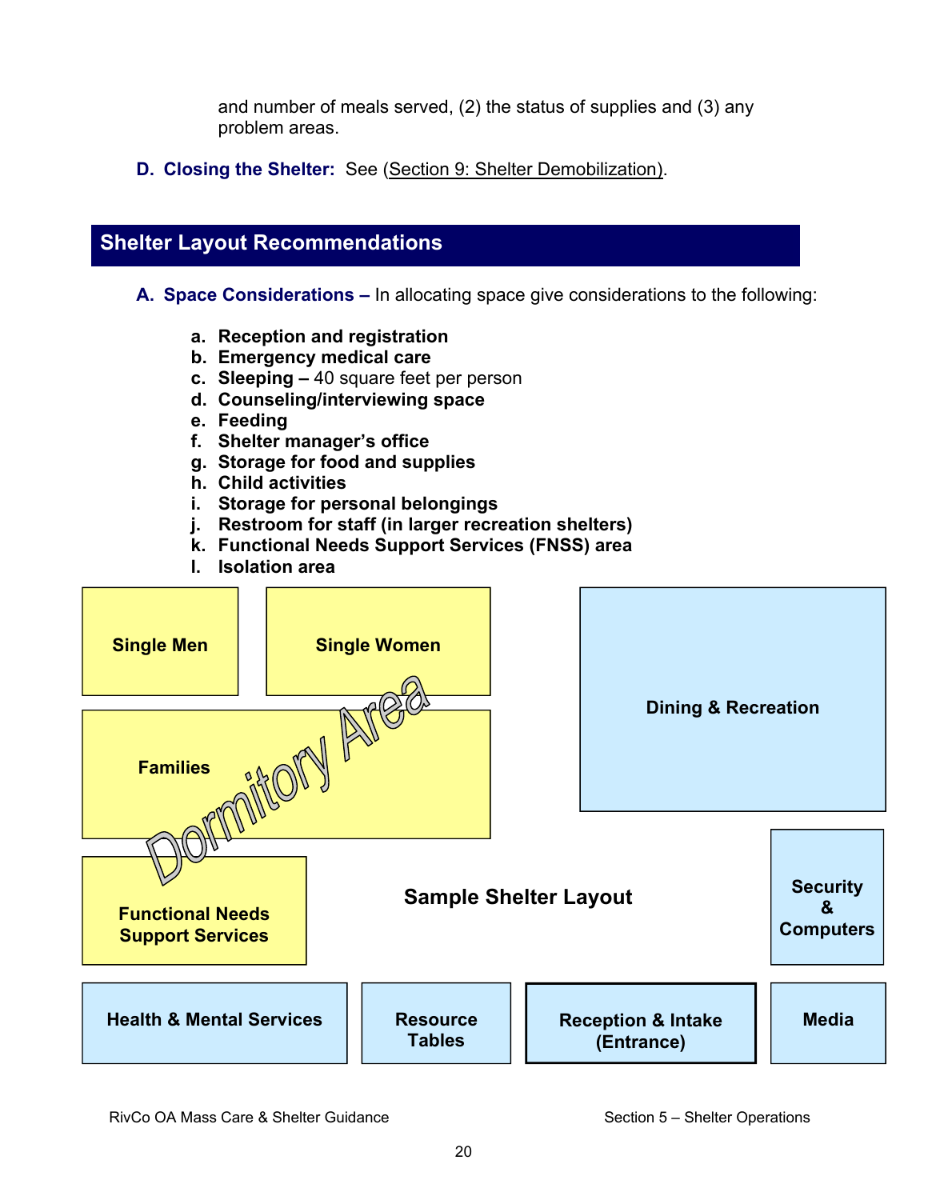and number of meals served, (2) the status of supplies and (3) any problem areas.

**D. Closing the Shelter:** See (Section 9: Shelter Demobilization).

## Shelter Layout Recommendations

**A. Space Considerations –** In allocating space give considerations to the following:

- a. **Reception and registration**
- b. **Emergency medical care**
- c. **Sleeping –** 40 square feet per person
- d. **Counseling/interviewing space**
- e. **Feeding**
- f. **Shelter manager's office**
- g. **Storage for food and supplies**
- h. **Child activities**
- i. **Storage for personal belongings**
- j. **Restroom for staff (in larger recreation shelters)**
- k. **Functional Needs Support Services (FNSS) area**
- l. **Isolation area**

**Sample Shelter Layout**

Dormitory Area: Single Men, Single Women, Families, Functional Needs Support Services

Dining & Recreation

Security & Computers

Health & Mental Services | Resource Tables | Reception & Intake (Entrance) | Media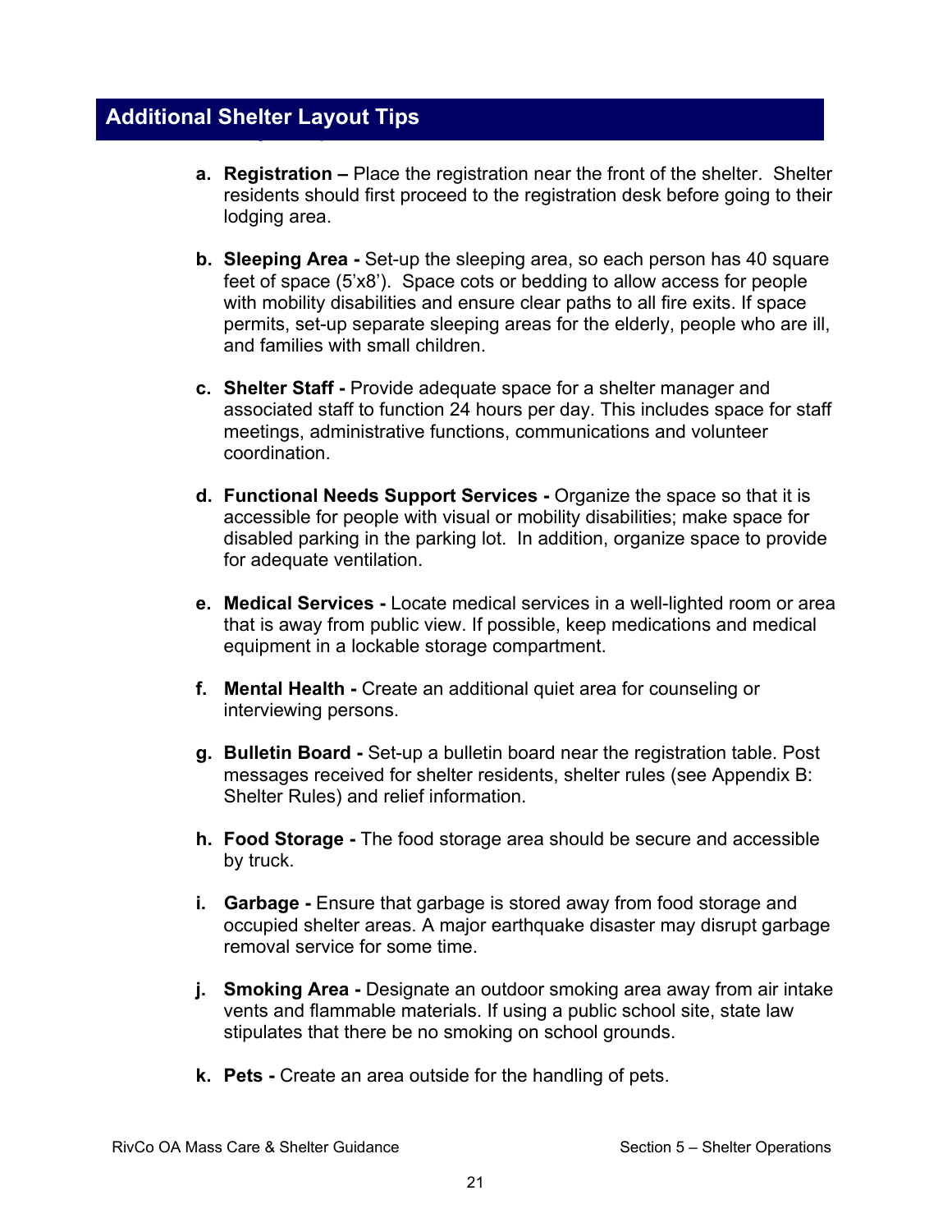## Additional Shelter Layout Tips

a. **Registration –** Place the registration near the front of the shelter. Shelter residents should first proceed to the registration desk before going to their lodging area.

b. **Sleeping Area -** Set-up the sleeping area, so each person has 40 square feet of space (5'x8'). Space cots or bedding to allow access for people with mobility disabilities and ensure clear paths to all fire exits. If space permits, set-up separate sleeping areas for the elderly, people who are ill, and families with small children.

c. **Shelter Staff -** Provide adequate space for a shelter manager and associated staff to function 24 hours per day. This includes space for staff meetings, administrative functions, communications and volunteer coordination.

d. **Functional Needs Support Services -** Organize the space so that it is accessible for people with visual or mobility disabilities; make space for disabled parking in the parking lot. In addition, organize space to provide for adequate ventilation.

e. **Medical Services -** Locate medical services in a well-lighted room or area that is away from public view. If possible, keep medications and medical equipment in a lockable storage compartment.

f. **Mental Health -** Create an additional quiet area for counseling or interviewing persons.

g. **Bulletin Board -** Set-up a bulletin board near the registration table. Post messages received for shelter residents, shelter rules (see Appendix B: Shelter Rules) and relief information.

h. **Food Storage -** The food storage area should be secure and accessible by truck.

i. **Garbage -** Ensure that garbage is stored away from food storage and occupied shelter areas. A major earthquake disaster may disrupt garbage removal service for some time.

j. **Smoking Area -** Designate an outdoor smoking area away from air intake vents and flammable materials. If using a public school site, state law stipulates that there be no smoking on school grounds.

k. **Pets -** Create an area outside for the handling of pets.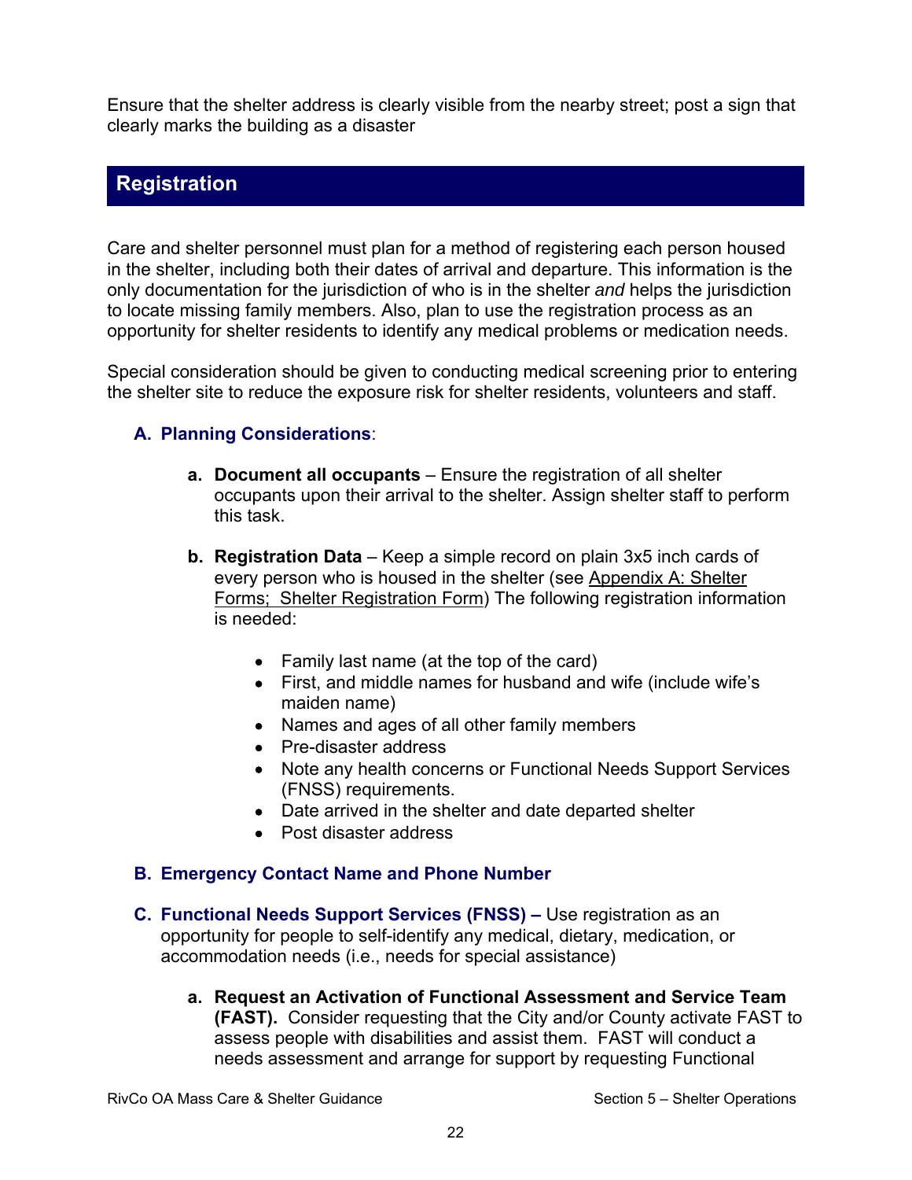Ensure that the shelter address is clearly visible from the nearby street; post a sign that clearly marks the building as a disaster

## Registration

Care and shelter personnel must plan for a method of registering each person housed in the shelter, including both their dates of arrival and departure. This information is the only documentation for the jurisdiction of who is in the shelter *and* helps the jurisdiction to locate missing family members. Also, plan to use the registration process as an opportunity for shelter residents to identify any medical problems or medication needs.

Special consideration should be given to conducting medical screening prior to entering the shelter site to reduce the exposure risk for shelter residents, volunteers and staff.

### A. Planning Considerations:

**a. Document all occupants** – Ensure the registration of all shelter occupants upon their arrival to the shelter. Assign shelter staff to perform this task.

**b. Registration Data** – Keep a simple record on plain 3x5 inch cards of every person who is housed in the shelter (see Appendix A: Shelter Forms; Shelter Registration Form) The following registration information is needed:

- Family last name (at the top of the card)
- First, and middle names for husband and wife (include wife's maiden name)
- Names and ages of all other family members
- Pre-disaster address
- Note any health concerns or Functional Needs Support Services (FNSS) requirements.
- Date arrived in the shelter and date departed shelter
- Post disaster address

### B. Emergency Contact Name and Phone Number

### C. Functional Needs Support Services (FNSS) – Use registration as an opportunity for people to self-identify any medical, dietary, medication, or accommodation needs (i.e., needs for special assistance)

**a. Request an Activation of Functional Assessment and Service Team (FAST).** Consider requesting that the City and/or County activate FAST to assess people with disabilities and assist them. FAST will conduct a needs assessment and arrange for support by requesting Functional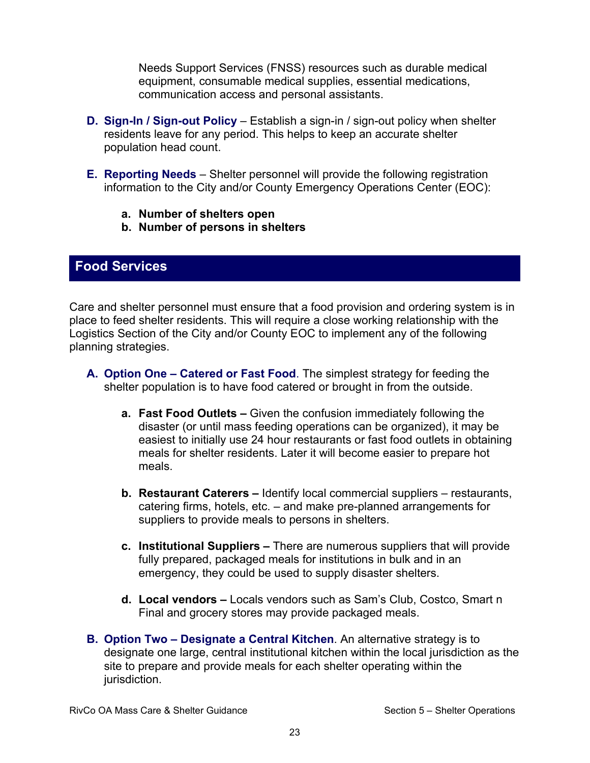Needs Support Services (FNSS) resources such as durable medical equipment, consumable medical supplies, essential medications, communication access and personal assistants.

**D. Sign-In / Sign-out Policy** – Establish a sign-in / sign-out policy when shelter residents leave for any period. This helps to keep an accurate shelter population head count.

**E. Reporting Needs** – Shelter personnel will provide the following registration information to the City and/or County Emergency Operations Center (EOC):

   **a. Number of shelters open**
   **b. Number of persons in shelters**

## Food Services

Care and shelter personnel must ensure that a food provision and ordering system is in place to feed shelter residents. This will require a close working relationship with the Logistics Section of the City and/or County EOC to implement any of the following planning strategies.

**A. Option One – Catered or Fast Food**. The simplest strategy for feeding the shelter population is to have food catered or brought in from the outside.

   **a. Fast Food Outlets –** Given the confusion immediately following the disaster (or until mass feeding operations can be organized), it may be easiest to initially use 24 hour restaurants or fast food outlets in obtaining meals for shelter residents. Later it will become easier to prepare hot meals.

   **b. Restaurant Caterers –** Identify local commercial suppliers – restaurants, catering firms, hotels, etc. – and make pre-planned arrangements for suppliers to provide meals to persons in shelters.

   **c. Institutional Suppliers –** There are numerous suppliers that will provide fully prepared, packaged meals for institutions in bulk and in an emergency, they could be used to supply disaster shelters.

   **d. Local vendors –** Locals vendors such as Sam's Club, Costco, Smart n Final and grocery stores may provide packaged meals.

**B. Option Two – Designate a Central Kitchen**. An alternative strategy is to designate one large, central institutional kitchen within the local jurisdiction as the site to prepare and provide meals for each shelter operating within the jurisdiction.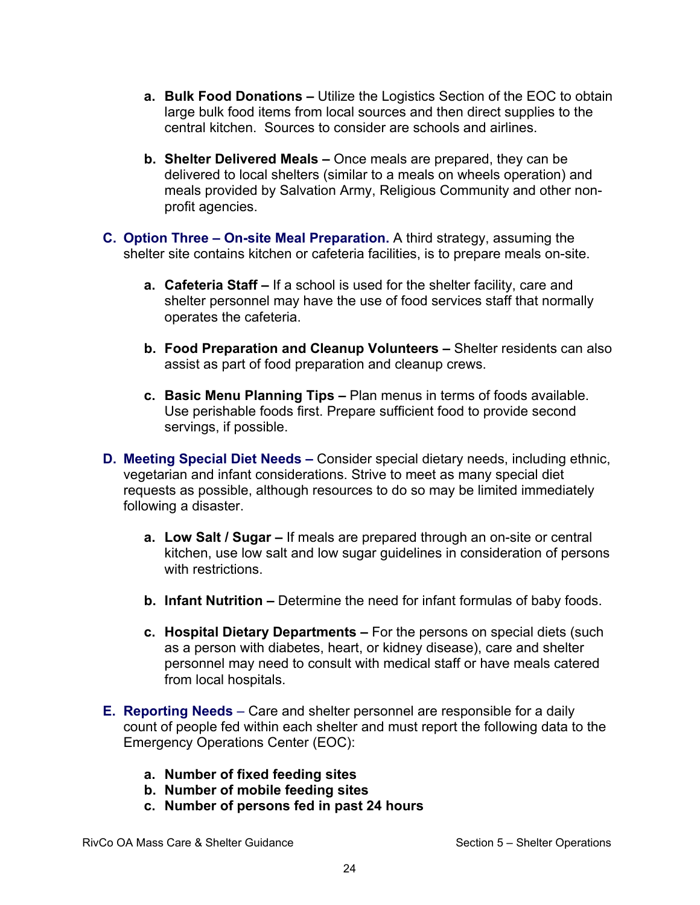a. **Bulk Food Donations –** Utilize the Logistics Section of the EOC to obtain large bulk food items from local sources and then direct supplies to the central kitchen. Sources to consider are schools and airlines.

b. **Shelter Delivered Meals –** Once meals are prepared, they can be delivered to local shelters (similar to a meals on wheels operation) and meals provided by Salvation Army, Religious Community and other non-profit agencies.

**C. Option Three – On-site Meal Preparation.** A third strategy, assuming the shelter site contains kitchen or cafeteria facilities, is to prepare meals on-site.

a. **Cafeteria Staff –** If a school is used for the shelter facility, care and shelter personnel may have the use of food services staff that normally operates the cafeteria.

b. **Food Preparation and Cleanup Volunteers –** Shelter residents can also assist as part of food preparation and cleanup crews.

c. **Basic Menu Planning Tips –** Plan menus in terms of foods available. Use perishable foods first. Prepare sufficient food to provide second servings, if possible.

**D. Meeting Special Diet Needs –** Consider special dietary needs, including ethnic, vegetarian and infant considerations. Strive to meet as many special diet requests as possible, although resources to do so may be limited immediately following a disaster.

a. **Low Salt / Sugar –** If meals are prepared through an on-site or central kitchen, use low salt and low sugar guidelines in consideration of persons with restrictions.

b. **Infant Nutrition –** Determine the need for infant formulas of baby foods.

c. **Hospital Dietary Departments –** For the persons on special diets (such as a person with diabetes, heart, or kidney disease), care and shelter personnel may need to consult with medical staff or have meals catered from local hospitals.

**E. Reporting Needs** – Care and shelter personnel are responsible for a daily count of people fed within each shelter and must report the following data to the Emergency Operations Center (EOC):

a. **Number of fixed feeding sites**
b. **Number of mobile feeding sites**
c. **Number of persons fed in past 24 hours**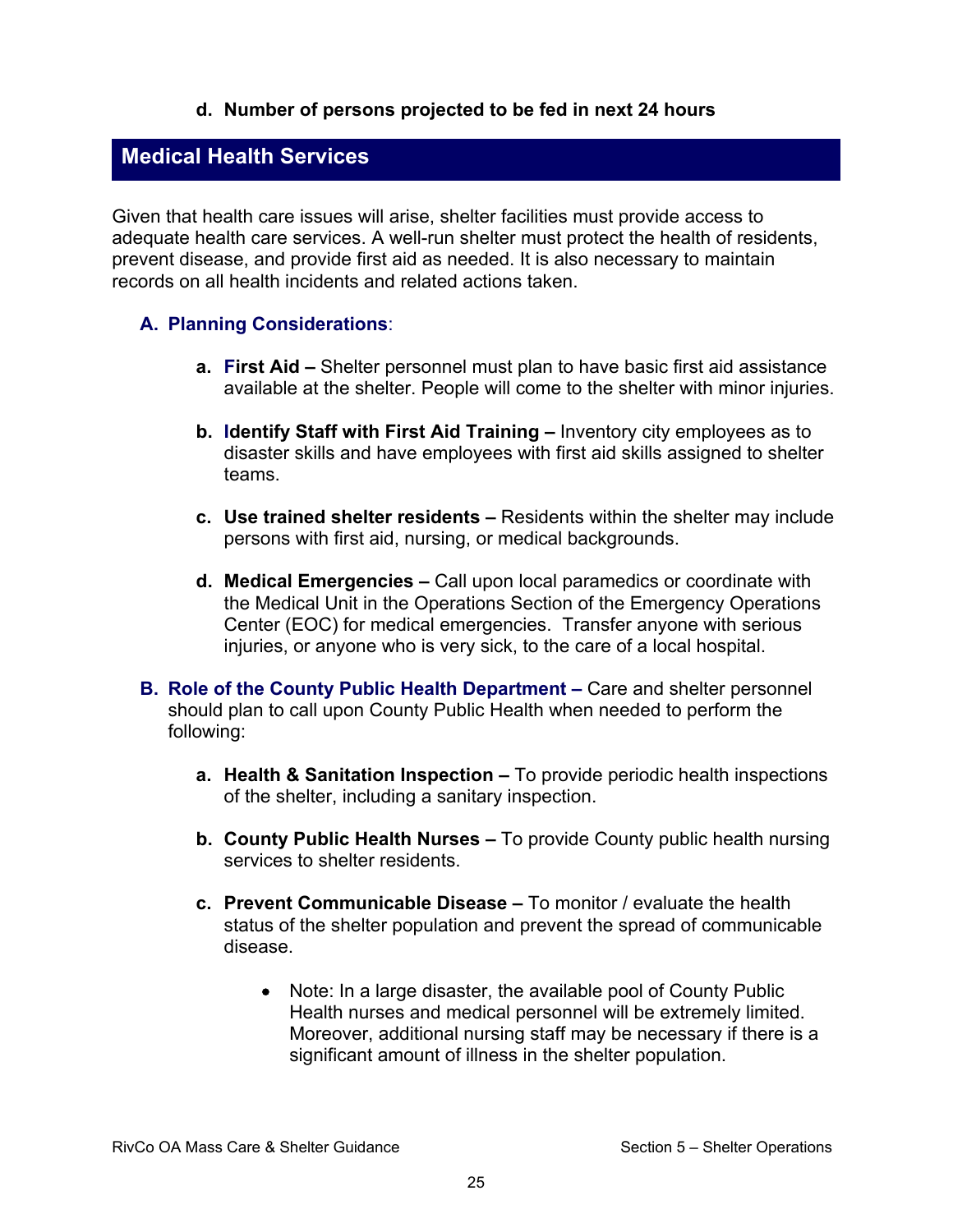d. **Number of persons projected to be fed in next 24 hours**

## Medical Health Services

Given that health care issues will arise, shelter facilities must provide access to adequate health care services. A well-run shelter must protect the health of residents, prevent disease, and provide first aid as needed. It is also necessary to maintain records on all health incidents and related actions taken.

### A. Planning Considerations:

a. **First Aid –** Shelter personnel must plan to have basic first aid assistance available at the shelter. People will come to the shelter with minor injuries.

b. **Identify Staff with First Aid Training –** Inventory city employees as to disaster skills and have employees with first aid skills assigned to shelter teams.

c. **Use trained shelter residents –** Residents within the shelter may include persons with first aid, nursing, or medical backgrounds.

d. **Medical Emergencies –** Call upon local paramedics or coordinate with the Medical Unit in the Operations Section of the Emergency Operations Center (EOC) for medical emergencies. Transfer anyone with serious injuries, or anyone who is very sick, to the care of a local hospital.

### B. Role of the County Public Health Department – Care and shelter personnel should plan to call upon County Public Health when needed to perform the following:

a. **Health & Sanitation Inspection –** To provide periodic health inspections of the shelter, including a sanitary inspection.

b. **County Public Health Nurses –** To provide County public health nursing services to shelter residents.

c. **Prevent Communicable Disease –** To monitor / evaluate the health status of the shelter population and prevent the spread of communicable disease.

- Note: In a large disaster, the available pool of County Public Health nurses and medical personnel will be extremely limited. Moreover, additional nursing staff may be necessary if there is a significant amount of illness in the shelter population.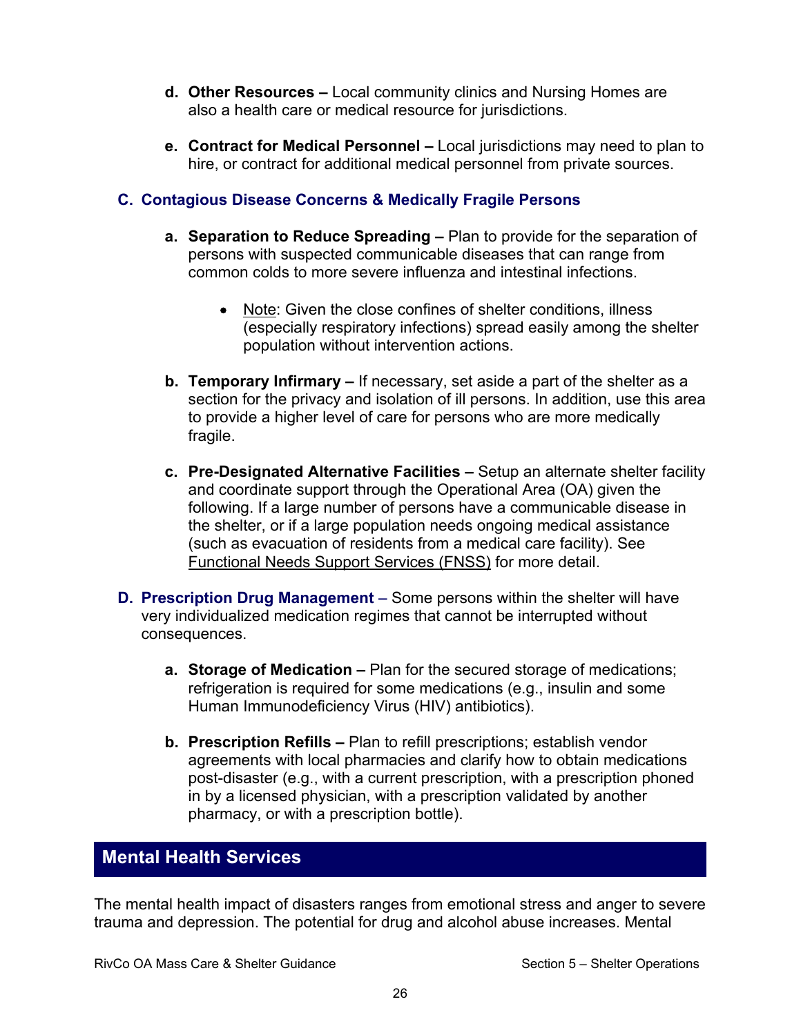d. **Other Resources –** Local community clinics and Nursing Homes are also a health care or medical resource for jurisdictions.

e. **Contract for Medical Personnel –** Local jurisdictions may need to plan to hire, or contract for additional medical personnel from private sources.

### C. Contagious Disease Concerns & Medically Fragile Persons

a. **Separation to Reduce Spreading –** Plan to provide for the separation of persons with suspected communicable diseases that can range from common colds to more severe influenza and intestinal infections.

- Note: Given the close confines of shelter conditions, illness (especially respiratory infections) spread easily among the shelter population without intervention actions.

b. **Temporary Infirmary –** If necessary, set aside a part of the shelter as a section for the privacy and isolation of ill persons. In addition, use this area to provide a higher level of care for persons who are more medically fragile.

c. **Pre-Designated Alternative Facilities –** Setup an alternate shelter facility and coordinate support through the Operational Area (OA) given the following. If a large number of persons have a communicable disease in the shelter, or if a large population needs ongoing medical assistance (such as evacuation of residents from a medical care facility). See Functional Needs Support Services (FNSS) for more detail.

**D. Prescription Drug Management** – Some persons within the shelter will have very individualized medication regimes that cannot be interrupted without consequences.

a. **Storage of Medication –** Plan for the secured storage of medications; refrigeration is required for some medications (e.g., insulin and some Human Immunodeficiency Virus (HIV) antibiotics).

b. **Prescription Refills –** Plan to refill prescriptions; establish vendor agreements with local pharmacies and clarify how to obtain medications post-disaster (e.g., with a current prescription, with a prescription phoned in by a licensed physician, with a prescription validated by another pharmacy, or with a prescription bottle).

## Mental Health Services

The mental health impact of disasters ranges from emotional stress and anger to severe trauma and depression. The potential for drug and alcohol abuse increases. Mental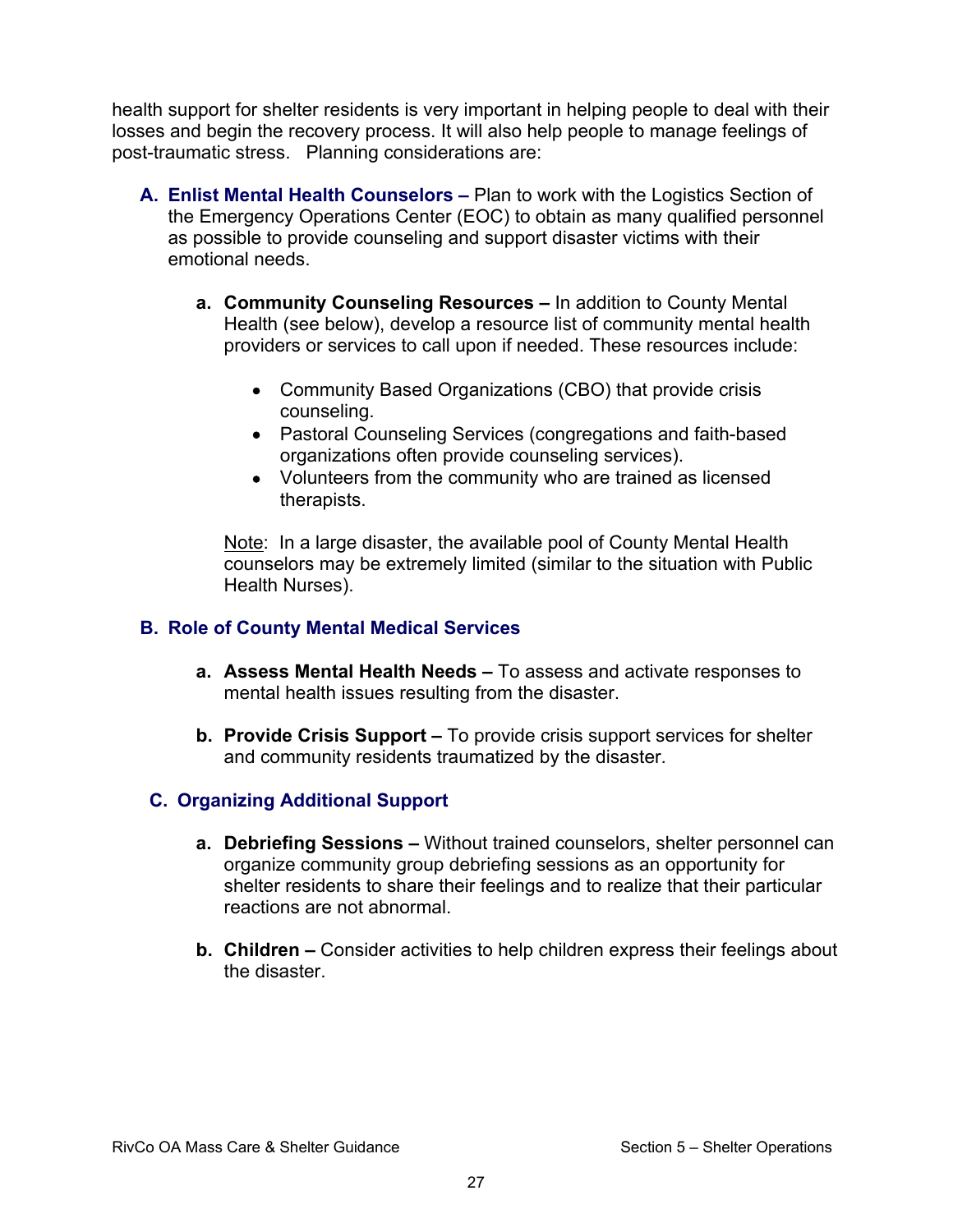health support for shelter residents is very important in helping people to deal with their losses and begin the recovery process. It will also help people to manage feelings of post-traumatic stress. Planning considerations are:

### A. Enlist Mental Health Counselors – 

Plan to work with the Logistics Section of the Emergency Operations Center (EOC) to obtain as many qualified personnel as possible to provide counseling and support disaster victims with their emotional needs.

a. **Community Counseling Resources –** In addition to County Mental Health (see below), develop a resource list of community mental health providers or services to call upon if needed. These resources include:

- Community Based Organizations (CBO) that provide crisis counseling.
- Pastoral Counseling Services (congregations and faith-based organizations often provide counseling services).
- Volunteers from the community who are trained as licensed therapists.

Note: In a large disaster, the available pool of County Mental Health counselors may be extremely limited (similar to the situation with Public Health Nurses).

### B. Role of County Mental Medical Services

a. **Assess Mental Health Needs –** To assess and activate responses to mental health issues resulting from the disaster.

b. **Provide Crisis Support –** To provide crisis support services for shelter and community residents traumatized by the disaster.

### C. Organizing Additional Support

a. **Debriefing Sessions –** Without trained counselors, shelter personnel can organize community group debriefing sessions as an opportunity for shelter residents to share their feelings and to realize that their particular reactions are not abnormal.

b. **Children –** Consider activities to help children express their feelings about the disaster.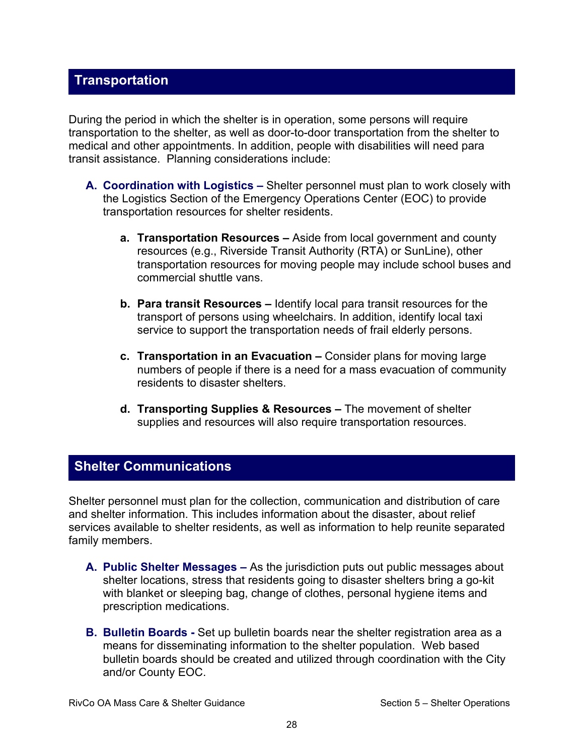## Transportation

During the period in which the shelter is in operation, some persons will require transportation to the shelter, as well as door-to-door transportation from the shelter to medical and other appointments. In addition, people with disabilities will need para transit assistance. Planning considerations include:

**A. Coordination with Logistics –** Shelter personnel must plan to work closely with the Logistics Section of the Emergency Operations Center (EOC) to provide transportation resources for shelter residents.

  **a. Transportation Resources –** Aside from local government and county resources (e.g., Riverside Transit Authority (RTA) or SunLine), other transportation resources for moving people may include school buses and commercial shuttle vans.

  **b. Para transit Resources –** Identify local para transit resources for the transport of persons using wheelchairs. In addition, identify local taxi service to support the transportation needs of frail elderly persons.

  **c. Transportation in an Evacuation –** Consider plans for moving large numbers of people if there is a need for a mass evacuation of community residents to disaster shelters.

  **d. Transporting Supplies & Resources –** The movement of shelter supplies and resources will also require transportation resources.

## Shelter Communications

Shelter personnel must plan for the collection, communication and distribution of care and shelter information. This includes information about the disaster, about relief services available to shelter residents, as well as information to help reunite separated family members.

**A. Public Shelter Messages –** As the jurisdiction puts out public messages about shelter locations, stress that residents going to disaster shelters bring a go-kit with blanket or sleeping bag, change of clothes, personal hygiene items and prescription medications.

**B. Bulletin Boards -** Set up bulletin boards near the shelter registration area as a means for disseminating information to the shelter population. Web based bulletin boards should be created and utilized through coordination with the City and/or County EOC.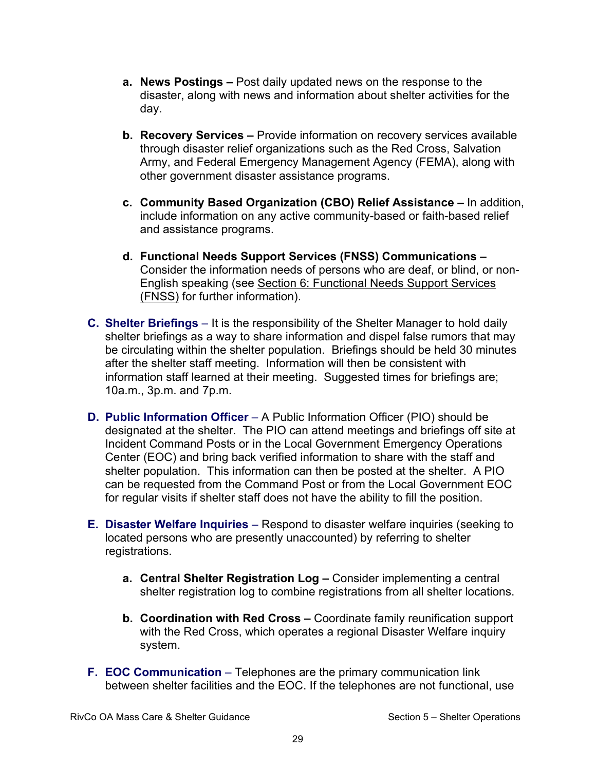a. **News Postings –** Post daily updated news on the response to the disaster, along with news and information about shelter activities for the day.

b. **Recovery Services –** Provide information on recovery services available through disaster relief organizations such as the Red Cross, Salvation Army, and Federal Emergency Management Agency (FEMA), along with other government disaster assistance programs.

c. **Community Based Organization (CBO) Relief Assistance –** In addition, include information on any active community-based or faith-based relief and assistance programs.

d. **Functional Needs Support Services (FNSS) Communications –** Consider the information needs of persons who are deaf, or blind, or non-English speaking (see Section 6: Functional Needs Support Services (FNSS) for further information).

**C. Shelter Briefings** – It is the responsibility of the Shelter Manager to hold daily shelter briefings as a way to share information and dispel false rumors that may be circulating within the shelter population. Briefings should be held 30 minutes after the shelter staff meeting. Information will then be consistent with information staff learned at their meeting. Suggested times for briefings are; 10a.m., 3p.m. and 7p.m.

**D. Public Information Officer** – A Public Information Officer (PIO) should be designated at the shelter. The PIO can attend meetings and briefings off site at Incident Command Posts or in the Local Government Emergency Operations Center (EOC) and bring back verified information to share with the staff and shelter population. This information can then be posted at the shelter. A PIO can be requested from the Command Post or from the Local Government EOC for regular visits if shelter staff does not have the ability to fill the position.

**E. Disaster Welfare Inquiries** – Respond to disaster welfare inquiries (seeking to located persons who are presently unaccounted) by referring to shelter registrations.

a. **Central Shelter Registration Log –** Consider implementing a central shelter registration log to combine registrations from all shelter locations.

b. **Coordination with Red Cross –** Coordinate family reunification support with the Red Cross, which operates a regional Disaster Welfare inquiry system.

**F. EOC Communication** – Telephones are the primary communication link between shelter facilities and the EOC. If the telephones are not functional, use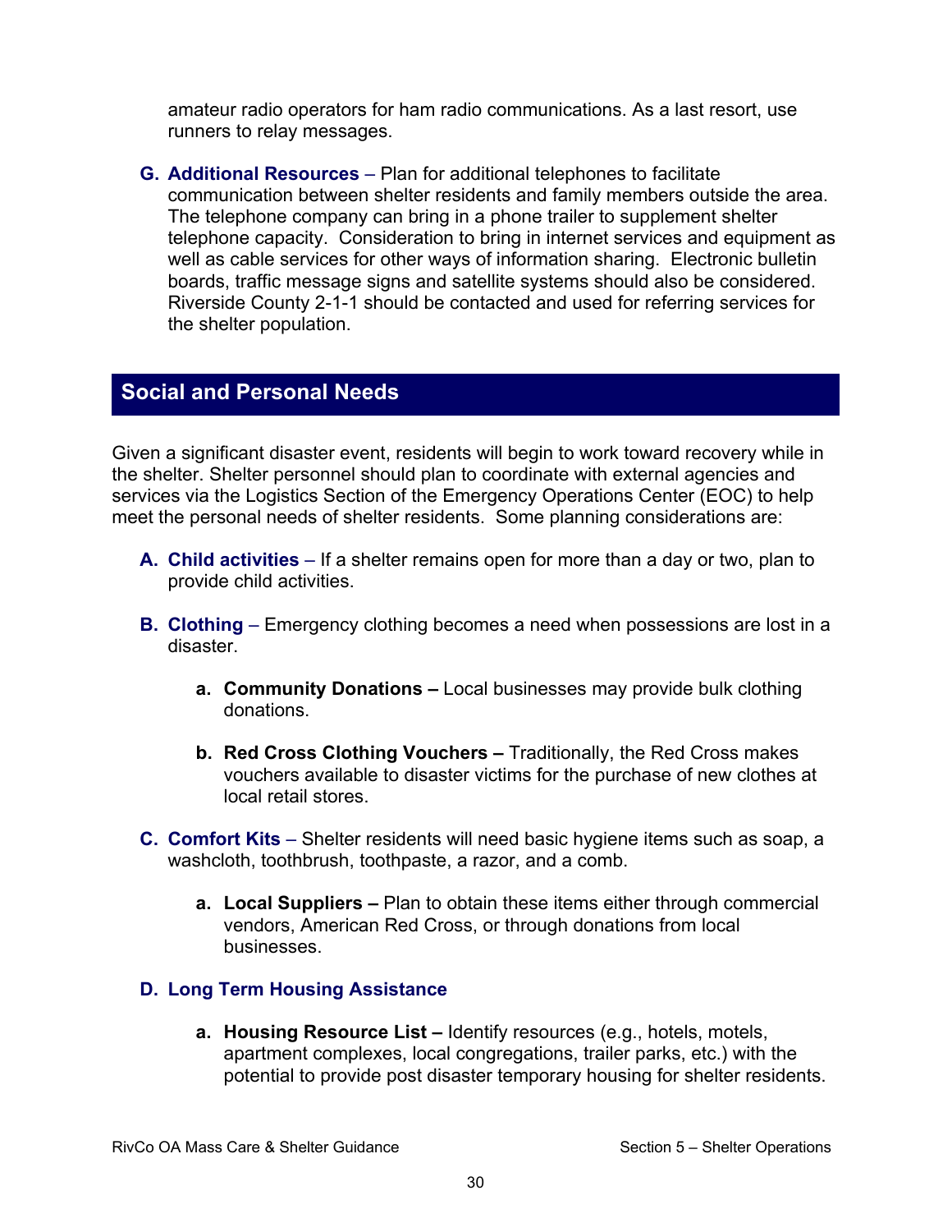amateur radio operators for ham radio communications. As a last resort, use runners to relay messages.

**G. Additional Resources** – Plan for additional telephones to facilitate communication between shelter residents and family members outside the area. The telephone company can bring in a phone trailer to supplement shelter telephone capacity. Consideration to bring in internet services and equipment as well as cable services for other ways of information sharing. Electronic bulletin boards, traffic message signs and satellite systems should also be considered. Riverside County 2-1-1 should be contacted and used for referring services for the shelter population.

## Social and Personal Needs

Given a significant disaster event, residents will begin to work toward recovery while in the shelter. Shelter personnel should plan to coordinate with external agencies and services via the Logistics Section of the Emergency Operations Center (EOC) to help meet the personal needs of shelter residents. Some planning considerations are:

**A. Child activities** – If a shelter remains open for more than a day or two, plan to provide child activities.

**B. Clothing** – Emergency clothing becomes a need when possessions are lost in a disaster.

- **a. Community Donations –** Local businesses may provide bulk clothing donations.
- **b. Red Cross Clothing Vouchers –** Traditionally, the Red Cross makes vouchers available to disaster victims for the purchase of new clothes at local retail stores.

**C. Comfort Kits** – Shelter residents will need basic hygiene items such as soap, a washcloth, toothbrush, toothpaste, a razor, and a comb.

- **a. Local Suppliers –** Plan to obtain these items either through commercial vendors, American Red Cross, or through donations from local businesses.

**D. Long Term Housing Assistance**

- **a. Housing Resource List –** Identify resources (e.g., hotels, motels, apartment complexes, local congregations, trailer parks, etc.) with the potential to provide post disaster temporary housing for shelter residents.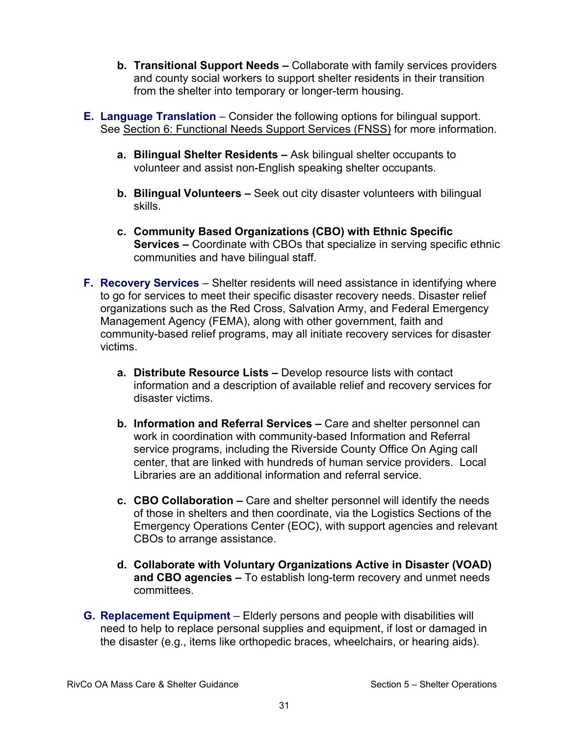b. **Transitional Support Needs –** Collaborate with family services providers and county social workers to support shelter residents in their transition from the shelter into temporary or longer-term housing.

E. **Language Translation** – Consider the following options for bilingual support. See Section 6: Functional Needs Support Services (FNSS) for more information.

   a. **Bilingual Shelter Residents –** Ask bilingual shelter occupants to volunteer and assist non-English speaking shelter occupants.

   b. **Bilingual Volunteers –** Seek out city disaster volunteers with bilingual skills.

   c. **Community Based Organizations (CBO) with Ethnic Specific Services –** Coordinate with CBOs that specialize in serving specific ethnic communities and have bilingual staff.

F. **Recovery Services** – Shelter residents will need assistance in identifying where to go for services to meet their specific disaster recovery needs. Disaster relief organizations such as the Red Cross, Salvation Army, and Federal Emergency Management Agency (FEMA), along with other government, faith and community-based relief programs, may all initiate recovery services for disaster victims.

   a. **Distribute Resource Lists –** Develop resource lists with contact information and a description of available relief and recovery services for disaster victims.

   b. **Information and Referral Services –** Care and shelter personnel can work in coordination with community-based Information and Referral service programs, including the Riverside County Office On Aging call center, that are linked with hundreds of human service providers. Local Libraries are an additional information and referral service.

   c. **CBO Collaboration –** Care and shelter personnel will identify the needs of those in shelters and then coordinate, via the Logistics Sections of the Emergency Operations Center (EOC), with support agencies and relevant CBOs to arrange assistance.

   d. **Collaborate with Voluntary Organizations Active in Disaster (VOAD) and CBO agencies –** To establish long-term recovery and unmet needs committees.

G. **Replacement Equipment** – Elderly persons and people with disabilities will need to help to replace personal supplies and equipment, if lost or damaged in the disaster (e.g., items like orthopedic braces, wheelchairs, or hearing aids).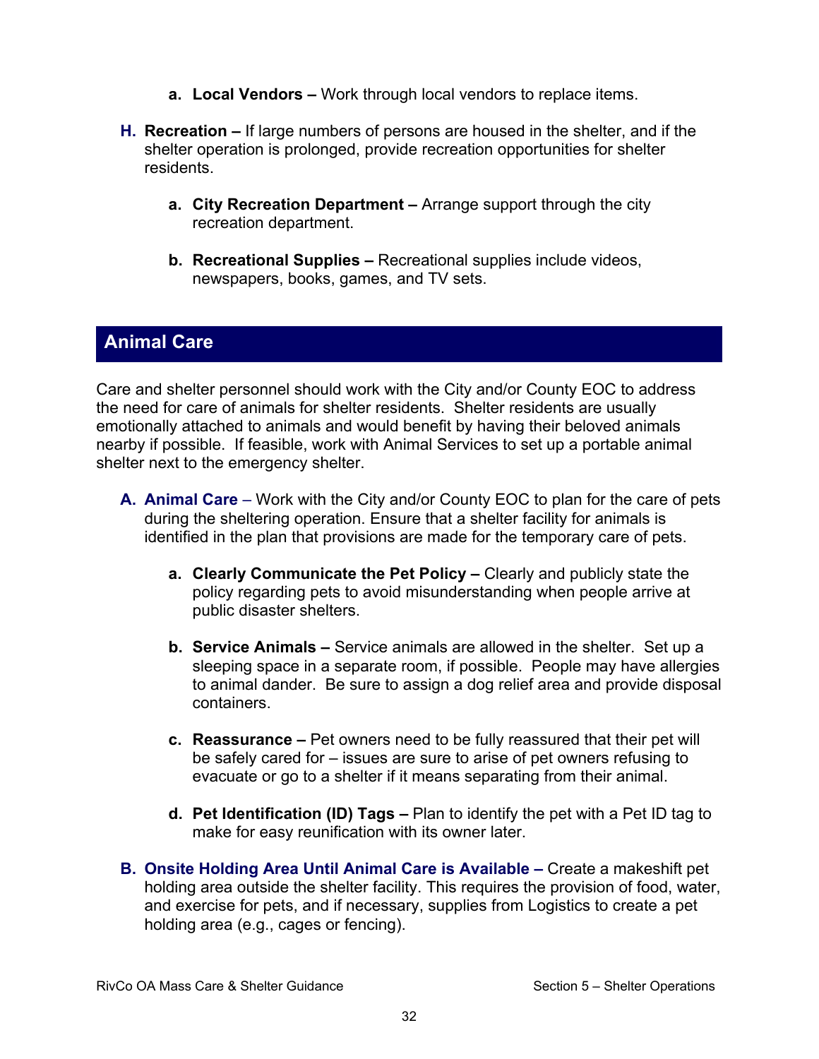a. **Local Vendors –** Work through local vendors to replace items.

H. **Recreation –** If large numbers of persons are housed in the shelter, and if the shelter operation is prolonged, provide recreation opportunities for shelter residents.

   a. **City Recreation Department –** Arrange support through the city recreation department.

   b. **Recreational Supplies –** Recreational supplies include videos, newspapers, books, games, and TV sets.

## Animal Care

Care and shelter personnel should work with the City and/or County EOC to address the need for care of animals for shelter residents. Shelter residents are usually emotionally attached to animals and would benefit by having their beloved animals nearby if possible. If feasible, work with Animal Services to set up a portable animal shelter next to the emergency shelter.

A. **Animal Care** – Work with the City and/or County EOC to plan for the care of pets during the sheltering operation. Ensure that a shelter facility for animals is identified in the plan that provisions are made for the temporary care of pets.

   a. **Clearly Communicate the Pet Policy –** Clearly and publicly state the policy regarding pets to avoid misunderstanding when people arrive at public disaster shelters.

   b. **Service Animals –** Service animals are allowed in the shelter. Set up a sleeping space in a separate room, if possible. People may have allergies to animal dander. Be sure to assign a dog relief area and provide disposal containers.

   c. **Reassurance –** Pet owners need to be fully reassured that their pet will be safely cared for – issues are sure to arise of pet owners refusing to evacuate or go to a shelter if it means separating from their animal.

   d. **Pet Identification (ID) Tags –** Plan to identify the pet with a Pet ID tag to make for easy reunification with its owner later.

B. **Onsite Holding Area Until Animal Care is Available –** Create a makeshift pet holding area outside the shelter facility. This requires the provision of food, water, and exercise for pets, and if necessary, supplies from Logistics to create a pet holding area (e.g., cages or fencing).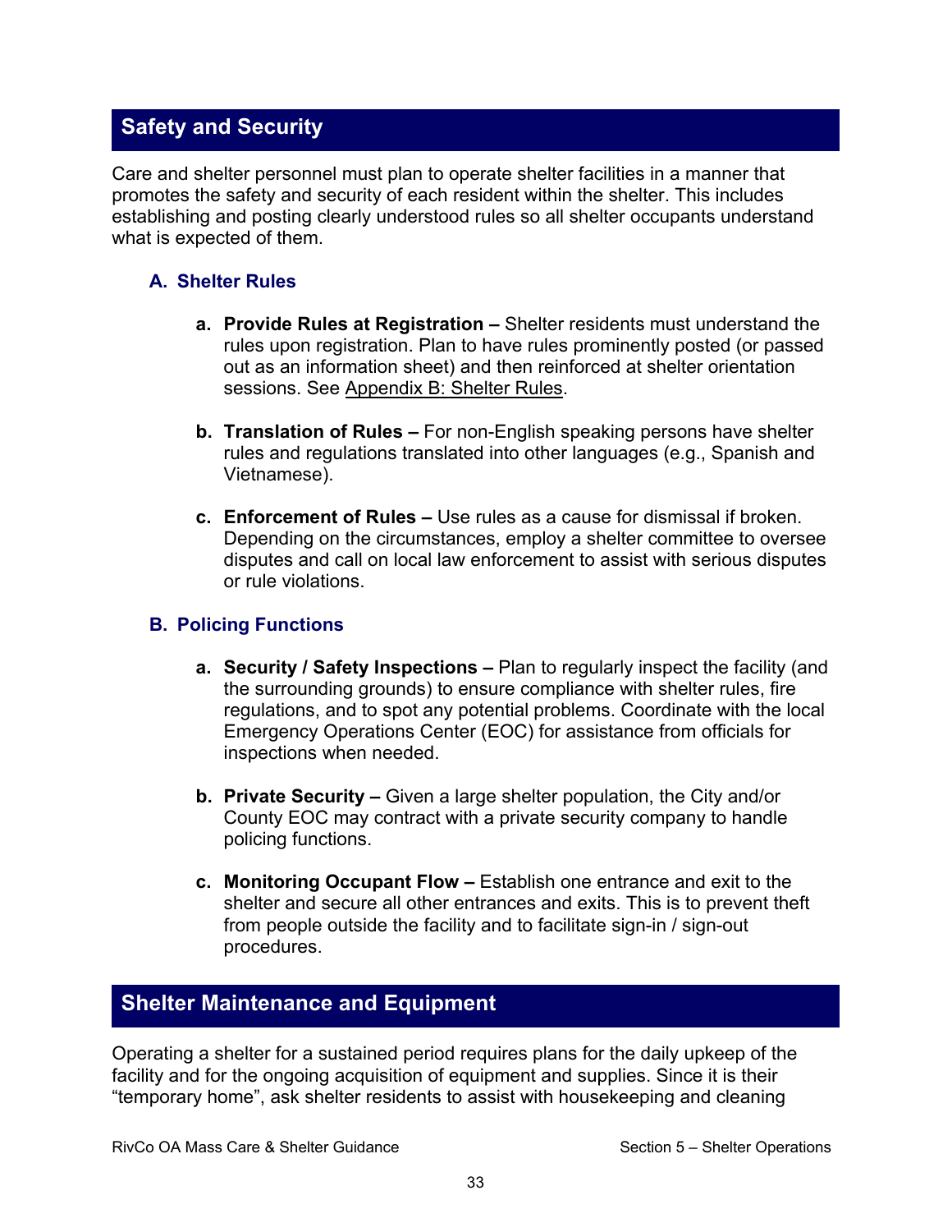## Safety and Security

Care and shelter personnel must plan to operate shelter facilities in a manner that promotes the safety and security of each resident within the shelter. This includes establishing and posting clearly understood rules so all shelter occupants understand what is expected of them.

### A. Shelter Rules

a. **Provide Rules at Registration –** Shelter residents must understand the rules upon registration. Plan to have rules prominently posted (or passed out as an information sheet) and then reinforced at shelter orientation sessions. See Appendix B: Shelter Rules.

b. **Translation of Rules –** For non-English speaking persons have shelter rules and regulations translated into other languages (e.g., Spanish and Vietnamese).

c. **Enforcement of Rules –** Use rules as a cause for dismissal if broken. Depending on the circumstances, employ a shelter committee to oversee disputes and call on local law enforcement to assist with serious disputes or rule violations.

### B. Policing Functions

a. **Security / Safety Inspections –** Plan to regularly inspect the facility (and the surrounding grounds) to ensure compliance with shelter rules, fire regulations, and to spot any potential problems. Coordinate with the local Emergency Operations Center (EOC) for assistance from officials for inspections when needed.

b. **Private Security –** Given a large shelter population, the City and/or County EOC may contract with a private security company to handle policing functions.

c. **Monitoring Occupant Flow –** Establish one entrance and exit to the shelter and secure all other entrances and exits. This is to prevent theft from people outside the facility and to facilitate sign-in / sign-out procedures.

## Shelter Maintenance and Equipment

Operating a shelter for a sustained period requires plans for the daily upkeep of the facility and for the ongoing acquisition of equipment and supplies. Since it is their "temporary home", ask shelter residents to assist with housekeeping and cleaning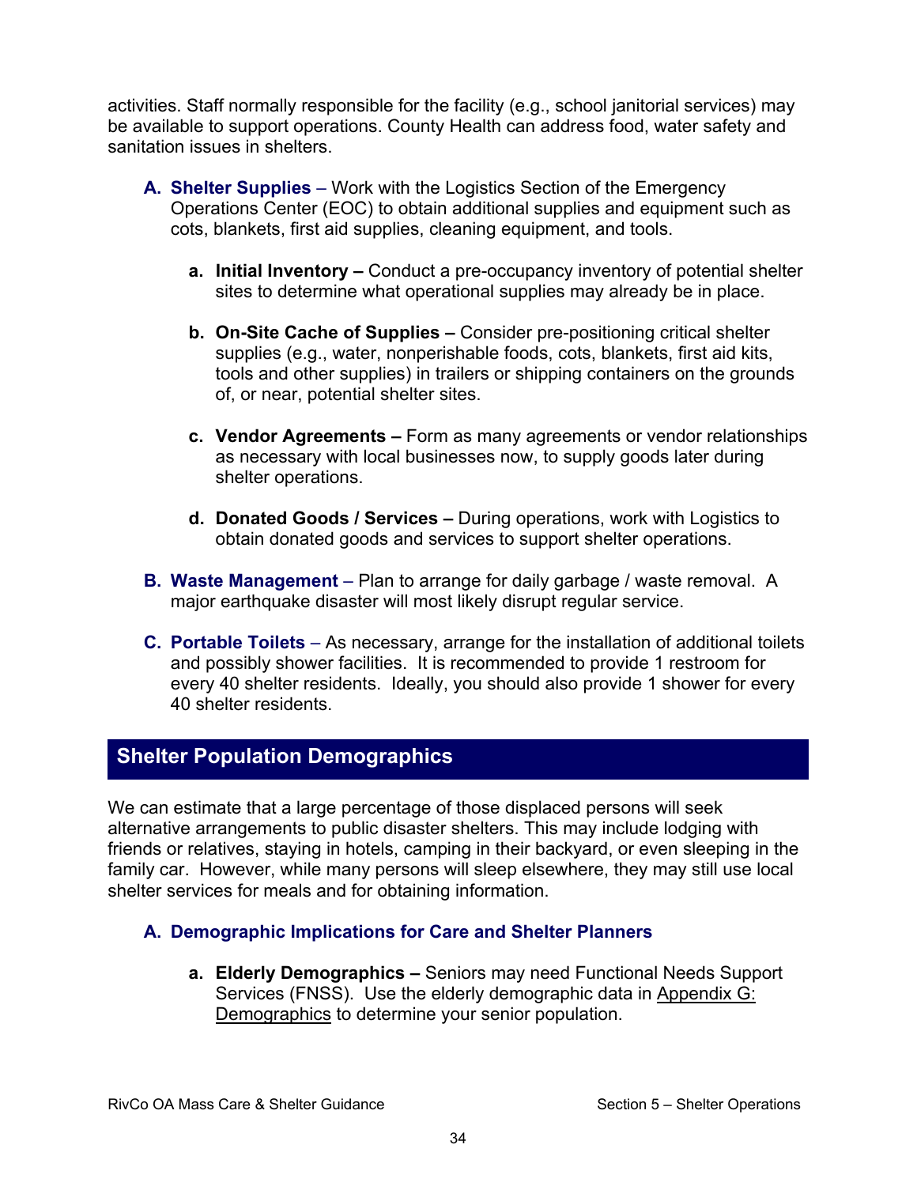activities. Staff normally responsible for the facility (e.g., school janitorial services) may be available to support operations. County Health can address food, water safety and sanitation issues in shelters.

**A. Shelter Supplies** – Work with the Logistics Section of the Emergency Operations Center (EOC) to obtain additional supplies and equipment such as cots, blankets, first aid supplies, cleaning equipment, and tools.

   **a. Initial Inventory –** Conduct a pre-occupancy inventory of potential shelter sites to determine what operational supplies may already be in place.

   **b. On-Site Cache of Supplies –** Consider pre-positioning critical shelter supplies (e.g., water, nonperishable foods, cots, blankets, first aid kits, tools and other supplies) in trailers or shipping containers on the grounds of, or near, potential shelter sites.

   **c. Vendor Agreements –** Form as many agreements or vendor relationships as necessary with local businesses now, to supply goods later during shelter operations.

   **d. Donated Goods / Services –** During operations, work with Logistics to obtain donated goods and services to support shelter operations.

**B. Waste Management** – Plan to arrange for daily garbage / waste removal. A major earthquake disaster will most likely disrupt regular service.

**C. Portable Toilets** – As necessary, arrange for the installation of additional toilets and possibly shower facilities. It is recommended to provide 1 restroom for every 40 shelter residents. Ideally, you should also provide 1 shower for every 40 shelter residents.

## Shelter Population Demographics

We can estimate that a large percentage of those displaced persons will seek alternative arrangements to public disaster shelters. This may include lodging with friends or relatives, staying in hotels, camping in their backyard, or even sleeping in the family car. However, while many persons will sleep elsewhere, they may still use local shelter services for meals and for obtaining information.

### A. Demographic Implications for Care and Shelter Planners

   **a. Elderly Demographics –** Seniors may need Functional Needs Support Services (FNSS). Use the elderly demographic data in Appendix G: Demographics to determine your senior population.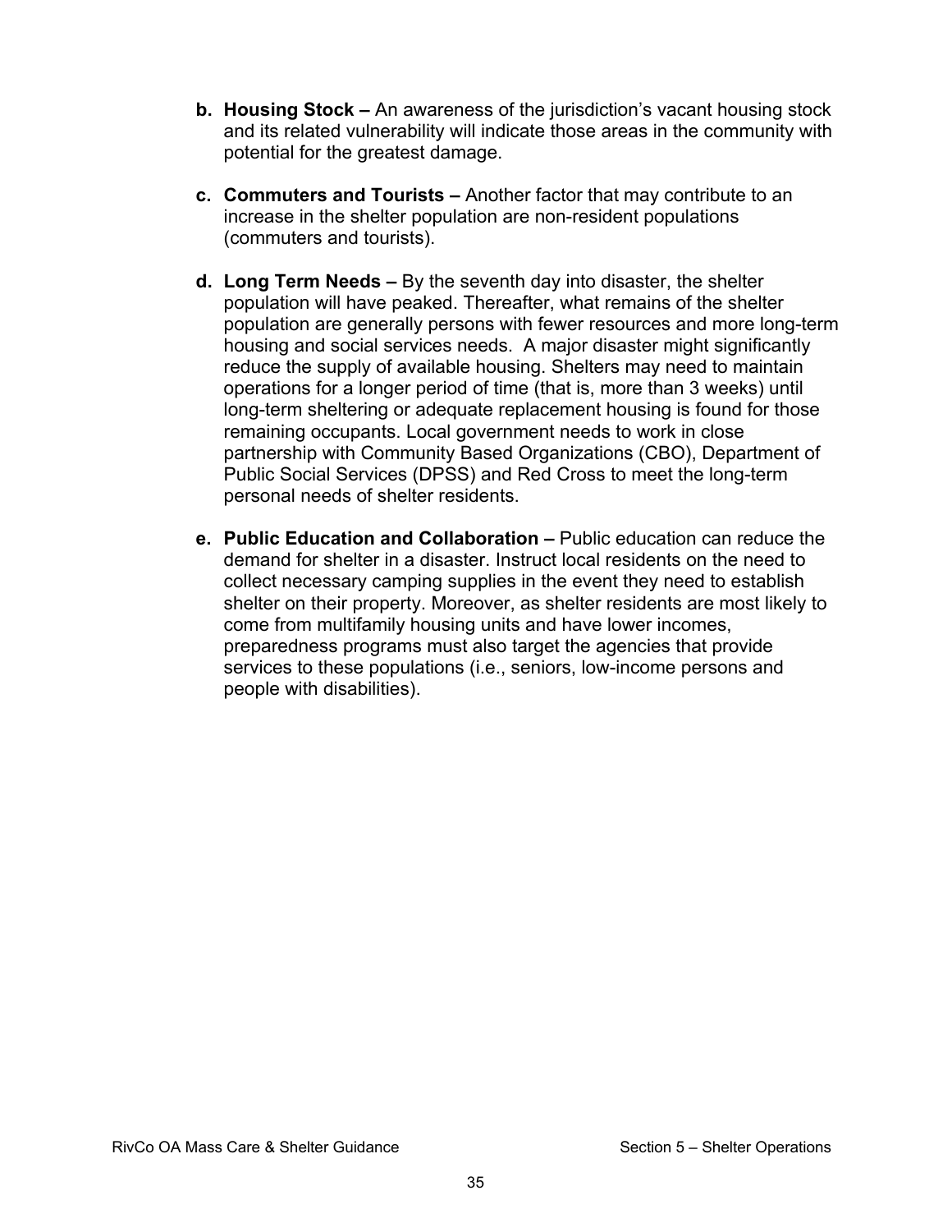b. **Housing Stock –** An awareness of the jurisdiction's vacant housing stock and its related vulnerability will indicate those areas in the community with potential for the greatest damage.

c. **Commuters and Tourists –** Another factor that may contribute to an increase in the shelter population are non-resident populations (commuters and tourists).

d. **Long Term Needs –** By the seventh day into disaster, the shelter population will have peaked. Thereafter, what remains of the shelter population are generally persons with fewer resources and more long-term housing and social services needs. A major disaster might significantly reduce the supply of available housing. Shelters may need to maintain operations for a longer period of time (that is, more than 3 weeks) until long-term sheltering or adequate replacement housing is found for those remaining occupants. Local government needs to work in close partnership with Community Based Organizations (CBO), Department of Public Social Services (DPSS) and Red Cross to meet the long-term personal needs of shelter residents.

e. **Public Education and Collaboration –** Public education can reduce the demand for shelter in a disaster. Instruct local residents on the need to collect necessary camping supplies in the event they need to establish shelter on their property. Moreover, as shelter residents are most likely to come from multifamily housing units and have lower incomes, preparedness programs must also target the agencies that provide services to these populations (i.e., seniors, low-income persons and people with disabilities).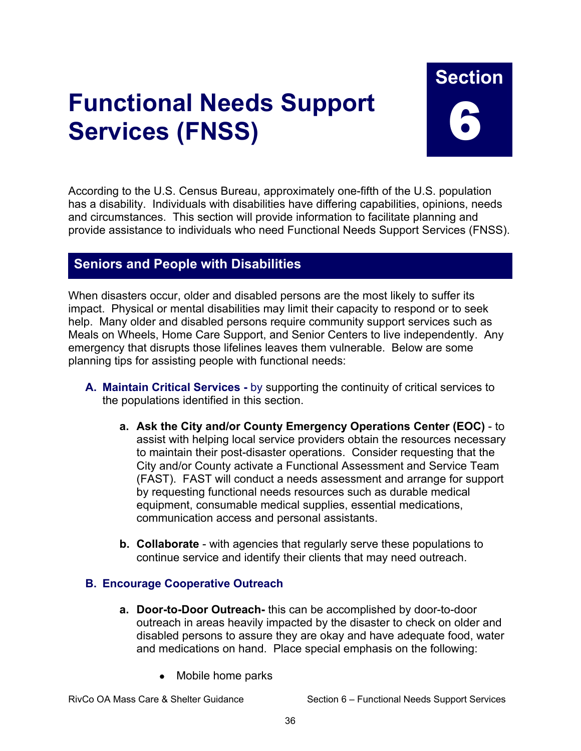# Functional Needs Support Services (FNSS)

**Section 6**

According to the U.S. Census Bureau, approximately one-fifth of the U.S. population has a disability. Individuals with disabilities have differing capabilities, opinions, needs and circumstances. This section will provide information to facilitate planning and provide assistance to individuals who need Functional Needs Support Services (FNSS).

## Seniors and People with Disabilities

When disasters occur, older and disabled persons are the most likely to suffer its impact. Physical or mental disabilities may limit their capacity to respond or to seek help. Many older and disabled persons require community support services such as Meals on Wheels, Home Care Support, and Senior Centers to live independently. Any emergency that disrupts those lifelines leaves them vulnerable. Below are some planning tips for assisting people with functional needs:

**A. Maintain Critical Services -** by supporting the continuity of critical services to the populations identified in this section.

   **a. Ask the City and/or County Emergency Operations Center (EOC)** - to assist with helping local service providers obtain the resources necessary to maintain their post-disaster operations. Consider requesting that the City and/or County activate a Functional Assessment and Service Team (FAST). FAST will conduct a needs assessment and arrange for support by requesting functional needs resources such as durable medical equipment, consumable medical supplies, essential medications, communication access and personal assistants.

   **b. Collaborate** - with agencies that regularly serve these populations to continue service and identify their clients that may need outreach.

**B. Encourage Cooperative Outreach**

   **a. Door-to-Door Outreach-** this can be accomplished by door-to-door outreach in areas heavily impacted by the disaster to check on older and disabled persons to assure they are okay and have adequate food, water and medications on hand. Place special emphasis on the following:

   - Mobile home parks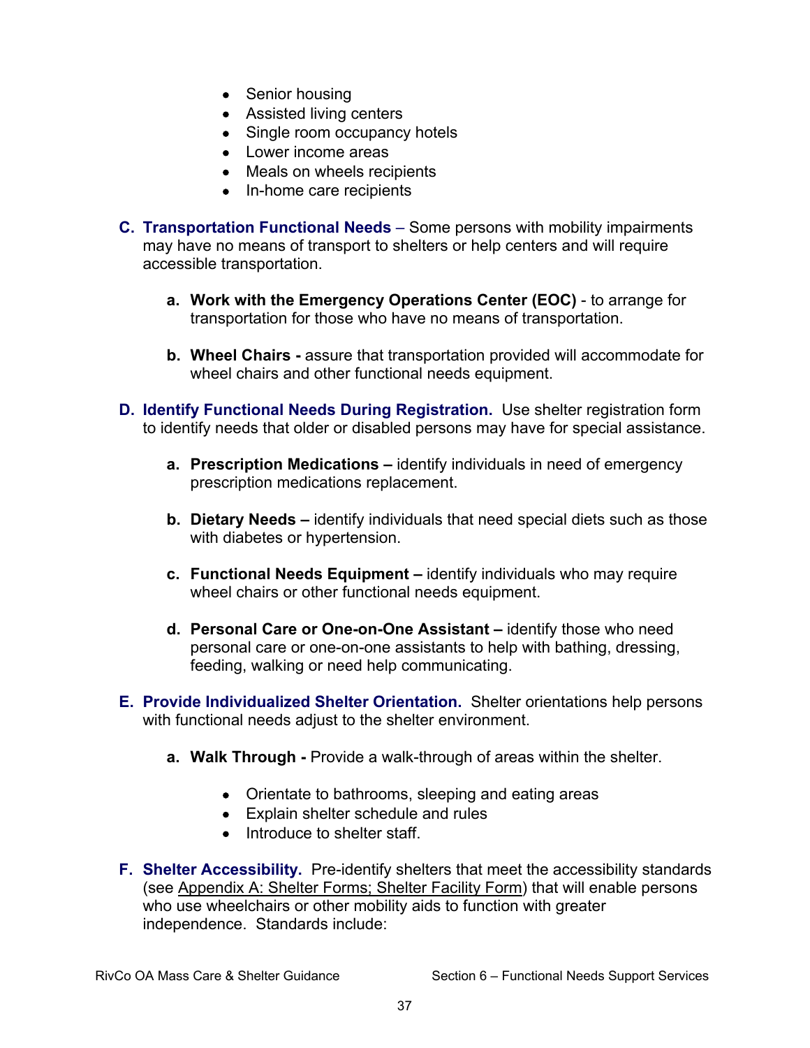- Senior housing
- Assisted living centers
- Single room occupancy hotels
- Lower income areas
- Meals on wheels recipients
- In-home care recipients

**C. Transportation Functional Needs** – Some persons with mobility impairments may have no means of transport to shelters or help centers and will require accessible transportation.

a. **Work with the Emergency Operations Center (EOC)** - to arrange for transportation for those who have no means of transportation.

b. **Wheel Chairs -** assure that transportation provided will accommodate for wheel chairs and other functional needs equipment.

**D. Identify Functional Needs During Registration.** Use shelter registration form to identify needs that older or disabled persons may have for special assistance.

a. **Prescription Medications –** identify individuals in need of emergency prescription medications replacement.

b. **Dietary Needs –** identify individuals that need special diets such as those with diabetes or hypertension.

c. **Functional Needs Equipment –** identify individuals who may require wheel chairs or other functional needs equipment.

d. **Personal Care or One-on-One Assistant –** identify those who need personal care or one-on-one assistants to help with bathing, dressing, feeding, walking or need help communicating.

**E. Provide Individualized Shelter Orientation.** Shelter orientations help persons with functional needs adjust to the shelter environment.

a. **Walk Through -** Provide a walk-through of areas within the shelter.

- Orientate to bathrooms, sleeping and eating areas
- Explain shelter schedule and rules
- Introduce to shelter staff.

**F. Shelter Accessibility.** Pre-identify shelters that meet the accessibility standards (see Appendix A: Shelter Forms; Shelter Facility Form) that will enable persons who use wheelchairs or other mobility aids to function with greater independence. Standards include: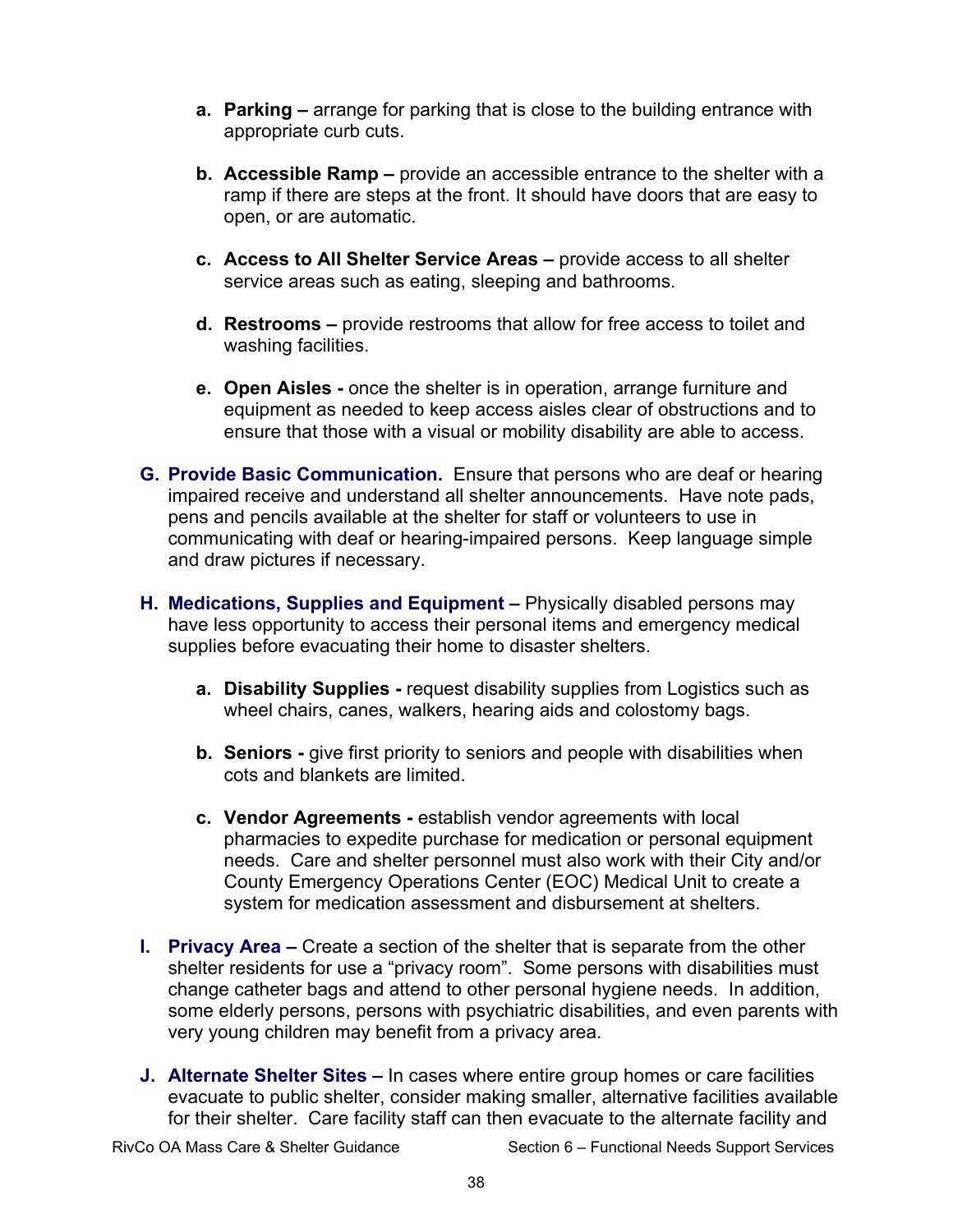a. **Parking –** arrange for parking that is close to the building entrance with appropriate curb cuts.

b. **Accessible Ramp –** provide an accessible entrance to the shelter with a ramp if there are steps at the front. It should have doors that are easy to open, or are automatic.

c. **Access to All Shelter Service Areas –** provide access to all shelter service areas such as eating, sleeping and bathrooms.

d. **Restrooms –** provide restrooms that allow for free access to toilet and washing facilities.

e. **Open Aisles -** once the shelter is in operation, arrange furniture and equipment as needed to keep access aisles clear of obstructions and to ensure that those with a visual or mobility disability are able to access.

G. **Provide Basic Communication.** Ensure that persons who are deaf or hearing impaired receive and understand all shelter announcements. Have note pads, pens and pencils available at the shelter for staff or volunteers to use in communicating with deaf or hearing-impaired persons. Keep language simple and draw pictures if necessary.

H. **Medications, Supplies and Equipment –** Physically disabled persons may have less opportunity to access their personal items and emergency medical supplies before evacuating their home to disaster shelters.

a. **Disability Supplies -** request disability supplies from Logistics such as wheel chairs, canes, walkers, hearing aids and colostomy bags.

b. **Seniors -** give first priority to seniors and people with disabilities when cots and blankets are limited.

c. **Vendor Agreements -** establish vendor agreements with local pharmacies to expedite purchase for medication or personal equipment needs. Care and shelter personnel must also work with their City and/or County Emergency Operations Center (EOC) Medical Unit to create a system for medication assessment and disbursement at shelters.

I. **Privacy Area –** Create a section of the shelter that is separate from the other shelter residents for use a “privacy room”. Some persons with disabilities must change catheter bags and attend to other personal hygiene needs. In addition, some elderly persons, persons with psychiatric disabilities, and even parents with very young children may benefit from a privacy area.

J. **Alternate Shelter Sites –** In cases where entire group homes or care facilities evacuate to public shelter, consider making smaller, alternative facilities available for their shelter. Care facility staff can then evacuate to the alternate facility and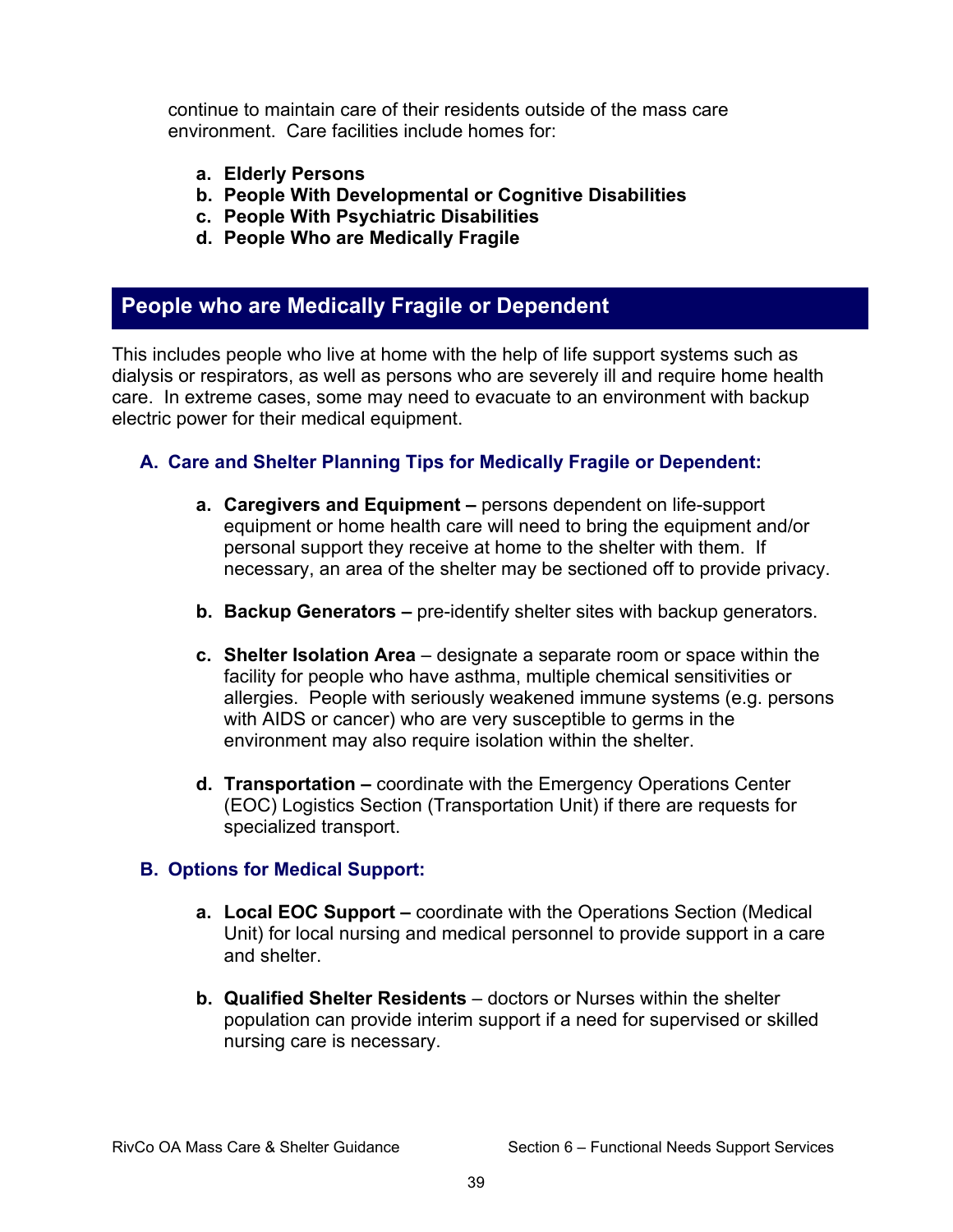continue to maintain care of their residents outside of the mass care environment. Care facilities include homes for:

- **a. Elderly Persons**
- **b. People With Developmental or Cognitive Disabilities**
- **c. People With Psychiatric Disabilities**
- **d. People Who are Medically Fragile**

## People who are Medically Fragile or Dependent

This includes people who live at home with the help of life support systems such as dialysis or respirators, as well as persons who are severely ill and require home health care. In extreme cases, some may need to evacuate to an environment with backup electric power for their medical equipment.

### A. Care and Shelter Planning Tips for Medically Fragile or Dependent:

- **a. Caregivers and Equipment –** persons dependent on life-support equipment or home health care will need to bring the equipment and/or personal support they receive at home to the shelter with them. If necessary, an area of the shelter may be sectioned off to provide privacy.

- **b. Backup Generators –** pre-identify shelter sites with backup generators.

- **c. Shelter Isolation Area** – designate a separate room or space within the facility for people who have asthma, multiple chemical sensitivities or allergies. People with seriously weakened immune systems (e.g. persons with AIDS or cancer) who are very susceptible to germs in the environment may also require isolation within the shelter.

- **d. Transportation –** coordinate with the Emergency Operations Center (EOC) Logistics Section (Transportation Unit) if there are requests for specialized transport.

### B. Options for Medical Support:

- **a. Local EOC Support –** coordinate with the Operations Section (Medical Unit) for local nursing and medical personnel to provide support in a care and shelter.

- **b. Qualified Shelter Residents** – doctors or Nurses within the shelter population can provide interim support if a need for supervised or skilled nursing care is necessary.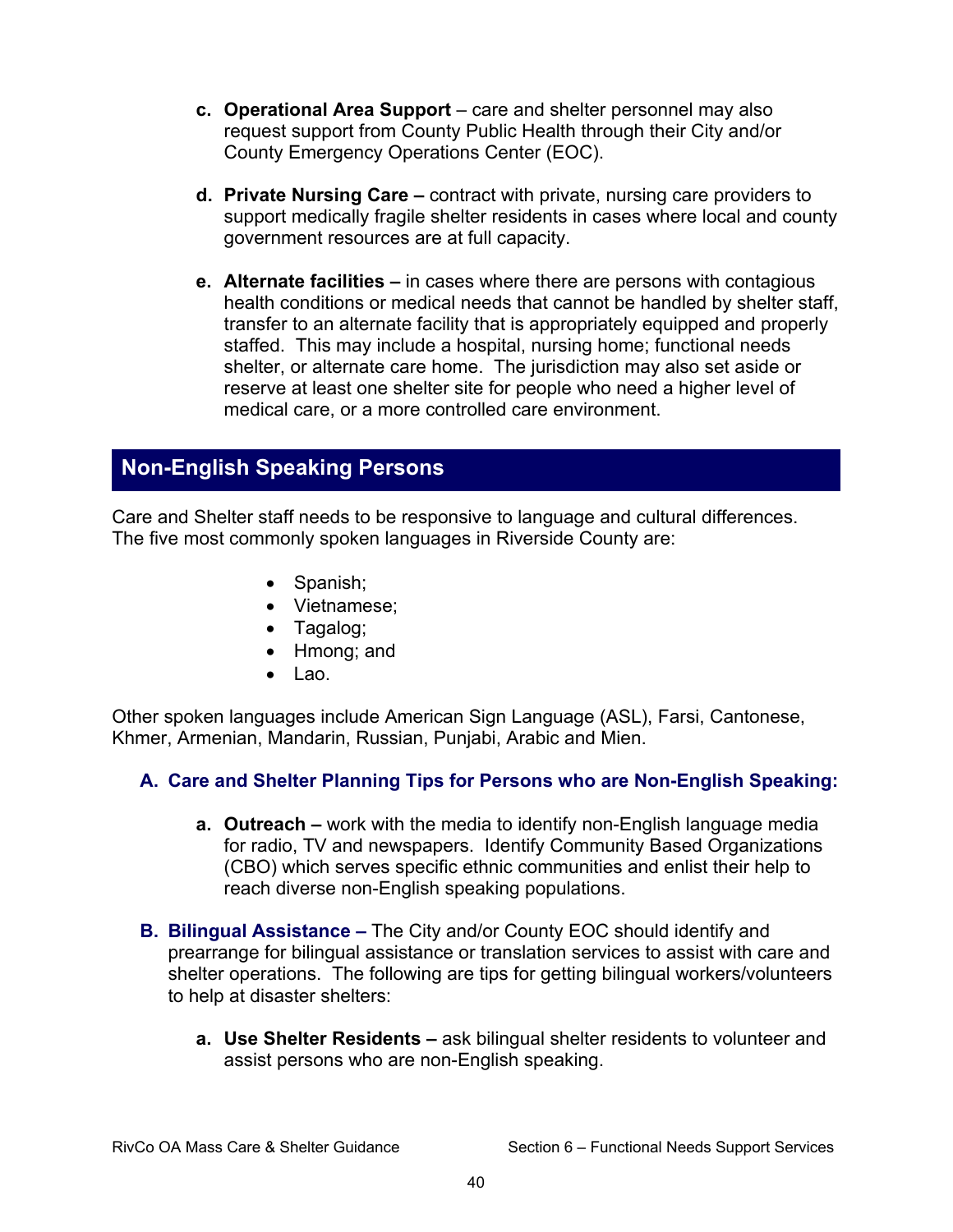c. **Operational Area Support** – care and shelter personnel may also request support from County Public Health through their City and/or County Emergency Operations Center (EOC).

d. **Private Nursing Care –** contract with private, nursing care providers to support medically fragile shelter residents in cases where local and county government resources are at full capacity.

e. **Alternate facilities –** in cases where there are persons with contagious health conditions or medical needs that cannot be handled by shelter staff, transfer to an alternate facility that is appropriately equipped and properly staffed. This may include a hospital, nursing home; functional needs shelter, or alternate care home. The jurisdiction may also set aside or reserve at least one shelter site for people who need a higher level of medical care, or a more controlled care environment.

## Non-English Speaking Persons

Care and Shelter staff needs to be responsive to language and cultural differences. The five most commonly spoken languages in Riverside County are:

- Spanish;
- Vietnamese;
- Tagalog;
- Hmong; and
- Lao.

Other spoken languages include American Sign Language (ASL), Farsi, Cantonese, Khmer, Armenian, Mandarin, Russian, Punjabi, Arabic and Mien.

### A. Care and Shelter Planning Tips for Persons who are Non-English Speaking:

a. **Outreach –** work with the media to identify non-English language media for radio, TV and newspapers. Identify Community Based Organizations (CBO) which serves specific ethnic communities and enlist their help to reach diverse non-English speaking populations.

**B. Bilingual Assistance –** The City and/or County EOC should identify and prearrange for bilingual assistance or translation services to assist with care and shelter operations. The following are tips for getting bilingual workers/volunteers to help at disaster shelters:

a. **Use Shelter Residents –** ask bilingual shelter residents to volunteer and assist persons who are non-English speaking.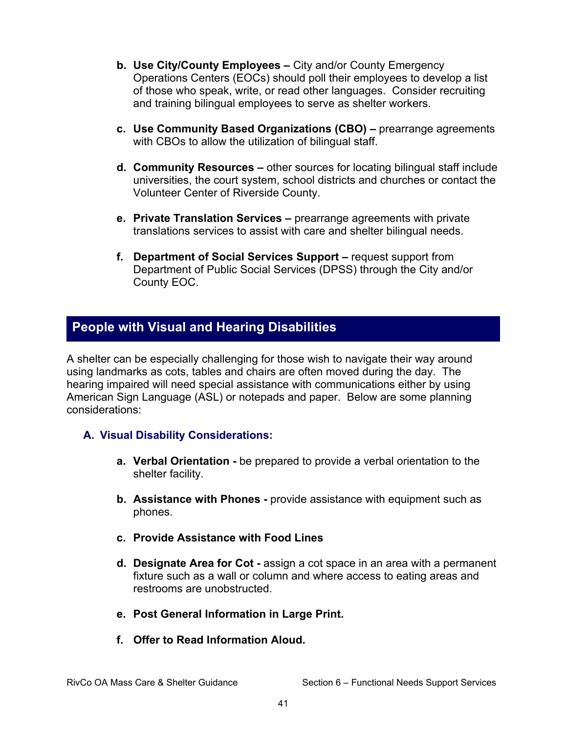b. **Use City/County Employees –** City and/or County Emergency Operations Centers (EOCs) should poll their employees to develop a list of those who speak, write, or read other languages. Consider recruiting and training bilingual employees to serve as shelter workers.

c. **Use Community Based Organizations (CBO) –** prearrange agreements with CBOs to allow the utilization of bilingual staff.

d. **Community Resources –** other sources for locating bilingual staff include universities, the court system, school districts and churches or contact the Volunteer Center of Riverside County.

e. **Private Translation Services –** prearrange agreements with private translations services to assist with care and shelter bilingual needs.

f. **Department of Social Services Support –** request support from Department of Public Social Services (DPSS) through the City and/or County EOC.

## People with Visual and Hearing Disabilities

A shelter can be especially challenging for those wish to navigate their way around using landmarks as cots, tables and chairs are often moved during the day. The hearing impaired will need special assistance with communications either by using American Sign Language (ASL) or notepads and paper. Below are some planning considerations:

### A. Visual Disability Considerations:

a. **Verbal Orientation -** be prepared to provide a verbal orientation to the shelter facility.

b. **Assistance with Phones -** provide assistance with equipment such as phones.

c. **Provide Assistance with Food Lines**

d. **Designate Area for Cot -** assign a cot space in an area with a permanent fixture such as a wall or column and where access to eating areas and restrooms are unobstructed.

e. **Post General Information in Large Print.**

f. **Offer to Read Information Aloud.**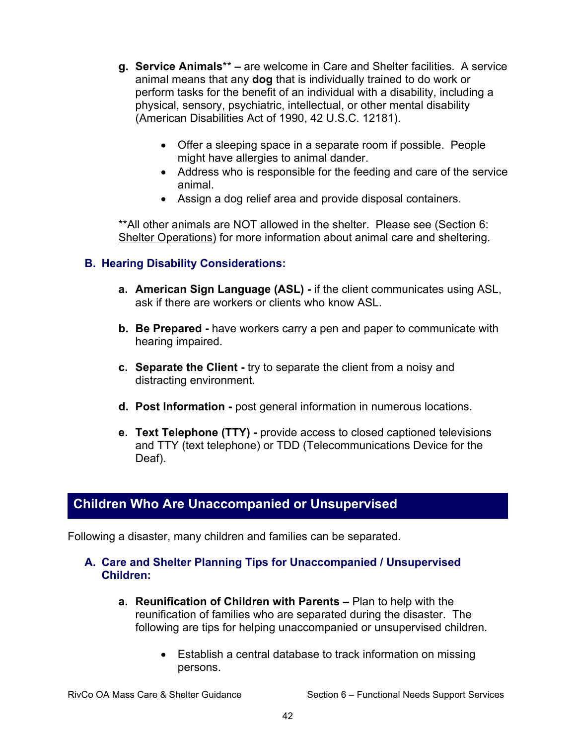g. **Service Animals**** – are welcome in Care and Shelter facilities. A service animal means that any **dog** that is individually trained to do work or perform tasks for the benefit of an individual with a disability, including a physical, sensory, psychiatric, intellectual, or other mental disability (American Disabilities Act of 1990, 42 U.S.C. 12181).

- Offer a sleeping space in a separate room if possible. People might have allergies to animal dander.
- Address who is responsible for the feeding and care of the service animal.
- Assign a dog relief area and provide disposal containers.

**All other animals are NOT allowed in the shelter. Please see (Section 6: Shelter Operations) for more information about animal care and sheltering.

### B. Hearing Disability Considerations:

a. **American Sign Language (ASL) -** if the client communicates using ASL, ask if there are workers or clients who know ASL.

b. **Be Prepared -** have workers carry a pen and paper to communicate with hearing impaired.

c. **Separate the Client -** try to separate the client from a noisy and distracting environment.

d. **Post Information -** post general information in numerous locations.

e. **Text Telephone (TTY) -** provide access to closed captioned televisions and TTY (text telephone) or TDD (Telecommunications Device for the Deaf).

## Children Who Are Unaccompanied or Unsupervised

Following a disaster, many children and families can be separated.

### A. Care and Shelter Planning Tips for Unaccompanied / Unsupervised Children:

a. **Reunification of Children with Parents –** Plan to help with the reunification of families who are separated during the disaster. The following are tips for helping unaccompanied or unsupervised children.

- Establish a central database to track information on missing persons.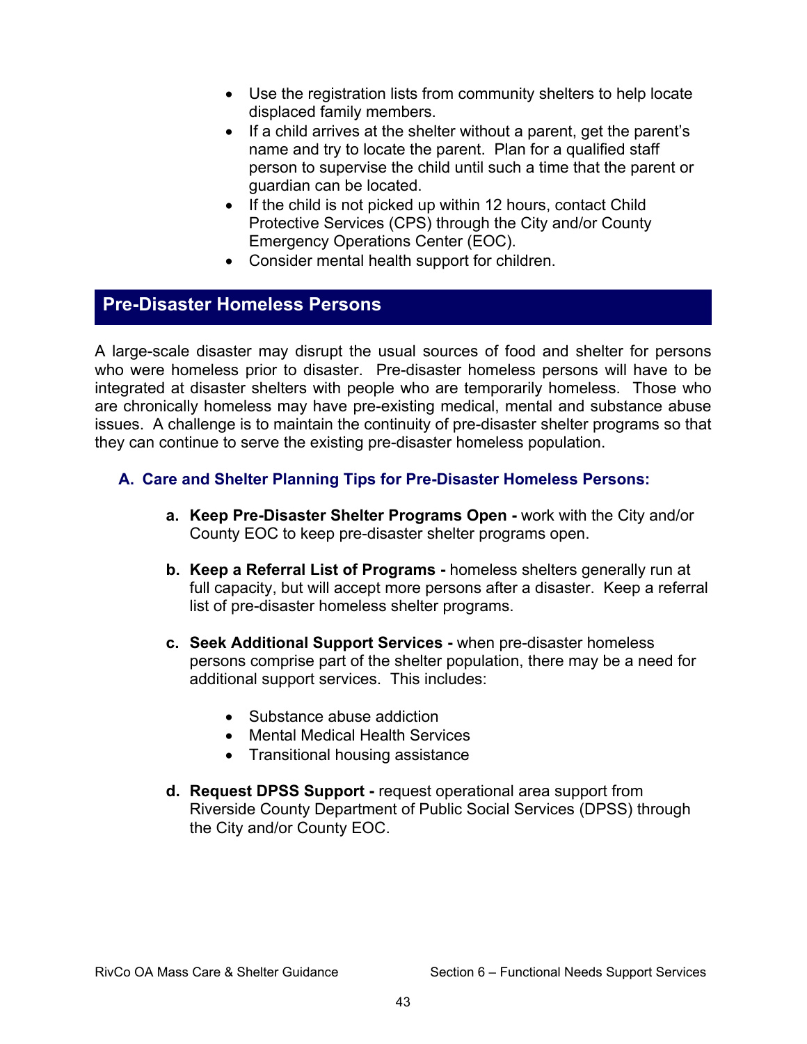- Use the registration lists from community shelters to help locate displaced family members.
- If a child arrives at the shelter without a parent, get the parent's name and try to locate the parent. Plan for a qualified staff person to supervise the child until such a time that the parent or guardian can be located.
- If the child is not picked up within 12 hours, contact Child Protective Services (CPS) through the City and/or County Emergency Operations Center (EOC).
- Consider mental health support for children.

## Pre-Disaster Homeless Persons

A large-scale disaster may disrupt the usual sources of food and shelter for persons who were homeless prior to disaster. Pre-disaster homeless persons will have to be integrated at disaster shelters with people who are temporarily homeless. Those who are chronically homeless may have pre-existing medical, mental and substance abuse issues. A challenge is to maintain the continuity of pre-disaster shelter programs so that they can continue to serve the existing pre-disaster homeless population.

### A. Care and Shelter Planning Tips for Pre-Disaster Homeless Persons:

a. **Keep Pre-Disaster Shelter Programs Open -** work with the City and/or County EOC to keep pre-disaster shelter programs open.

b. **Keep a Referral List of Programs -** homeless shelters generally run at full capacity, but will accept more persons after a disaster. Keep a referral list of pre-disaster homeless shelter programs.

c. **Seek Additional Support Services -** when pre-disaster homeless persons comprise part of the shelter population, there may be a need for additional support services. This includes:

   - Substance abuse addiction
   - Mental Medical Health Services
   - Transitional housing assistance

d. **Request DPSS Support -** request operational area support from Riverside County Department of Public Social Services (DPSS) through the City and/or County EOC.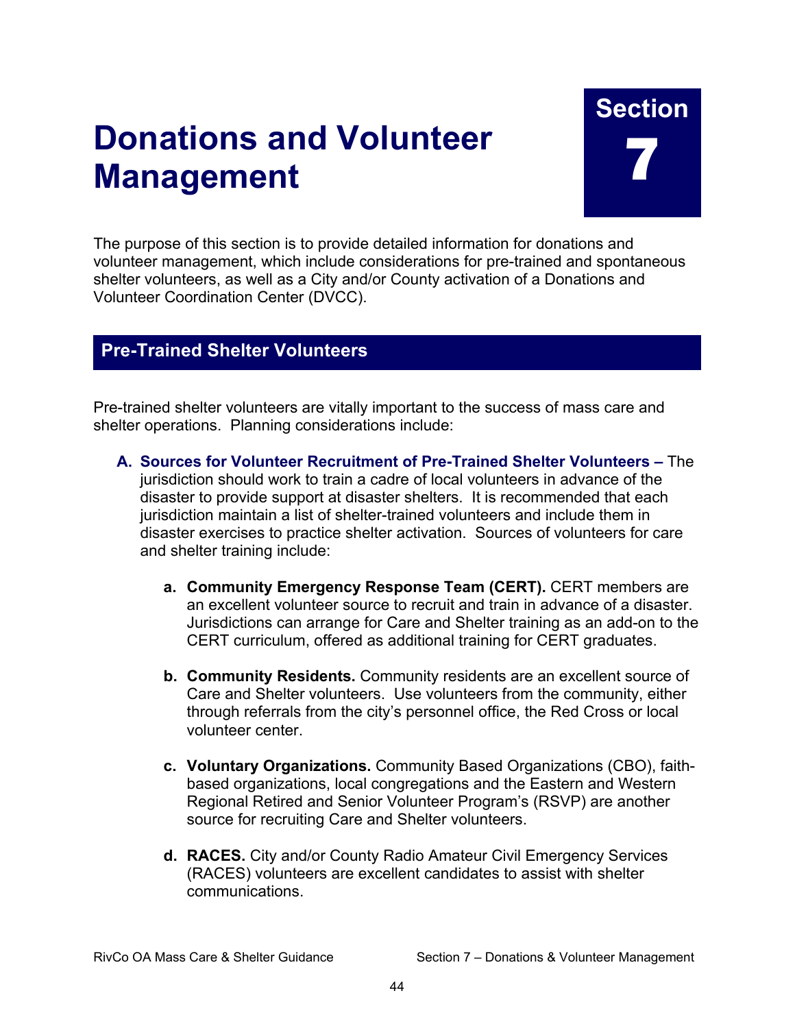# Donations and Volunteer Management

**Section 7**

The purpose of this section is to provide detailed information for donations and volunteer management, which include considerations for pre-trained and spontaneous shelter volunteers, as well as a City and/or County activation of a Donations and Volunteer Coordination Center (DVCC).

## Pre-Trained Shelter Volunteers

Pre-trained shelter volunteers are vitally important to the success of mass care and shelter operations. Planning considerations include:

A. **Sources for Volunteer Recruitment of Pre-Trained Shelter Volunteers –** The jurisdiction should work to train a cadre of local volunteers in advance of the disaster to provide support at disaster shelters. It is recommended that each jurisdiction maintain a list of shelter-trained volunteers and include them in disaster exercises to practice shelter activation. Sources of volunteers for care and shelter training include:

   a. **Community Emergency Response Team (CERT).** CERT members are an excellent volunteer source to recruit and train in advance of a disaster. Jurisdictions can arrange for Care and Shelter training as an add-on to the CERT curriculum, offered as additional training for CERT graduates.

   b. **Community Residents.** Community residents are an excellent source of Care and Shelter volunteers. Use volunteers from the community, either through referrals from the city's personnel office, the Red Cross or local volunteer center.

   c. **Voluntary Organizations.** Community Based Organizations (CBO), faith-based organizations, local congregations and the Eastern and Western Regional Retired and Senior Volunteer Program's (RSVP) are another source for recruiting Care and Shelter volunteers.

   d. **RACES.** City and/or County Radio Amateur Civil Emergency Services (RACES) volunteers are excellent candidates to assist with shelter communications.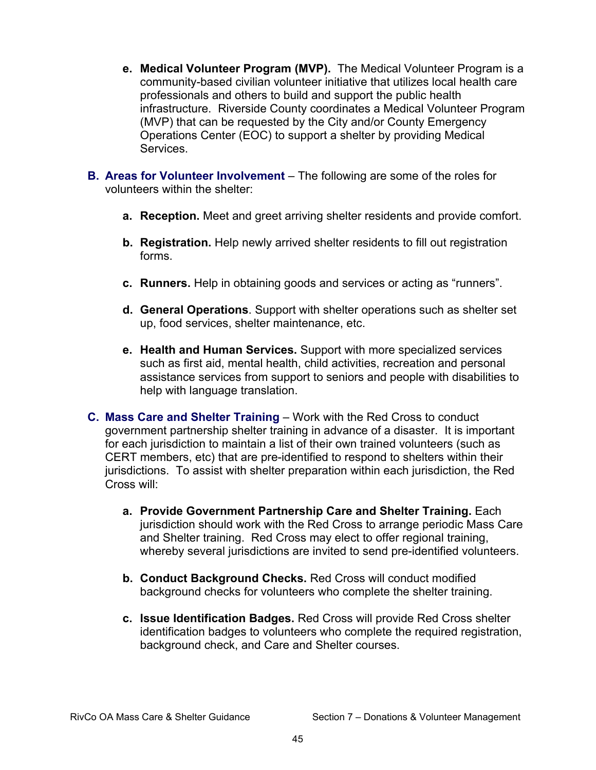e. **Medical Volunteer Program (MVP).** The Medical Volunteer Program is a community-based civilian volunteer initiative that utilizes local health care professionals and others to build and support the public health infrastructure. Riverside County coordinates a Medical Volunteer Program (MVP) that can be requested by the City and/or County Emergency Operations Center (EOC) to support a shelter by providing Medical Services.

**B. Areas for Volunteer Involvement** – The following are some of the roles for volunteers within the shelter:

a. **Reception.** Meet and greet arriving shelter residents and provide comfort.

b. **Registration.** Help newly arrived shelter residents to fill out registration forms.

c. **Runners.** Help in obtaining goods and services or acting as "runners".

d. **General Operations**. Support with shelter operations such as shelter set up, food services, shelter maintenance, etc.

e. **Health and Human Services.** Support with more specialized services such as first aid, mental health, child activities, recreation and personal assistance services from support to seniors and people with disabilities to help with language translation.

**C. Mass Care and Shelter Training** – Work with the Red Cross to conduct government partnership shelter training in advance of a disaster. It is important for each jurisdiction to maintain a list of their own trained volunteers (such as CERT members, etc) that are pre-identified to respond to shelters within their jurisdictions. To assist with shelter preparation within each jurisdiction, the Red Cross will:

a. **Provide Government Partnership Care and Shelter Training.** Each jurisdiction should work with the Red Cross to arrange periodic Mass Care and Shelter training. Red Cross may elect to offer regional training, whereby several jurisdictions are invited to send pre-identified volunteers.

b. **Conduct Background Checks.** Red Cross will conduct modified background checks for volunteers who complete the shelter training.

c. **Issue Identification Badges.** Red Cross will provide Red Cross shelter identification badges to volunteers who complete the required registration, background check, and Care and Shelter courses.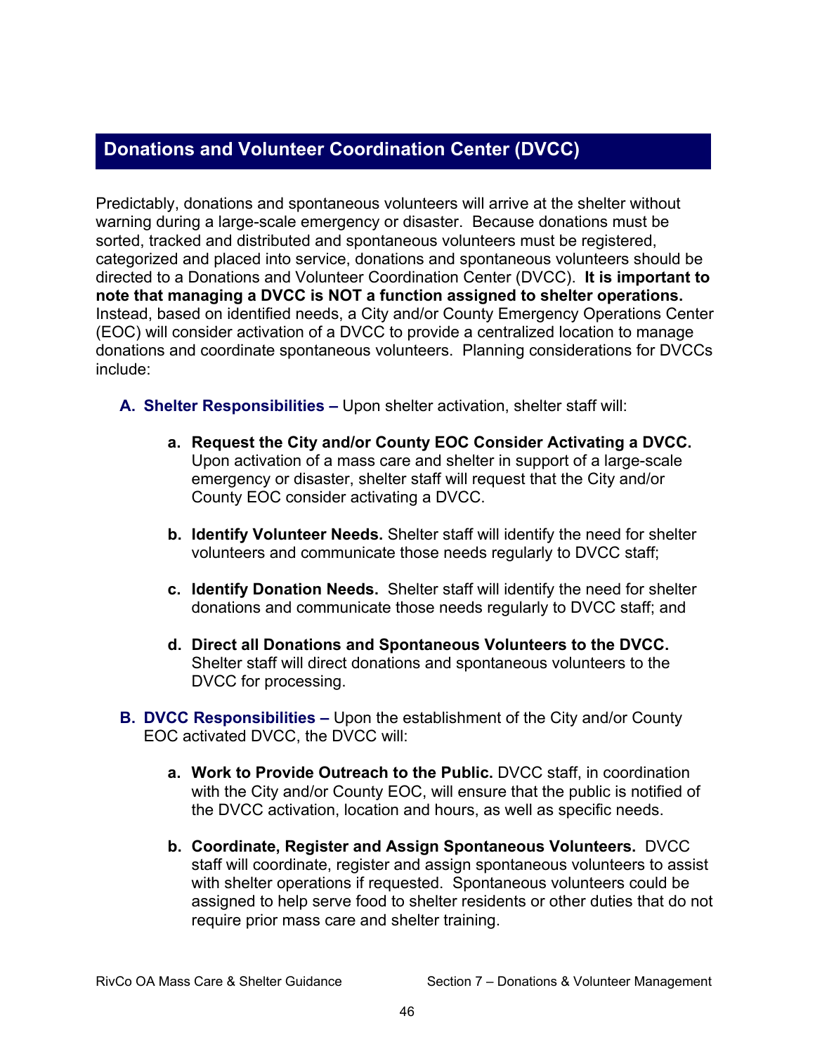## Donations and Volunteer Coordination Center (DVCC)

Predictably, donations and spontaneous volunteers will arrive at the shelter without warning during a large-scale emergency or disaster. Because donations must be sorted, tracked and distributed and spontaneous volunteers must be registered, categorized and placed into service, donations and spontaneous volunteers should be directed to a Donations and Volunteer Coordination Center (DVCC). **It is important to note that managing a DVCC is NOT a function assigned to shelter operations.** Instead, based on identified needs, a City and/or County Emergency Operations Center (EOC) will consider activation of a DVCC to provide a centralized location to manage donations and coordinate spontaneous volunteers. Planning considerations for DVCCs include:

**A. Shelter Responsibilities –** Upon shelter activation, shelter staff will:

- **a. Request the City and/or County EOC Consider Activating a DVCC.** Upon activation of a mass care and shelter in support of a large-scale emergency or disaster, shelter staff will request that the City and/or County EOC consider activating a DVCC.

- **b. Identify Volunteer Needs.** Shelter staff will identify the need for shelter volunteers and communicate those needs regularly to DVCC staff;

- **c. Identify Donation Needs.** Shelter staff will identify the need for shelter donations and communicate those needs regularly to DVCC staff; and

- **d. Direct all Donations and Spontaneous Volunteers to the DVCC.** Shelter staff will direct donations and spontaneous volunteers to the DVCC for processing.

**B. DVCC Responsibilities –** Upon the establishment of the City and/or County EOC activated DVCC, the DVCC will:

- **a. Work to Provide Outreach to the Public.** DVCC staff, in coordination with the City and/or County EOC, will ensure that the public is notified of the DVCC activation, location and hours, as well as specific needs.

- **b. Coordinate, Register and Assign Spontaneous Volunteers.** DVCC staff will coordinate, register and assign spontaneous volunteers to assist with shelter operations if requested. Spontaneous volunteers could be assigned to help serve food to shelter residents or other duties that do not require prior mass care and shelter training.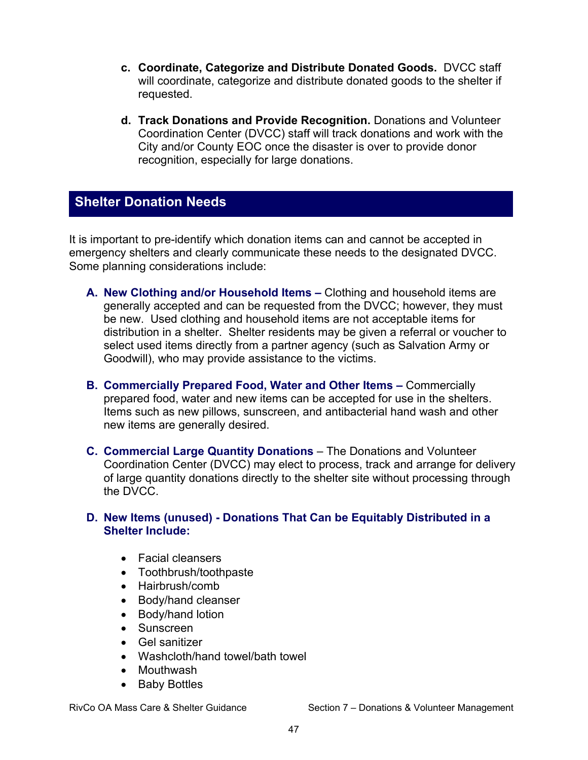c. **Coordinate, Categorize and Distribute Donated Goods.** DVCC staff will coordinate, categorize and distribute donated goods to the shelter if requested.

d. **Track Donations and Provide Recognition.** Donations and Volunteer Coordination Center (DVCC) staff will track donations and work with the City and/or County EOC once the disaster is over to provide donor recognition, especially for large donations.

## Shelter Donation Needs

It is important to pre-identify which donation items can and cannot be accepted in emergency shelters and clearly communicate these needs to the designated DVCC. Some planning considerations include:

A. **New Clothing and/or Household Items –** Clothing and household items are generally accepted and can be requested from the DVCC; however, they must be new. Used clothing and household items are not acceptable items for distribution in a shelter. Shelter residents may be given a referral or voucher to select used items directly from a partner agency (such as Salvation Army or Goodwill), who may provide assistance to the victims.

B. **Commercially Prepared Food, Water and Other Items –** Commercially prepared food, water and new items can be accepted for use in the shelters. Items such as new pillows, sunscreen, and antibacterial hand wash and other new items are generally desired.

C. **Commercial Large Quantity Donations** – The Donations and Volunteer Coordination Center (DVCC) may elect to process, track and arrange for delivery of large quantity donations directly to the shelter site without processing through the DVCC.

D. **New Items (unused) - Donations That Can be Equitably Distributed in a Shelter Include:**

- Facial cleansers
- Toothbrush/toothpaste
- Hairbrush/comb
- Body/hand cleanser
- Body/hand lotion
- Sunscreen
- Gel sanitizer
- Washcloth/hand towel/bath towel
- Mouthwash
- Baby Bottles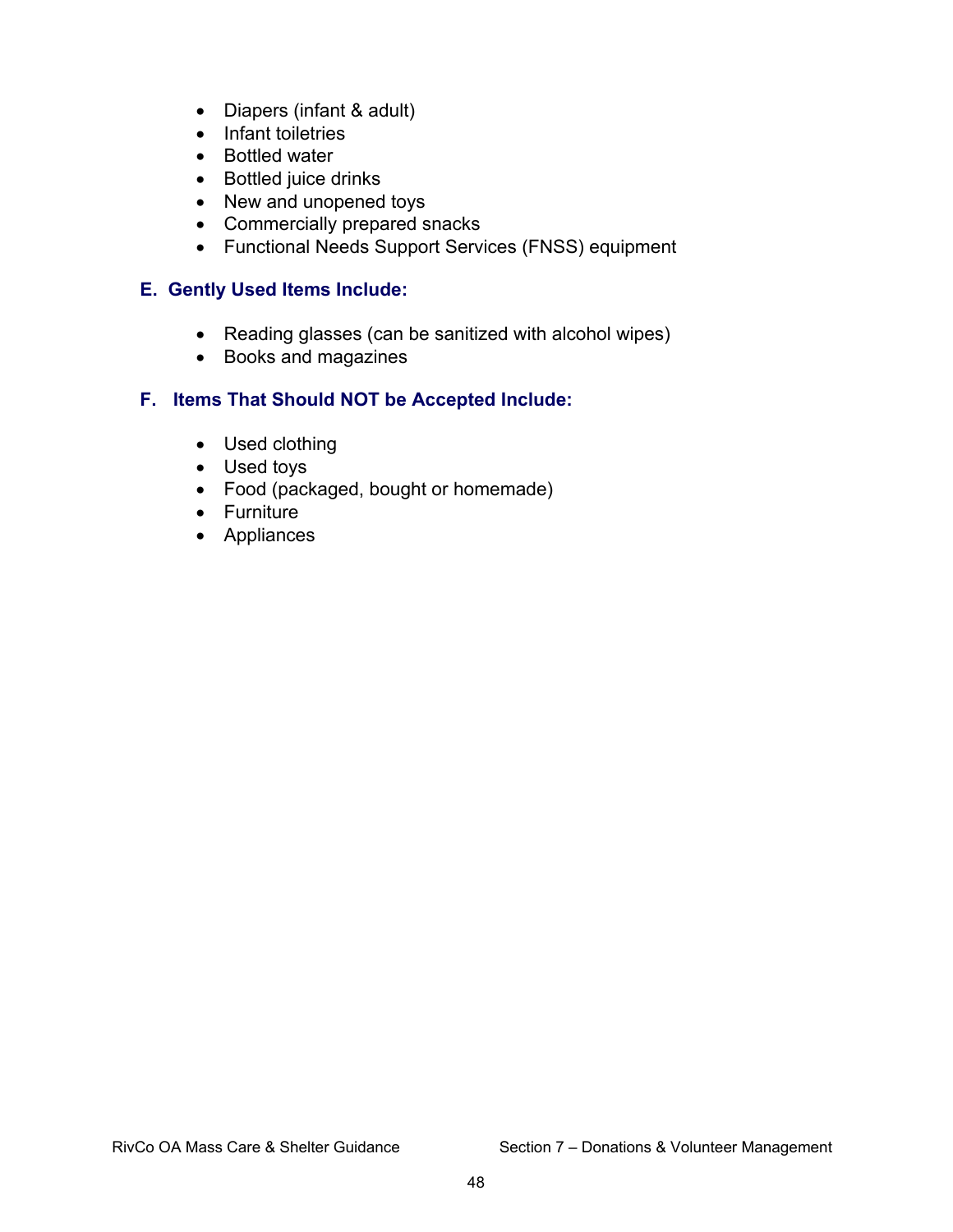- Diapers (infant & adult)
- Infant toiletries
- Bottled water
- Bottled juice drinks
- New and unopened toys
- Commercially prepared snacks
- Functional Needs Support Services (FNSS) equipment

### E. Gently Used Items Include:

- Reading glasses (can be sanitized with alcohol wipes)
- Books and magazines

### F. Items That Should NOT be Accepted Include:

- Used clothing
- Used toys
- Food (packaged, bought or homemade)
- Furniture
- Appliances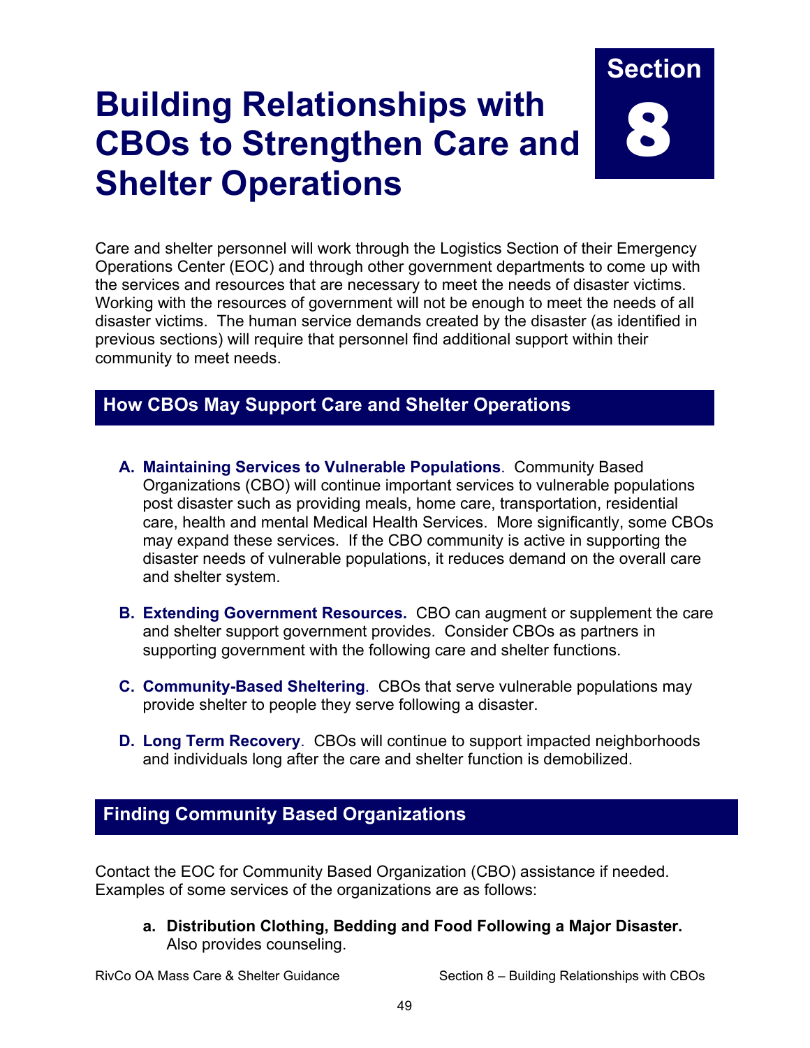# Section 8

# Building Relationships with CBOs to Strengthen Care and Shelter Operations

Care and shelter personnel will work through the Logistics Section of their Emergency Operations Center (EOC) and through other government departments to come up with the services and resources that are necessary to meet the needs of disaster victims. Working with the resources of government will not be enough to meet the needs of all disaster victims. The human service demands created by the disaster (as identified in previous sections) will require that personnel find additional support within their community to meet needs.

## How CBOs May Support Care and Shelter Operations

**A. Maintaining Services to Vulnerable Populations**. Community Based Organizations (CBO) will continue important services to vulnerable populations post disaster such as providing meals, home care, transportation, residential care, health and mental Medical Health Services. More significantly, some CBOs may expand these services. If the CBO community is active in supporting the disaster needs of vulnerable populations, it reduces demand on the overall care and shelter system.

**B. Extending Government Resources.** CBO can augment or supplement the care and shelter support government provides. Consider CBOs as partners in supporting government with the following care and shelter functions.

**C. Community-Based Sheltering**. CBOs that serve vulnerable populations may provide shelter to people they serve following a disaster.

**D. Long Term Recovery**. CBOs will continue to support impacted neighborhoods and individuals long after the care and shelter function is demobilized.

## Finding Community Based Organizations

Contact the EOC for Community Based Organization (CBO) assistance if needed. Examples of some services of the organizations are as follows:

a. **Distribution Clothing, Bedding and Food Following a Major Disaster.** Also provides counseling.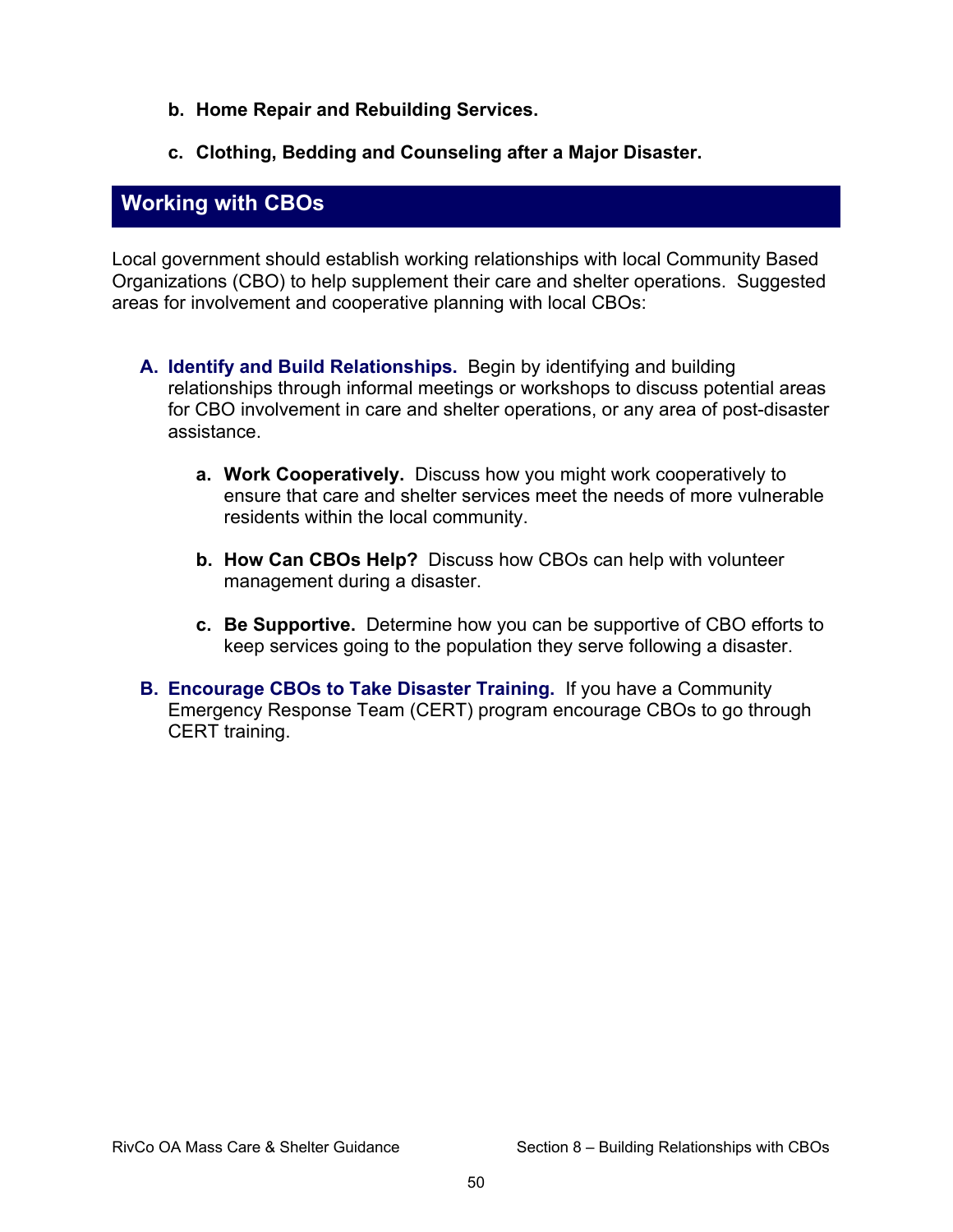b. **Home Repair and Rebuilding Services.**

c. **Clothing, Bedding and Counseling after a Major Disaster.**

## Working with CBOs

Local government should establish working relationships with local Community Based Organizations (CBO) to help supplement their care and shelter operations. Suggested areas for involvement and cooperative planning with local CBOs:

A. **Identify and Build Relationships.** Begin by identifying and building relationships through informal meetings or workshops to discuss potential areas for CBO involvement in care and shelter operations, or any area of post-disaster assistance.

   a. **Work Cooperatively.** Discuss how you might work cooperatively to ensure that care and shelter services meet the needs of more vulnerable residents within the local community.

   b. **How Can CBOs Help?** Discuss how CBOs can help with volunteer management during a disaster.

   c. **Be Supportive.** Determine how you can be supportive of CBO efforts to keep services going to the population they serve following a disaster.

B. **Encourage CBOs to Take Disaster Training.** If you have a Community Emergency Response Team (CERT) program encourage CBOs to go through CERT training.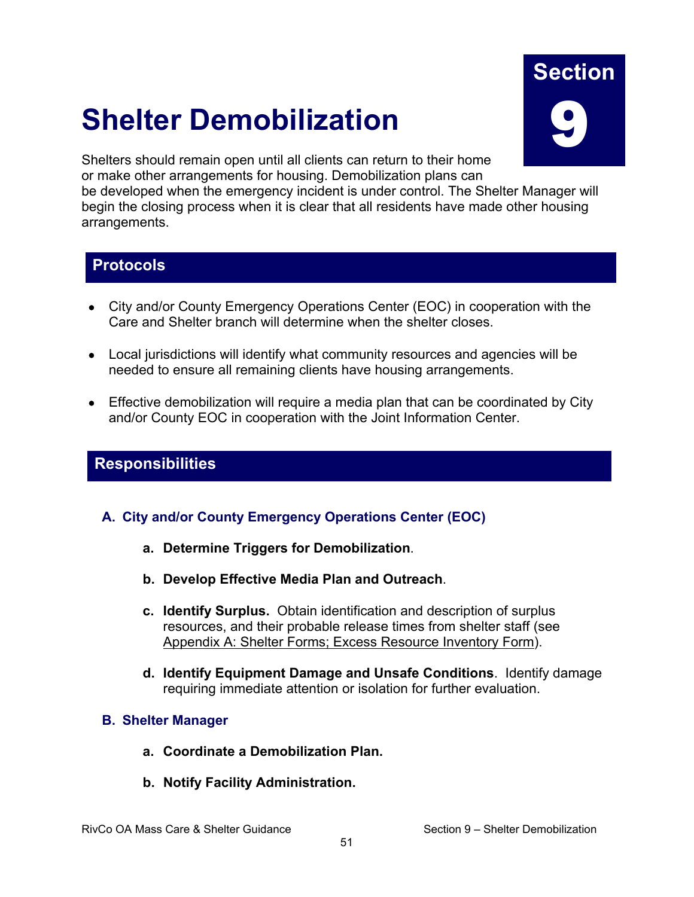# Section 9

# Shelter Demobilization

Shelters should remain open until all clients can return to their home or make other arrangements for housing. Demobilization plans can be developed when the emergency incident is under control. The Shelter Manager will begin the closing process when it is clear that all residents have made other housing arrangements.

## Protocols

- City and/or County Emergency Operations Center (EOC) in cooperation with the Care and Shelter branch will determine when the shelter closes.
- Local jurisdictions will identify what community resources and agencies will be needed to ensure all remaining clients have housing arrangements.
- Effective demobilization will require a media plan that can be coordinated by City and/or County EOC in cooperation with the Joint Information Center.

## Responsibilities

### A. City and/or County Emergency Operations Center (EOC)

a. **Determine Triggers for Demobilization**.

b. **Develop Effective Media Plan and Outreach**.

c. **Identify Surplus.** Obtain identification and description of surplus resources, and their probable release times from shelter staff (see Appendix A: Shelter Forms; Excess Resource Inventory Form).

d. **Identify Equipment Damage and Unsafe Conditions**. Identify damage requiring immediate attention or isolation for further evaluation.

### B. Shelter Manager

a. **Coordinate a Demobilization Plan.**

b. **Notify Facility Administration.**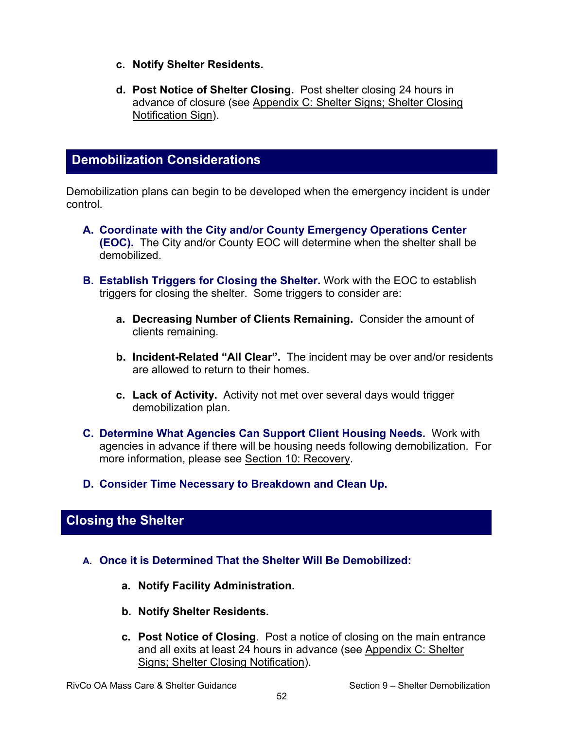c. **Notify Shelter Residents.**

d. **Post Notice of Shelter Closing.** Post shelter closing 24 hours in advance of closure (see Appendix C: Shelter Signs; Shelter Closing Notification Sign).

## Demobilization Considerations

Demobilization plans can begin to be developed when the emergency incident is under control.

**A. Coordinate with the City and/or County Emergency Operations Center (EOC).** The City and/or County EOC will determine when the shelter shall be demobilized.

**B. Establish Triggers for Closing the Shelter.** Work with the EOC to establish triggers for closing the shelter. Some triggers to consider are:

   a. **Decreasing Number of Clients Remaining.** Consider the amount of clients remaining.

   b. **Incident-Related "All Clear".** The incident may be over and/or residents are allowed to return to their homes.

   c. **Lack of Activity.** Activity not met over several days would trigger demobilization plan.

**C. Determine What Agencies Can Support Client Housing Needs.** Work with agencies in advance if there will be housing needs following demobilization. For more information, please see Section 10: Recovery.

**D. Consider Time Necessary to Breakdown and Clean Up.**

## Closing the Shelter

**A. Once it is Determined That the Shelter Will Be Demobilized:**

   a. **Notify Facility Administration.**

   b. **Notify Shelter Residents.**

   c. **Post Notice of Closing**. Post a notice of closing on the main entrance and all exits at least 24 hours in advance (see Appendix C: Shelter Signs; Shelter Closing Notification).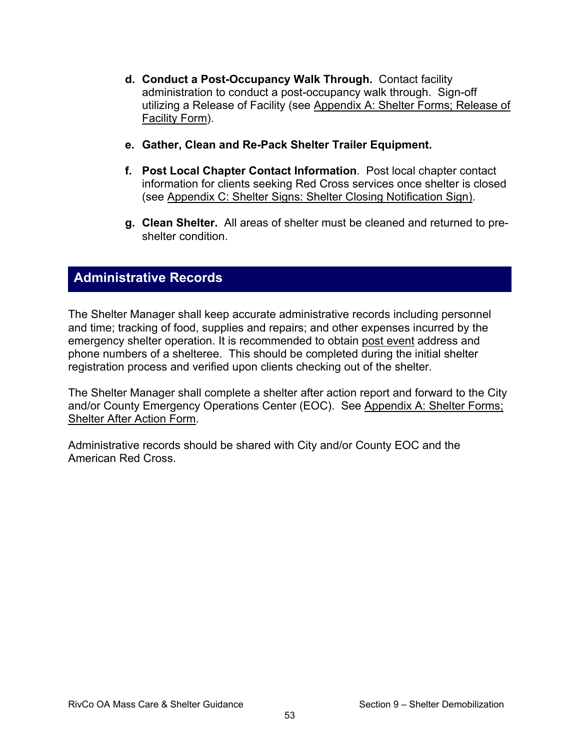d. **Conduct a Post-Occupancy Walk Through.** Contact facility administration to conduct a post-occupancy walk through. Sign-off utilizing a Release of Facility (see Appendix A: Shelter Forms; Release of Facility Form).

e. **Gather, Clean and Re-Pack Shelter Trailer Equipment.**

f. **Post Local Chapter Contact Information**. Post local chapter contact information for clients seeking Red Cross services once shelter is closed (see Appendix C: Shelter Signs: Shelter Closing Notification Sign).

g. **Clean Shelter.** All areas of shelter must be cleaned and returned to pre-shelter condition.

## Administrative Records

The Shelter Manager shall keep accurate administrative records including personnel and time; tracking of food, supplies and repairs; and other expenses incurred by the emergency shelter operation. It is recommended to obtain post event address and phone numbers of a shelteree. This should be completed during the initial shelter registration process and verified upon clients checking out of the shelter.

The Shelter Manager shall complete a shelter after action report and forward to the City and/or County Emergency Operations Center (EOC). See Appendix A: Shelter Forms; Shelter After Action Form.

Administrative records should be shared with City and/or County EOC and the American Red Cross.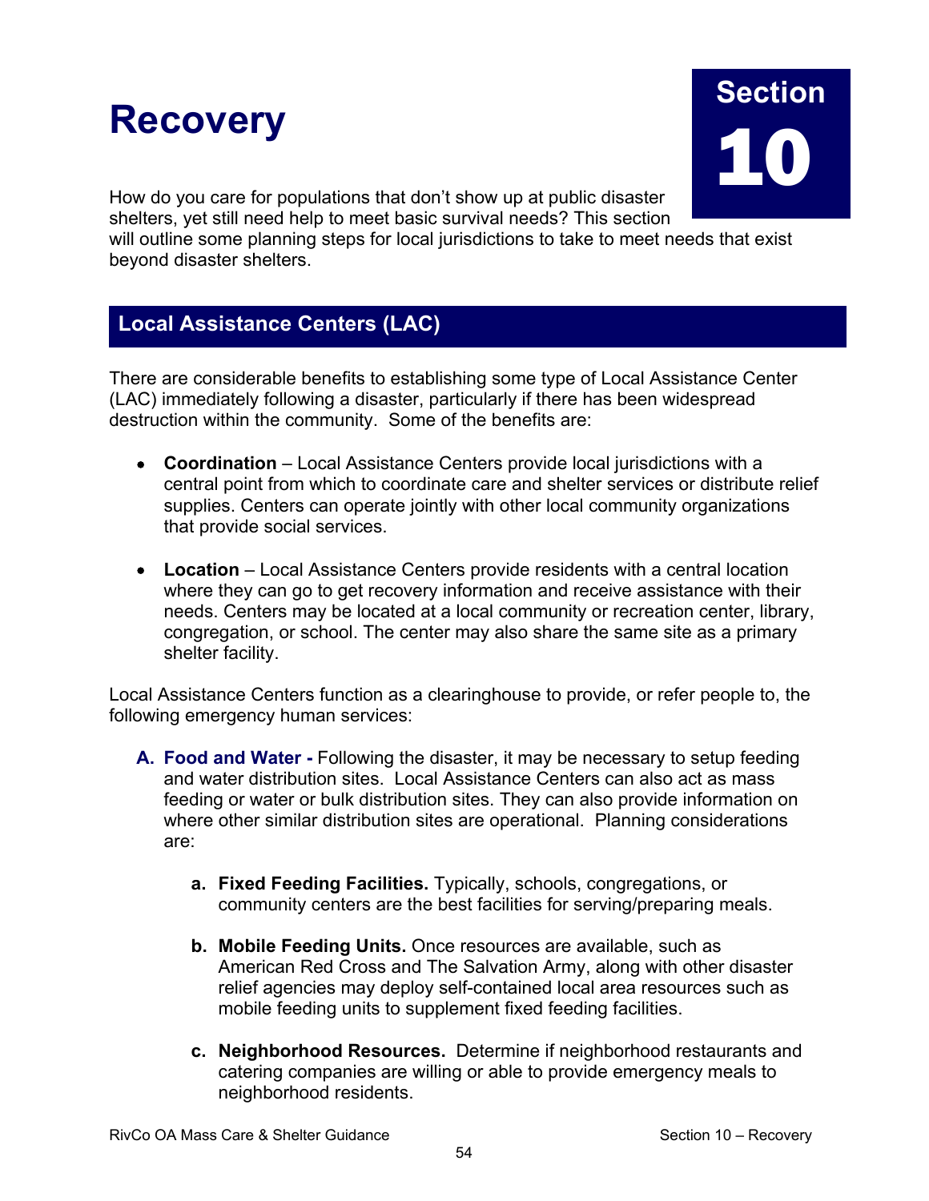# Recovery

**Section 10**

How do you care for populations that don't show up at public disaster shelters, yet still need help to meet basic survival needs? This section will outline some planning steps for local jurisdictions to take to meet needs that exist beyond disaster shelters.

## Local Assistance Centers (LAC)

There are considerable benefits to establishing some type of Local Assistance Center (LAC) immediately following a disaster, particularly if there has been widespread destruction within the community. Some of the benefits are:

- **Coordination** – Local Assistance Centers provide local jurisdictions with a central point from which to coordinate care and shelter services or distribute relief supplies. Centers can operate jointly with other local community organizations that provide social services.

- **Location** – Local Assistance Centers provide residents with a central location where they can go to get recovery information and receive assistance with their needs. Centers may be located at a local community or recreation center, library, congregation, or school. The center may also share the same site as a primary shelter facility.

Local Assistance Centers function as a clearinghouse to provide, or refer people to, the following emergency human services:

A. **Food and Water -** Following the disaster, it may be necessary to setup feeding and water distribution sites. Local Assistance Centers can also act as mass feeding or water or bulk distribution sites. They can also provide information on where other similar distribution sites are operational. Planning considerations are:

   a. **Fixed Feeding Facilities.** Typically, schools, congregations, or community centers are the best facilities for serving/preparing meals.

   b. **Mobile Feeding Units.** Once resources are available, such as American Red Cross and The Salvation Army, along with other disaster relief agencies may deploy self-contained local area resources such as mobile feeding units to supplement fixed feeding facilities.

   c. **Neighborhood Resources.** Determine if neighborhood restaurants and catering companies are willing or able to provide emergency meals to neighborhood residents.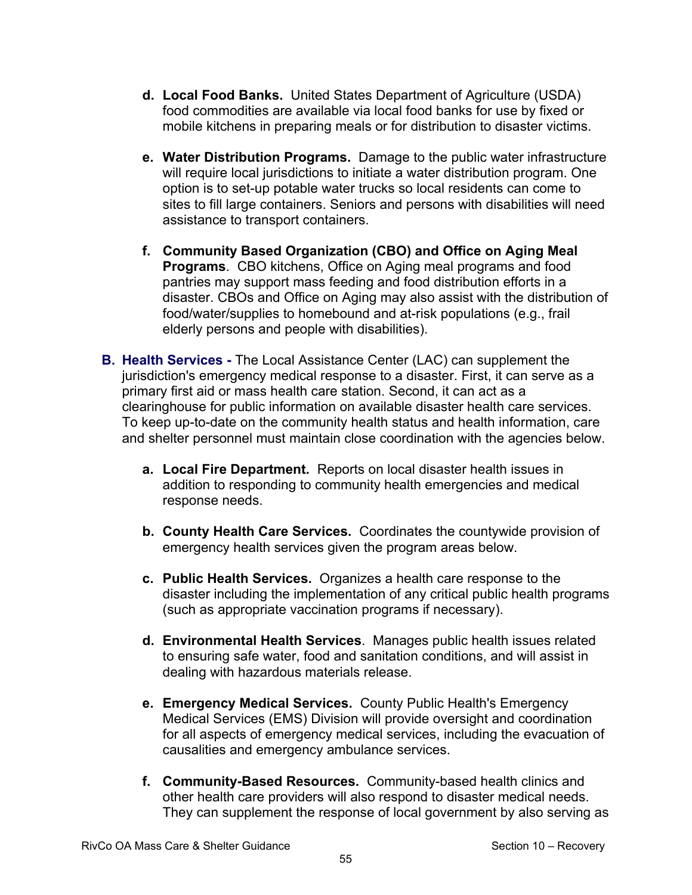d. **Local Food Banks.** United States Department of Agriculture (USDA) food commodities are available via local food banks for use by fixed or mobile kitchens in preparing meals or for distribution to disaster victims.

e. **Water Distribution Programs.** Damage to the public water infrastructure will require local jurisdictions to initiate a water distribution program. One option is to set-up potable water trucks so local residents can come to sites to fill large containers. Seniors and persons with disabilities will need assistance to transport containers.

f. **Community Based Organization (CBO) and Office on Aging Meal Programs**. CBO kitchens, Office on Aging meal programs and food pantries may support mass feeding and food distribution efforts in a disaster. CBOs and Office on Aging may also assist with the distribution of food/water/supplies to homebound and at-risk populations (e.g., frail elderly persons and people with disabilities).

**B. Health Services -** The Local Assistance Center (LAC) can supplement the jurisdiction's emergency medical response to a disaster. First, it can serve as a primary first aid or mass health care station. Second, it can act as a clearinghouse for public information on available disaster health care services. To keep up-to-date on the community health status and health information, care and shelter personnel must maintain close coordination with the agencies below.

a. **Local Fire Department.** Reports on local disaster health issues in addition to responding to community health emergencies and medical response needs.

b. **County Health Care Services.** Coordinates the countywide provision of emergency health services given the program areas below.

c. **Public Health Services.** Organizes a health care response to the disaster including the implementation of any critical public health programs (such as appropriate vaccination programs if necessary).

d. **Environmental Health Services**. Manages public health issues related to ensuring safe water, food and sanitation conditions, and will assist in dealing with hazardous materials release.

e. **Emergency Medical Services.** County Public Health's Emergency Medical Services (EMS) Division will provide oversight and coordination for all aspects of emergency medical services, including the evacuation of causalities and emergency ambulance services.

f. **Community-Based Resources.** Community-based health clinics and other health care providers will also respond to disaster medical needs. They can supplement the response of local government by also serving as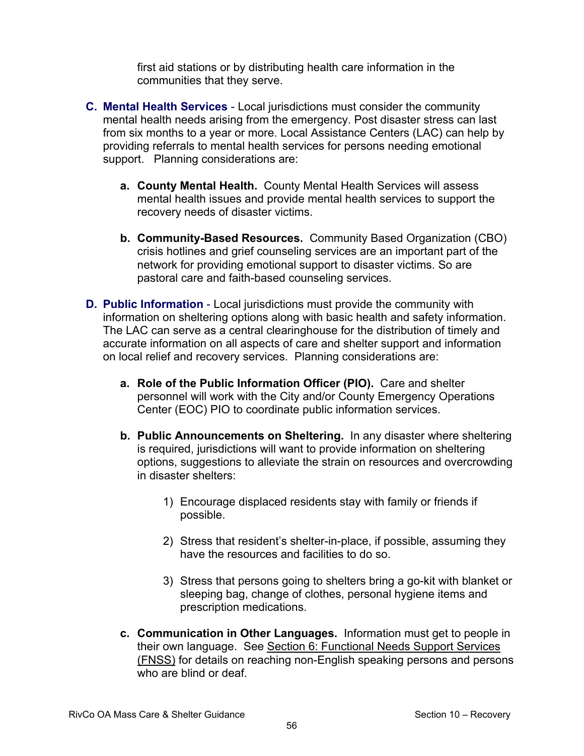first aid stations or by distributing health care information in the communities that they serve.

**C. Mental Health Services** - Local jurisdictions must consider the community mental health needs arising from the emergency. Post disaster stress can last from six months to a year or more. Local Assistance Centers (LAC) can help by providing referrals to mental health services for persons needing emotional support. Planning considerations are:

**a. County Mental Health.** County Mental Health Services will assess mental health issues and provide mental health services to support the recovery needs of disaster victims.

**b. Community-Based Resources.** Community Based Organization (CBO) crisis hotlines and grief counseling services are an important part of the network for providing emotional support to disaster victims. So are pastoral care and faith-based counseling services.

**D. Public Information** - Local jurisdictions must provide the community with information on sheltering options along with basic health and safety information. The LAC can serve as a central clearinghouse for the distribution of timely and accurate information on all aspects of care and shelter support and information on local relief and recovery services. Planning considerations are:

**a. Role of the Public Information Officer (PIO).** Care and shelter personnel will work with the City and/or County Emergency Operations Center (EOC) PIO to coordinate public information services.

**b. Public Announcements on Sheltering.** In any disaster where sheltering is required, jurisdictions will want to provide information on sheltering options, suggestions to alleviate the strain on resources and overcrowding in disaster shelters:

1) Encourage displaced residents stay with family or friends if possible.

2) Stress that resident's shelter-in-place, if possible, assuming they have the resources and facilities to do so.

3) Stress that persons going to shelters bring a go-kit with blanket or sleeping bag, change of clothes, personal hygiene items and prescription medications.

**c. Communication in Other Languages.** Information must get to people in their own language. See Section 6: Functional Needs Support Services (FNSS) for details on reaching non-English speaking persons and persons who are blind or deaf.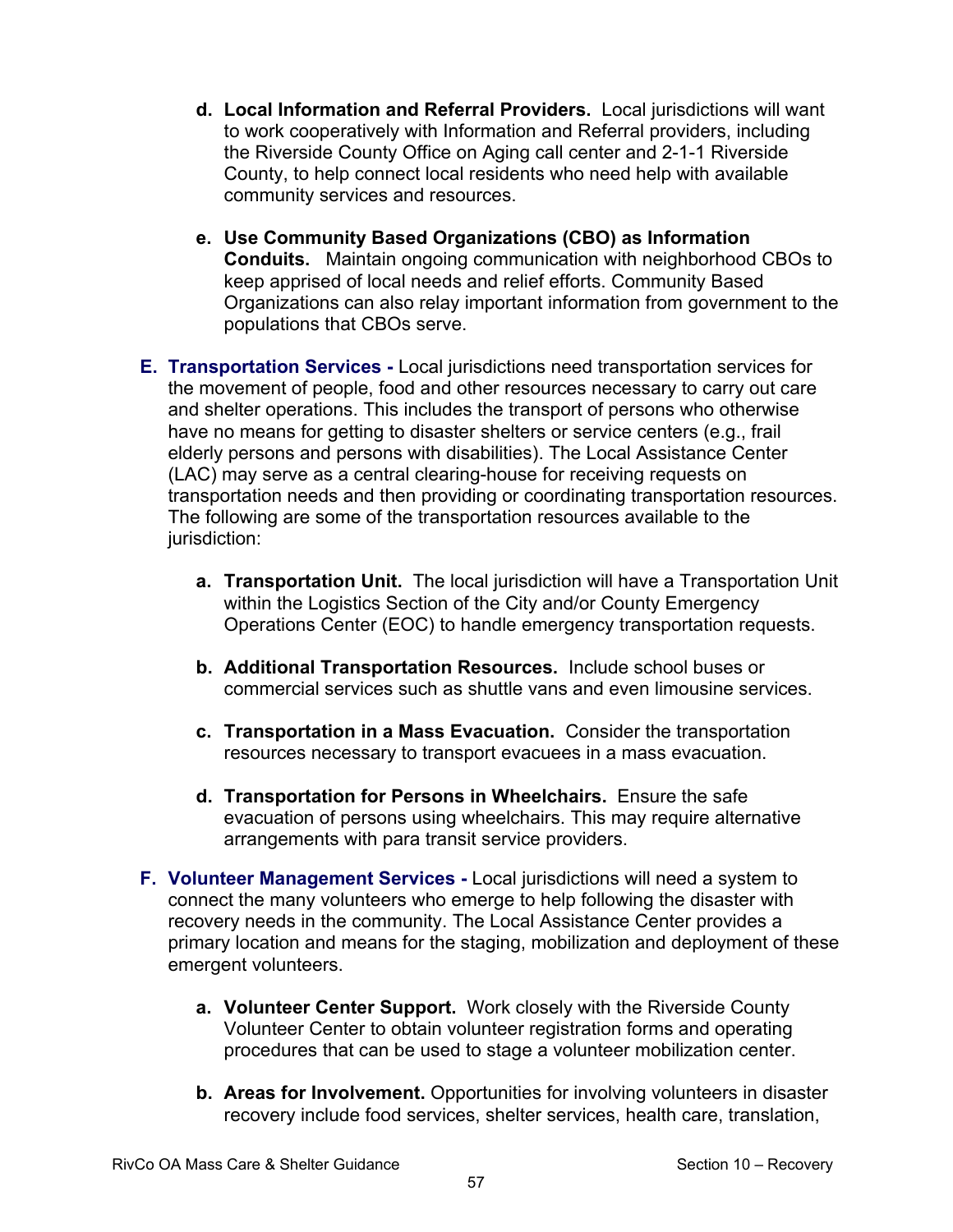d. **Local Information and Referral Providers.** Local jurisdictions will want to work cooperatively with Information and Referral providers, including the Riverside County Office on Aging call center and 2-1-1 Riverside County, to help connect local residents who need help with available community services and resources.

e. **Use Community Based Organizations (CBO) as Information Conduits.** Maintain ongoing communication with neighborhood CBOs to keep apprised of local needs and relief efforts. Community Based Organizations can also relay important information from government to the populations that CBOs serve.

**E. Transportation Services -** Local jurisdictions need transportation services for the movement of people, food and other resources necessary to carry out care and shelter operations. This includes the transport of persons who otherwise have no means for getting to disaster shelters or service centers (e.g., frail elderly persons and persons with disabilities). The Local Assistance Center (LAC) may serve as a central clearing-house for receiving requests on transportation needs and then providing or coordinating transportation resources. The following are some of the transportation resources available to the jurisdiction:

a. **Transportation Unit.** The local jurisdiction will have a Transportation Unit within the Logistics Section of the City and/or County Emergency Operations Center (EOC) to handle emergency transportation requests.

b. **Additional Transportation Resources.** Include school buses or commercial services such as shuttle vans and even limousine services.

c. **Transportation in a Mass Evacuation.** Consider the transportation resources necessary to transport evacuees in a mass evacuation.

d. **Transportation for Persons in Wheelchairs.** Ensure the safe evacuation of persons using wheelchairs. This may require alternative arrangements with para transit service providers.

**F. Volunteer Management Services -** Local jurisdictions will need a system to connect the many volunteers who emerge to help following the disaster with recovery needs in the community. The Local Assistance Center provides a primary location and means for the staging, mobilization and deployment of these emergent volunteers.

a. **Volunteer Center Support.** Work closely with the Riverside County Volunteer Center to obtain volunteer registration forms and operating procedures that can be used to stage a volunteer mobilization center.

b. **Areas for Involvement.** Opportunities for involving volunteers in disaster recovery include food services, shelter services, health care, translation,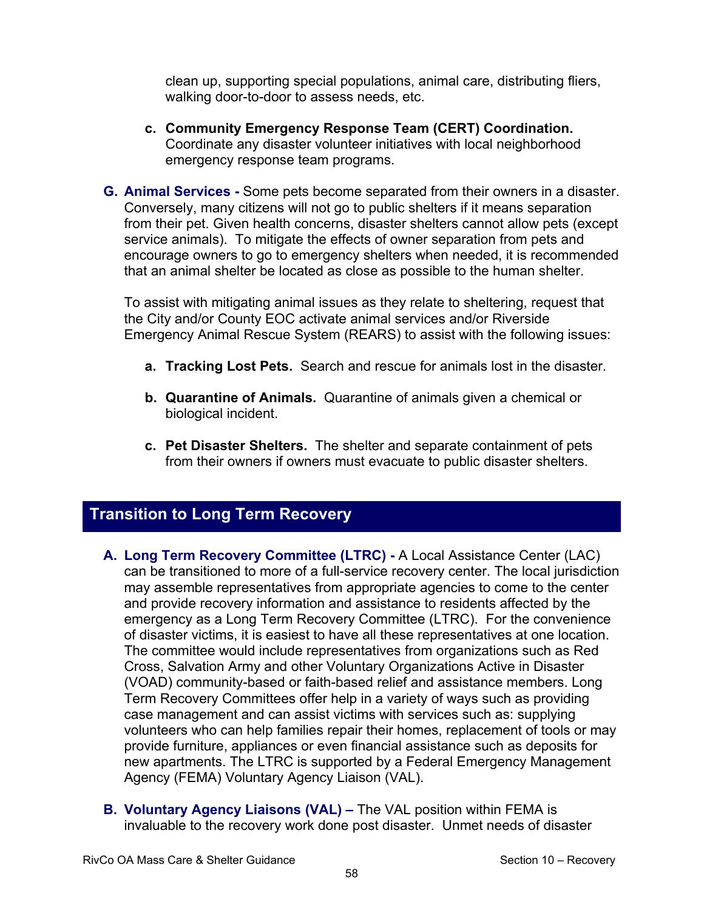clean up, supporting special populations, animal care, distributing fliers, walking door-to-door to assess needs, etc.

c. **Community Emergency Response Team (CERT) Coordination.** Coordinate any disaster volunteer initiatives with local neighborhood emergency response team programs.

**G. Animal Services -** Some pets become separated from their owners in a disaster. Conversely, many citizens will not go to public shelters if it means separation from their pet. Given health concerns, disaster shelters cannot allow pets (except service animals). To mitigate the effects of owner separation from pets and encourage owners to go to emergency shelters when needed, it is recommended that an animal shelter be located as close as possible to the human shelter.

To assist with mitigating animal issues as they relate to sheltering, request that the City and/or County EOC activate animal services and/or Riverside Emergency Animal Rescue System (REARS) to assist with the following issues:

a. **Tracking Lost Pets.** Search and rescue for animals lost in the disaster.

b. **Quarantine of Animals.** Quarantine of animals given a chemical or biological incident.

c. **Pet Disaster Shelters.** The shelter and separate containment of pets from their owners if owners must evacuate to public disaster shelters.

## Transition to Long Term Recovery

**A. Long Term Recovery Committee (LTRC) -** A Local Assistance Center (LAC) can be transitioned to more of a full-service recovery center. The local jurisdiction may assemble representatives from appropriate agencies to come to the center and provide recovery information and assistance to residents affected by the emergency as a Long Term Recovery Committee (LTRC). For the convenience of disaster victims, it is easiest to have all these representatives at one location. The committee would include representatives from organizations such as Red Cross, Salvation Army and other Voluntary Organizations Active in Disaster (VOAD) community-based or faith-based relief and assistance members. Long Term Recovery Committees offer help in a variety of ways such as providing case management and can assist victims with services such as: supplying volunteers who can help families repair their homes, replacement of tools or may provide furniture, appliances or even financial assistance such as deposits for new apartments. The LTRC is supported by a Federal Emergency Management Agency (FEMA) Voluntary Agency Liaison (VAL).

**B. Voluntary Agency Liaisons (VAL) –** The VAL position within FEMA is invaluable to the recovery work done post disaster. Unmet needs of disaster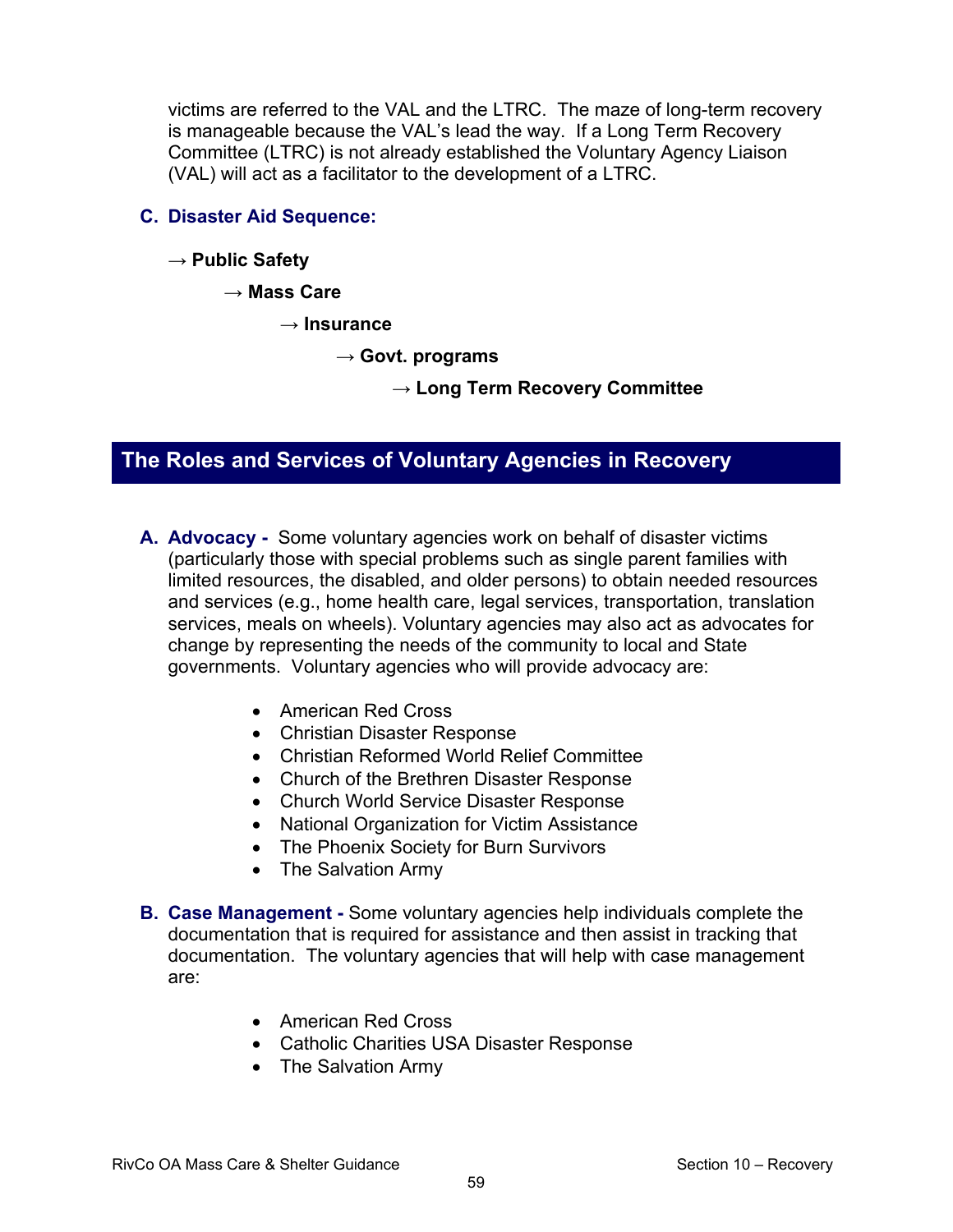victims are referred to the VAL and the LTRC. The maze of long-term recovery is manageable because the VAL's lead the way. If a Long Term Recovery Committee (LTRC) is not already established the Voluntary Agency Liaison (VAL) will act as a facilitator to the development of a LTRC.

### C. Disaster Aid Sequence:

→ **Public Safety**

→ **Mass Care**

→ **Insurance**

→ **Govt. programs**

→ **Long Term Recovery Committee**

## The Roles and Services of Voluntary Agencies in Recovery

**A. Advocacy -** Some voluntary agencies work on behalf of disaster victims (particularly those with special problems such as single parent families with limited resources, the disabled, and older persons) to obtain needed resources and services (e.g., home health care, legal services, transportation, translation services, meals on wheels). Voluntary agencies may also act as advocates for change by representing the needs of the community to local and State governments. Voluntary agencies who will provide advocacy are:

- American Red Cross
- Christian Disaster Response
- Christian Reformed World Relief Committee
- Church of the Brethren Disaster Response
- Church World Service Disaster Response
- National Organization for Victim Assistance
- The Phoenix Society for Burn Survivors
- The Salvation Army

**B. Case Management -** Some voluntary agencies help individuals complete the documentation that is required for assistance and then assist in tracking that documentation. The voluntary agencies that will help with case management are:

- American Red Cross
- Catholic Charities USA Disaster Response
- The Salvation Army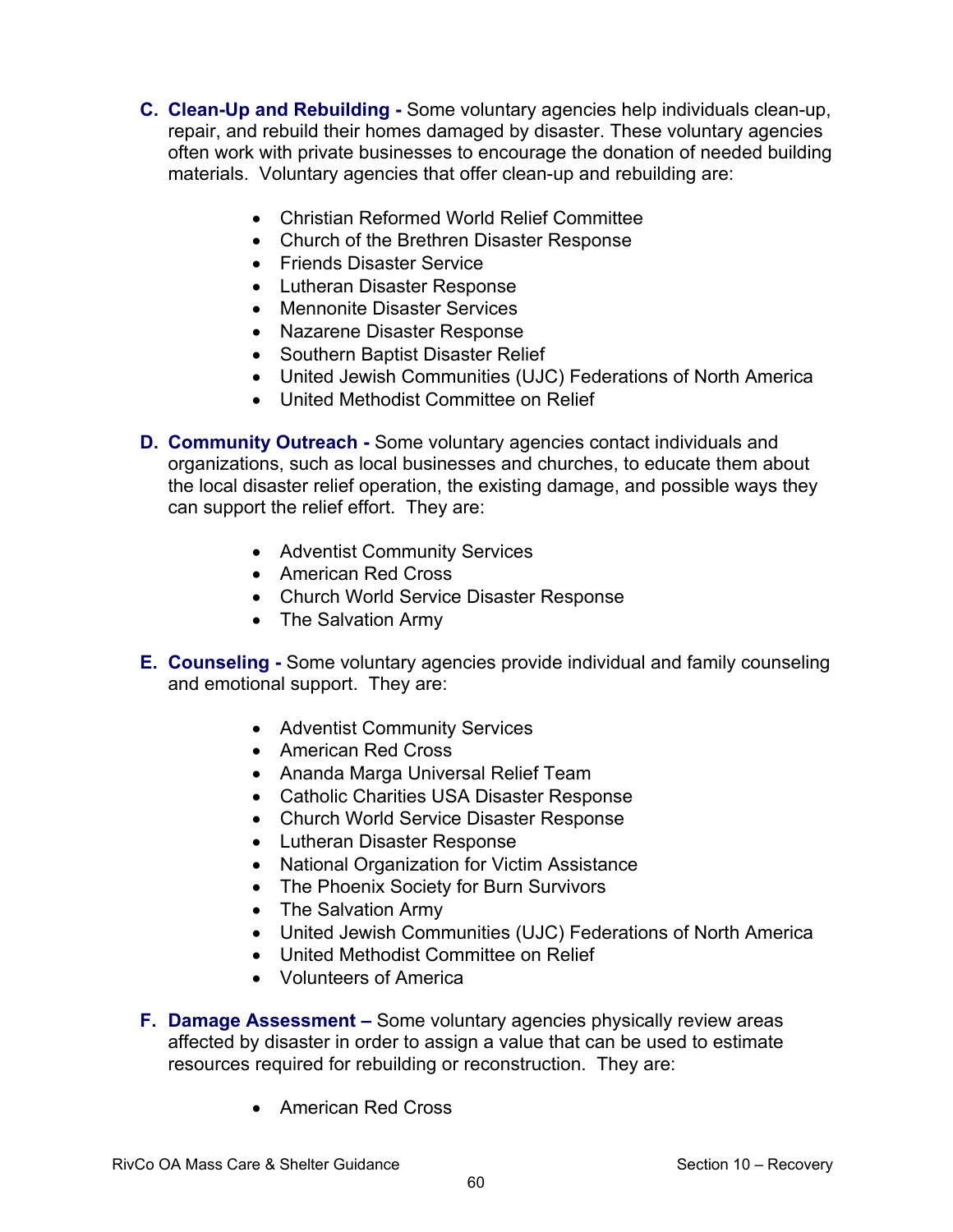C. **Clean-Up and Rebuilding -** Some voluntary agencies help individuals clean-up, repair, and rebuild their homes damaged by disaster. These voluntary agencies often work with private businesses to encourage the donation of needed building materials. Voluntary agencies that offer clean-up and rebuilding are:

- Christian Reformed World Relief Committee
- Church of the Brethren Disaster Response
- Friends Disaster Service
- Lutheran Disaster Response
- Mennonite Disaster Services
- Nazarene Disaster Response
- Southern Baptist Disaster Relief
- United Jewish Communities (UJC) Federations of North America
- United Methodist Committee on Relief

D. **Community Outreach -** Some voluntary agencies contact individuals and organizations, such as local businesses and churches, to educate them about the local disaster relief operation, the existing damage, and possible ways they can support the relief effort. They are:

- Adventist Community Services
- American Red Cross
- Church World Service Disaster Response
- The Salvation Army

E. **Counseling -** Some voluntary agencies provide individual and family counseling and emotional support. They are:

- Adventist Community Services
- American Red Cross
- Ananda Marga Universal Relief Team
- Catholic Charities USA Disaster Response
- Church World Service Disaster Response
- Lutheran Disaster Response
- National Organization for Victim Assistance
- The Phoenix Society for Burn Survivors
- The Salvation Army
- United Jewish Communities (UJC) Federations of North America
- United Methodist Committee on Relief
- Volunteers of America

F. **Damage Assessment –** Some voluntary agencies physically review areas affected by disaster in order to assign a value that can be used to estimate resources required for rebuilding or reconstruction. They are:

- American Red Cross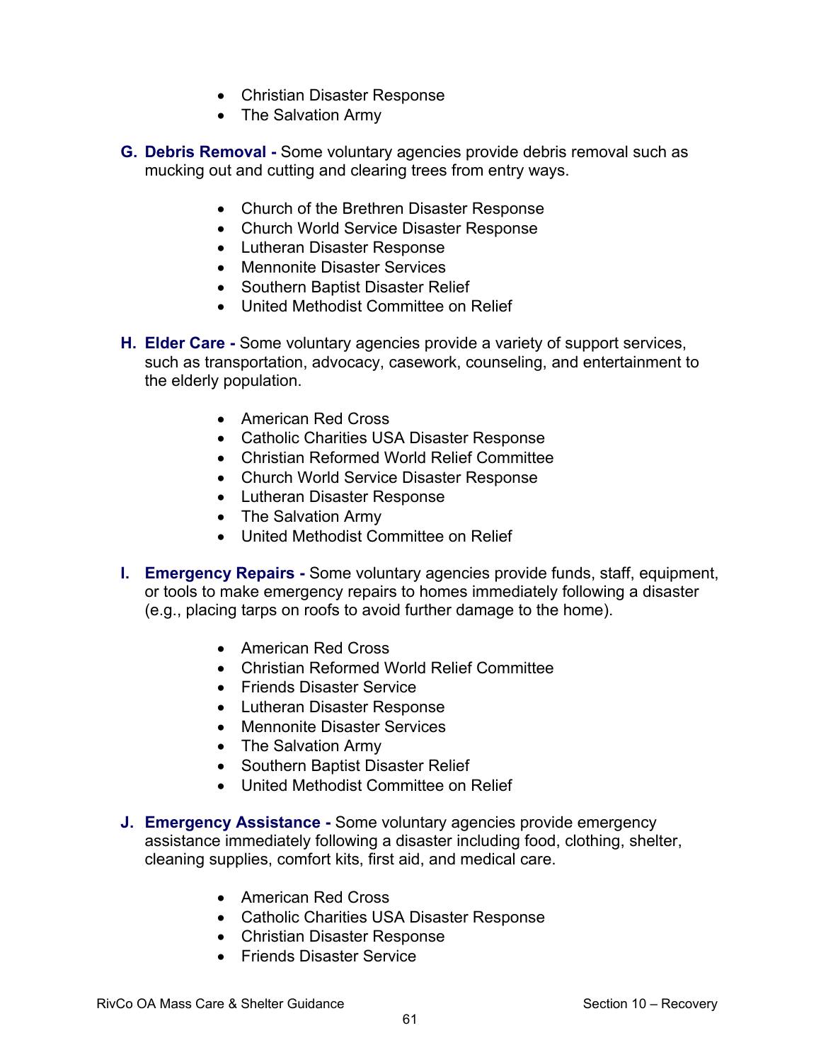- Christian Disaster Response
- The Salvation Army

**G. Debris Removal -** Some voluntary agencies provide debris removal such as mucking out and cutting and clearing trees from entry ways.

- Church of the Brethren Disaster Response
- Church World Service Disaster Response
- Lutheran Disaster Response
- Mennonite Disaster Services
- Southern Baptist Disaster Relief
- United Methodist Committee on Relief

**H. Elder Care -** Some voluntary agencies provide a variety of support services, such as transportation, advocacy, casework, counseling, and entertainment to the elderly population.

- American Red Cross
- Catholic Charities USA Disaster Response
- Christian Reformed World Relief Committee
- Church World Service Disaster Response
- Lutheran Disaster Response
- The Salvation Army
- United Methodist Committee on Relief

**I. Emergency Repairs -** Some voluntary agencies provide funds, staff, equipment, or tools to make emergency repairs to homes immediately following a disaster (e.g., placing tarps on roofs to avoid further damage to the home).

- American Red Cross
- Christian Reformed World Relief Committee
- Friends Disaster Service
- Lutheran Disaster Response
- Mennonite Disaster Services
- The Salvation Army
- Southern Baptist Disaster Relief
- United Methodist Committee on Relief

**J. Emergency Assistance -** Some voluntary agencies provide emergency assistance immediately following a disaster including food, clothing, shelter, cleaning supplies, comfort kits, first aid, and medical care.

- American Red Cross
- Catholic Charities USA Disaster Response
- Christian Disaster Response
- Friends Disaster Service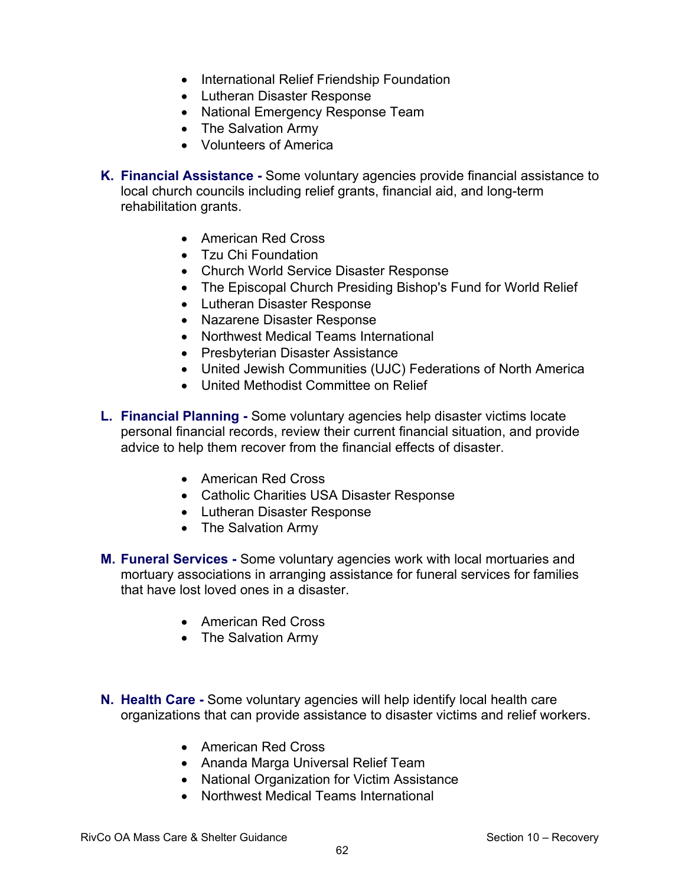- International Relief Friendship Foundation
- Lutheran Disaster Response
- National Emergency Response Team
- The Salvation Army
- Volunteers of America

**K. Financial Assistance -** Some voluntary agencies provide financial assistance to local church councils including relief grants, financial aid, and long-term rehabilitation grants.

- American Red Cross
- Tzu Chi Foundation
- Church World Service Disaster Response
- The Episcopal Church Presiding Bishop's Fund for World Relief
- Lutheran Disaster Response
- Nazarene Disaster Response
- Northwest Medical Teams International
- Presbyterian Disaster Assistance
- United Jewish Communities (UJC) Federations of North America
- United Methodist Committee on Relief

**L. Financial Planning -** Some voluntary agencies help disaster victims locate personal financial records, review their current financial situation, and provide advice to help them recover from the financial effects of disaster.

- American Red Cross
- Catholic Charities USA Disaster Response
- Lutheran Disaster Response
- The Salvation Army

**M. Funeral Services -** Some voluntary agencies work with local mortuaries and mortuary associations in arranging assistance for funeral services for families that have lost loved ones in a disaster.

- American Red Cross
- The Salvation Army

**N. Health Care -** Some voluntary agencies will help identify local health care organizations that can provide assistance to disaster victims and relief workers.

- American Red Cross
- Ananda Marga Universal Relief Team
- National Organization for Victim Assistance
- Northwest Medical Teams International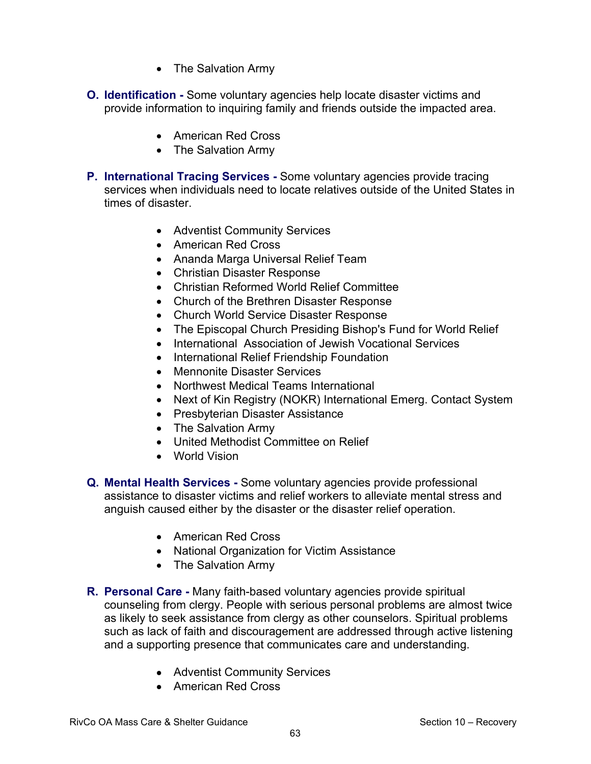- The Salvation Army

**O. Identification -** Some voluntary agencies help locate disaster victims and provide information to inquiring family and friends outside the impacted area.

- American Red Cross
- The Salvation Army

**P. International Tracing Services -** Some voluntary agencies provide tracing services when individuals need to locate relatives outside of the United States in times of disaster.

- Adventist Community Services
- American Red Cross
- Ananda Marga Universal Relief Team
- Christian Disaster Response
- Christian Reformed World Relief Committee
- Church of the Brethren Disaster Response
- Church World Service Disaster Response
- The Episcopal Church Presiding Bishop's Fund for World Relief
- International Association of Jewish Vocational Services
- International Relief Friendship Foundation
- Mennonite Disaster Services
- Northwest Medical Teams International
- Next of Kin Registry (NOKR) International Emerg. Contact System
- Presbyterian Disaster Assistance
- The Salvation Army
- United Methodist Committee on Relief
- World Vision

**Q. Mental Health Services -** Some voluntary agencies provide professional assistance to disaster victims and relief workers to alleviate mental stress and anguish caused either by the disaster or the disaster relief operation.

- American Red Cross
- National Organization for Victim Assistance
- The Salvation Army

**R. Personal Care -** Many faith-based voluntary agencies provide spiritual counseling from clergy. People with serious personal problems are almost twice as likely to seek assistance from clergy as other counselors. Spiritual problems such as lack of faith and discouragement are addressed through active listening and a supporting presence that communicates care and understanding.

- Adventist Community Services
- American Red Cross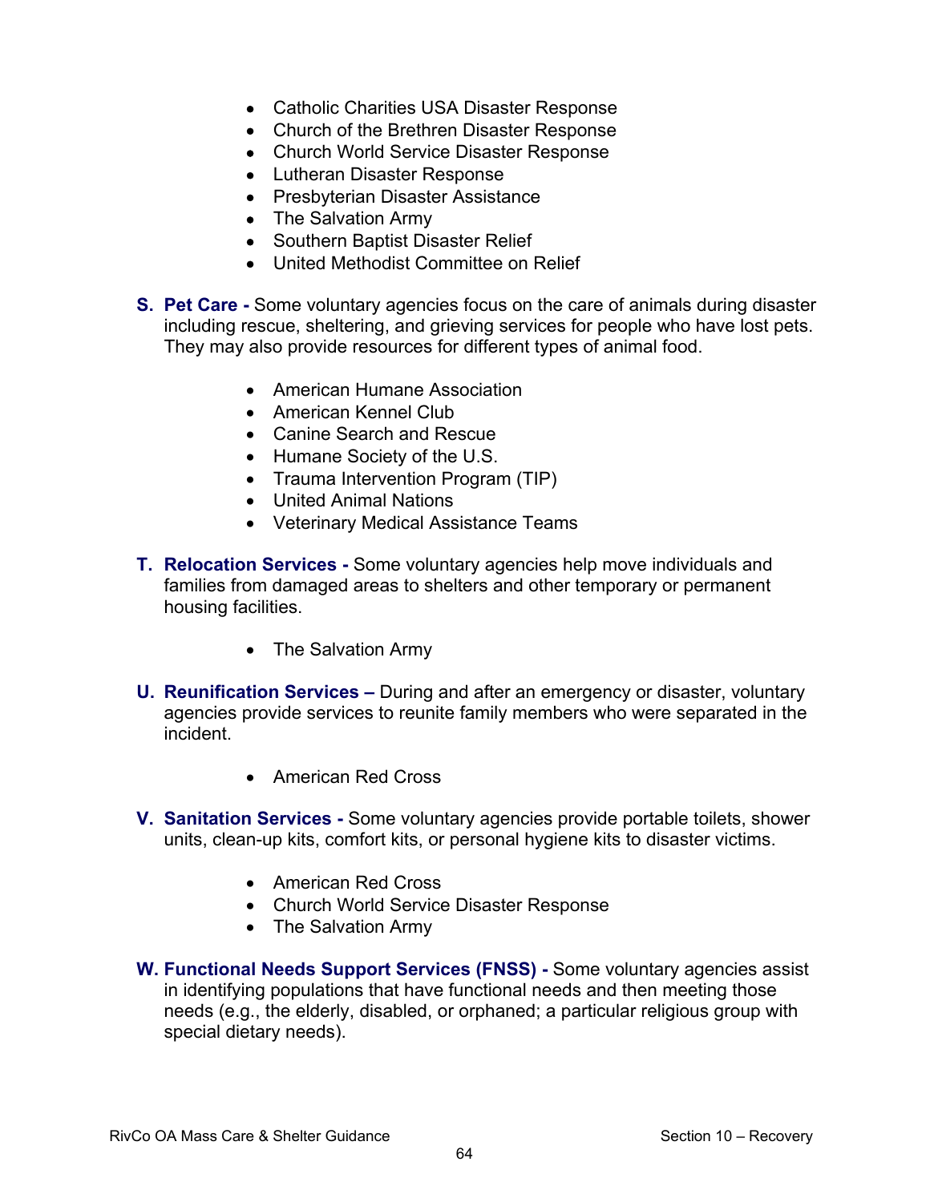- Catholic Charities USA Disaster Response
- Church of the Brethren Disaster Response
- Church World Service Disaster Response
- Lutheran Disaster Response
- Presbyterian Disaster Assistance
- The Salvation Army
- Southern Baptist Disaster Relief
- United Methodist Committee on Relief

**S. Pet Care -** Some voluntary agencies focus on the care of animals during disaster including rescue, sheltering, and grieving services for people who have lost pets. They may also provide resources for different types of animal food.

- American Humane Association
- American Kennel Club
- Canine Search and Rescue
- Humane Society of the U.S.
- Trauma Intervention Program (TIP)
- United Animal Nations
- Veterinary Medical Assistance Teams

**T. Relocation Services -** Some voluntary agencies help move individuals and families from damaged areas to shelters and other temporary or permanent housing facilities.

- The Salvation Army

**U. Reunification Services –** During and after an emergency or disaster, voluntary agencies provide services to reunite family members who were separated in the incident.

- American Red Cross

**V. Sanitation Services -** Some voluntary agencies provide portable toilets, shower units, clean-up kits, comfort kits, or personal hygiene kits to disaster victims.

- American Red Cross
- Church World Service Disaster Response
- The Salvation Army

**W. Functional Needs Support Services (FNSS) -** Some voluntary agencies assist in identifying populations that have functional needs and then meeting those needs (e.g., the elderly, disabled, or orphaned; a particular religious group with special dietary needs).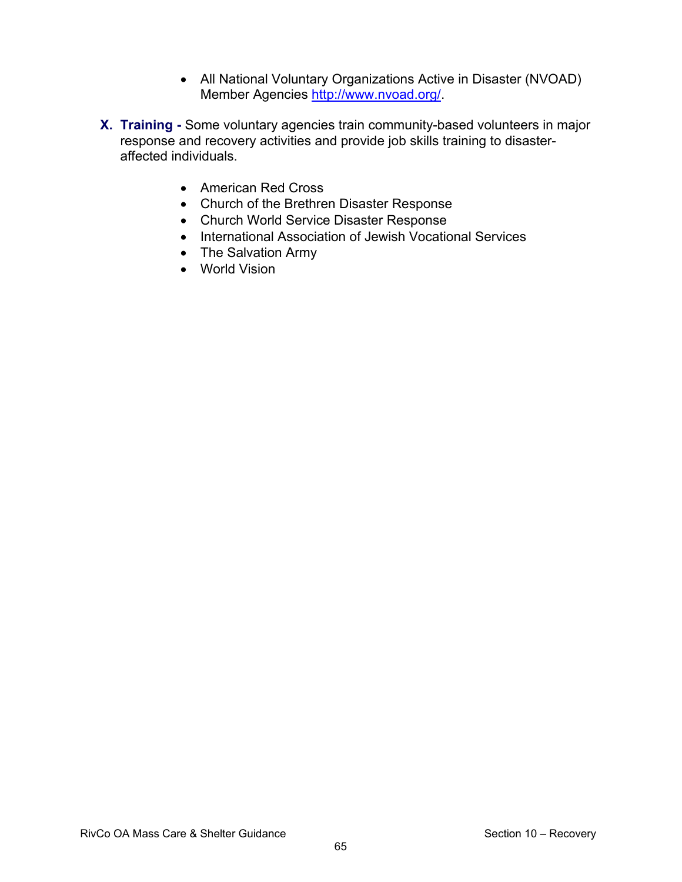- All National Voluntary Organizations Active in Disaster (NVOAD) Member Agencies http://www.nvoad.org/.

**X. Training -** Some voluntary agencies train community-based volunteers in major response and recovery activities and provide job skills training to disaster-affected individuals.

- American Red Cross
- Church of the Brethren Disaster Response
- Church World Service Disaster Response
- International Association of Jewish Vocational Services
- The Salvation Army
- World Vision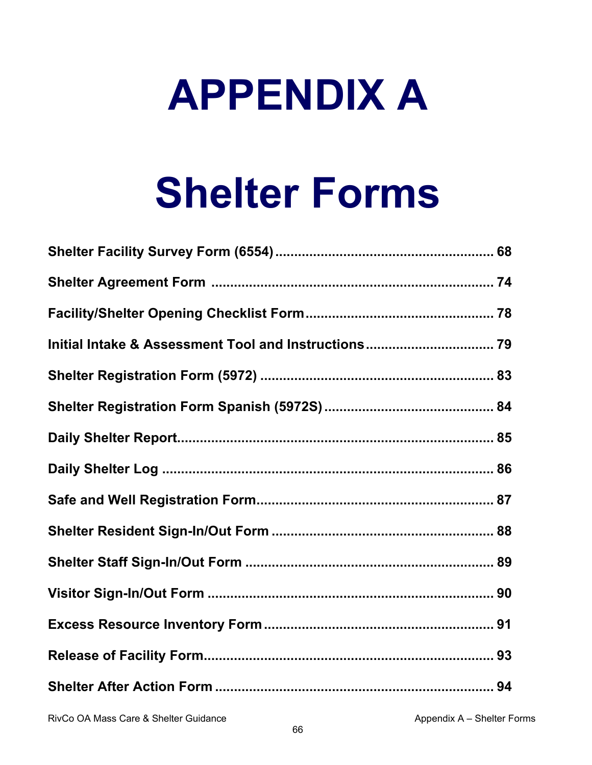# APPENDIX A

# Shelter Forms

**Shelter Facility Survey Form (6554)** ........................................................ **68**

**Shelter Agreement Form** ........................................................................ **74**

**Facility/Shelter Opening Checklist Form** ................................................ **78**

**Initial Intake & Assessment Tool and Instructions** ................................. **79**

**Shelter Registration Form (5972)** .............................................................. **83**

**Shelter Registration Form Spanish (5972S)** ............................................ **84**

**Daily Shelter Report** .................................................................................... **85**

**Daily Shelter Log** ........................................................................................ **86**

**Safe and Well Registration Form** ................................................................ **87**

**Shelter Resident Sign-In/Out Form** .......................................................... **88**

**Shelter Staff Sign-In/Out Form** ................................................................. **89**

**Visitor Sign-In/Out Form** ........................................................................... **90**

**Excess Resource Inventory Form** ............................................................. **91**

**Release of Facility Form** ............................................................................. **93**

**Shelter After Action Form** .......................................................................... **94**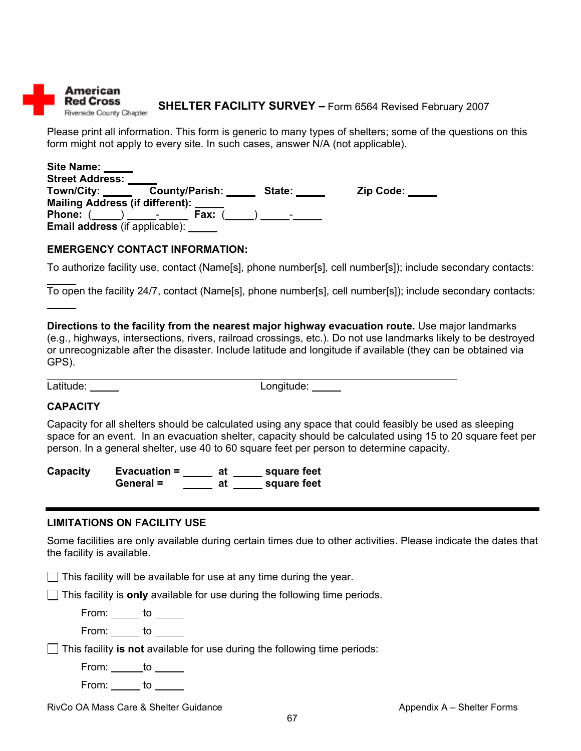American Red Cross
Riverside County Chapter

**SHELTER FACILITY SURVEY –** Form 6564 Revised February 2007

Please print all information. This form is generic to many types of shelters; some of the questions on this form might not apply to every site. In such cases, answer N/A (not applicable).

**Site Name:** _____
**Street Address:** _____
**Town/City:** _____ **County/Parish:** _____ **State:** _____ **Zip Code:** _____
**Mailing Address (if different):** _____
**Phone:** (_____) _____-_____ **Fax:** (_____) _____-_____
**Email address** (if applicable): _____

**EMERGENCY CONTACT INFORMATION:**

To authorize facility use, contact (Name[s], phone number[s], cell number[s]); include secondary contacts: _____

To open the facility 24/7, contact (Name[s], phone number[s], cell number[s]); include secondary contacts: _____

**Directions to the facility from the nearest major highway evacuation route.** Use major landmarks (e.g., highways, intersections, rivers, railroad crossings, etc.). Do not use landmarks likely to be destroyed or unrecognizable after the disaster. Include latitude and longitude if available (they can be obtained via GPS).

_______________________________________________

Latitude: _____ Longitude: _____

**CAPACITY**

Capacity for all shelters should be calculated using any space that could feasibly be used as sleeping space for an event. In an evacuation shelter, capacity should be calculated using 15 to 20 square feet per person. In a general shelter, use 40 to 60 square feet per person to determine capacity.

**Capacity** **Evacuation =** _____ **at** _____ **square feet**
**General =** _____ **at** _____ **square feet**

---

**LIMITATIONS ON FACILITY USE**

Some facilities are only available during certain times due to other activities. Please indicate the dates that the facility is available.

☐ This facility will be available for use at any time during the year.

☐ This facility is **only** available for use during the following time periods.

From: _____ to _____

From: _____ to _____

☐ This facility **is not** available for use during the following time periods:

From: _____ to _____

From: _____ to _____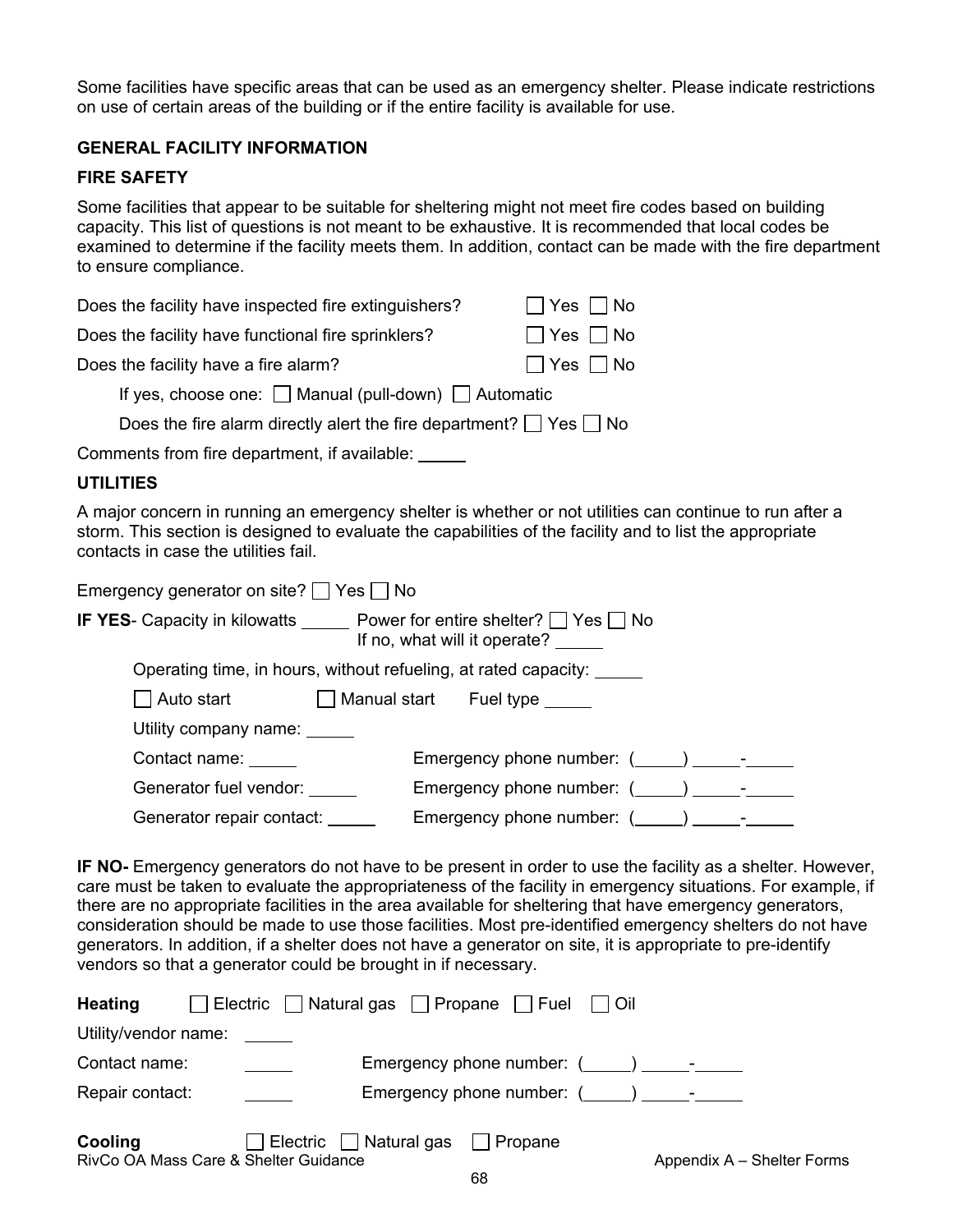Some facilities have specific areas that can be used as an emergency shelter. Please indicate restrictions on use of certain areas of the building or if the entire facility is available for use.

**GENERAL FACILITY INFORMATION**

**FIRE SAFETY**

Some facilities that appear to be suitable for sheltering might not meet fire codes based on building capacity. This list of questions is not meant to be exhaustive. It is recommended that local codes be examined to determine if the facility meets them. In addition, contact can be made with the fire department to ensure compliance.

Does the facility have inspected fire extinguishers? ☐ Yes ☐ No

Does the facility have functional fire sprinklers? ☐ Yes ☐ No

Does the facility have a fire alarm? ☐ Yes ☐ No

If yes, choose one: ☐ Manual (pull-down) ☐ Automatic

Does the fire alarm directly alert the fire department? ☐ Yes ☐ No

Comments from fire department, if available: _____

**UTILITIES**

A major concern in running an emergency shelter is whether or not utilities can continue to run after a storm. This section is designed to evaluate the capabilities of the facility and to list the appropriate contacts in case the utilities fail.

Emergency generator on site? ☐ Yes ☐ No

**IF YES**- Capacity in kilowatts _____ Power for entire shelter? ☐ Yes ☐ No
If no, what will it operate? _____

Operating time, in hours, without refueling, at rated capacity: _____

☐ Auto start ☐ Manual start Fuel type _____

Utility company name: _____

Contact name: _____ Emergency phone number: (_____) _____-_____

Generator fuel vendor: _____ Emergency phone number: (_____) _____-_____

Generator repair contact: _____ Emergency phone number: (_____) _____-_____

**IF NO-** Emergency generators do not have to be present in order to use the facility as a shelter. However, care must be taken to evaluate the appropriateness of the facility in emergency situations. For example, if there are no appropriate facilities in the area available for sheltering that have emergency generators, consideration should be made to use those facilities. Most pre-identified emergency shelters do not have generators. In addition, if a shelter does not have a generator on site, it is appropriate to pre-identify vendors so that a generator could be brought in if necessary.

**Heating** ☐ Electric ☐ Natural gas ☐ Propane ☐ Fuel ☐ Oil

Utility/vendor name: _____

Contact name: _____ Emergency phone number: (_____) _____-_____

Repair contact: _____ Emergency phone number: (_____) _____-_____

**Cooling** ☐ Electric ☐ Natural gas ☐ Propane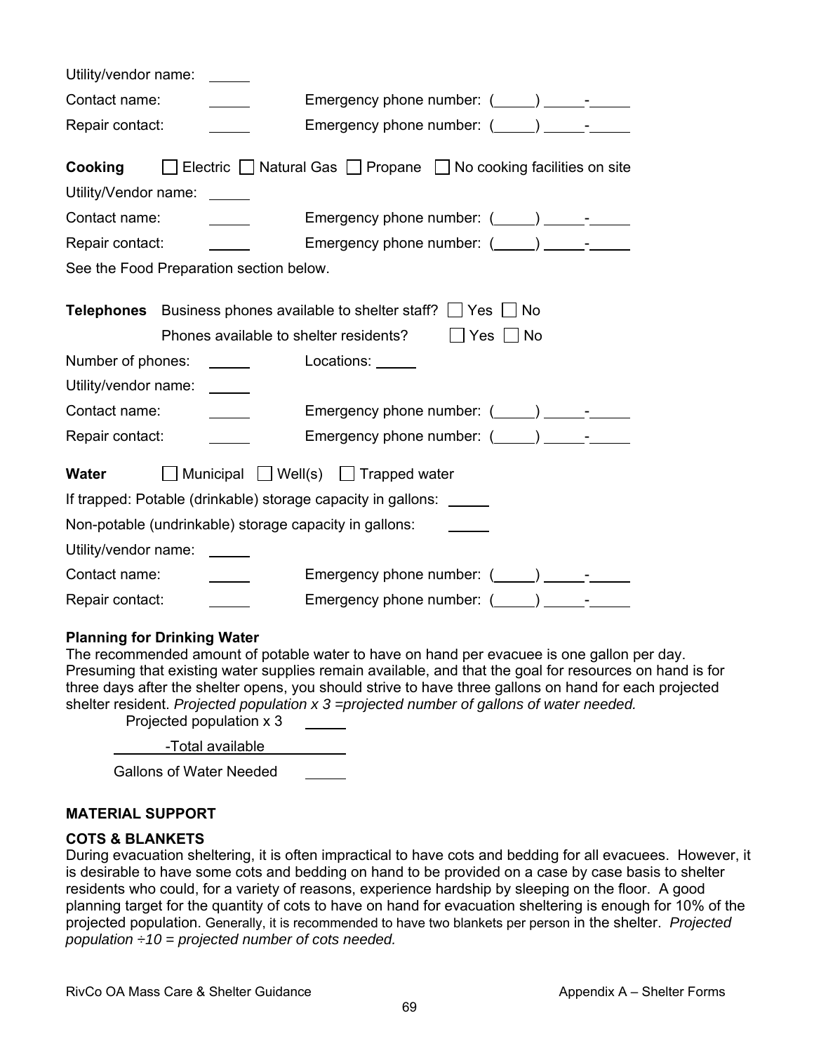Utility/vendor name: \_\_\_\_\_

Contact name: \_\_\_\_\_ Emergency phone number: (\_\_\_\_\_) \_\_\_\_\_-\_\_\_\_\_

Repair contact: \_\_\_\_\_ Emergency phone number: (\_\_\_\_\_) \_\_\_\_\_-\_\_\_\_\_

**Cooking** ☐ Electric ☐ Natural Gas ☐ Propane ☐ No cooking facilities on site

Utility/Vendor name: \_\_\_\_\_

Contact name: \_\_\_\_\_ Emergency phone number: (\_\_\_\_\_) \_\_\_\_\_-\_\_\_\_\_

Repair contact: \_\_\_\_\_ Emergency phone number: (\_\_\_\_\_) \_\_\_\_\_-\_\_\_\_\_

See the Food Preparation section below.

**Telephones** Business phones available to shelter staff? ☐ Yes ☐ No

Phones available to shelter residents? ☐ Yes ☐ No

Number of phones: \_\_\_\_\_ Locations: \_\_\_\_\_

Utility/vendor name: \_\_\_\_\_

Contact name: \_\_\_\_\_ Emergency phone number: (\_\_\_\_\_) \_\_\_\_\_-\_\_\_\_\_

Repair contact: \_\_\_\_\_ Emergency phone number: (\_\_\_\_\_) \_\_\_\_\_-\_\_\_\_\_

**Water** ☐ Municipal ☐ Well(s) ☐ Trapped water

If trapped: Potable (drinkable) storage capacity in gallons: \_\_\_\_\_

Non-potable (undrinkable) storage capacity in gallons: \_\_\_\_\_

Utility/vendor name: \_\_\_\_\_

Contact name: \_\_\_\_\_ Emergency phone number: (\_\_\_\_\_) \_\_\_\_\_-\_\_\_\_\_

Repair contact: \_\_\_\_\_ Emergency phone number: (\_\_\_\_\_) \_\_\_\_\_-\_\_\_\_\_

**Planning for Drinking Water**

The recommended amount of potable water to have on hand per evacuee is one gallon per day. Presuming that existing water supplies remain available, and that the goal for resources on hand is for three days after the shelter opens, you should strive to have three gallons on hand for each projected shelter resident. *Projected population x 3 =projected number of gallons of water needed.*

Projected population x 3 \_\_\_\_\_

-Total available \_\_\_\_\_

Gallons of Water Needed \_\_\_\_\_

## MATERIAL SUPPORT

### COTS & BLANKETS

During evacuation sheltering, it is often impractical to have cots and bedding for all evacuees. However, it is desirable to have some cots and bedding on hand to be provided on a case by case basis to shelter residents who could, for a variety of reasons, experience hardship by sleeping on the floor. A good planning target for the quantity of cots to have on hand for evacuation sheltering is enough for 10% of the projected population. Generally, it is recommended to have two blankets per person in the shelter. *Projected population ÷10 = projected number of cots needed.*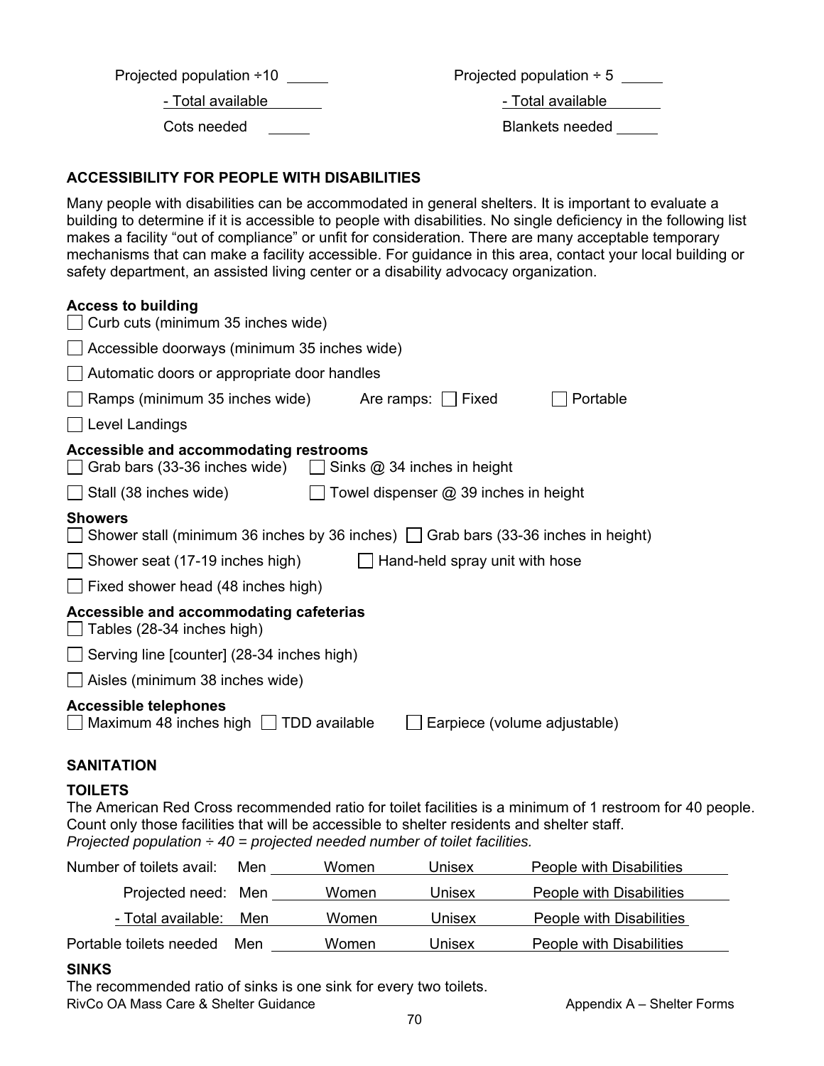| | |
|---|---|
| Projected population ÷10 _____ | Projected population ÷ 5 _____ |
| - Total available _____ | - Total available _____ |
| Cots needed _____ | Blankets needed _____ |

## ACCESSIBILITY FOR PEOPLE WITH DISABILITIES

Many people with disabilities can be accommodated in general shelters. It is important to evaluate a building to determine if it is accessible to people with disabilities. No single deficiency in the following list makes a facility "out of compliance" or unfit for consideration. There are many acceptable temporary mechanisms that can make a facility accessible. For guidance in this area, contact your local building or safety department, an assisted living center or a disability advocacy organization.

**Access to building**

- ☐ Curb cuts (minimum 35 inches wide)
- ☐ Accessible doorways (minimum 35 inches wide)
- ☐ Automatic doors or appropriate door handles
- ☐ Ramps (minimum 35 inches wide) Are ramps: ☐ Fixed ☐ Portable
- ☐ Level Landings

**Accessible and accommodating restrooms**

- ☐ Grab bars (33-36 inches wide) ☐ Sinks @ 34 inches in height
- ☐ Stall (38 inches wide) ☐ Towel dispenser @ 39 inches in height

**Showers**

- ☐ Shower stall (minimum 36 inches by 36 inches) ☐ Grab bars (33-36 inches in height)
- ☐ Shower seat (17-19 inches high) ☐ Hand-held spray unit with hose
- ☐ Fixed shower head (48 inches high)

**Accessible and accommodating cafeterias**

- ☐ Tables (28-34 inches high)
- ☐ Serving line [counter] (28-34 inches high)
- ☐ Aisles (minimum 38 inches wide)

**Accessible telephones**

- ☐ Maximum 48 inches high ☐ TDD available ☐ Earpiece (volume adjustable)

## SANITATION

### TOILETS

The American Red Cross recommended ratio for toilet facilities is a minimum of 1 restroom for 40 people. Count only those facilities that will be accessible to shelter residents and shelter staff.
*Projected population ÷ 40 = projected needed number of toilet facilities.*

| | Men | Women | Unisex | People with Disabilities |
|---|---|---|---|---|
| Number of toilets avail: | | | | |
| Projected need: | | | | |
| - Total available: | | | | |
| Portable toilets needed | | | | |

### SINKS

The recommended ratio of sinks is one sink for every two toilets.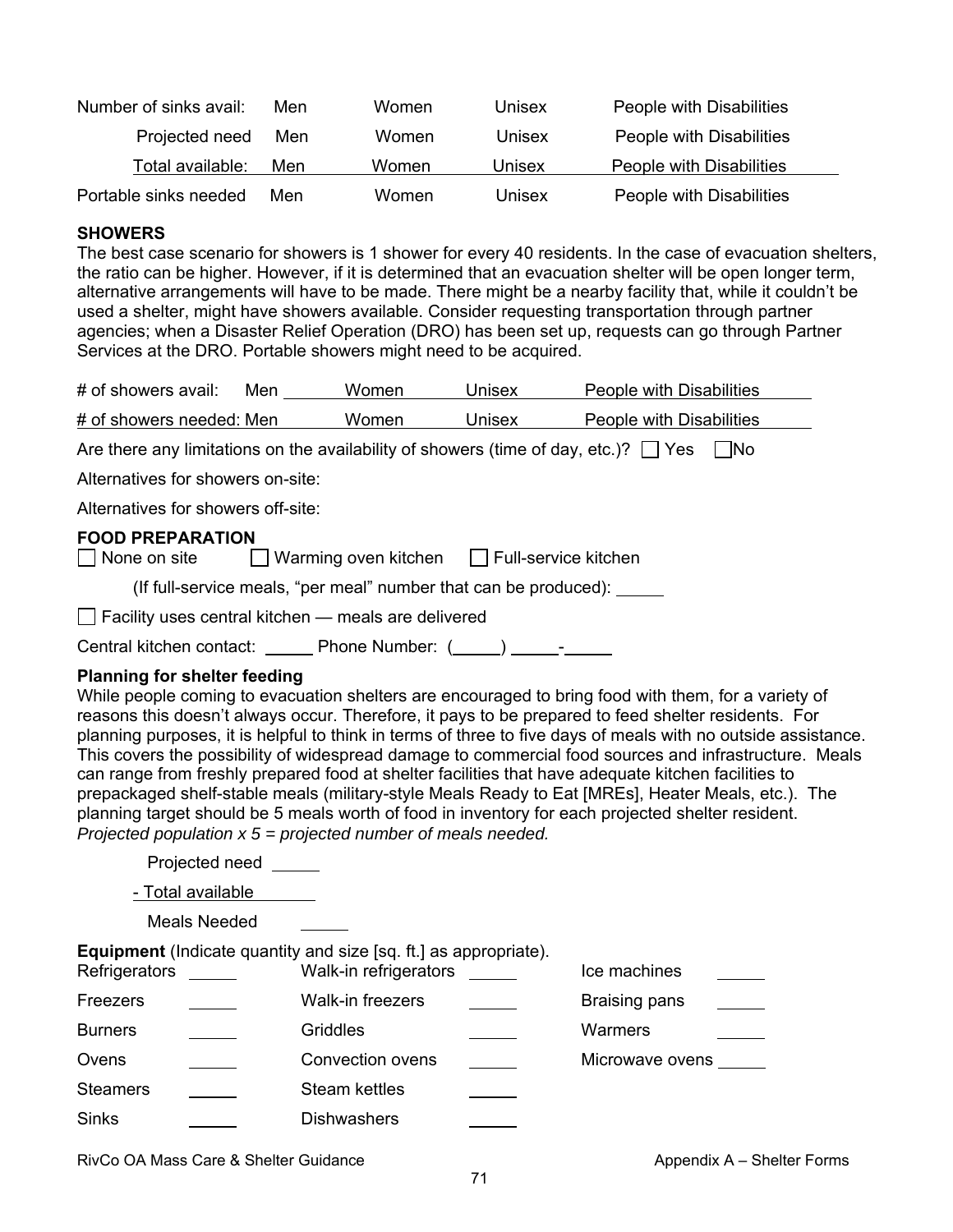| Number of sinks avail: | Men | Women | Unisex | People with Disabilities |
|---|---|---|---|---|
| Projected need | Men | Women | Unisex | People with Disabilities |
| Total available: | Men | Women | Unisex | People with Disabilities |
| Portable sinks needed | Men | Women | Unisex | People with Disabilities |

**SHOWERS**

The best case scenario for showers is 1 shower for every 40 residents. In the case of evacuation shelters, the ratio can be higher. However, if it is determined that an evacuation shelter will be open longer term, alternative arrangements will have to be made. There might be a nearby facility that, while it couldn't be used a shelter, might have showers available. Consider requesting transportation through partner agencies; when a Disaster Relief Operation (DRO) has been set up, requests can go through Partner Services at the DRO. Portable showers might need to be acquired.

| # of showers avail: | Men | Women | Unisex | People with Disabilities |
|---|---|---|---|---|
| # of showers needed: | Men | Women | Unisex | People with Disabilities |

Are there any limitations on the availability of showers (time of day, etc.)? ☐ Yes ☐ No

Alternatives for showers on-site:

Alternatives for showers off-site:

**FOOD PREPARATION**

☐ None on site ☐ Warming oven kitchen ☐ Full-service kitchen

(If full-service meals, "per meal" number that can be produced): _____

☐ Facility uses central kitchen — meals are delivered

Central kitchen contact: _____ Phone Number: (_____) _____-_____

**Planning for shelter feeding**

While people coming to evacuation shelters are encouraged to bring food with them, for a variety of reasons this doesn't always occur. Therefore, it pays to be prepared to feed shelter residents. For planning purposes, it is helpful to think in terms of three to five days of meals with no outside assistance. This covers the possibility of widespread damage to commercial food sources and infrastructure. Meals can range from freshly prepared food at shelter facilities that have adequate kitchen facilities to prepackaged shelf-stable meals (military-style Meals Ready to Eat [MREs], Heater Meals, etc.). The planning target should be 5 meals worth of food in inventory for each projected shelter resident. *Projected population x 5 = projected number of meals needed.*

Projected need _____

- Total available _____

Meals Needed _____

**Equipment** (Indicate quantity and size [sq. ft.] as appropriate).

| | | | | | |
|---|---|---|---|---|---|
| Refrigerators | _____ | Walk-in refrigerators | _____ | Ice machines | _____ |
| Freezers | _____ | Walk-in freezers | _____ | Braising pans | _____ |
| Burners | _____ | Griddles | _____ | Warmers | _____ |
| Ovens | _____ | Convection ovens | _____ | Microwave ovens | _____ |
| Steamers | _____ | Steam kettles | _____ | | |
| Sinks | _____ | Dishwashers | _____ | | |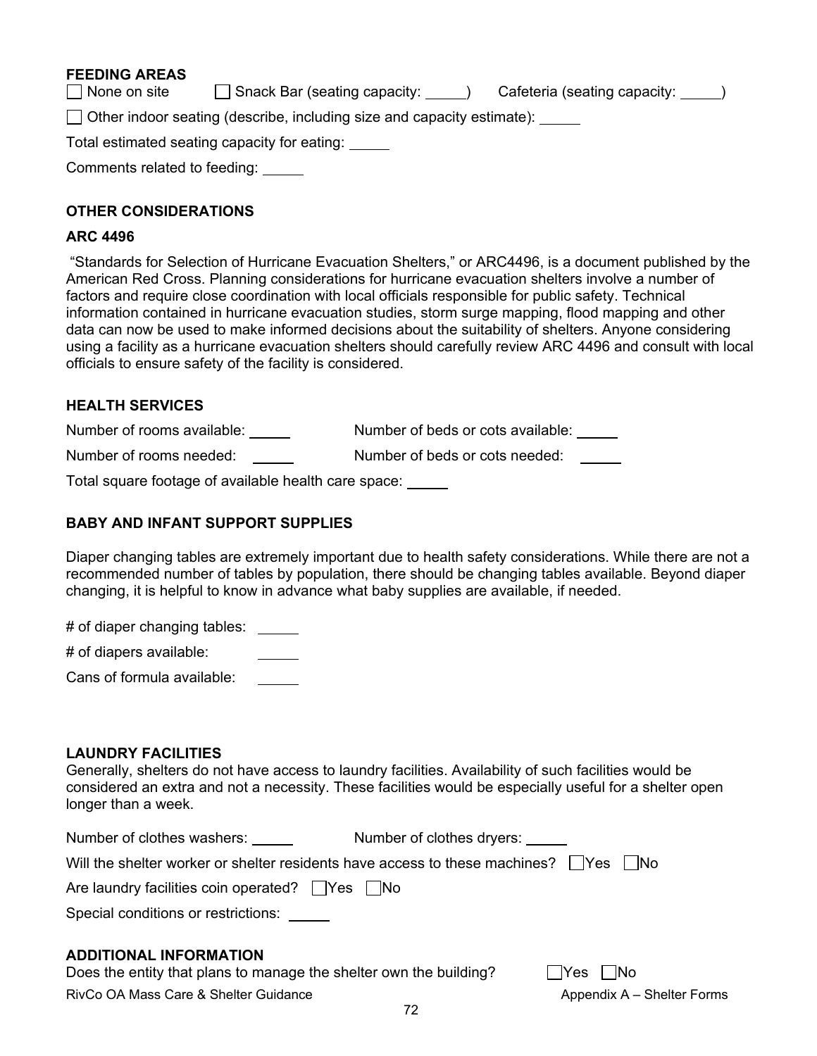### FEEDING AREAS

☐ None on site ☐ Snack Bar (seating capacity: _____) Cafeteria (seating capacity: _____)

☐ Other indoor seating (describe, including size and capacity estimate): _____

Total estimated seating capacity for eating: _____

Comments related to feeding: _____

### OTHER CONSIDERATIONS

### ARC 4496

"Standards for Selection of Hurricane Evacuation Shelters," or ARC4496, is a document published by the American Red Cross. Planning considerations for hurricane evacuation shelters involve a number of factors and require close coordination with local officials responsible for public safety. Technical information contained in hurricane evacuation studies, storm surge mapping, flood mapping and other data can now be used to make informed decisions about the suitability of shelters. Anyone considering using a facility as a hurricane evacuation shelters should carefully review ARC 4496 and consult with local officials to ensure safety of the facility is considered.

### HEALTH SERVICES

Number of rooms available: _____ Number of beds or cots available: _____

Number of rooms needed: _____ Number of beds or cots needed: _____

Total square footage of available health care space: _____

### BABY AND INFANT SUPPORT SUPPLIES

Diaper changing tables are extremely important due to health safety considerations. While there are not a recommended number of tables by population, there should be changing tables available. Beyond diaper changing, it is helpful to know in advance what baby supplies are available, if needed.

# of diaper changing tables: _____

# of diapers available: _____

Cans of formula available: _____

### LAUNDRY FACILITIES

Generally, shelters do not have access to laundry facilities. Availability of such facilities would be considered an extra and not a necessity. These facilities would be especially useful for a shelter open longer than a week.

Number of clothes washers: _____ Number of clothes dryers: _____

Will the shelter worker or shelter residents have access to these machines? ☐Yes ☐No

Are laundry facilities coin operated? ☐Yes ☐No

Special conditions or restrictions: _____

### ADDITIONAL INFORMATION

Does the entity that plans to manage the shelter own the building? ☐Yes ☐No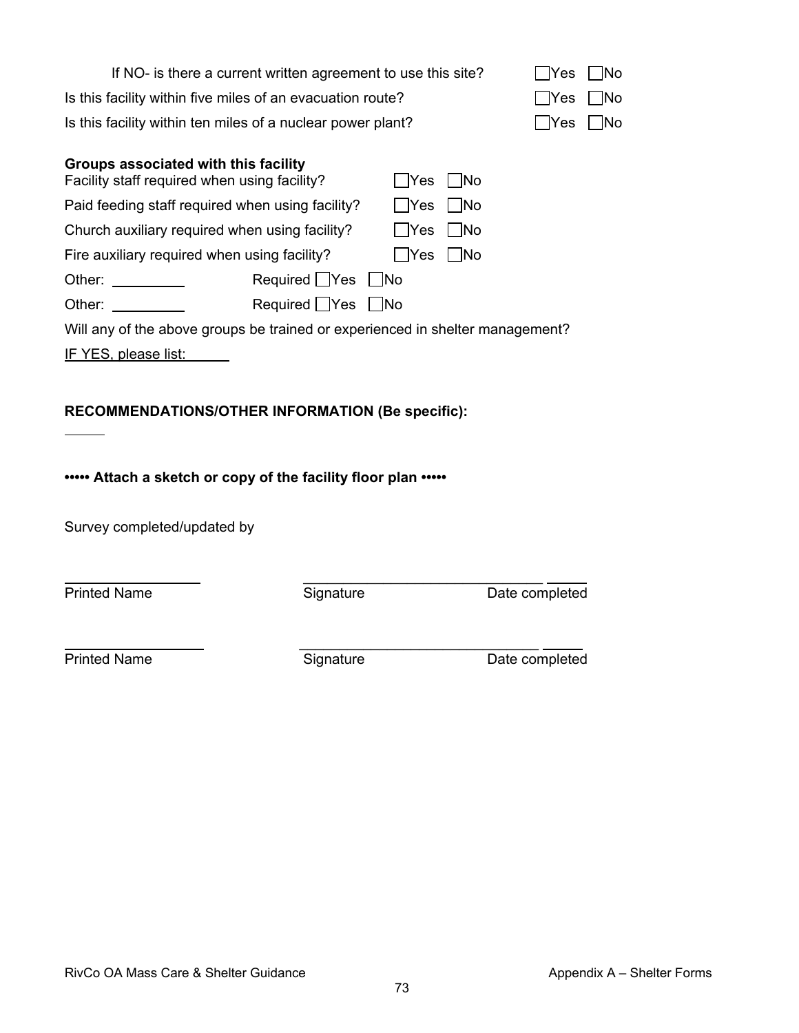If NO- is there a current written agreement to use this site? ☐Yes ☐No

Is this facility within five miles of an evacuation route? ☐Yes ☐No

Is this facility within ten miles of a nuclear power plant? ☐Yes ☐No

**Groups associated with this facility**

Facility staff required when using facility? ☐Yes ☐No

Paid feeding staff required when using facility? ☐Yes ☐No

Church auxiliary required when using facility? ☐Yes ☐No

Fire auxiliary required when using facility? ☐Yes ☐No

Other: __________ Required ☐Yes ☐No

Other: __________ Required ☐Yes ☐No

Will any of the above groups be trained or experienced in shelter management?

IF YES, please list: ______

**RECOMMENDATIONS/OTHER INFORMATION (Be specific):**

______

**••••• Attach a sketch or copy of the facility floor plan •••••**

Survey completed/updated by

| ______________ | ______________________________ | ______ |
|---|---|---|
| Printed Name | Signature | Date completed |
| ______________ | ______________________________ | ______ |
| Printed Name | Signature | Date completed |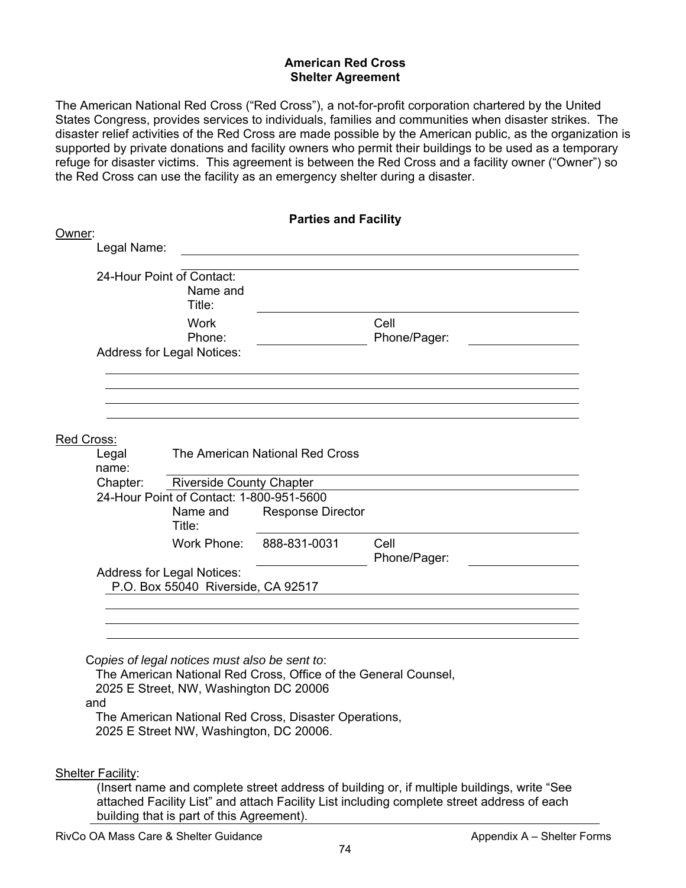## American Red Cross Shelter Agreement

The American National Red Cross ("Red Cross"), a not-for-profit corporation chartered by the United States Congress, provides services to individuals, families and communities when disaster strikes. The disaster relief activities of the Red Cross are made possible by the American public, as the organization is supported by private donations and facility owners who permit their buildings to be used as a temporary refuge for disaster victims. This agreement is between the Red Cross and a facility owner ("Owner") so the Red Cross can use the facility as an emergency shelter during a disaster.

### Parties and Facility

Owner:

Legal Name: ____________________

24-Hour Point of Contact:

Name and Title: ____________________

Work Phone: ____________ Cell Phone/Pager: ____________

Address for Legal Notices:

____________________

____________________

____________________

____________________

Red Cross:

Legal name: The American National Red Cross

Chapter: Riverside County Chapter

24-Hour Point of Contact: 1-800-951-5600

Name and Title: Response Director

Work Phone: 888-831-0031 Cell Phone/Pager: ____________

Address for Legal Notices:
P.O. Box 55040 Riverside, CA 92517

____________________

____________________

____________________

*Copies of legal notices must also be sent to*:
The American National Red Cross, Office of the General Counsel,
2025 E Street, NW, Washington DC 20006
and
The American National Red Cross, Disaster Operations,
2025 E Street NW, Washington, DC 20006.

Shelter Facility:
(Insert name and complete street address of building or, if multiple buildings, write "See attached Facility List" and attach Facility List including complete street address of each building that is part of this Agreement).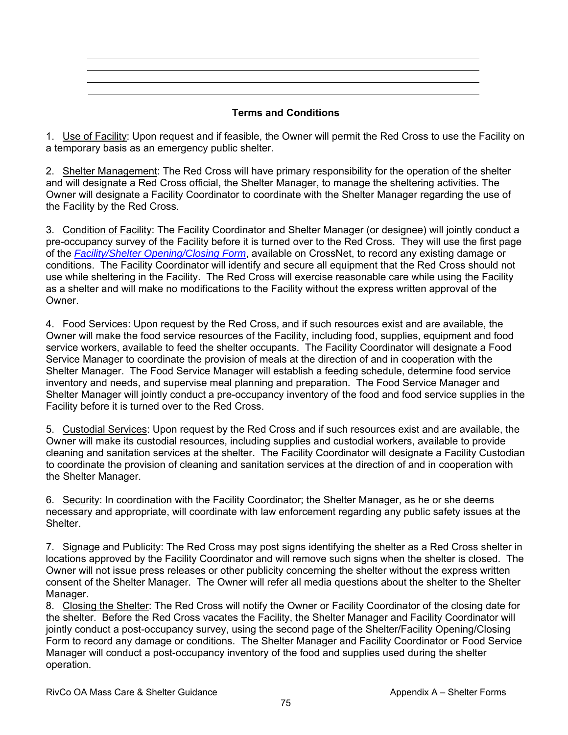## Terms and Conditions

1. Use of Facility: Upon request and if feasible, the Owner will permit the Red Cross to use the Facility on a temporary basis as an emergency public shelter.

2. Shelter Management: The Red Cross will have primary responsibility for the operation of the shelter and will designate a Red Cross official, the Shelter Manager, to manage the sheltering activities. The Owner will designate a Facility Coordinator to coordinate with the Shelter Manager regarding the use of the Facility by the Red Cross.

3. Condition of Facility: The Facility Coordinator and Shelter Manager (or designee) will jointly conduct a pre-occupancy survey of the Facility before it is turned over to the Red Cross. They will use the first page of the *Facility/Shelter Opening/Closing Form*, available on CrossNet, to record any existing damage or conditions. The Facility Coordinator will identify and secure all equipment that the Red Cross should not use while sheltering in the Facility. The Red Cross will exercise reasonable care while using the Facility as a shelter and will make no modifications to the Facility without the express written approval of the Owner.

4. Food Services: Upon request by the Red Cross, and if such resources exist and are available, the Owner will make the food service resources of the Facility, including food, supplies, equipment and food service workers, available to feed the shelter occupants. The Facility Coordinator will designate a Food Service Manager to coordinate the provision of meals at the direction of and in cooperation with the Shelter Manager. The Food Service Manager will establish a feeding schedule, determine food service inventory and needs, and supervise meal planning and preparation. The Food Service Manager and Shelter Manager will jointly conduct a pre-occupancy inventory of the food and food service supplies in the Facility before it is turned over to the Red Cross.

5. Custodial Services: Upon request by the Red Cross and if such resources exist and are available, the Owner will make its custodial resources, including supplies and custodial workers, available to provide cleaning and sanitation services at the shelter. The Facility Coordinator will designate a Facility Custodian to coordinate the provision of cleaning and sanitation services at the direction of and in cooperation with the Shelter Manager.

6. Security: In coordination with the Facility Coordinator; the Shelter Manager, as he or she deems necessary and appropriate, will coordinate with law enforcement regarding any public safety issues at the Shelter.

7. Signage and Publicity: The Red Cross may post signs identifying the shelter as a Red Cross shelter in locations approved by the Facility Coordinator and will remove such signs when the shelter is closed. The Owner will not issue press releases or other publicity concerning the shelter without the express written consent of the Shelter Manager. The Owner will refer all media questions about the shelter to the Shelter Manager.

8. Closing the Shelter: The Red Cross will notify the Owner or Facility Coordinator of the closing date for the shelter. Before the Red Cross vacates the Facility, the Shelter Manager and Facility Coordinator will jointly conduct a post-occupancy survey, using the second page of the Shelter/Facility Opening/Closing Form to record any damage or conditions. The Shelter Manager and Facility Coordinator or Food Service Manager will conduct a post-occupancy inventory of the food and supplies used during the shelter operation.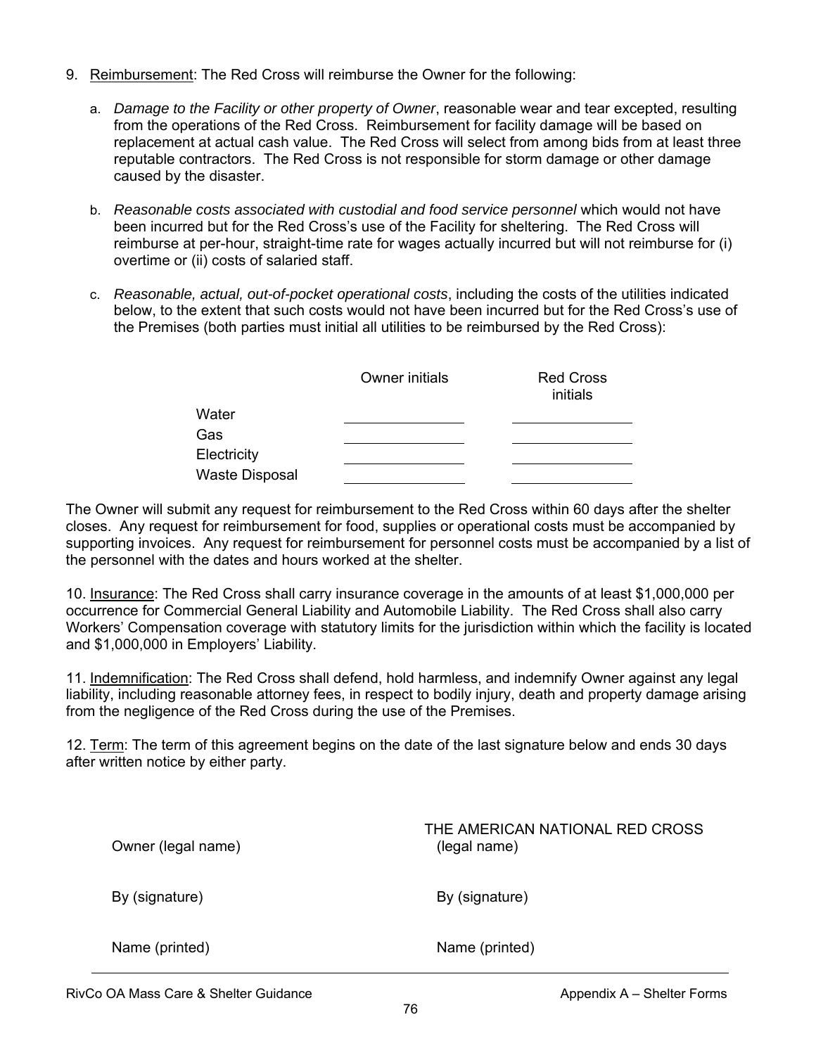9. Reimbursement: The Red Cross will reimburse the Owner for the following:

   a. *Damage to the Facility or other property of Owner*, reasonable wear and tear excepted, resulting from the operations of the Red Cross. Reimbursement for facility damage will be based on replacement at actual cash value. The Red Cross will select from among bids from at least three reputable contractors. The Red Cross is not responsible for storm damage or other damage caused by the disaster.

   b. *Reasonable costs associated with custodial and food service personnel* which would not have been incurred but for the Red Cross's use of the Facility for sheltering. The Red Cross will reimburse at per-hour, straight-time rate for wages actually incurred but will not reimburse for (i) overtime or (ii) costs of salaried staff.

   c. *Reasonable, actual, out-of-pocket operational costs*, including the costs of the utilities indicated below, to the extent that such costs would not have been incurred but for the Red Cross's use of the Premises (both parties must initial all utilities to be reimbursed by the Red Cross):

| | Owner initials | Red Cross initials |
|---|---|---|
| Water | ________ | ________ |
| Gas | ________ | ________ |
| Electricity | ________ | ________ |
| Waste Disposal | ________ | ________ |

The Owner will submit any request for reimbursement to the Red Cross within 60 days after the shelter closes. Any request for reimbursement for food, supplies or operational costs must be accompanied by supporting invoices. Any request for reimbursement for personnel costs must be accompanied by a list of the personnel with the dates and hours worked at the shelter.

10. Insurance: The Red Cross shall carry insurance coverage in the amounts of at least $1,000,000 per occurrence for Commercial General Liability and Automobile Liability. The Red Cross shall also carry Workers' Compensation coverage with statutory limits for the jurisdiction within which the facility is located and $1,000,000 in Employers' Liability.

11. Indemnification: The Red Cross shall defend, hold harmless, and indemnify Owner against any legal liability, including reasonable attorney fees, in respect to bodily injury, death and property damage arising from the negligence of the Red Cross during the use of the Premises.

12. Term: The term of this agreement begins on the date of the last signature below and ends 30 days after written notice by either party.

| | THE AMERICAN NATIONAL RED CROSS |
|---|---|
| Owner (legal name) | (legal name) |
| By (signature) | By (signature) |
| Name (printed) | Name (printed) |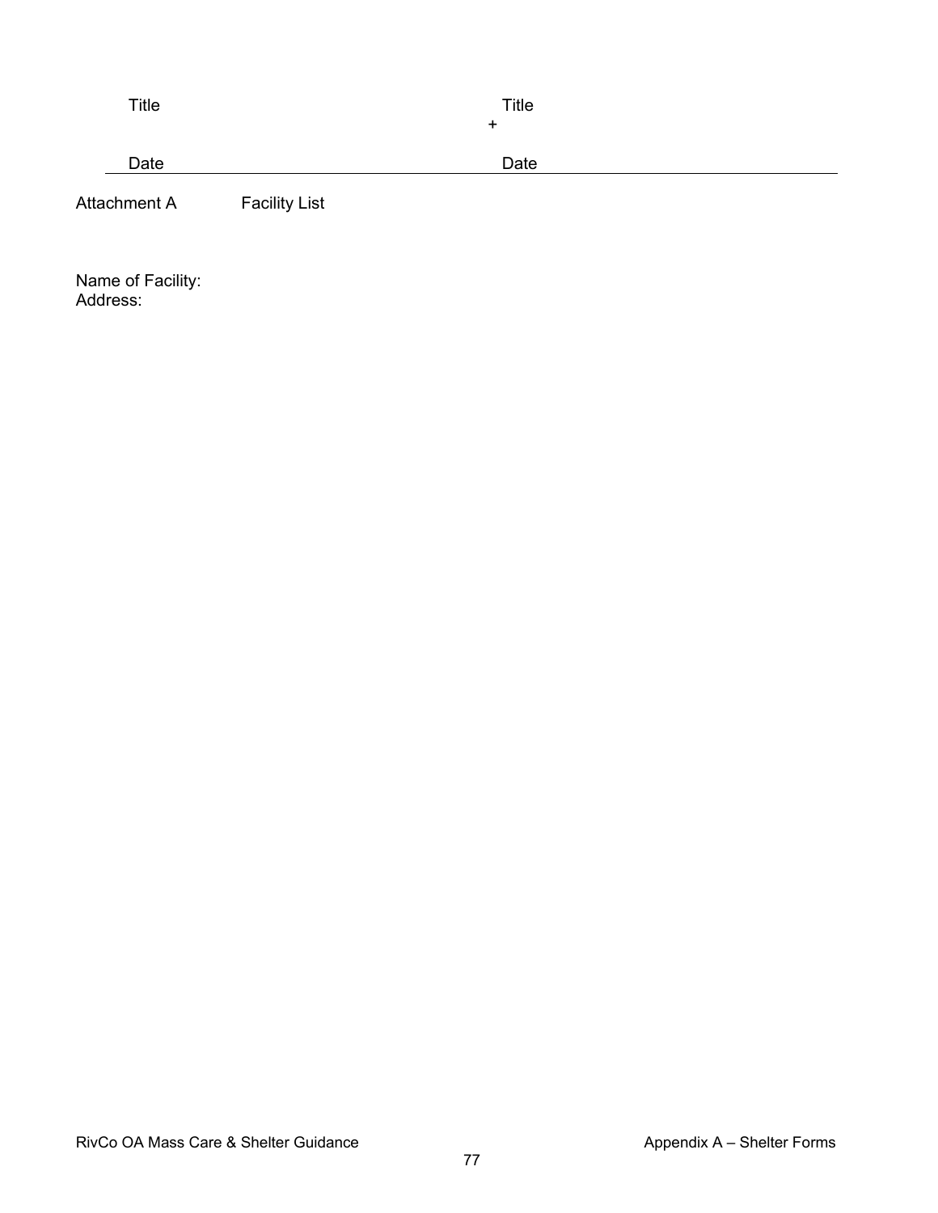| Title | Title |
|---|---|
| | + |
| Date | Date |

Attachment A Facility List

Name of Facility:
Address: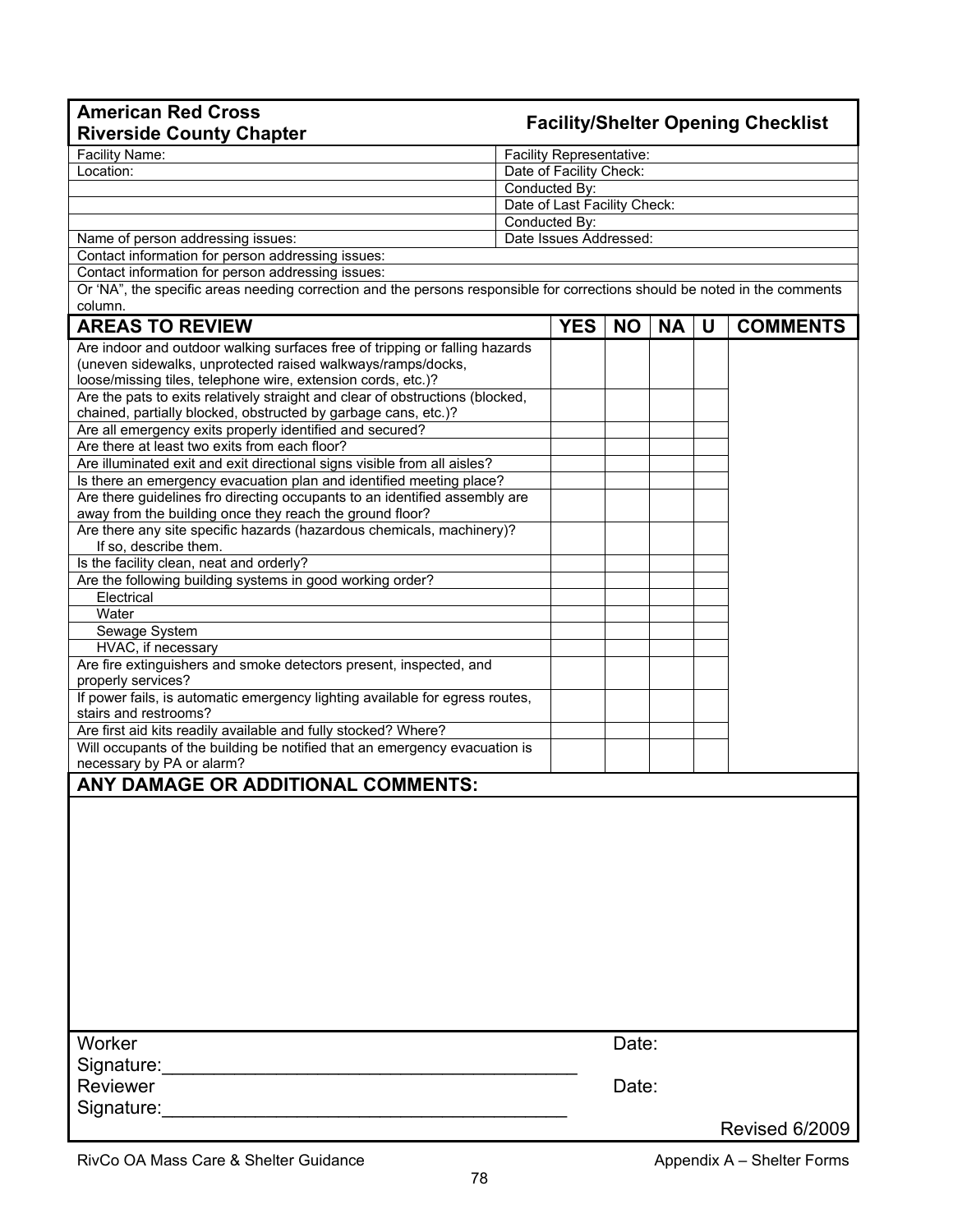**American Red Cross**
**Riverside County Chapter**

## Facility/Shelter Opening Checklist

| | |
|---|---|
| Facility Name: | Facility Representative: |
| Location: | Date of Facility Check: |
| | Conducted By: |
| | Date of Last Facility Check: |
| | Conducted By: |
| Name of person addressing issues: | Date Issues Addressed: |

Contact information for person addressing issues:

Contact information for person addressing issues:

Or 'NA", the specific areas needing correction and the persons responsible for corrections should be noted in the comments column.

| AREAS TO REVIEW | YES | NO | NA | U | COMMENTS |
|---|---|---|---|---|---|
| Are indoor and outdoor walking surfaces free of tripping or falling hazards (uneven sidewalks, unprotected raised walkways/ramps/docks, loose/missing tiles, telephone wire, extension cords, etc.)? | | | | | |
| Are the pats to exits relatively straight and clear of obstructions (blocked, chained, partially blocked, obstructed by garbage cans, etc.)? | | | | | |
| Are all emergency exits properly identified and secured? | | | | | |
| Are there at least two exits from each floor? | | | | | |
| Are illuminated exit and exit directional signs visible from all aisles? | | | | | |
| Is there an emergency evacuation plan and identified meeting place? | | | | | |
| Are there guidelines fro directing occupants to an identified assembly are away from the building once they reach the ground floor? | | | | | |
| Are there any site specific hazards (hazardous chemicals, machinery)? If so, describe them. | | | | | |
| Is the facility clean, neat and orderly? | | | | | |
| Are the following building systems in good working order? | | | | | |
| Electrical | | | | | |
| Water | | | | | |
| Sewage System | | | | | |
| HVAC, if necessary | | | | | |
| Are fire extinguishers and smoke detectors present, inspected, and properly services? | | | | | |
| If power fails, is automatic emergency lighting available for egress routes, stairs and restrooms? | | | | | |
| Are first aid kits readily available and fully stocked? Where? | | | | | |
| Will occupants of the building be notified that an emergency evacuation is necessary by PA or alarm? | | | | | |

## ANY DAMAGE OR ADDITIONAL COMMENTS:

Worker Signature:_________________________________________ Date:

Reviewer Signature:_________________________________________ Date:

Revised 6/2009

RivCo OA Mass Care & Shelter Guidance Appendix A – Shelter Forms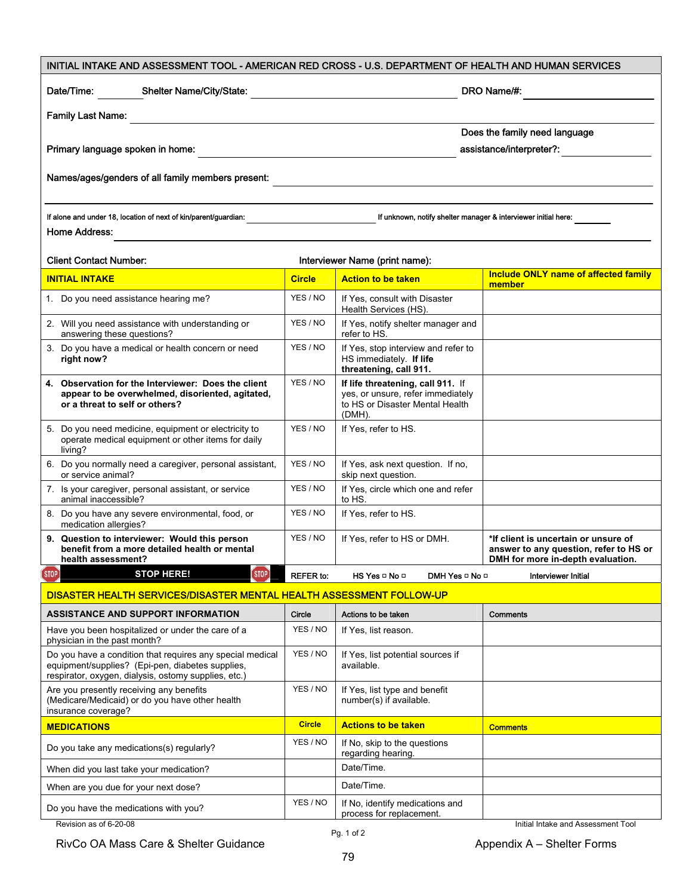## INITIAL INTAKE AND ASSESSMENT TOOL - AMERICAN RED CROSS - U.S. DEPARTMENT OF HEALTH AND HUMAN SERVICES

Date/Time: \_\_\_\_\_\_\_\_ Shelter Name/City/State: \_\_\_\_\_\_\_\_\_\_\_\_\_\_\_\_\_\_\_\_\_\_\_\_\_\_\_\_\_\_ DRO Name/#: \_\_\_\_\_\_\_\_\_\_\_\_\_\_\_\_

Family Last Name: \_\_\_\_\_\_\_\_\_\_\_\_\_\_\_\_\_\_\_\_\_\_\_\_\_\_\_\_\_\_\_\_\_\_\_\_\_\_\_\_\_\_\_\_\_\_\_\_

Primary language spoken in home: \_\_\_\_\_\_\_\_\_\_\_\_\_\_\_\_\_\_\_\_\_\_\_\_\_\_\_\_\_\_ Does the family need language assistance/interpreter?: \_\_\_\_\_\_\_\_\_\_

Names/ages/genders of all family members present: \_\_\_\_\_\_\_\_\_\_\_\_\_\_\_\_\_\_\_\_\_\_\_\_\_\_\_\_\_\_\_\_\_\_\_\_\_\_\_\_

If alone and under 18, location of next of kin/parent/guardian: \_\_\_\_\_\_\_\_\_\_\_\_\_\_\_\_\_\_\_\_ If unknown, notify shelter manager & interviewer initial here: \_\_\_\_\_\_\_

Home Address: \_\_\_\_\_\_\_\_\_\_\_\_\_\_\_\_\_\_\_\_\_\_\_\_\_\_\_\_\_\_\_\_\_\_\_\_\_\_\_\_\_\_\_\_\_\_\_\_\_\_\_\_

Client Contact Number: Interviewer Name (print name):

| INITIAL INTAKE | Circle | Action to be taken | Include ONLY name of affected family member |
|---|---|---|---|
| 1. Do you need assistance hearing me? | YES / NO | If Yes, consult with Disaster Health Services (HS). | |
| 2. Will you need assistance with understanding or answering these questions? | YES / NO | If Yes, notify shelter manager and refer to HS. | |
| 3. Do you have a medical or health concern or need **right now?** | YES / NO | If Yes, stop interview and refer to HS immediately. **If life threatening, call 911.** | |
| **4. Observation for the Interviewer: Does the client appear to be overwhelmed, disoriented, agitated, or a threat to self or others?** | YES / NO | **If life threatening, call 911.** If yes, or unsure, refer immediately to HS or Disaster Mental Health (DMH). | |
| 5. Do you need medicine, equipment or electricity to operate medical equipment or other items for daily living? | YES / NO | If Yes, refer to HS. | |
| 6. Do you normally need a caregiver, personal assistant, or service animal? | YES / NO | If Yes, ask next question. If no, skip next question. | |
| 7. Is your caregiver, personal assistant, or service animal inaccessible? | YES / NO | If Yes, circle which one and refer to HS. | |
| 8. Do you have any severe environmental, food, or medication allergies? | YES / NO | If Yes, refer to HS. | |
| **9. Question to interviewer: Would this person benefit from a more detailed health or mental health assessment?** | YES / NO | If Yes, refer to HS or DMH. | **\*If client is uncertain or unsure of answer to any question, refer to HS or DMH for more in-depth evaluation.** |
| **STOP HERE!** | REFER to: | HS Yes ☐ No ☐ DMH Yes ☐ No ☐ | Interviewer Initial |

### DISASTER HEALTH SERVICES/DISASTER MENTAL HEALTH ASSESSMENT FOLLOW-UP

| ASSISTANCE AND SUPPORT INFORMATION | Circle | Actions to be taken | Comments |
|---|---|---|---|
| Have you been hospitalized or under the care of a physician in the past month? | YES / NO | If Yes, list reason. | |
| Do you have a condition that requires any special medical equipment/supplies? (Epi-pen, diabetes supplies, respirator, oxygen, dialysis, ostomy supplies, etc.) | YES / NO | If Yes, list potential sources if available. | |
| Are you presently receiving any benefits (Medicare/Medicaid) or do you have other health insurance coverage? | YES / NO | If Yes, list type and benefit number(s) if available. | |
| **MEDICATIONS** | **Circle** | **Actions to be taken** | **Comments** |
| Do you take any medications(s) regularly? | YES / NO | If No, skip to the questions regarding hearing. | |
| When did you last take your medication? | | Date/Time. | |
| When are you due for your next dose? | | Date/Time. | |
| Do you have the medications with you? | YES / NO | If No, identify medications and process for replacement. | |

Revision as of 6-20-08 — Initial Intake and Assessment Tool

Pg. 1 of 2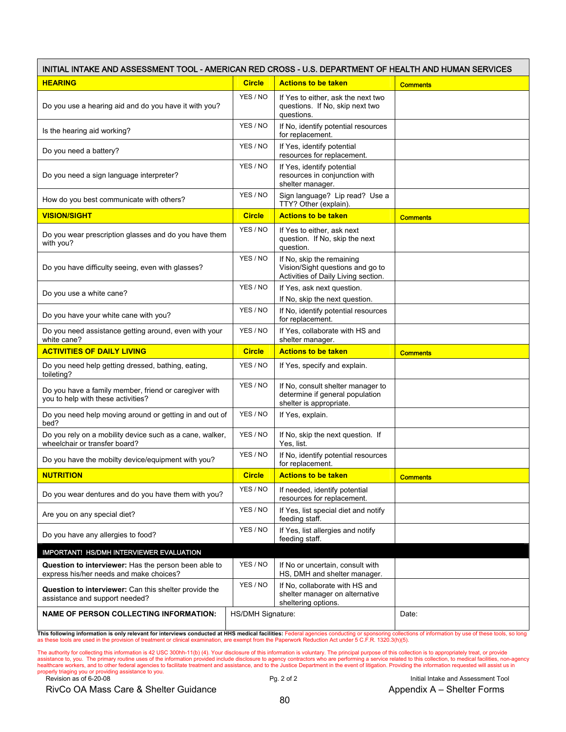| INITIAL INTAKE AND ASSESSMENT TOOL - AMERICAN RED CROSS - U.S. DEPARTMENT OF HEALTH AND HUMAN SERVICES | | | |
|---|---|---|---|
| **HEARING** | **Circle** | **Actions to be taken** | **Comments** |
| Do you use a hearing aid and do you have it with you? | YES / NO | If Yes to either, ask the next two questions. If No, skip next two questions. | |
| Is the hearing aid working? | YES / NO | If No, identify potential resources for replacement. | |
| Do you need a battery? | YES / NO | If Yes, identify potential resources for replacement. | |
| Do you need a sign language interpreter? | YES / NO | If Yes, identify potential resources in conjunction with shelter manager. | |
| How do you best communicate with others? | YES / NO | Sign language? Lip read? Use a TTY? Other (explain). | |
| **VISION/SIGHT** | **Circle** | **Actions to be taken** | **Comments** |
| Do you wear prescription glasses and do you have them with you? | YES / NO | If Yes to either, ask next question. If No, skip the next question. | |
| Do you have difficulty seeing, even with glasses? | YES / NO | If No, skip the remaining Vision/Sight questions and go to Activities of Daily Living section. | |
| Do you use a white cane? | YES / NO | If Yes, ask next question. If No, skip the next question. | |
| Do you have your white cane with you? | YES / NO | If No, identify potential resources for replacement. | |
| Do you need assistance getting around, even with your white cane? | YES / NO | If Yes, collaborate with HS and shelter manager. | |
| **ACTIVITIES OF DAILY LIVING** | **Circle** | **Actions to be taken** | **Comments** |
| Do you need help getting dressed, bathing, eating, toileting? | YES / NO | If Yes, specify and explain. | |
| Do you have a family member, friend or caregiver with you to help with these activities? | YES / NO | If No, consult shelter manager to determine if general population shelter is appropriate. | |
| Do you need help moving around or getting in and out of bed? | YES / NO | If Yes, explain. | |
| Do you rely on a mobility device such as a cane, walker, wheelchair or transfer board? | YES / NO | If No, skip the next question. If Yes, list. | |
| Do you have the mobilty device/equipment with you? | YES / NO | If No, identify potential resources for replacement. | |
| **NUTRITION** | **Circle** | **Actions to be taken** | **Comments** |
| Do you wear dentures and do you have them with you? | YES / NO | If needed, identify potential resources for replacement. | |
| Are you on any special diet? | YES / NO | If Yes, list special diet and notify feeding staff. | |
| Do you have any allergies to food? | YES / NO | If Yes, list allergies and notify feeding staff. | |
| **IMPORTANT! HS/DMH INTERVIEWER EVALUATION** | | | |
| **Question to interviewer:** Has the person been able to express his/her needs and make choices? | YES / NO | If No or uncertain, consult with HS, DMH and shelter manager. | |
| **Question to interviewer:** Can this shelter provide the assistance and support needed? | YES / NO | If No, collaborate with HS and shelter manager on alternative sheltering options. | |
| **NAME OF PERSON COLLECTING INFORMATION:** | HS/DMH Signature: | | Date: |

**This following information is only relevant for interviews conducted at HHS medical facilities:** Federal agencies conducting or sponsoring collections of information by use of these tools, so long as these tools are used in the provision of treatment or clinical examination, are exempt from the Paperwork Reduction Act under 5 C.F.R. 1320.3(h)(5).

The authority for collecting this information is 42 USC 300hh-11(b) (4). Your disclosure of this information is voluntary. The principal purpose of this collection is to appropriately treat, or provide assistance to, you. The primary routine uses of the information provided include disclosure to agency contractors who are performing a service related to this collection, to medical facilities, non-agency healthcare workers, and to other federal agencies to facilitate treatment and assistance, and to the Justice Department in the event of litigation. Providing the information requested will assist us in properly triaging you or providing assistance to you.

Revision as of 6-20-08 Pg. 2 of 2 Initial Intake and Assessment Tool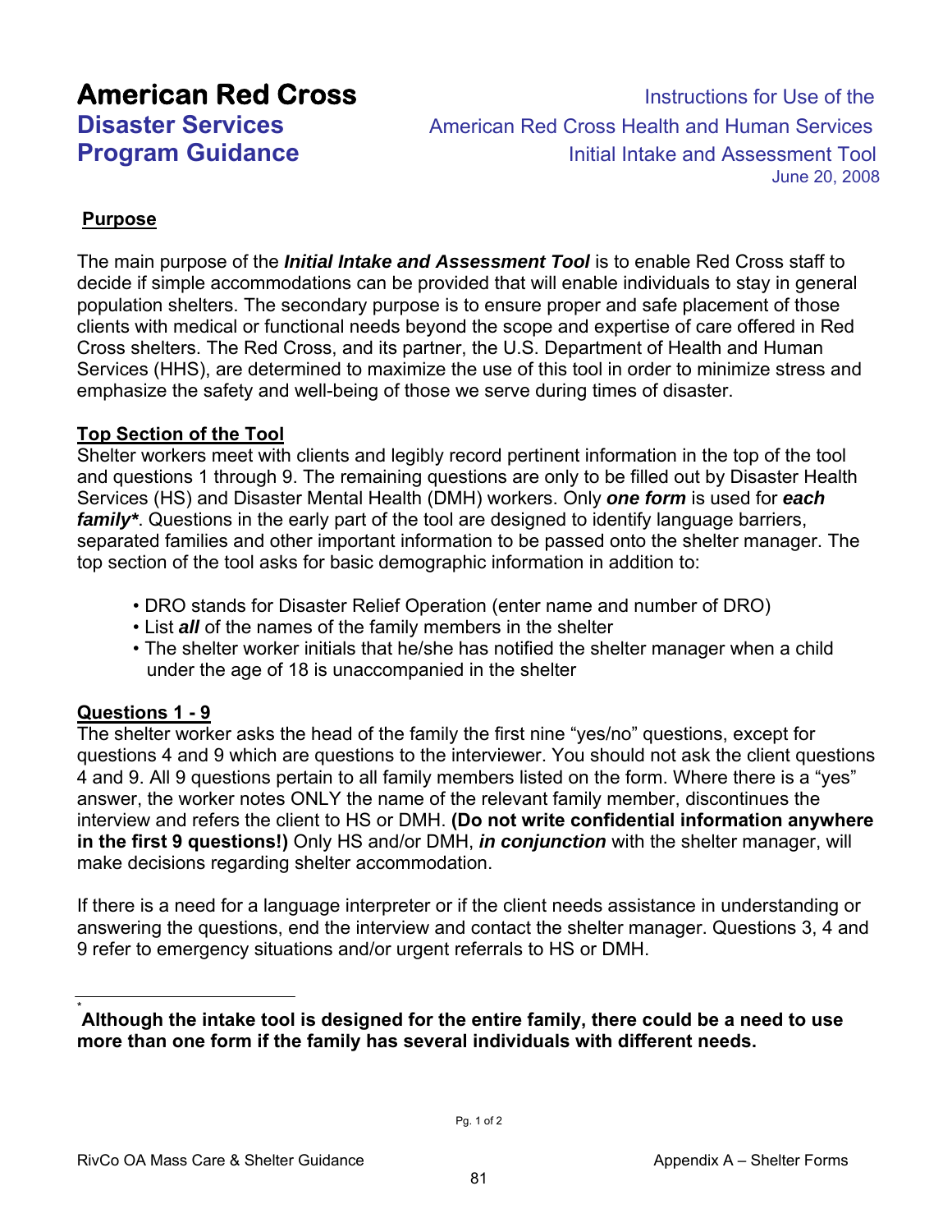# American Red Cross
## Disaster Services Program Guidance

Instructions for Use of the
American Red Cross Health and Human Services
Initial Intake and Assessment Tool
June 20, 2008

**Purpose**

The main purpose of the ***Initial Intake and Assessment Tool*** is to enable Red Cross staff to decide if simple accommodations can be provided that will enable individuals to stay in general population shelters. The secondary purpose is to ensure proper and safe placement of those clients with medical or functional needs beyond the scope and expertise of care offered in Red Cross shelters. The Red Cross, and its partner, the U.S. Department of Health and Human Services (HHS), are determined to maximize the use of this tool in order to minimize stress and emphasize the safety and well-being of those we serve during times of disaster.

**Top Section of the Tool**

Shelter workers meet with clients and legibly record pertinent information in the top of the tool and questions 1 through 9. The remaining questions are only to be filled out by Disaster Health Services (HS) and Disaster Mental Health (DMH) workers. Only ***one form*** is used for ***each family****. Questions in the early part of the tool are designed to identify language barriers, separated families and other important information to be passed onto the shelter manager. The top section of the tool asks for basic demographic information in addition to:

- DRO stands for Disaster Relief Operation (enter name and number of DRO)
- List ***all*** of the names of the family members in the shelter
- The shelter worker initials that he/she has notified the shelter manager when a child under the age of 18 is unaccompanied in the shelter

**Questions 1 - 9**

The shelter worker asks the head of the family the first nine "yes/no" questions, except for questions 4 and 9 which are questions to the interviewer. You should not ask the client questions 4 and 9. All 9 questions pertain to all family members listed on the form. Where there is a "yes" answer, the worker notes ONLY the name of the relevant family member, discontinues the interview and refers the client to HS or DMH. **(Do not write confidential information anywhere in the first 9 questions!)** Only HS and/or DMH, ***in conjunction*** with the shelter manager, will make decisions regarding shelter accommodation.

If there is a need for a language interpreter or if the client needs assistance in understanding or answering the questions, end the interview and contact the shelter manager. Questions 3, 4 and 9 refer to emergency situations and/or urgent referrals to HS or DMH.

* **Although the intake tool is designed for the entire family, there could be a need to use more than one form if the family has several individuals with different needs.**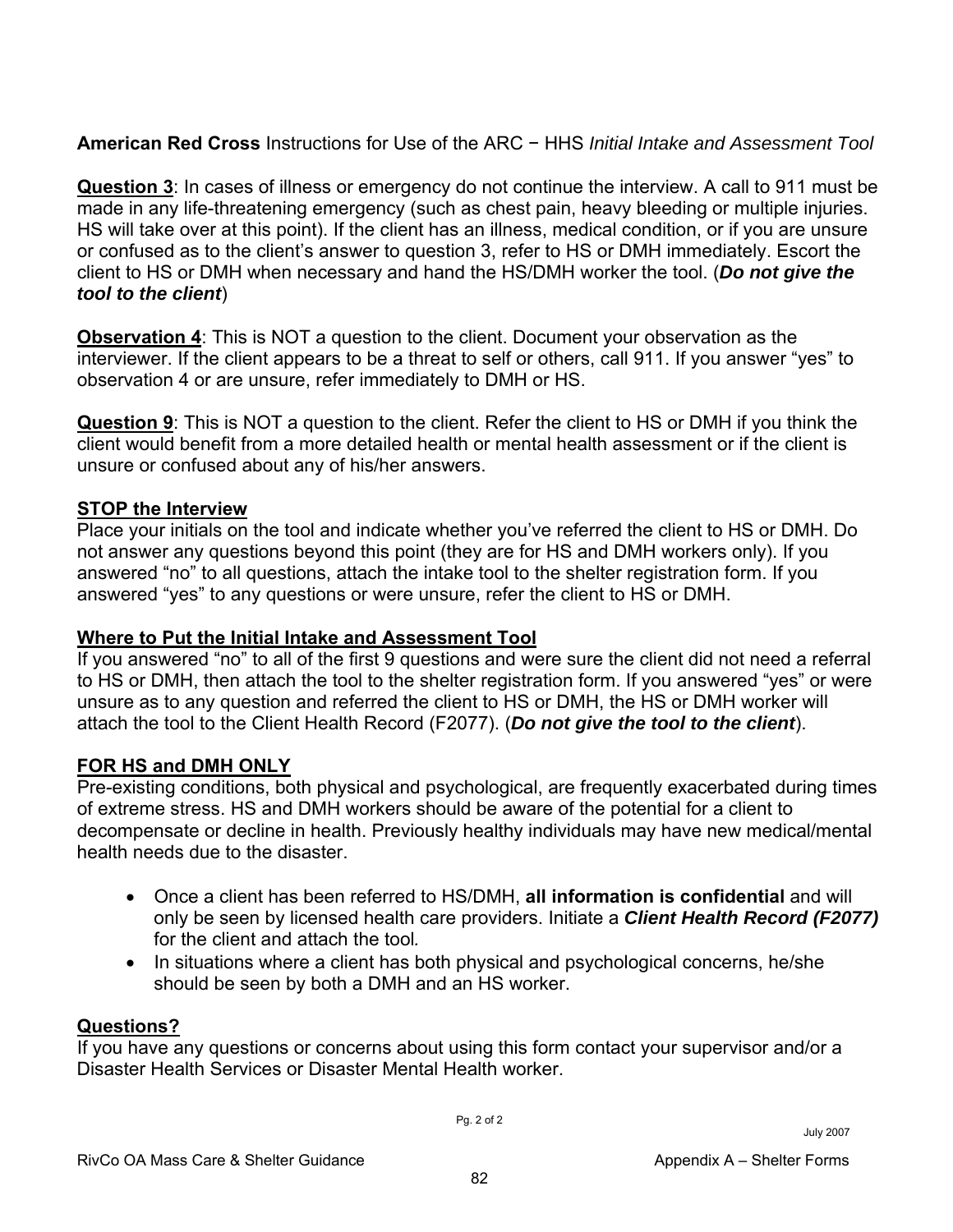**American Red Cross** Instructions for Use of the ARC − HHS *Initial Intake and Assessment Tool*

**Question 3**: In cases of illness or emergency do not continue the interview. A call to 911 must be made in any life-threatening emergency (such as chest pain, heavy bleeding or multiple injuries. HS will take over at this point). If the client has an illness, medical condition, or if you are unsure or confused as to the client's answer to question 3, refer to HS or DMH immediately. Escort the client to HS or DMH when necessary and hand the HS/DMH worker the tool. (***Do not give the tool to the client***)

**Observation 4**: This is NOT a question to the client. Document your observation as the interviewer. If the client appears to be a threat to self or others, call 911. If you answer "yes" to observation 4 or are unsure, refer immediately to DMH or HS.

**Question 9**: This is NOT a question to the client. Refer the client to HS or DMH if you think the client would benefit from a more detailed health or mental health assessment or if the client is unsure or confused about any of his/her answers.

**STOP the Interview**

Place your initials on the tool and indicate whether you've referred the client to HS or DMH. Do not answer any questions beyond this point (they are for HS and DMH workers only). If you answered "no" to all questions, attach the intake tool to the shelter registration form. If you answered "yes" to any questions or were unsure, refer the client to HS or DMH.

**Where to Put the Initial Intake and Assessment Tool**

If you answered "no" to all of the first 9 questions and were sure the client did not need a referral to HS or DMH, then attach the tool to the shelter registration form. If you answered "yes" or were unsure as to any question and referred the client to HS or DMH, the HS or DMH worker will attach the tool to the Client Health Record (F2077). (***Do not give the tool to the client***).

**FOR HS and DMH ONLY**

Pre-existing conditions, both physical and psychological, are frequently exacerbated during times of extreme stress. HS and DMH workers should be aware of the potential for a client to decompensate or decline in health. Previously healthy individuals may have new medical/mental health needs due to the disaster.

- Once a client has been referred to HS/DMH, **all information is confidential** and will only be seen by licensed health care providers. Initiate a ***Client Health Record (F2077)*** for the client and attach the tool*.*
- In situations where a client has both physical and psychological concerns, he/she should be seen by both a DMH and an HS worker.

**Questions?**

If you have any questions or concerns about using this form contact your supervisor and/or a Disaster Health Services or Disaster Mental Health worker.

July 2007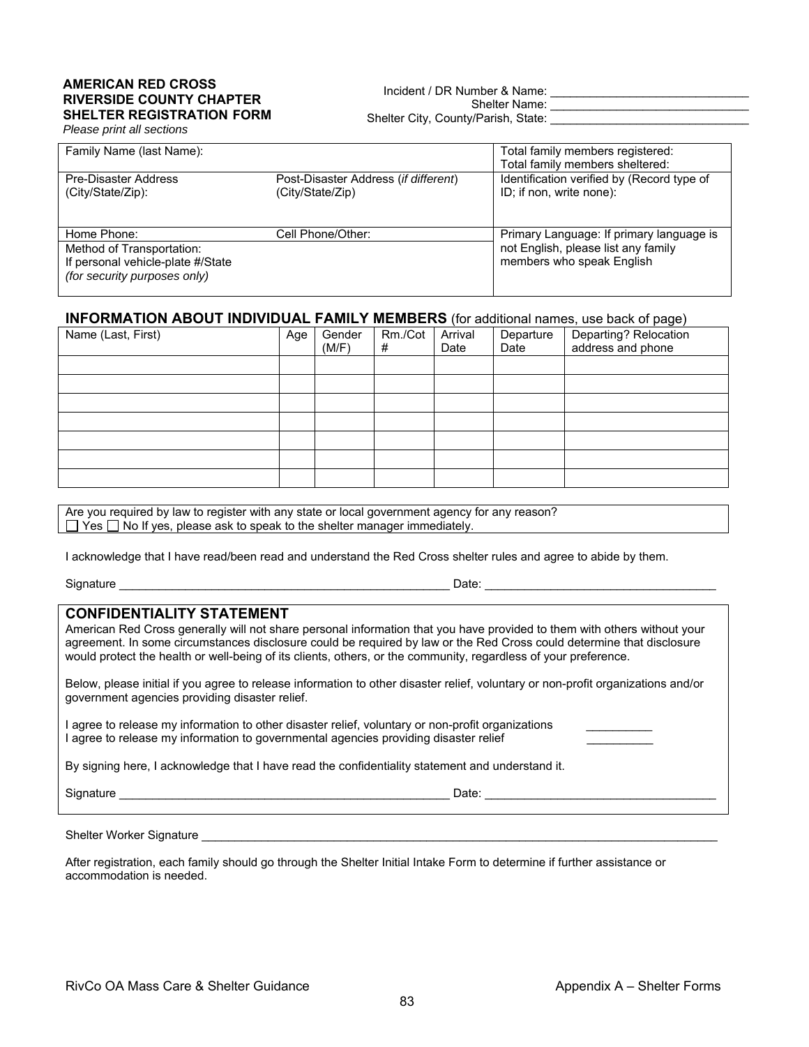**AMERICAN RED CROSS**
**RIVERSIDE COUNTY CHAPTER**
**SHELTER REGISTRATION FORM**
*Please print all sections*

Incident / DR Number & Name: ______________________________
Shelter Name: ______________________________
Shelter City, County/Parish, State: ______________________________

| Family Name (last Name): | | Total family members registered: Total family members sheltered: |
|---|---|---|
| Pre-Disaster Address (City/State/Zip): | Post-Disaster Address (*if different*) (City/State/Zip) | Identification verified by (Record type of ID; if non, write none): |
| Home Phone: | Cell Phone/Other: | Primary Language: If primary language is not English, please list any family members who speak English |
| Method of Transportation: If personal vehicle-plate #/State *(for security purposes only)* | | |

## INFORMATION ABOUT INDIVIDUAL FAMILY MEMBERS (for additional names, use back of page)

| Name (Last, First) | Age | Gender (M/F) | Rm./Cot # | Arrival Date | Departure Date | Departing? Relocation address and phone |
|---|---|---|---|---|---|---|
| | | | | | | |
| | | | | | | |
| | | | | | | |
| | | | | | | |
| | | | | | | |
| | | | | | | |
| | | | | | | |

Are you required by law to register with any state or local government agency for any reason?
☐ Yes ☐ No If yes, please ask to speak to the shelter manager immediately.

I acknowledge that I have read/been read and understand the Red Cross shelter rules and agree to abide by them.

Signature ____________________________________________________ Date: ___________________________________

## CONFIDENTIALITY STATEMENT

American Red Cross generally will not share personal information that you have provided to them with others without your agreement. In some circumstances disclosure could be required by law or the Red Cross could determine that disclosure would protect the health or well-being of its clients, others, or the community, regardless of your preference.

Below, please initial if you agree to release information to other disaster relief, voluntary or non-profit organizations and/or government agencies providing disaster relief.

I agree to release my information to other disaster relief, voluntary or non-profit organizations __________
I agree to release my information to governmental agencies providing disaster relief __________

By signing here, I acknowledge that I have read the confidentiality statement and understand it.

Signature ____________________________________________________ Date: ___________________________________

Shelter Worker Signature ___________________________________________________________________________________

After registration, each family should go through the Shelter Initial Intake Form to determine if further assistance or accommodation is needed.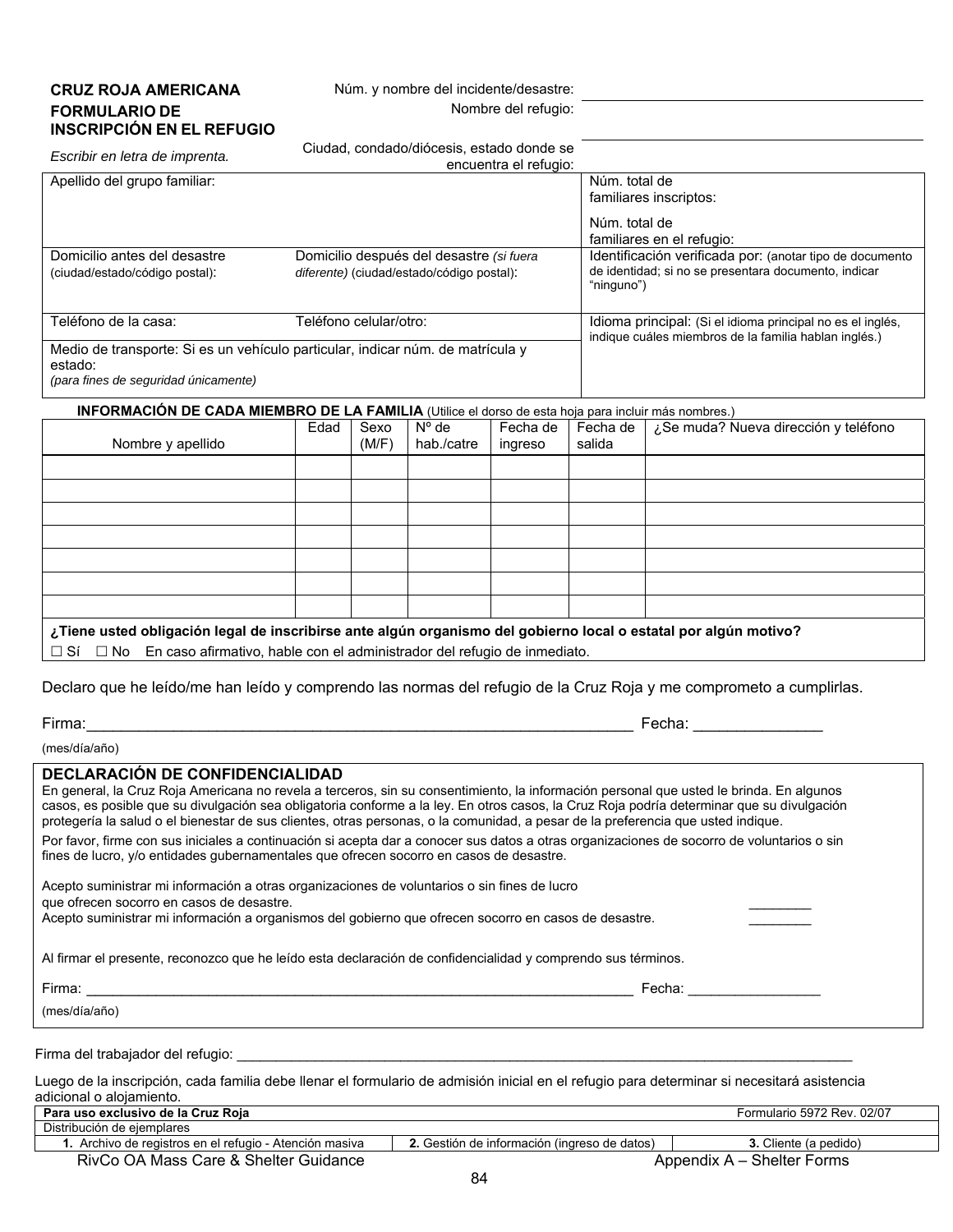**CRUZ ROJA AMERICANA**
**FORMULARIO DE INSCRIPCIÓN EN EL REFUGIO**

*Escribir en letra de imprenta.*

Núm. y nombre del incidente/desastre: ____________________

Nombre del refugio: ____________________

Ciudad, condado/diócesis, estado donde se encuentra el refugio: ____________________

| | | |
|---|---|---|
| Apellido del grupo familiar: | | Núm. total de familiares inscriptos:<br><br>Núm. total de familiares en el refugio: |
| Domicilio antes del desastre (ciudad/estado/código postal): | Domicilio después del desastre *(si fuera diferente)* (ciudad/estado/código postal): | Identificación verificada por: (anotar tipo de documento de identidad; si no se presentara documento, indicar "ninguno") |
| Teléfono de la casa: | Teléfono celular/otro: | Idioma principal: (Si el idioma principal no es el inglés, indique cuáles miembros de la familia hablan inglés.) |
| Medio de transporte: Si es un vehículo particular, indicar núm. de matrícula y estado:<br>*(para fines de seguridad únicamente)* | | |

**INFORMACIÓN DE CADA MIEMBRO DE LA FAMILIA** (Utilice el dorso de esta hoja para incluir más nombres.)

| Nombre y apellido | Edad | Sexo (M/F) | Nº de hab./catre | Fecha de ingreso | Fecha de salida | ¿Se muda? Nueva dirección y teléfono |
|---|---|---|---|---|---|---|
| | | | | | | |
| | | | | | | |
| | | | | | | |
| | | | | | | |
| | | | | | | |
| | | | | | | |
| | | | | | | |

**¿Tiene usted obligación legal de inscribirse ante algún organismo del gobierno local o estatal por algún motivo?**

☐ Sí ☐ No En caso afirmativo, hable con el administrador del refugio de inmediato.

Declaro que he leído/me han leído y comprendo las normas del refugio de la Cruz Roja y me comprometo a cumplirlas.

Firma:_________________________________________________ Fecha: _______________

(mes/día/año)

**DECLARACIÓN DE CONFIDENCIALIDAD**

En general, la Cruz Roja Americana no revela a terceros, sin su consentimiento, la información personal que usted le brinda. En algunos casos, es posible que su divulgación sea obligatoria conforme a la ley. En otros casos, la Cruz Roja podría determinar que su divulgación protegería la salud o el bienestar de sus clientes, otras personas, o la comunidad, a pesar de la preferencia que usted indique.

Por favor, firme con sus iniciales a continuación si acepta dar a conocer sus datos a otras organizaciones de socorro de voluntarios o sin fines de lucro, y/o entidades gubernamentales que ofrecen socorro en casos de desastre.

Acepto suministrar mi información a otras organizaciones de voluntarios o sin fines de lucro que ofrecen socorro en casos de desastre. ________

Acepto suministrar mi información a organismos del gobierno que ofrecen socorro en casos de desastre. ________

Al firmar el presente, reconozco que he leído esta declaración de confidencialidad y comprendo sus términos.

Firma: _________________________________________________ Fecha: ________________

(mes/día/año)

Firma del trabajador del refugio: ______________________________________________________

Luego de la inscripción, cada familia debe llenar el formulario de admisión inicial en el refugio para determinar si necesitará asistencia adicional o alojamiento.

| **Para uso exclusivo de la Cruz Roja** | | Formulario 5972 Rev. 02/07 |
|---|---|---|
| Distribución de ejemplares | | |
| **1.** Archivo de registros en el refugio - Atención masiva | **2.** Gestión de información (ingreso de datos) | **3.** Cliente (a pedido) |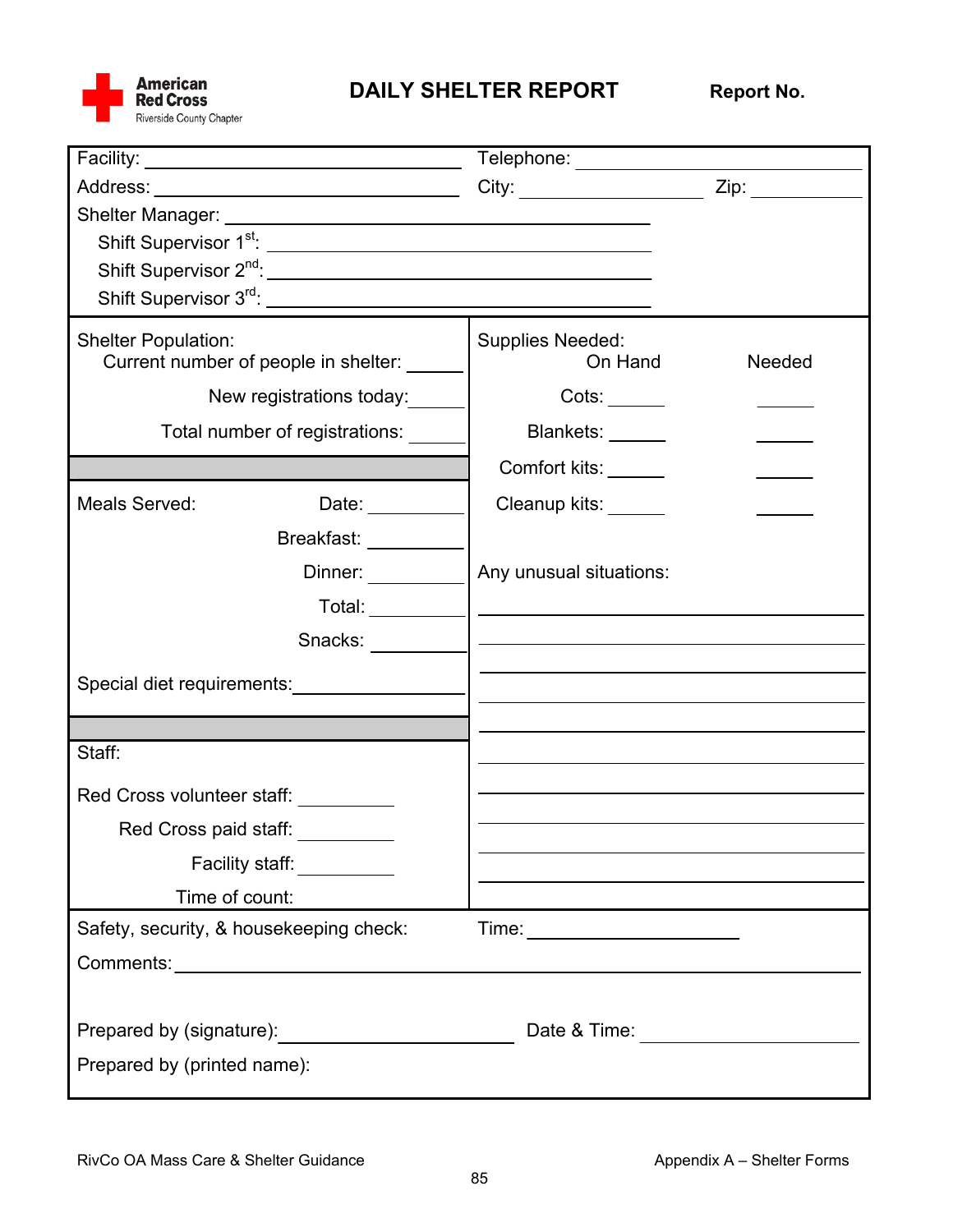American Red Cross
Riverside County Chapter

# DAILY SHELTER REPORT

**Report No.**

Facility: ______________________ Telephone: ______________________

Address: ______________________ City: ______________ Zip: __________

Shelter Manager: ______________________

Shift Supervisor 1st: ______________________

Shift Supervisor 2nd: ______________________

Shift Supervisor 3rd: ______________________

Shelter Population:

Current number of people in shelter: ______

New registrations today: ______

Total number of registrations: ______

Supplies Needed:

| | On Hand | Needed |
|---|---|---|
| Cots: | ______ | ______ |
| Blankets: | ______ | ______ |
| Comfort kits: | ______ | ______ |
| Cleanup kits: | ______ | ______ |

Meals Served: Date: __________

Breakfast: __________

Dinner: __________

Total: __________

Snacks: __________

Special diet requirements: __________

Any unusual situations:

______________________________

______________________________

______________________________

______________________________

______________________________

______________________________

______________________________

______________________________

______________________________

______________________________

Staff:

Red Cross volunteer staff: __________

Red Cross paid staff: __________

Facility staff: __________

Time of count:

Safety, security, & housekeeping check: Time: ______________________

Comments: ______________________________________________

Prepared by (signature): ______________________ Date & Time: ______________________

Prepared by (printed name):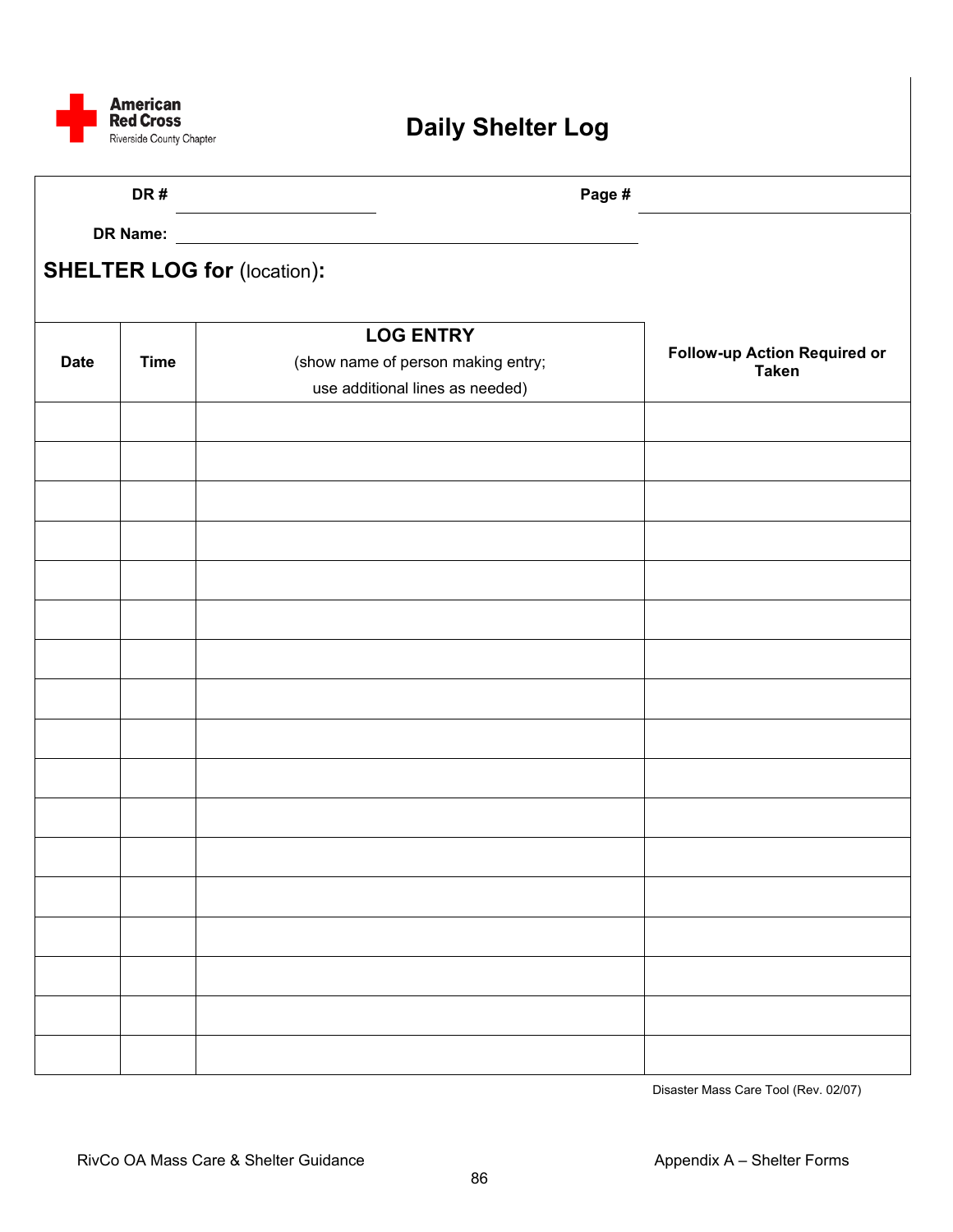American Red Cross
Riverside County Chapter

# Daily Shelter Log

**DR #** ______________________ **Page #** ______________________

**DR Name:** ______________________________________________

## SHELTER LOG for (location):

| Date | Time | **LOG ENTRY** (show name of person making entry; use additional lines as needed) | Follow-up Action Required or Taken |
|---|---|---|---|
| | | | |
| | | | |
| | | | |
| | | | |
| | | | |
| | | | |
| | | | |
| | | | |
| | | | |
| | | | |
| | | | |
| | | | |
| | | | |
| | | | |
| | | | |
| | | | |
| | | | |

Disaster Mass Care Tool (Rev. 02/07)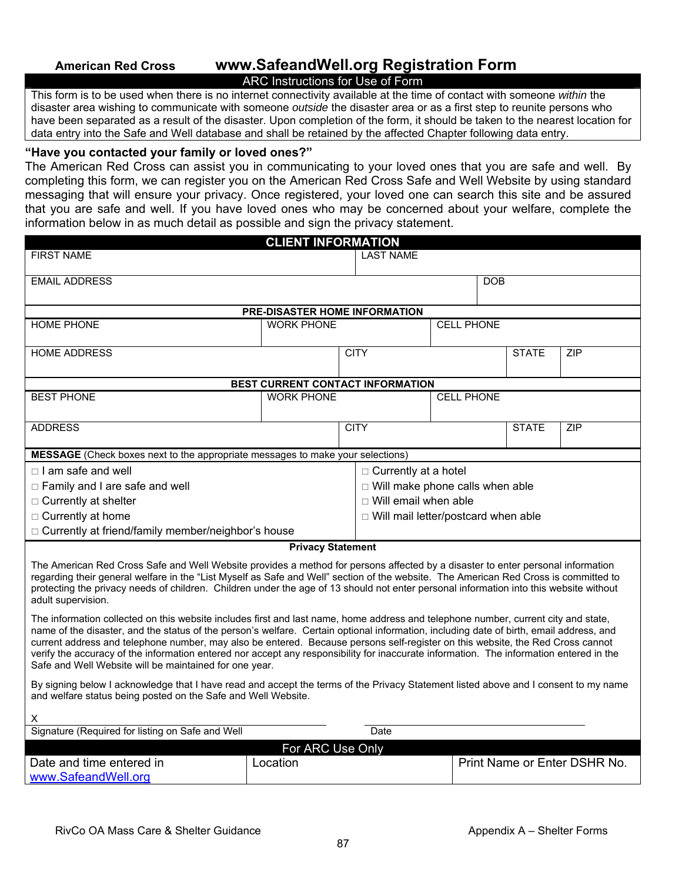**American Red Cross**

# www.SafeandWell.org Registration Form

## ARC Instructions for Use of Form

This form is to be used when there is no internet connectivity available at the time of contact with someone *within* the disaster area wishing to communicate with someone *outside* the disaster area or as a first step to reunite persons who have been separated as a result of the disaster. Upon completion of the form, it should be taken to the nearest location for data entry into the Safe and Well database and shall be retained by the affected Chapter following data entry.

**"Have you contacted your family or loved ones?"**

The American Red Cross can assist you in communicating to your loved ones that you are safe and well. By completing this form, we can register you on the American Red Cross Safe and Well Website by using standard messaging that will ensure your privacy. Once registered, your loved one can search this site and be assured that you are safe and well. If you have loved ones who may be concerned about your welfare, complete the information below in as much detail as possible and sign the privacy statement.

## CLIENT INFORMATION

| FIRST NAME | | LAST NAME | | |
|---|---|---|---|---|
| EMAIL ADDRESS | | | DOB | |

**PRE-DISASTER HOME INFORMATION**

| HOME PHONE | WORK PHONE | CELL PHONE | | |
|---|---|---|---|---|
| HOME ADDRESS | CITY | | STATE | ZIP |

**BEST CURRENT CONTACT INFORMATION**

| BEST PHONE | WORK PHONE | CELL PHONE | | |
|---|---|---|---|---|
| ADDRESS | CITY | | STATE | ZIP |

**MESSAGE** (Check boxes next to the appropriate messages to make your selections)

- □ I am safe and well
- □ Family and I are safe and well
- □ Currently at shelter
- □ Currently at home
- □ Currently at friend/family member/neighbor's house
- □ Currently at a hotel
- □ Will make phone calls when able
- □ Will email when able
- □ Will mail letter/postcard when able

**Privacy Statement**

The American Red Cross Safe and Well Website provides a method for persons affected by a disaster to enter personal information regarding their general welfare in the "List Myself as Safe and Well" section of the website. The American Red Cross is committed to protecting the privacy needs of children. Children under the age of 13 should not enter personal information into this website without adult supervision.

The information collected on this website includes first and last name, home address and telephone number, current city and state, name of the disaster, and the status of the person's welfare. Certain optional information, including date of birth, email address, and current address and telephone number, may also be entered. Because persons self-register on this website, the Red Cross cannot verify the accuracy of the information entered nor accept any responsibility for inaccurate information. The information entered in the Safe and Well Website will be maintained for one year.

By signing below I acknowledge that I have read and accept the terms of the Privacy Statement listed above and I consent to my name and welfare status being posted on the Safe and Well Website.

X ______________________________ &nbsp;&nbsp;&nbsp; ______________________________

Signature (Required for listing on Safe and Well &nbsp;&nbsp;&nbsp; Date

**For ARC Use Only**

| Date and time entered in www.SafeandWell.org | Location | Print Name or Enter DSHR No. |
|---|---|---|
| | | |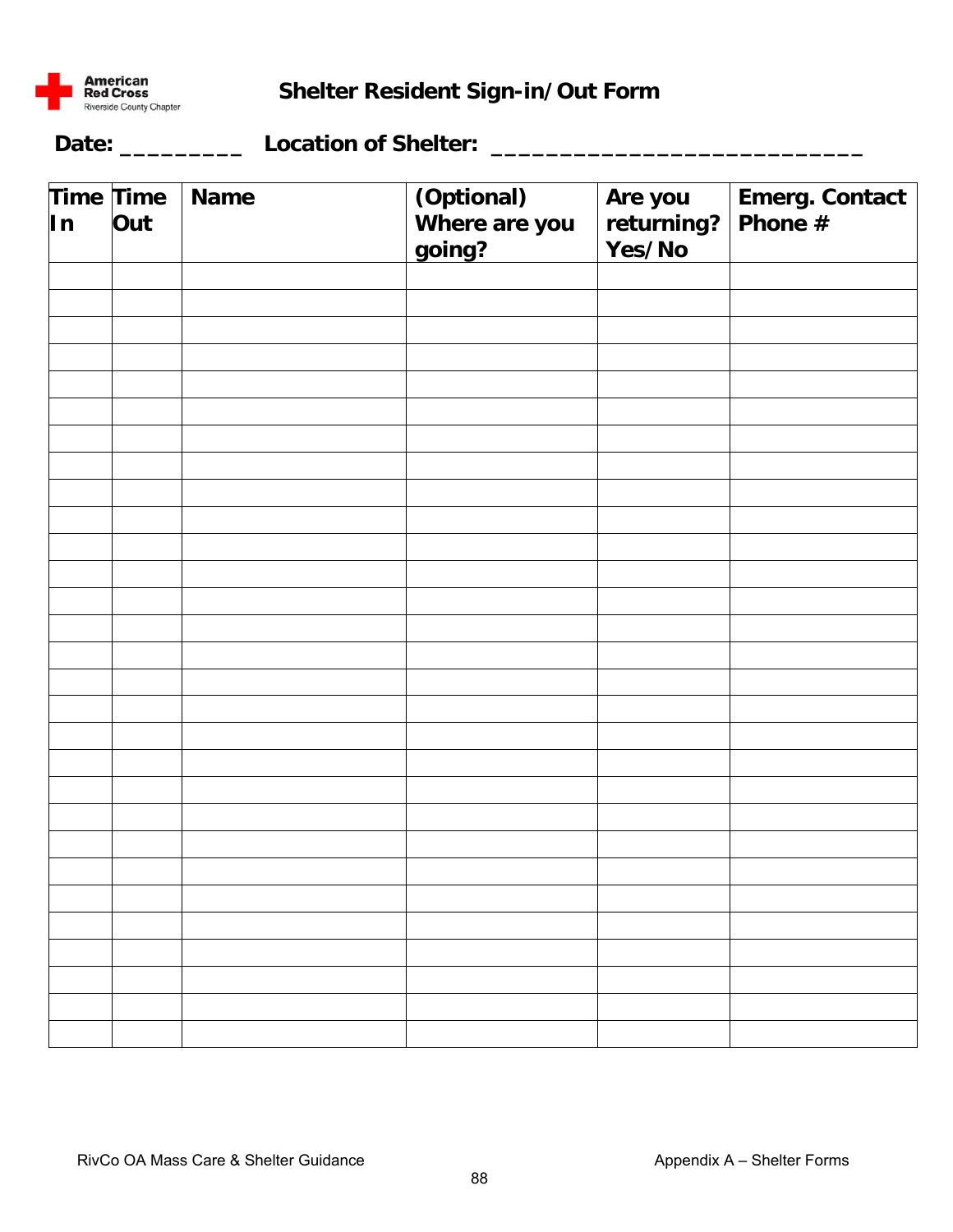American Red Cross
Riverside County Chapter

# Shelter Resident Sign-in/Out Form

**Date: _________ Location of Shelter: ___________________________**

| Time In | Time Out | Name | (Optional) Where are you going? | Are you returning? Yes/No | Emerg. Contact Phone # |
|---|---|---|---|---|---|
| | | | | | |
| | | | | | |
| | | | | | |
| | | | | | |
| | | | | | |
| | | | | | |
| | | | | | |
| | | | | | |
| | | | | | |
| | | | | | |
| | | | | | |
| | | | | | |
| | | | | | |
| | | | | | |
| | | | | | |
| | | | | | |
| | | | | | |
| | | | | | |
| | | | | | |
| | | | | | |
| | | | | | |
| | | | | | |
| | | | | | |
| | | | | | |
| | | | | | |
| | | | | | |
| | | | | | |
| | | | | | |
| | | | | | |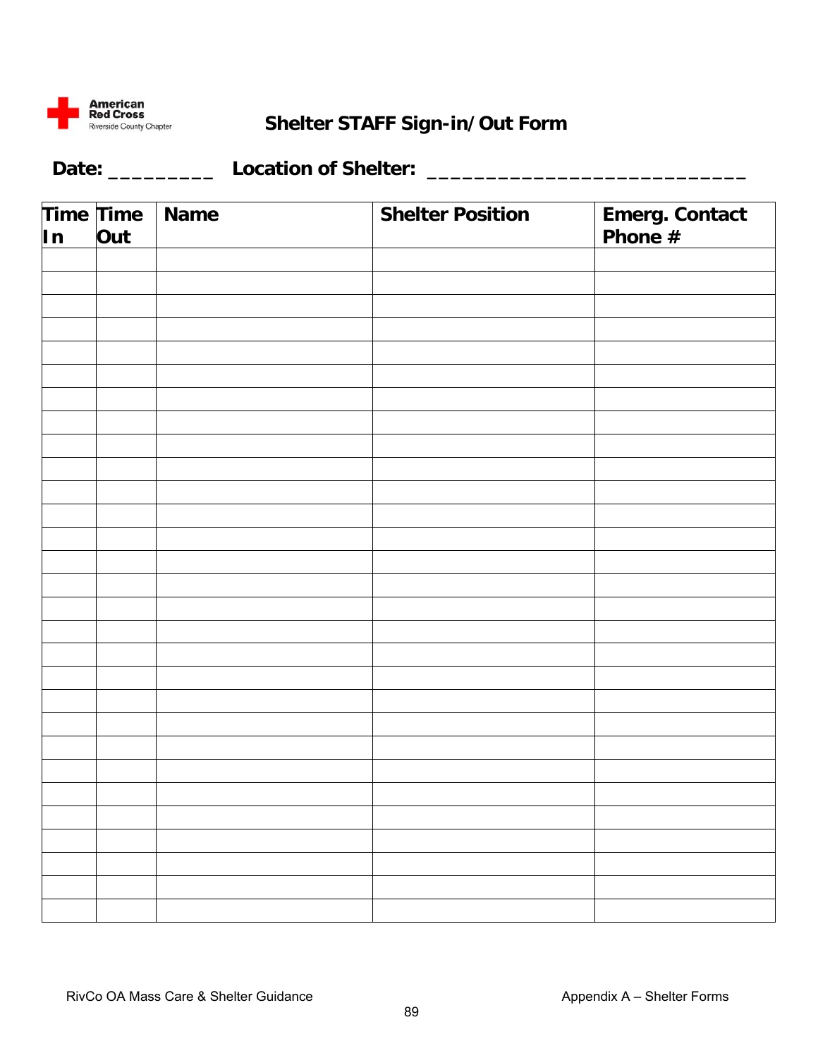American Red Cross Riverside County Chapter

## Shelter STAFF Sign-in/Out Form

**Date: _________ Location of Shelter: ___________________________**

| Time In | Time Out | Name | Shelter Position | Emerg. Contact Phone # |
|---|---|---|---|---|
| | | | | |
| | | | | |
| | | | | |
| | | | | |
| | | | | |
| | | | | |
| | | | | |
| | | | | |
| | | | | |
| | | | | |
| | | | | |
| | | | | |
| | | | | |
| | | | | |
| | | | | |
| | | | | |
| | | | | |
| | | | | |
| | | | | |
| | | | | |
| | | | | |
| | | | | |
| | | | | |
| | | | | |
| | | | | |
| | | | | |
| | | | | |
| | | | | |
| | | | | |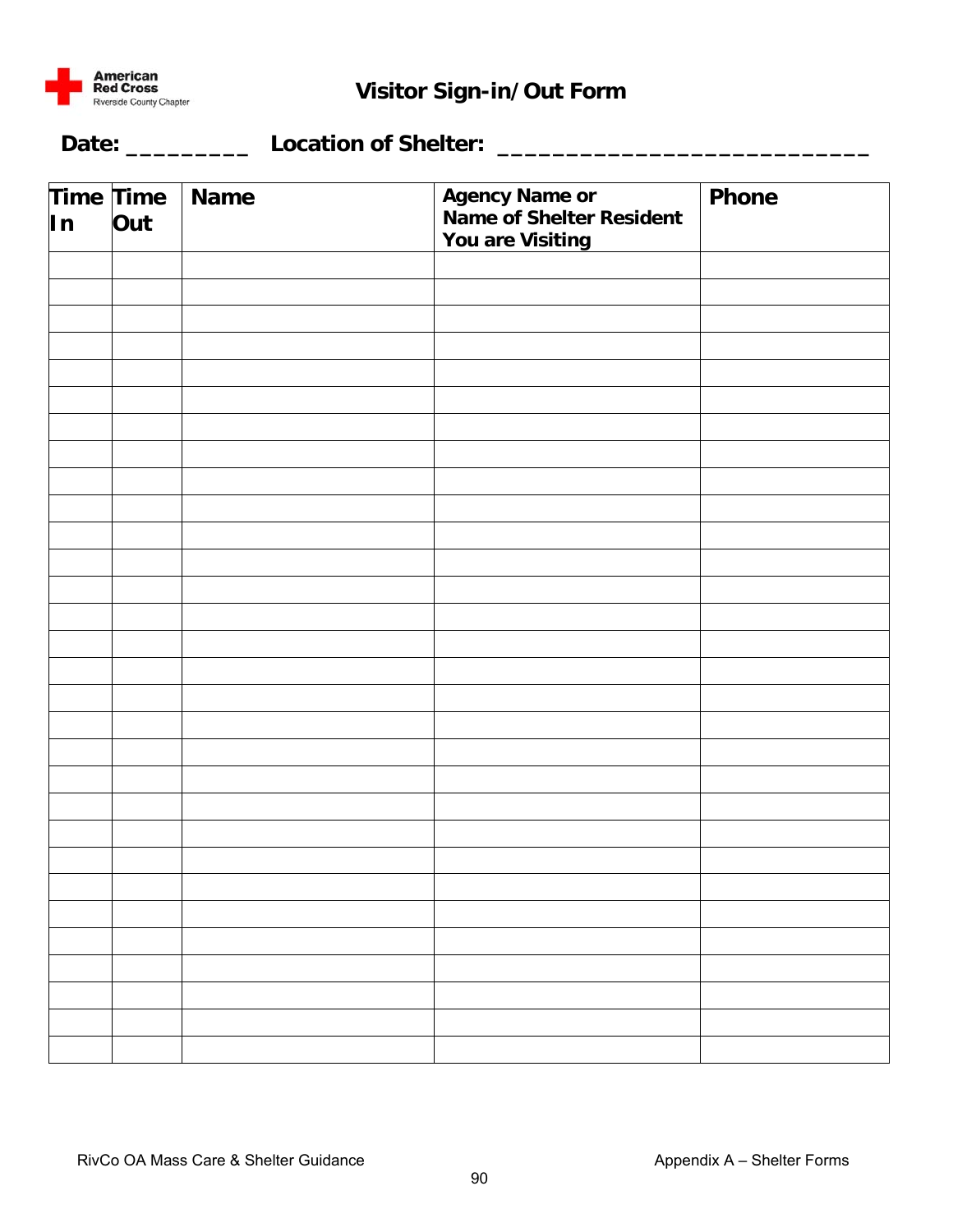American Red Cross
Riverside County Chapter

# Visitor Sign-in/Out Form

**Date: _________ Location of Shelter: ___________________________**

| Time In | Time Out | Name | Agency Name or Name of Shelter Resident You are Visiting | Phone |
|---|---|---|---|---|
| | | | | |
| | | | | |
| | | | | |
| | | | | |
| | | | | |
| | | | | |
| | | | | |
| | | | | |
| | | | | |
| | | | | |
| | | | | |
| | | | | |
| | | | | |
| | | | | |
| | | | | |
| | | | | |
| | | | | |
| | | | | |
| | | | | |
| | | | | |
| | | | | |
| | | | | |
| | | | | |
| | | | | |
| | | | | |
| | | | | |
| | | | | |
| | | | | |
| | | | | |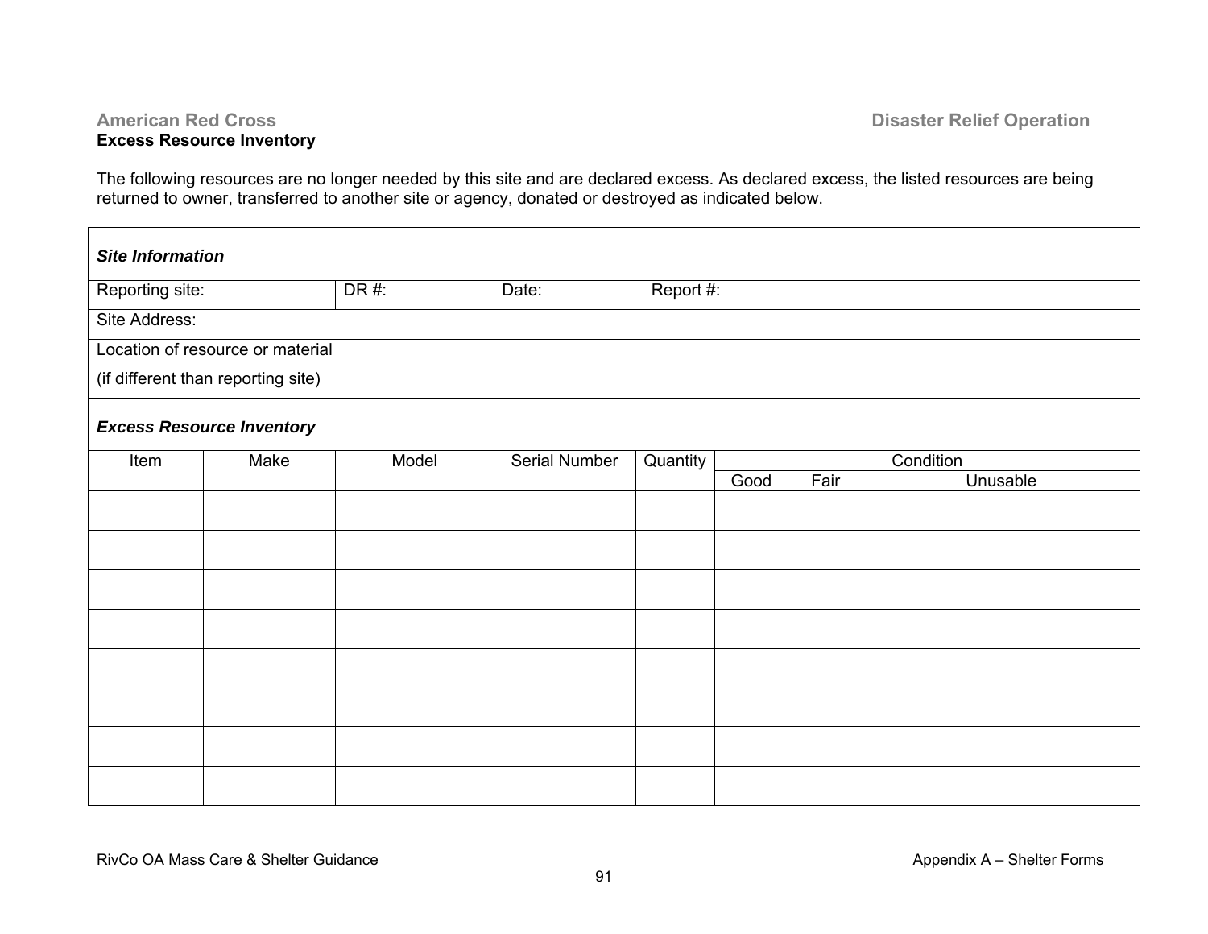**American Red Cross** **Disaster Relief Operation**

**Excess Resource Inventory**

The following resources are no longer needed by this site and are declared excess. As declared excess, the listed resources are being returned to owner, transferred to another site or agency, donated or destroyed as indicated below.

| ***Site Information*** | | | |
|---|---|---|---|
| Reporting site: | DR #: | Date: | Report #: |
| Site Address: | | | |
| Location of resource or material (if different than reporting site) | | | |

***Excess Resource Inventory***

| Item | Make | Model | Serial Number | Quantity | Condition | | |
|---|---|---|---|---|---|---|---|
| | | | | | Good | Fair | Unusable |
| | | | | | | | |
| | | | | | | | |
| | | | | | | | |
| | | | | | | | |
| | | | | | | | |
| | | | | | | | |
| | | | | | | | |
| | | | | | | | |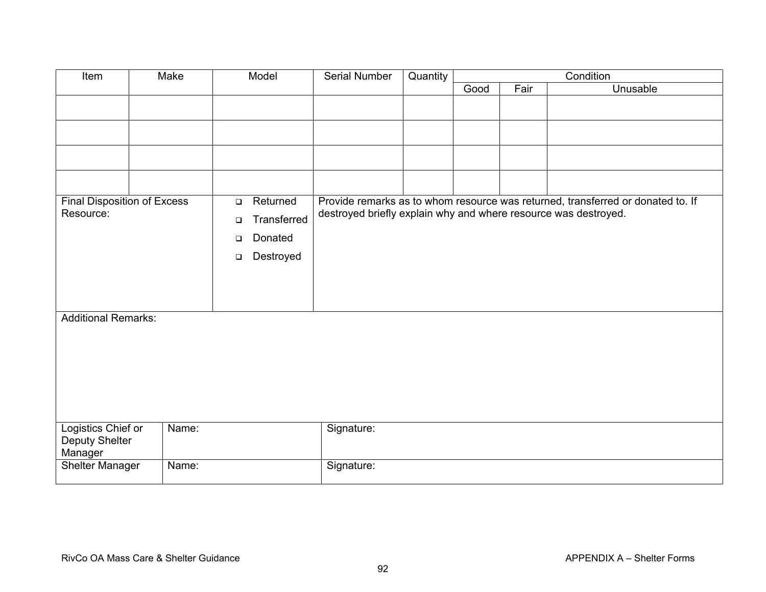| Item | Make | Model | Serial Number | Quantity | Condition | | |
|---|---|---|---|---|---|---|---|
| | | | | | Good | Fair | Unusable |
| | | | | | | | |
| | | | | | | | |
| | | | | | | | |
| | | | | | | | |

| Final Disposition of Excess Resource: | ❑ Returned<br>❑ Transferred<br>❑ Donated<br>❑ Destroyed | Provide remarks as to whom resource was returned, transferred or donated to. If destroyed briefly explain why and where resource was destroyed. |
|---|---|---|

| Additional Remarks: |
|---|
| |

| Logistics Chief or Deputy Shelter Manager | Name: | Signature: |
|---|---|---|
| Shelter Manager | Name: | Signature: |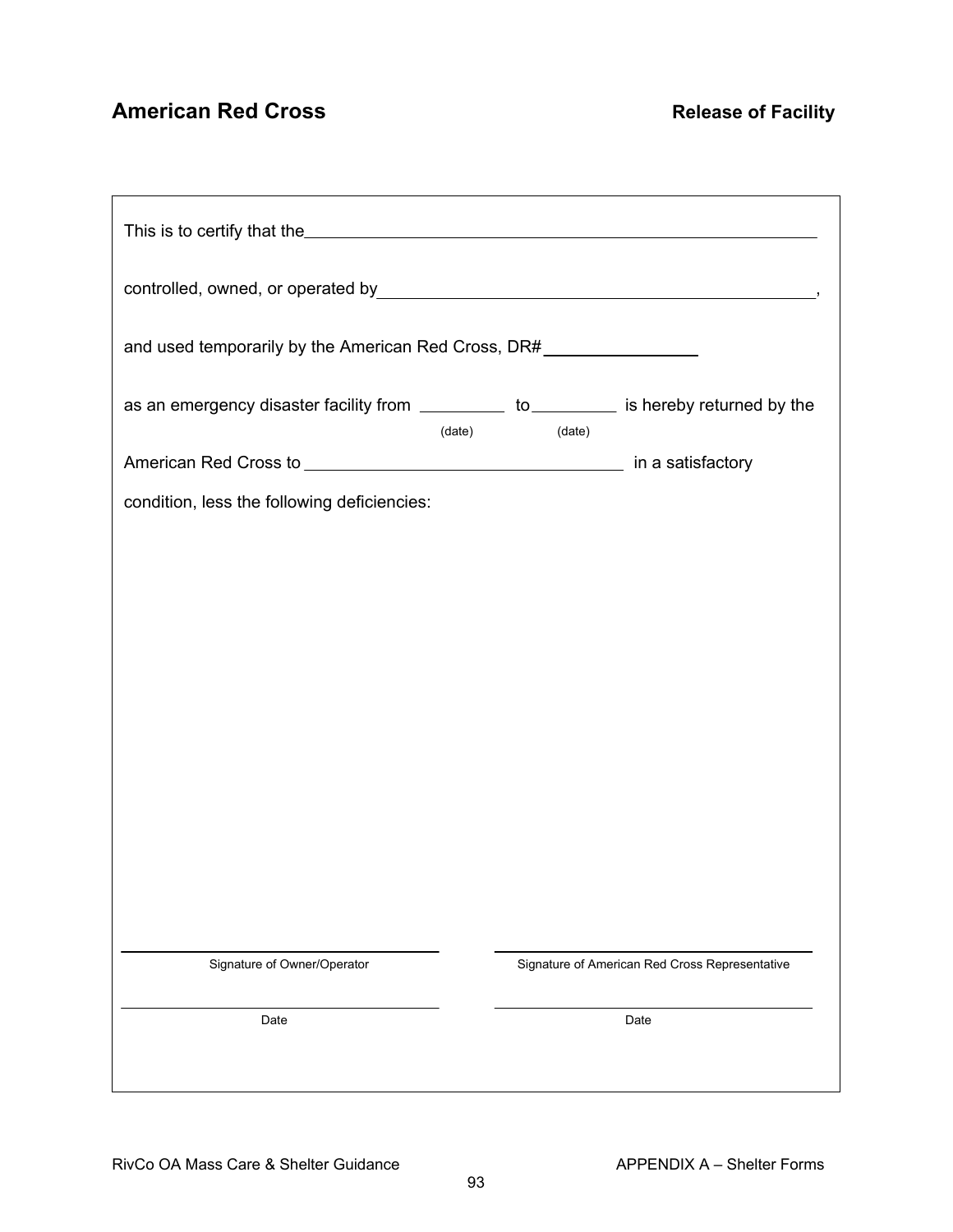# American Red Cross

## Release of Facility

This is to certify that the\_\_\_\_\_\_\_\_\_\_\_\_\_\_\_\_\_\_\_\_\_\_\_\_\_\_\_\_\_\_\_\_\_\_\_\_\_\_\_\_\_\_\_\_\_\_\_\_\_\_

controlled, owned, or operated by\_\_\_\_\_\_\_\_\_\_\_\_\_\_\_\_\_\_\_\_\_\_\_\_\_\_\_\_\_\_\_\_\_\_\_\_\_\_\_\_\_\_,

and used temporarily by the American Red Cross, DR#\_\_\_\_\_\_\_\_\_\_\_\_\_\_\_

as an emergency disaster facility from \_\_\_\_\_\_\_\_\_ (date) to \_\_\_\_\_\_\_\_\_ (date) is hereby returned by the

American Red Cross to \_\_\_\_\_\_\_\_\_\_\_\_\_\_\_\_\_\_\_\_\_\_\_\_\_\_\_\_\_\_\_\_ in a satisfactory

condition, less the following deficiencies:

| | |
|---|---|
| \_\_\_\_\_\_\_\_\_\_\_\_\_\_\_\_\_\_\_\_\_\_\_\_\_\_\_\_\_\_ | \_\_\_\_\_\_\_\_\_\_\_\_\_\_\_\_\_\_\_\_\_\_\_\_\_\_\_\_\_\_ |
| Signature of Owner/Operator | Signature of American Red Cross Representative |
| \_\_\_\_\_\_\_\_\_\_\_\_\_\_\_\_\_\_\_\_\_\_\_\_\_\_\_\_\_\_ | \_\_\_\_\_\_\_\_\_\_\_\_\_\_\_\_\_\_\_\_\_\_\_\_\_\_\_\_\_\_ |
| Date | Date |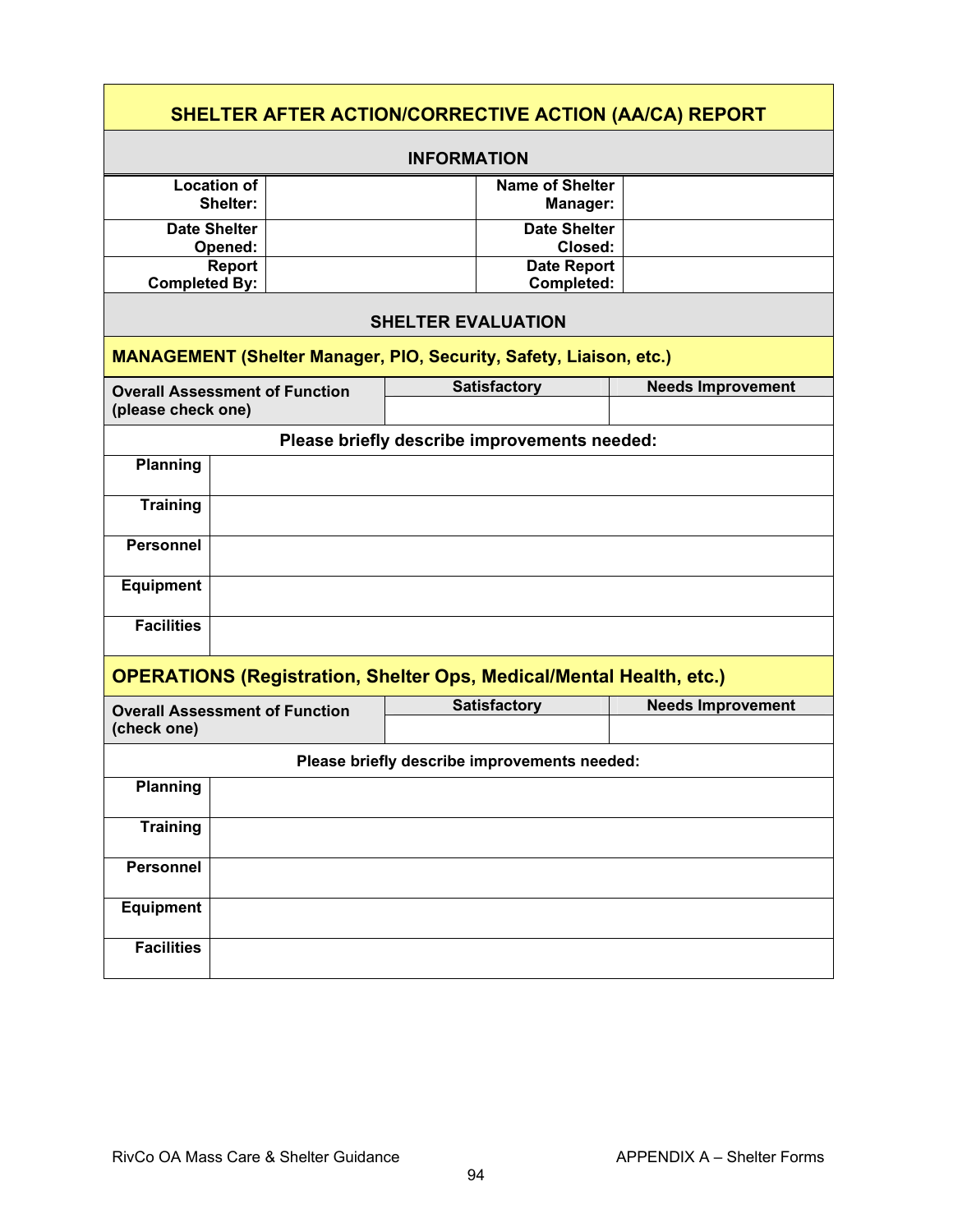# SHELTER AFTER ACTION/CORRECTIVE ACTION (AA/CA) REPORT

## INFORMATION

| | | | |
|---|---|---|---|
| **Location of Shelter:** | | **Name of Shelter Manager:** | |
| **Date Shelter Opened:** | | **Date Shelter Closed:** | |
| **Report Completed By:** | | **Date Report Completed:** | |

## SHELTER EVALUATION

### MANAGEMENT (Shelter Manager, PIO, Security, Safety, Liaison, etc.)

| **Overall Assessment of Function (please check one)** | **Satisfactory** | **Needs Improvement** |
|---|---|---|
| | | |

**Please briefly describe improvements needed:**

| | |
|---|---|
| **Planning** | |
| **Training** | |
| **Personnel** | |
| **Equipment** | |
| **Facilities** | |

### OPERATIONS (Registration, Shelter Ops, Medical/Mental Health, etc.)

| **Overall Assessment of Function (check one)** | **Satisfactory** | **Needs Improvement** |
|---|---|---|
| | | |

**Please briefly describe improvements needed:**

| | |
|---|---|
| **Planning** | |
| **Training** | |
| **Personnel** | |
| **Equipment** | |
| **Facilities** | |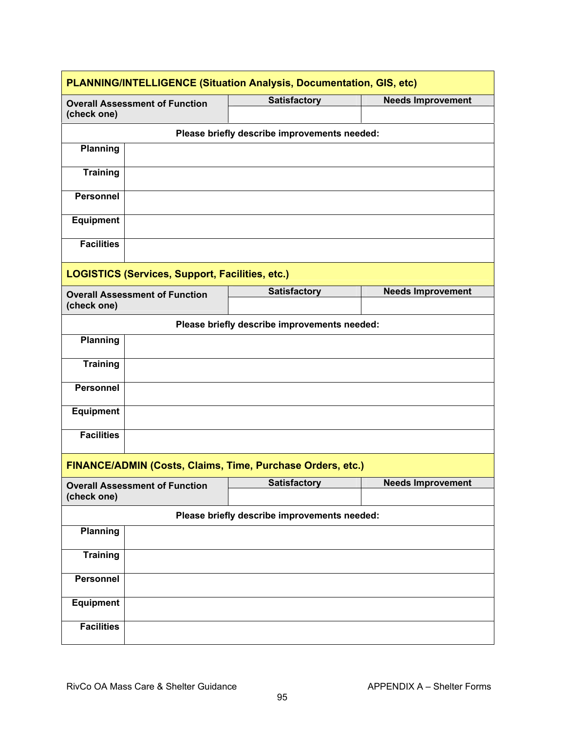| PLANNING/INTELLIGENCE (Situation Analysis, Documentation, GIS, etc) | | |
|---|---|---|
| **Overall Assessment of Function (check one)** | **Satisfactory** | **Needs Improvement** |
| | | |

| **Please briefly describe improvements needed:** | |
|---|---|
| **Planning** | |
| **Training** | |
| **Personnel** | |
| **Equipment** | |
| **Facilities** | |

| LOGISTICS (Services, Support, Facilities, etc.) | | |
|---|---|---|
| **Overall Assessment of Function (check one)** | **Satisfactory** | **Needs Improvement** |
| | | |

| **Please briefly describe improvements needed:** | |
|---|---|
| **Planning** | |
| **Training** | |
| **Personnel** | |
| **Equipment** | |
| **Facilities** | |

| FINANCE/ADMIN (Costs, Claims, Time, Purchase Orders, etc.) | | |
|---|---|---|
| **Overall Assessment of Function (check one)** | **Satisfactory** | **Needs Improvement** |
| | | |

| **Please briefly describe improvements needed:** | |
|---|---|
| **Planning** | |
| **Training** | |
| **Personnel** | |
| **Equipment** | |
| **Facilities** | |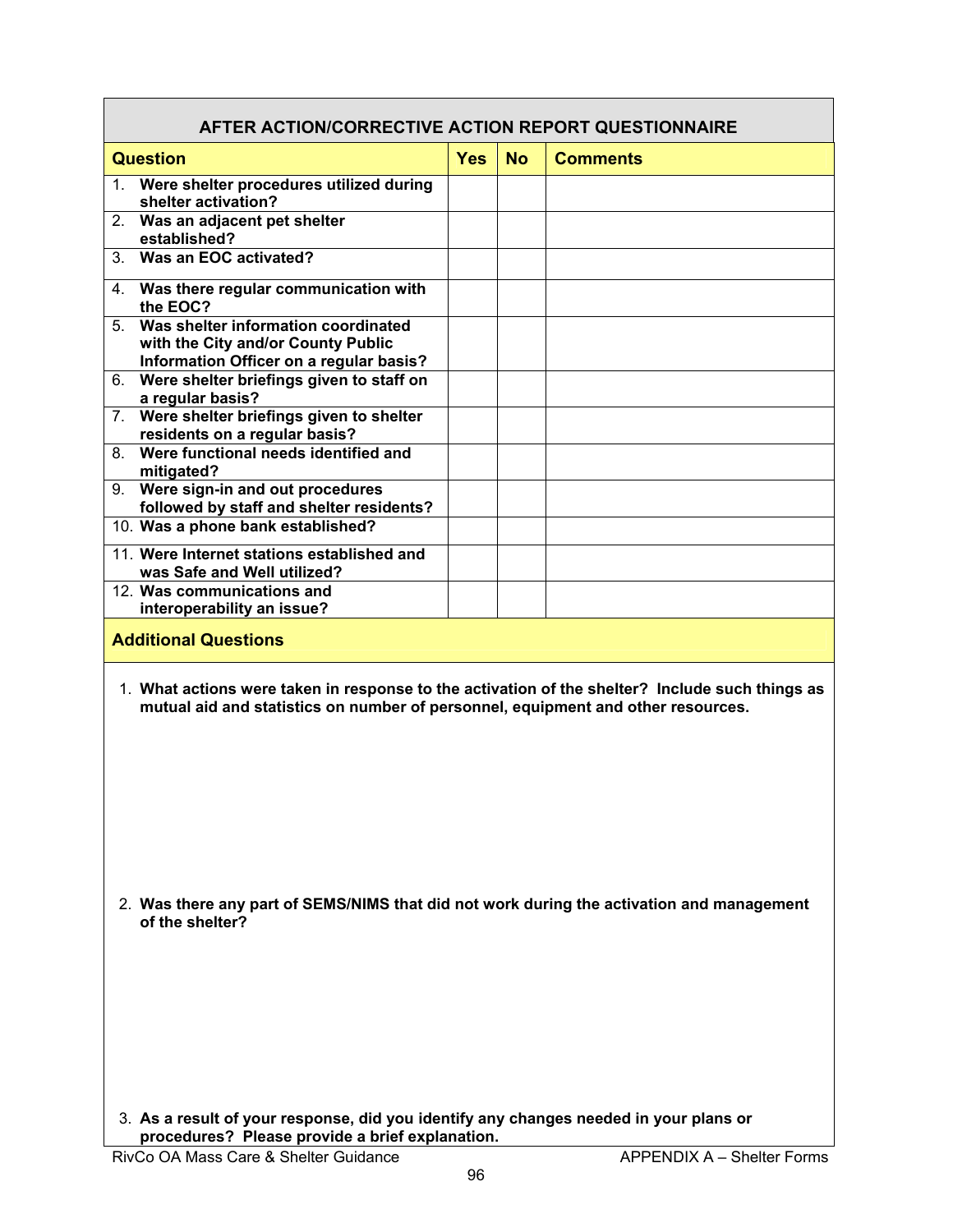## AFTER ACTION/CORRECTIVE ACTION REPORT QUESTIONNAIRE

| Question | Yes | No | Comments |
|---|---|---|---|
| 1. **Were shelter procedures utilized during shelter activation?** | | | |
| 2. **Was an adjacent pet shelter established?** | | | |
| 3. **Was an EOC activated?** | | | |
| 4. **Was there regular communication with the EOC?** | | | |
| 5. **Was shelter information coordinated with the City and/or County Public Information Officer on a regular basis?** | | | |
| 6. **Were shelter briefings given to staff on a regular basis?** | | | |
| 7. **Were shelter briefings given to shelter residents on a regular basis?** | | | |
| 8. **Were functional needs identified and mitigated?** | | | |
| 9. **Were sign-in and out procedures followed by staff and shelter residents?** | | | |
| 10. **Was a phone bank established?** | | | |
| 11. **Were Internet stations established and was Safe and Well utilized?** | | | |
| 12. **Was communications and interoperability an issue?** | | | |

### Additional Questions

1. **What actions were taken in response to the activation of the shelter? Include such things as mutual aid and statistics on number of personnel, equipment and other resources.**

2. **Was there any part of SEMS/NIMS that did not work during the activation and management of the shelter?**

3. **As a result of your response, did you identify any changes needed in your plans or procedures? Please provide a brief explanation.**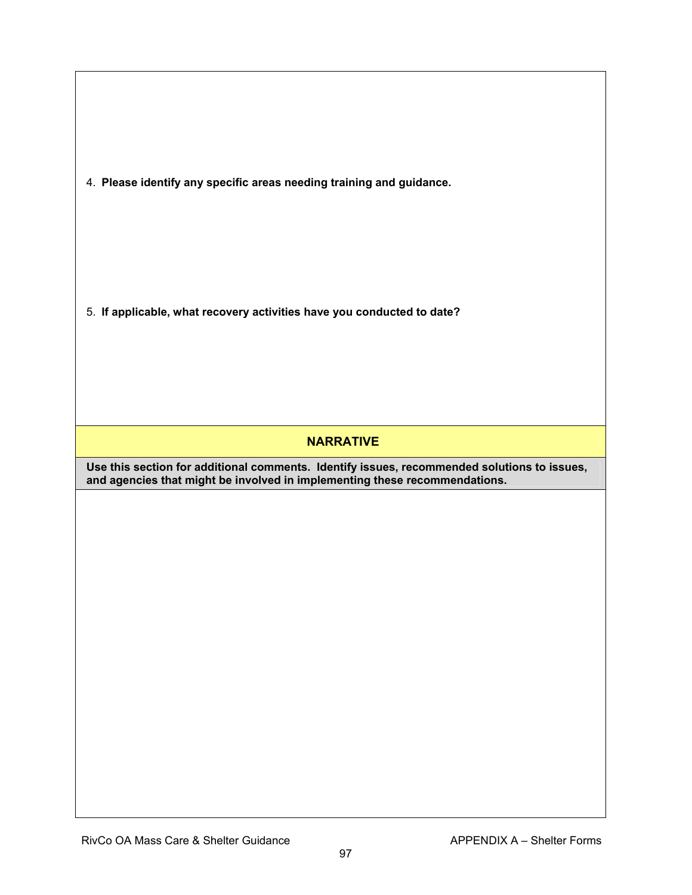4. **Please identify any specific areas needing training and guidance.**

5. **If applicable, what recovery activities have you conducted to date?**

## NARRATIVE

**Use this section for additional comments. Identify issues, recommended solutions to issues, and agencies that might be involved in implementing these recommendations.**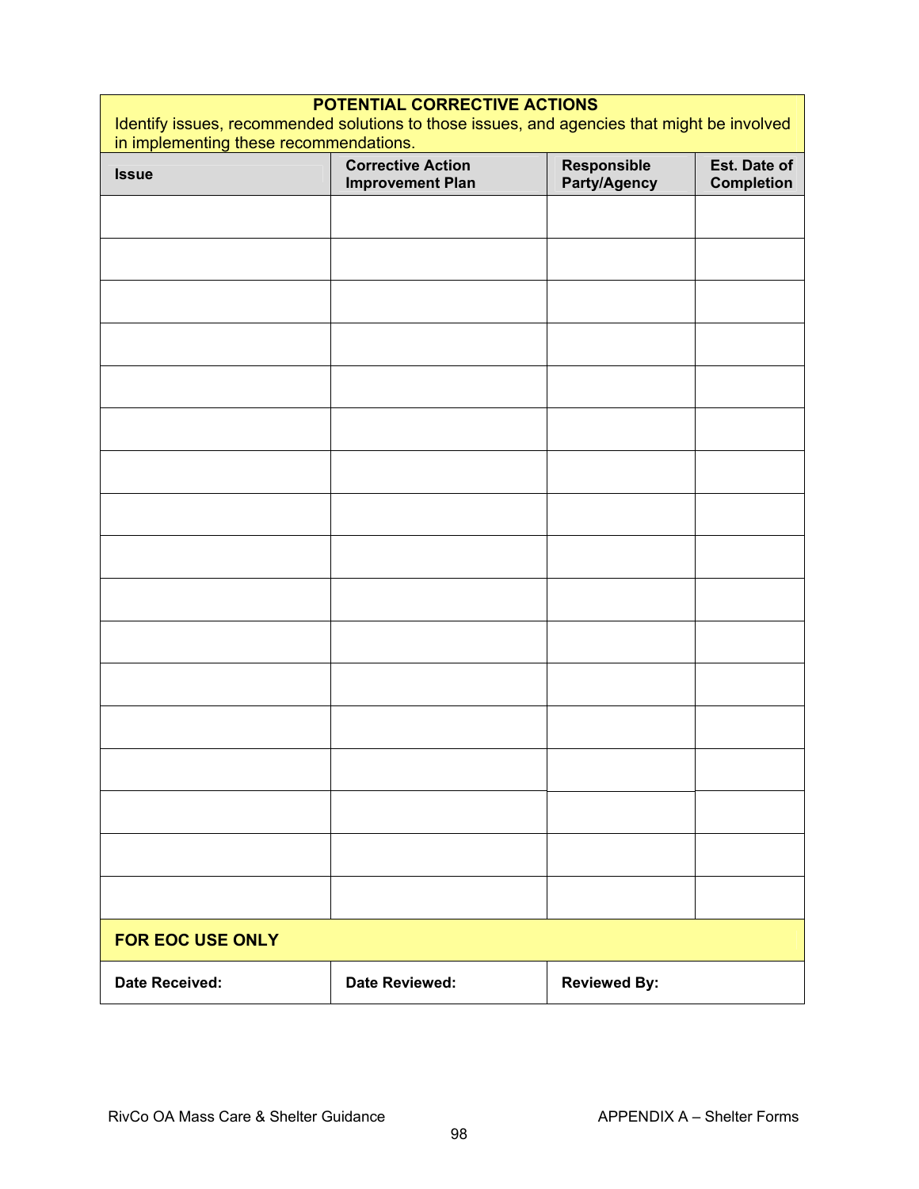**POTENTIAL CORRECTIVE ACTIONS**

Identify issues, recommended solutions to those issues, and agencies that might be involved in implementing these recommendations.

| Issue | Corrective Action Improvement Plan | Responsible Party/Agency | Est. Date of Completion |
|---|---|---|---|
| | | | |
| | | | |
| | | | |
| | | | |
| | | | |
| | | | |
| | | | |
| | | | |
| | | | |
| | | | |
| | | | |
| | | | |
| | | | |
| | | | |
| | | | |
| | | | |
| | | | |

**FOR EOC USE ONLY**

| Date Received: | Date Reviewed: | Reviewed By: |
|---|---|---|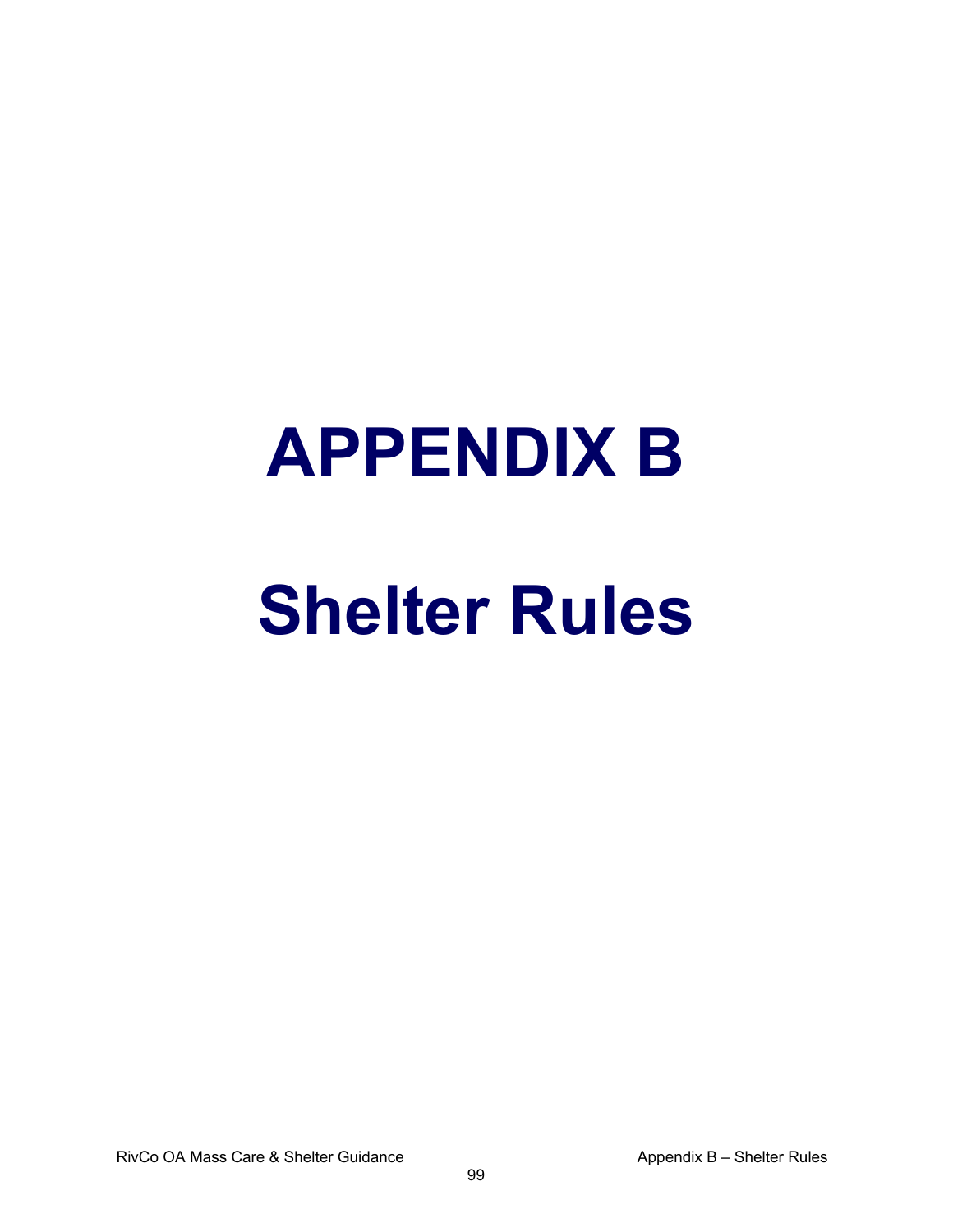# APPENDIX B

# Shelter Rules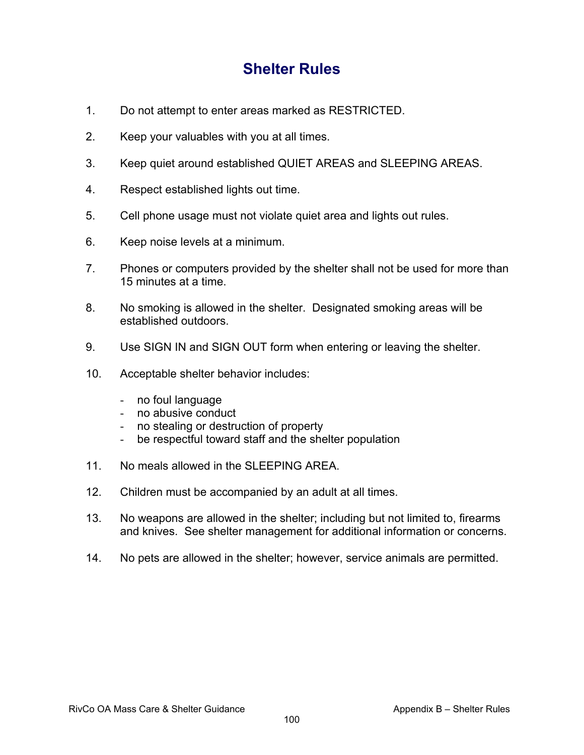# Shelter Rules

1. Do not attempt to enter areas marked as RESTRICTED.

2. Keep your valuables with you at all times.

3. Keep quiet around established QUIET AREAS and SLEEPING AREAS.

4. Respect established lights out time.

5. Cell phone usage must not violate quiet area and lights out rules.

6. Keep noise levels at a minimum.

7. Phones or computers provided by the shelter shall not be used for more than 15 minutes at a time.

8. No smoking is allowed in the shelter. Designated smoking areas will be established outdoors.

9. Use SIGN IN and SIGN OUT form when entering or leaving the shelter.

10. Acceptable shelter behavior includes:

    - no foul language
    - no abusive conduct
    - no stealing or destruction of property
    - be respectful toward staff and the shelter population

11. No meals allowed in the SLEEPING AREA.

12. Children must be accompanied by an adult at all times.

13. No weapons are allowed in the shelter; including but not limited to, firearms and knives. See shelter management for additional information or concerns.

14. No pets are allowed in the shelter; however, service animals are permitted.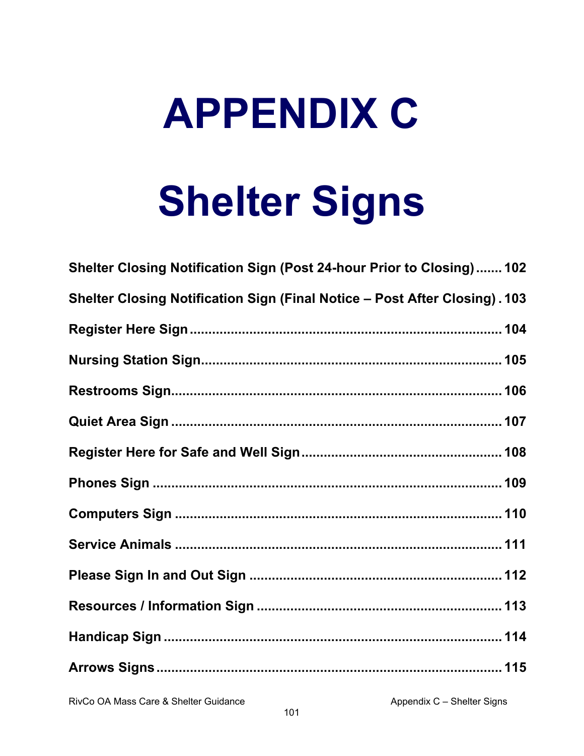# APPENDIX C

# Shelter Signs

**Shelter Closing Notification Sign (Post 24-hour Prior to Closing) ....... 102**

**Shelter Closing Notification Sign (Final Notice – Post After Closing) . 103**

**Register Here Sign ..................................................................................... 104**

**Nursing Station Sign.................................................................................. 105**

**Restrooms Sign.......................................................................................... 106**

**Quiet Area Sign .......................................................................................... 107**

**Register Here for Safe and Well Sign ...................................................... 108**

**Phones Sign ............................................................................................... 109**

**Computers Sign ......................................................................................... 110**

**Service Animals ......................................................................................... 111**

**Please Sign In and Out Sign ..................................................................... 112**

**Resources / Information Sign .................................................................. 113**

**Handicap Sign ............................................................................................ 114**

**Arrows Signs .............................................................................................. 115**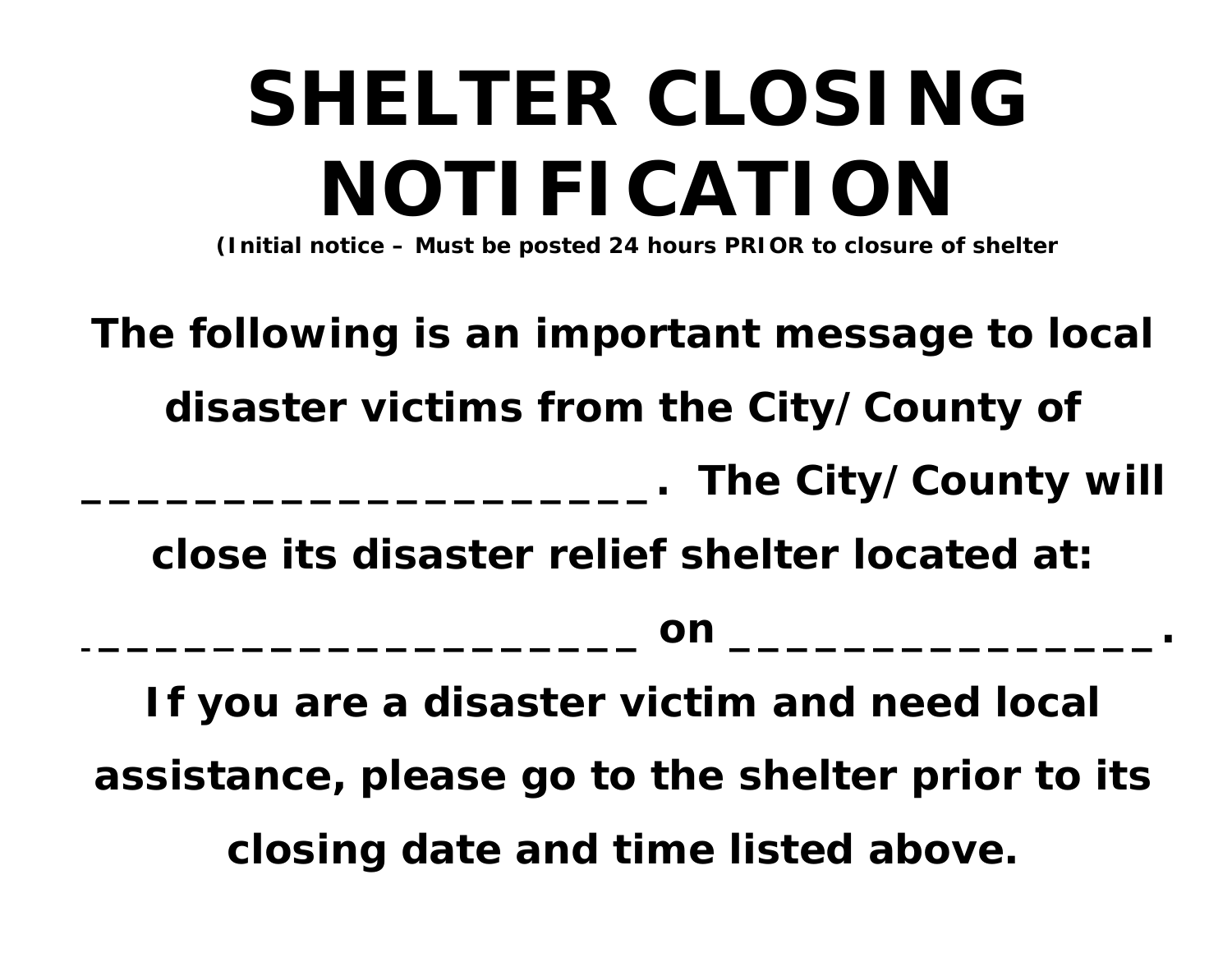# SHELLTER CLOSING NOTIFICATION

# SHELTER CLOSING NOTIFICATION

**(Initial notice – Must be posted 24 hours PRIOR to closure of shelter**

**The following is an important message to local disaster victims from the City/County of _______________________. The City/County will close its disaster relief shelter located at: _______________________ on _________________. If you are a disaster victim and need local assistance, please go to the shelter prior to its closing date and time listed above.**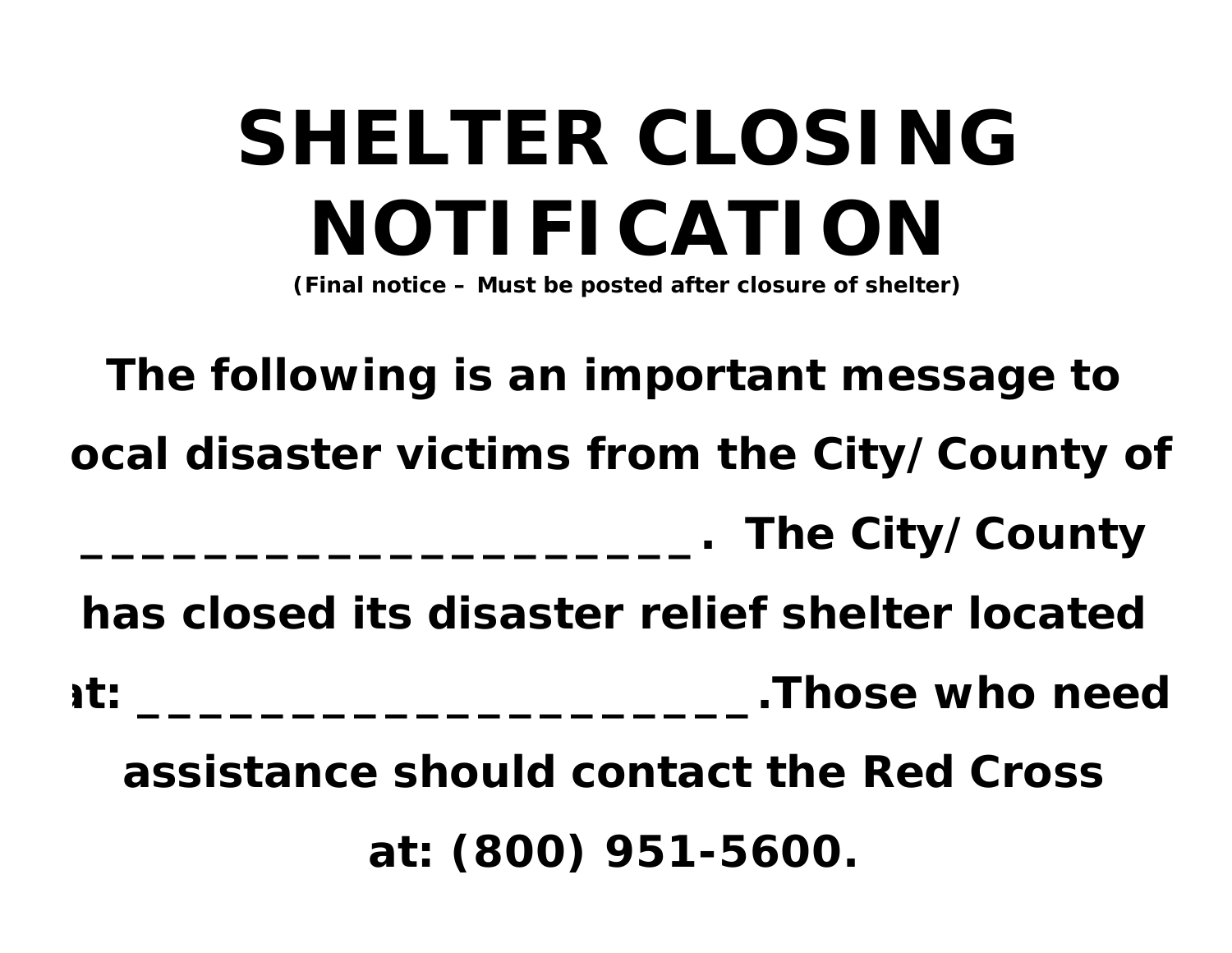# SHELTER CLOSING NOTIFICATION

**(Final notice – Must be posted after closure of shelter)**

**The following is an important message to local disaster victims from the City/County of ________________________. The City/County has closed its disaster relief shelter located at: ________________________.Those who need assistance should contact the Red Cross at: (800) 951-5600.**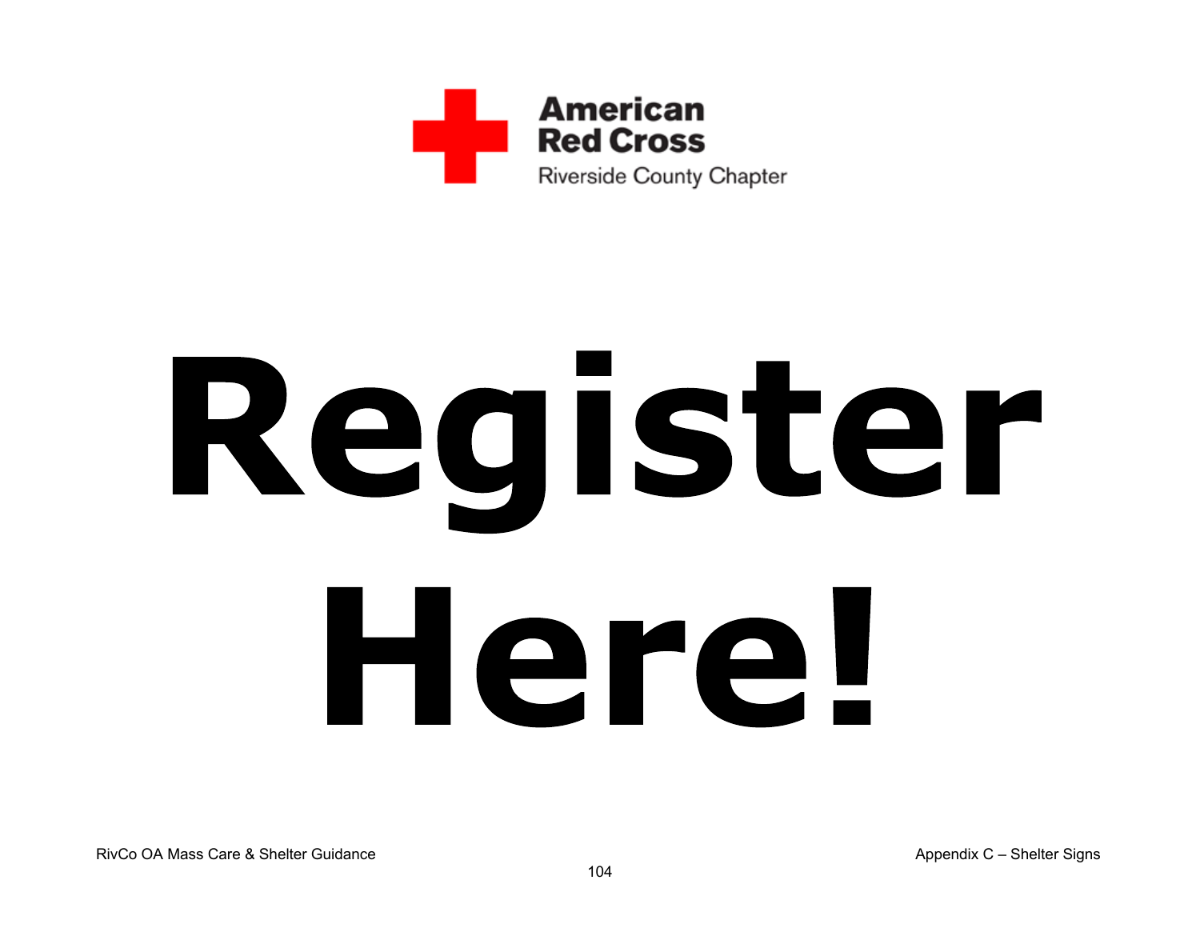American Red Cross
Riverside County Chapter

# Register Here!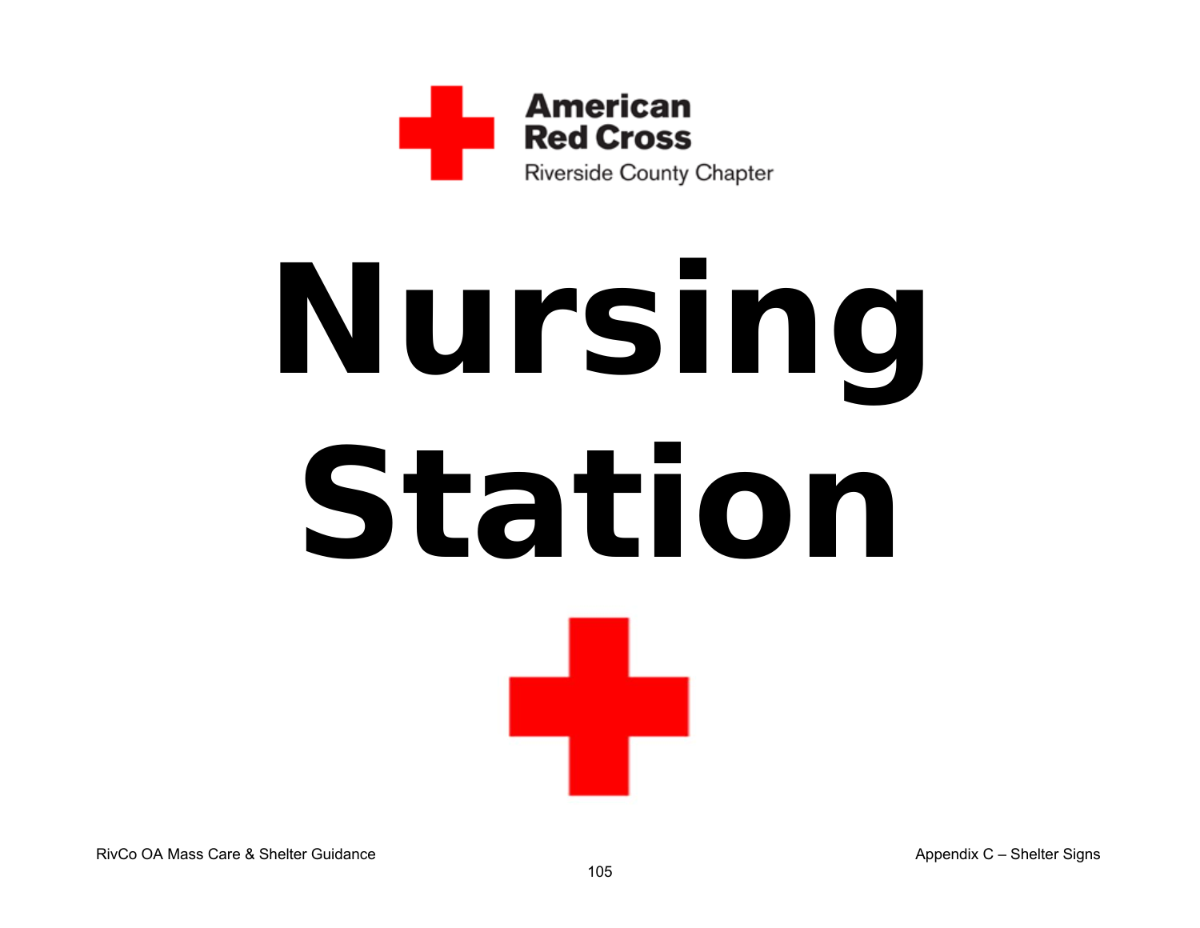American Red Cross
Riverside County Chapter

# Nursing Station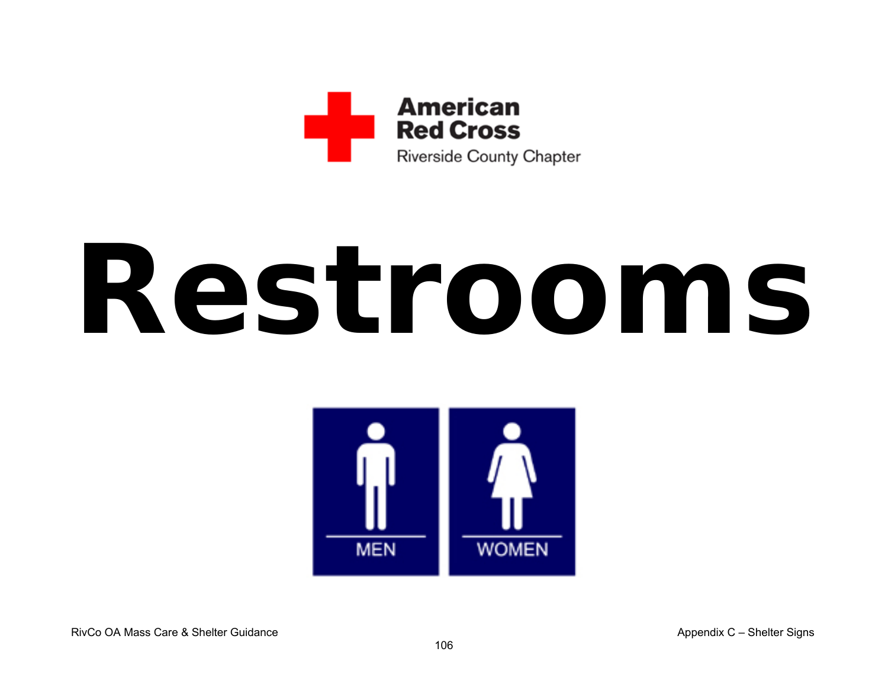American Red Cross
Riverside County Chapter

# Restrooms

MEN

WOMEN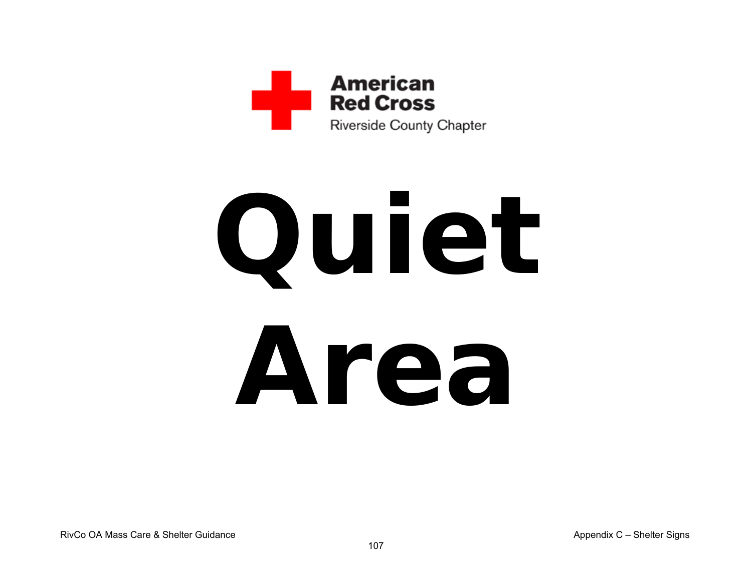American Red Cross
Riverside County Chapter

# Quiet Area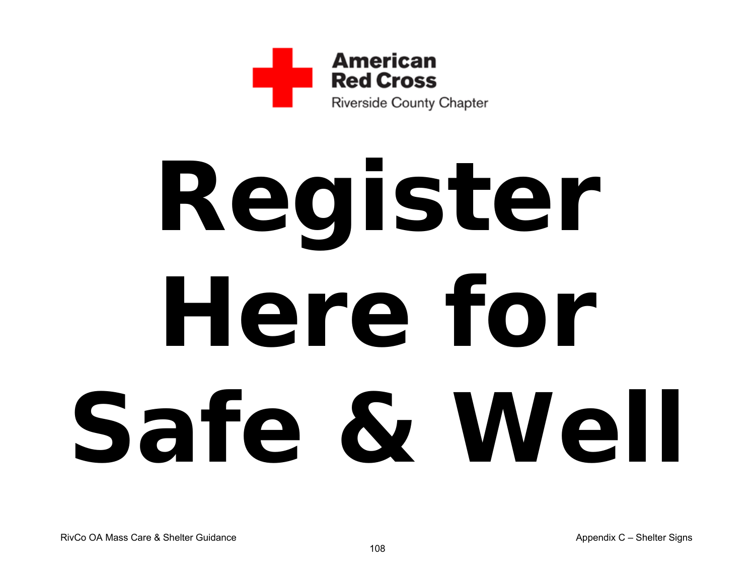American Red Cross
Riverside County Chapter

# Register Here for Safe & Well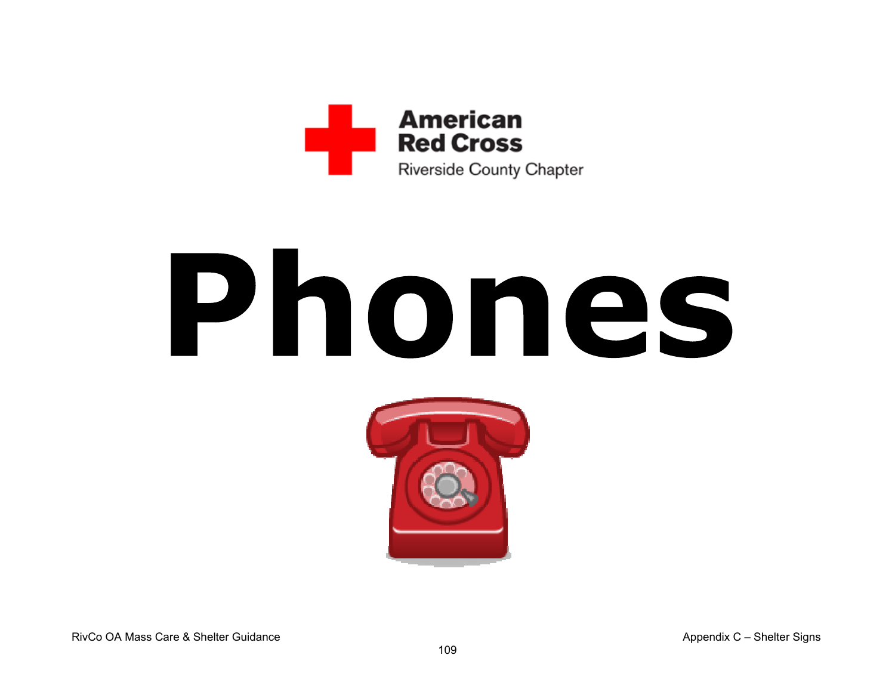American Red Cross
Riverside County Chapter

# Phones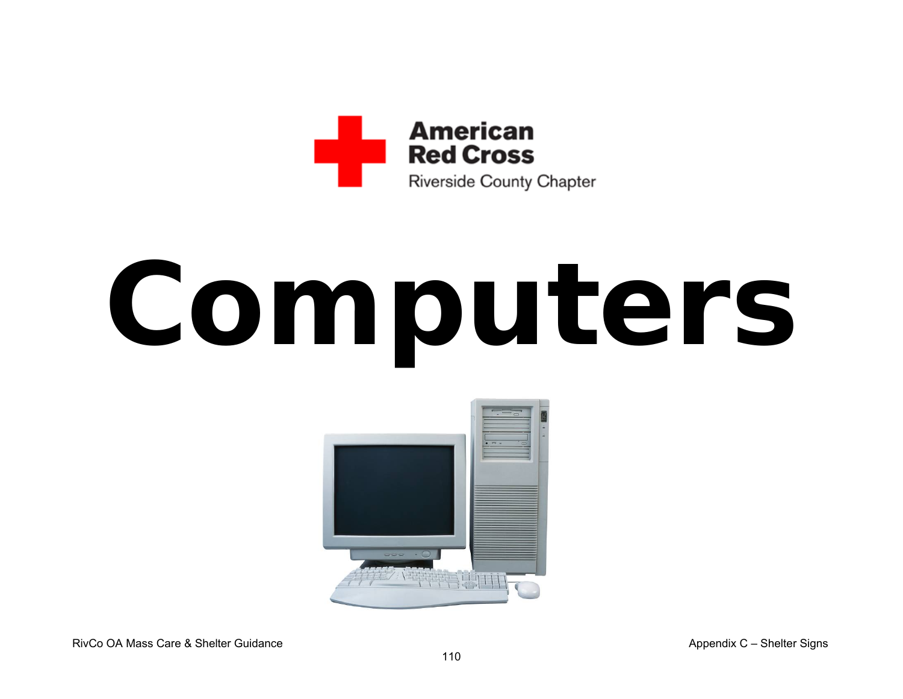American Red Cross
Riverside County Chapter

# Computers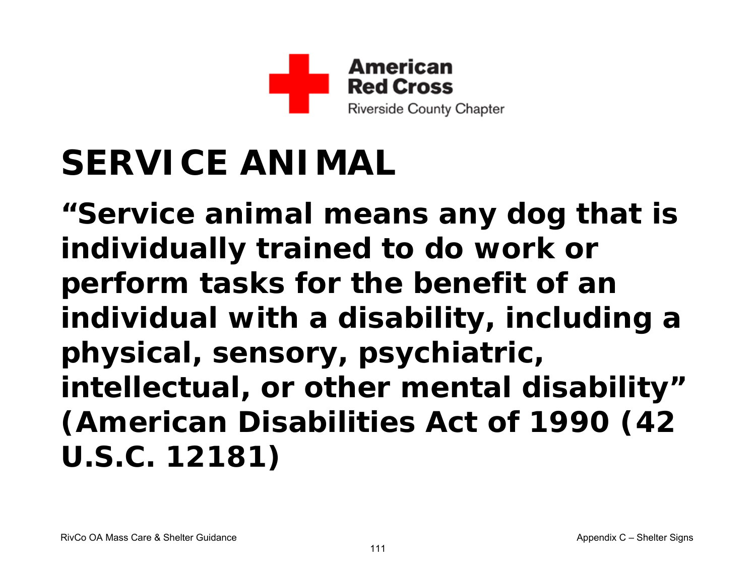American Red Cross
Riverside County Chapter

# SERVICE ANIMAL

**"Service animal means any dog that is individually trained to do work or perform tasks for the benefit of an individual with a disability, including a physical, sensory, psychiatric, intellectual, or other mental disability" (American Disabilities Act of 1990 (42 U.S.C. 12181)**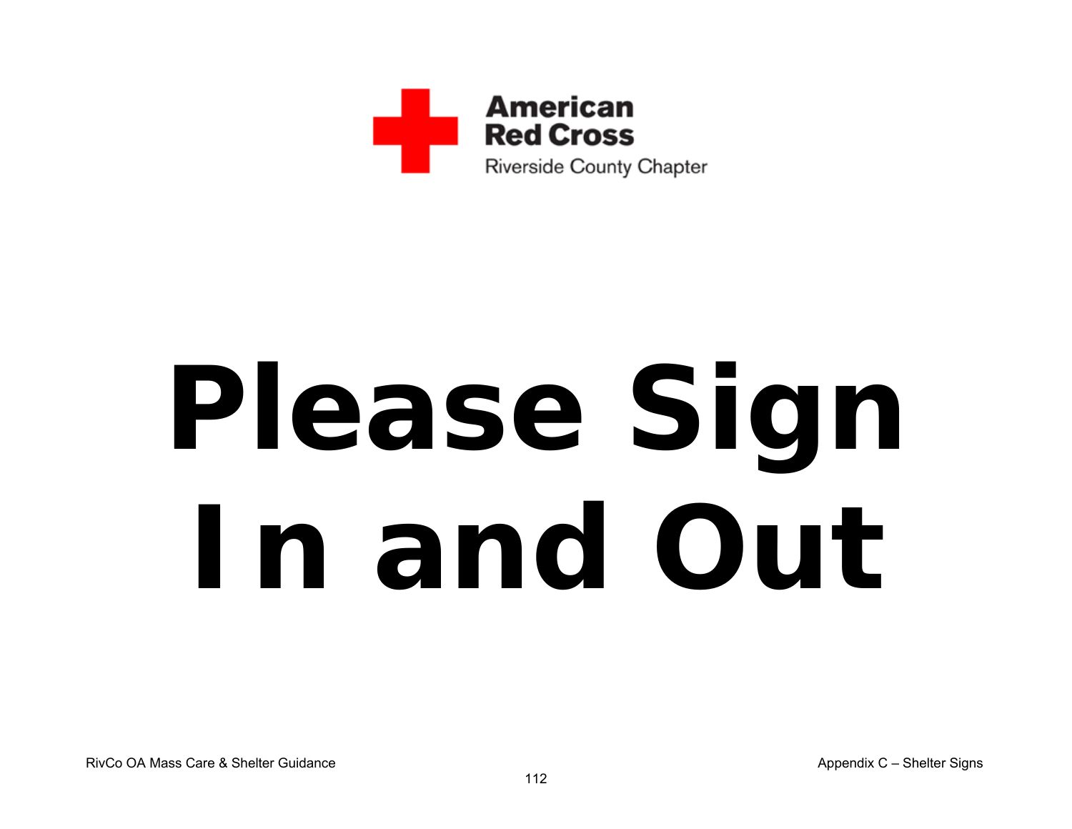American Red Cross
Riverside County Chapter

# Please Sign In and Out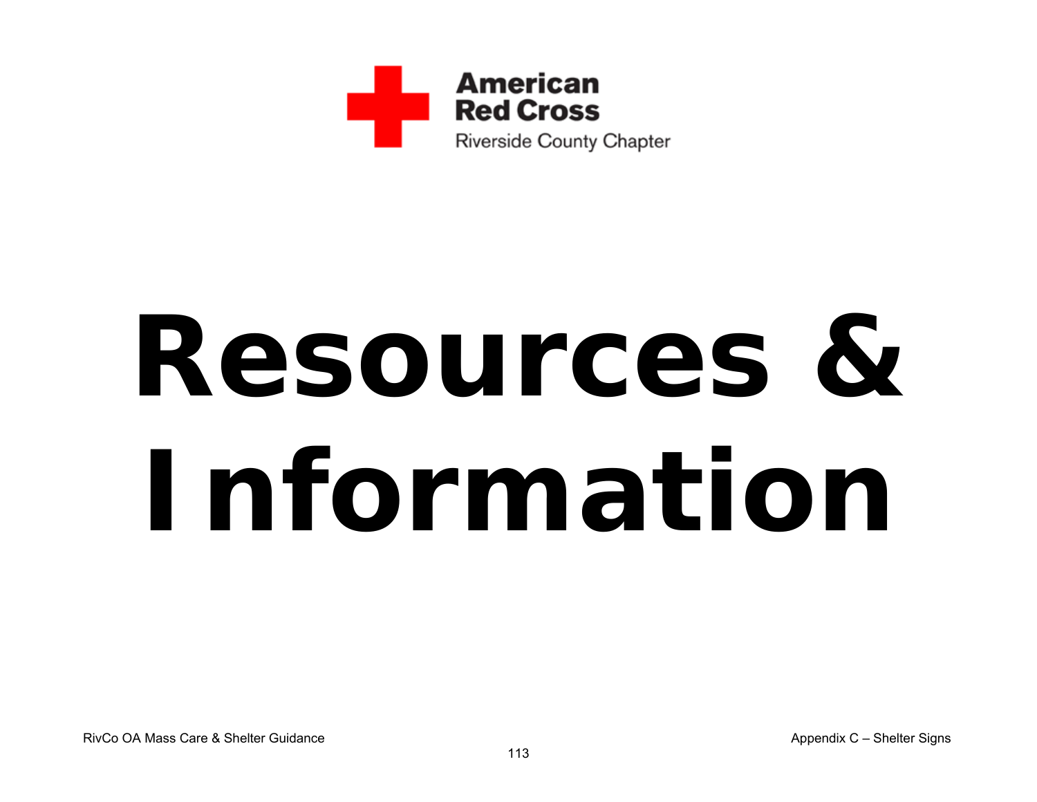American Red Cross
Riverside County Chapter

# Resources & Information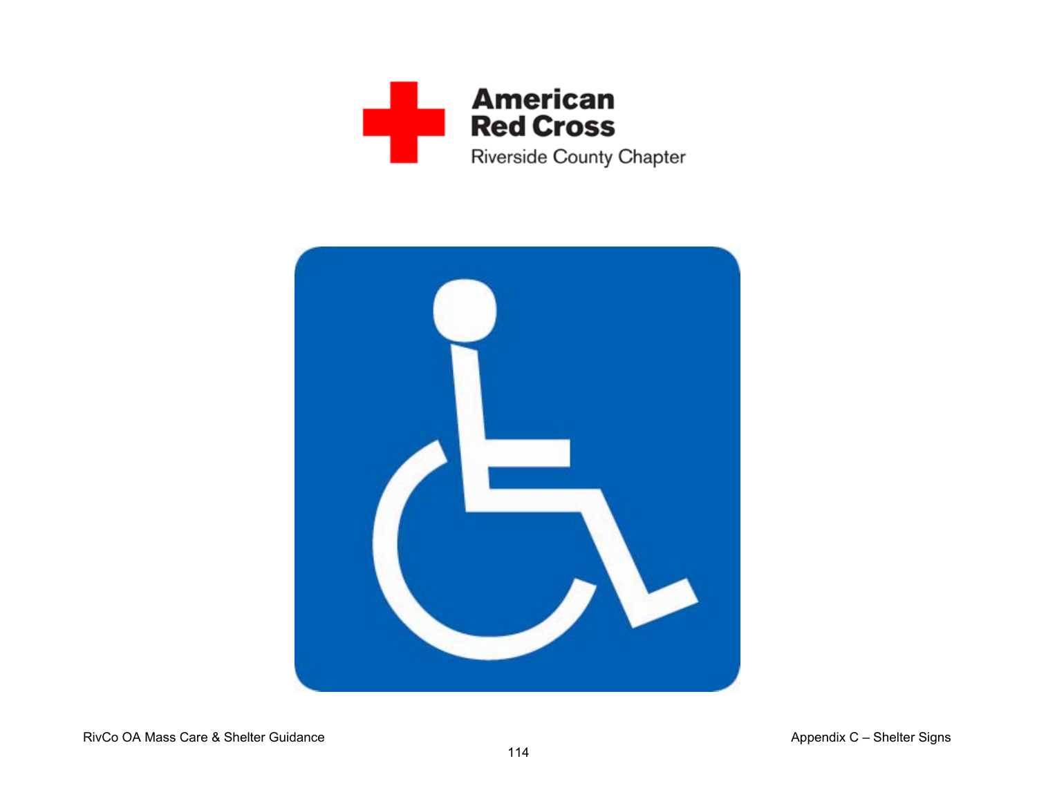American
Red Cross
Riverside County Chapter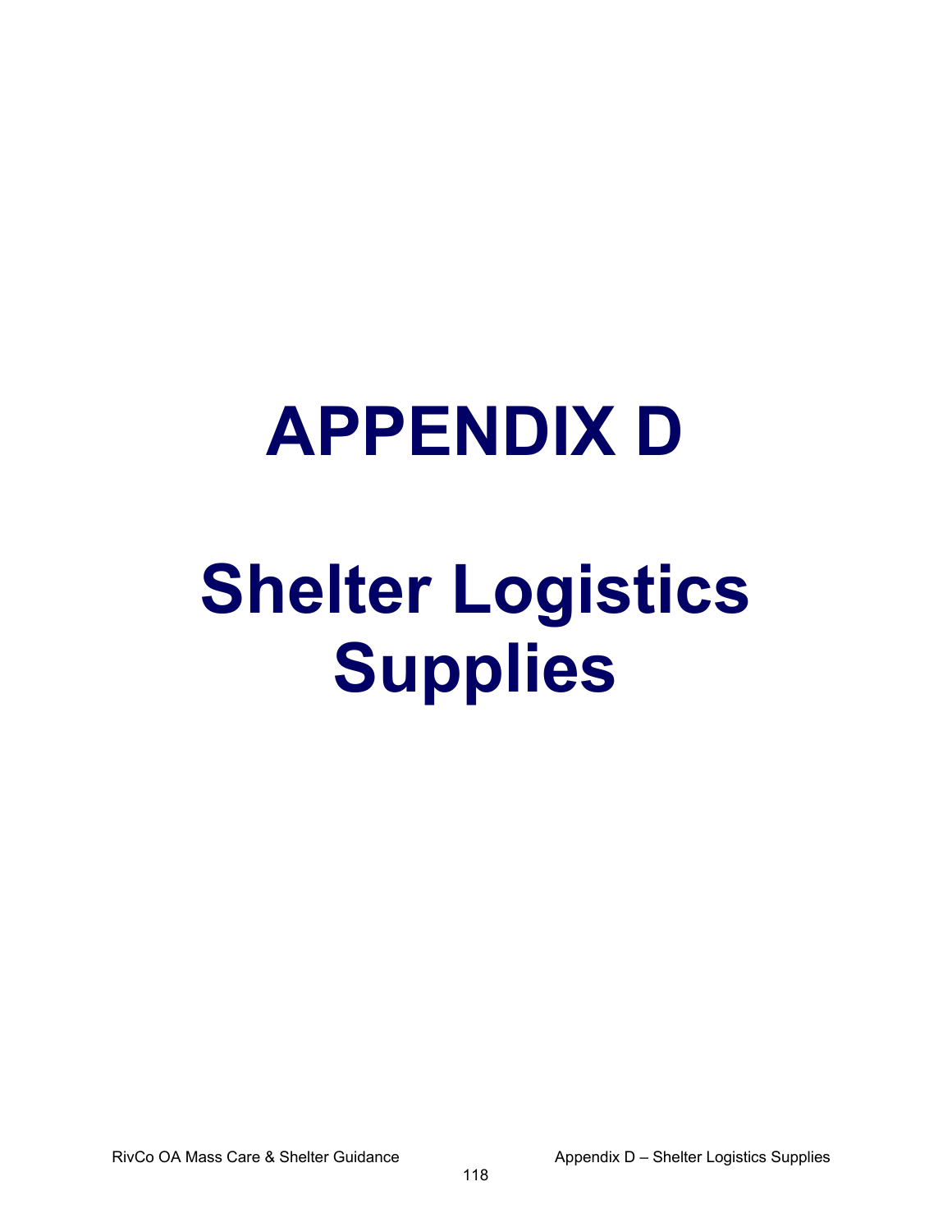# APPENDIX D

# Shelter Logistics Supplies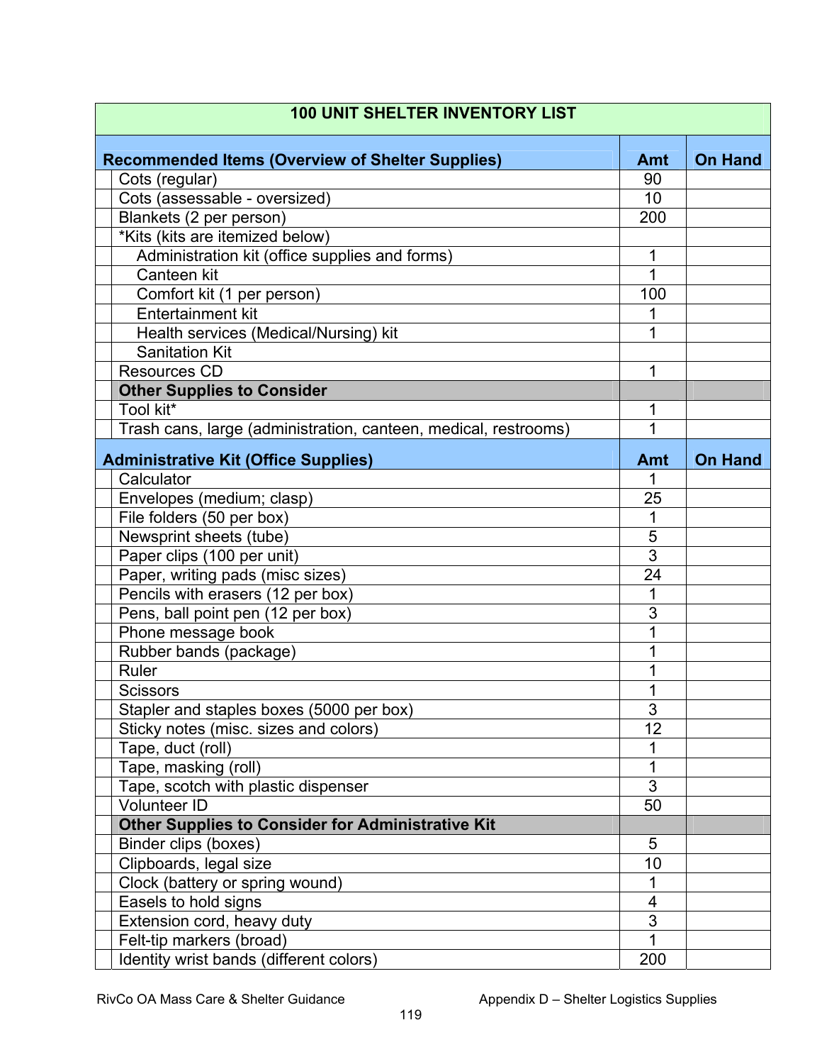| 100 UNIT SHELTER INVENTORY LIST | | |
|---|---|---|
| **Recommended Items (Overview of Shelter Supplies)** | **Amt** | **On Hand** |
| Cots (regular) | 90 | |
| Cots (assessable - oversized) | 10 | |
| Blankets (2 per person) | 200 | |
| *Kits (kits are itemized below) | | |
| Administration kit (office supplies and forms) | 1 | |
| Canteen kit | 1 | |
| Comfort kit (1 per person) | 100 | |
| Entertainment kit | 1 | |
| Health services (Medical/Nursing) kit | 1 | |
| Sanitation Kit | | |
| Resources CD | 1 | |
| **Other Supplies to Consider** | | |
| Tool kit* | 1 | |
| Trash cans, large (administration, canteen, medical, restrooms) | 1 | |
| **Administrative Kit (Office Supplies)** | **Amt** | **On Hand** |
| Calculator | 1 | |
| Envelopes (medium; clasp) | 25 | |
| File folders (50 per box) | 1 | |
| Newsprint sheets (tube) | 5 | |
| Paper clips (100 per unit) | 3 | |
| Paper, writing pads (misc sizes) | 24 | |
| Pencils with erasers (12 per box) | 1 | |
| Pens, ball point pen (12 per box) | 3 | |
| Phone message book | 1 | |
| Rubber bands (package) | 1 | |
| Ruler | 1 | |
| Scissors | 1 | |
| Stapler and staples boxes (5000 per box) | 3 | |
| Sticky notes (misc. sizes and colors) | 12 | |
| Tape, duct (roll) | 1 | |
| Tape, masking (roll) | 1 | |
| Tape, scotch with plastic dispenser | 3 | |
| Volunteer ID | 50 | |
| **Other Supplies to Consider for Administrative Kit** | | |
| Binder clips (boxes) | 5 | |
| Clipboards, legal size | 10 | |
| Clock (battery or spring wound) | 1 | |
| Easels to hold signs | 4 | |
| Extension cord, heavy duty | 3 | |
| Felt-tip markers (broad) | 1 | |
| Identity wrist bands (different colors) | 200 | |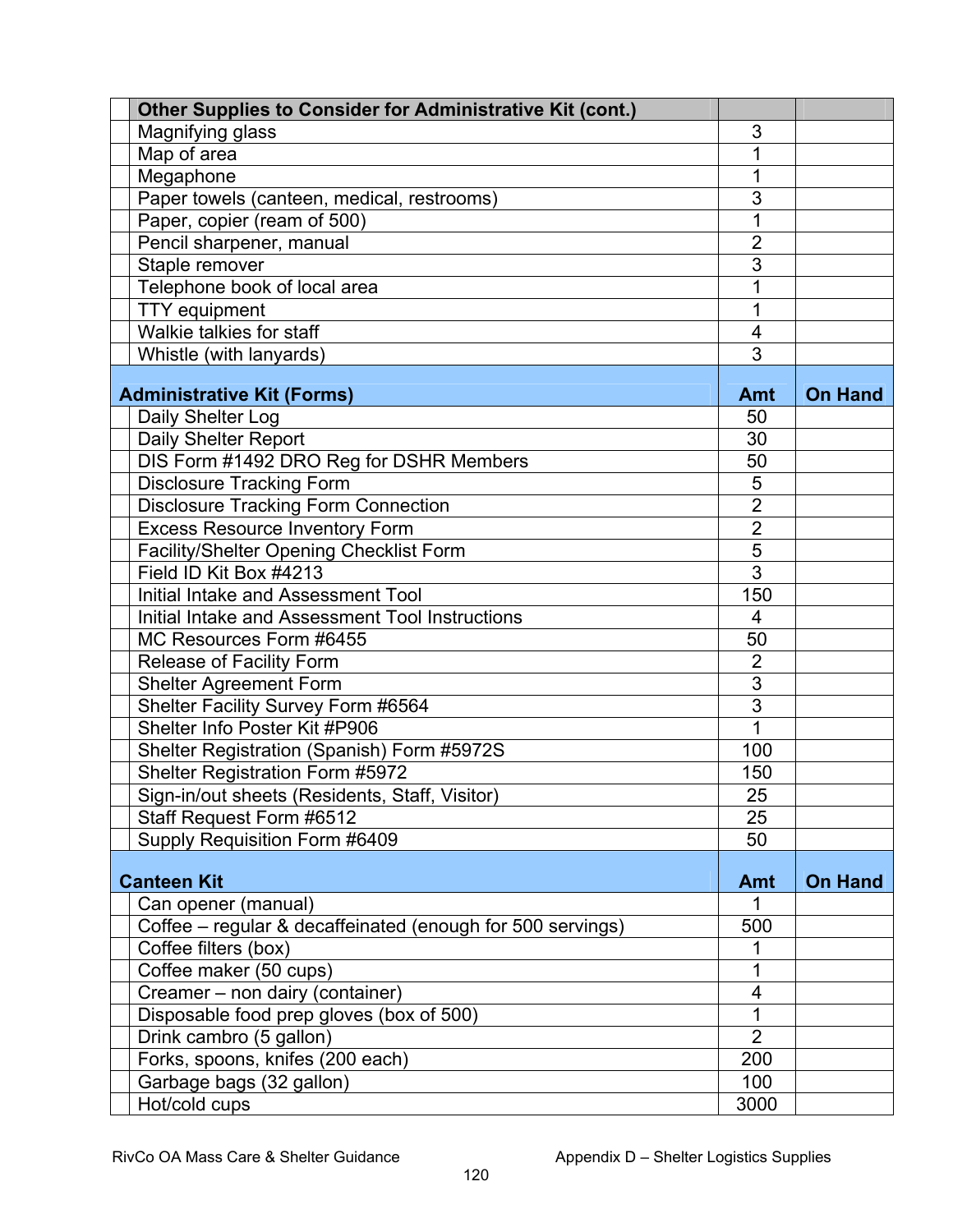| Other Supplies to Consider for Administrative Kit (cont.) | | |
|---|---|---|
| Magnifying glass | 3 | |
| Map of area | 1 | |
| Megaphone | 1 | |
| Paper towels (canteen, medical, restrooms) | 3 | |
| Paper, copier (ream of 500) | 1 | |
| Pencil sharpener, manual | 2 | |
| Staple remover | 3 | |
| Telephone book of local area | 1 | |
| TTY equipment | 1 | |
| Walkie talkies for staff | 4 | |
| Whistle (with lanyards) | 3 | |

| Administrative Kit (Forms) | Amt | On Hand |
|---|---|---|
| Daily Shelter Log | 50 | |
| Daily Shelter Report | 30 | |
| DIS Form #1492 DRO Reg for DSHR Members | 50 | |
| Disclosure Tracking Form | 5 | |
| Disclosure Tracking Form Connection | 2 | |
| Excess Resource Inventory Form | 2 | |
| Facility/Shelter Opening Checklist Form | 5 | |
| Field ID Kit Box #4213 | 3 | |
| Initial Intake and Assessment Tool | 150 | |
| Initial Intake and Assessment Tool Instructions | 4 | |
| MC Resources Form #6455 | 50 | |
| Release of Facility Form | 2 | |
| Shelter Agreement Form | 3 | |
| Shelter Facility Survey Form #6564 | 3 | |
| Shelter Info Poster Kit #P906 | 1 | |
| Shelter Registration (Spanish) Form #5972S | 100 | |
| Shelter Registration Form #5972 | 150 | |
| Sign-in/out sheets (Residents, Staff, Visitor) | 25 | |
| Staff Request Form #6512 | 25 | |
| Supply Requisition Form #6409 | 50 | |

| Canteen Kit | Amt | On Hand |
|---|---|---|
| Can opener (manual) | 1 | |
| Coffee – regular & decaffeinated (enough for 500 servings) | 500 | |
| Coffee filters (box) | 1 | |
| Coffee maker (50 cups) | 1 | |
| Creamer – non dairy (container) | 4 | |
| Disposable food prep gloves (box of 500) | 1 | |
| Drink cambro (5 gallon) | 2 | |
| Forks, spoons, knifes (200 each) | 200 | |
| Garbage bags (32 gallon) | 100 | |
| Hot/cold cups | 3000 | |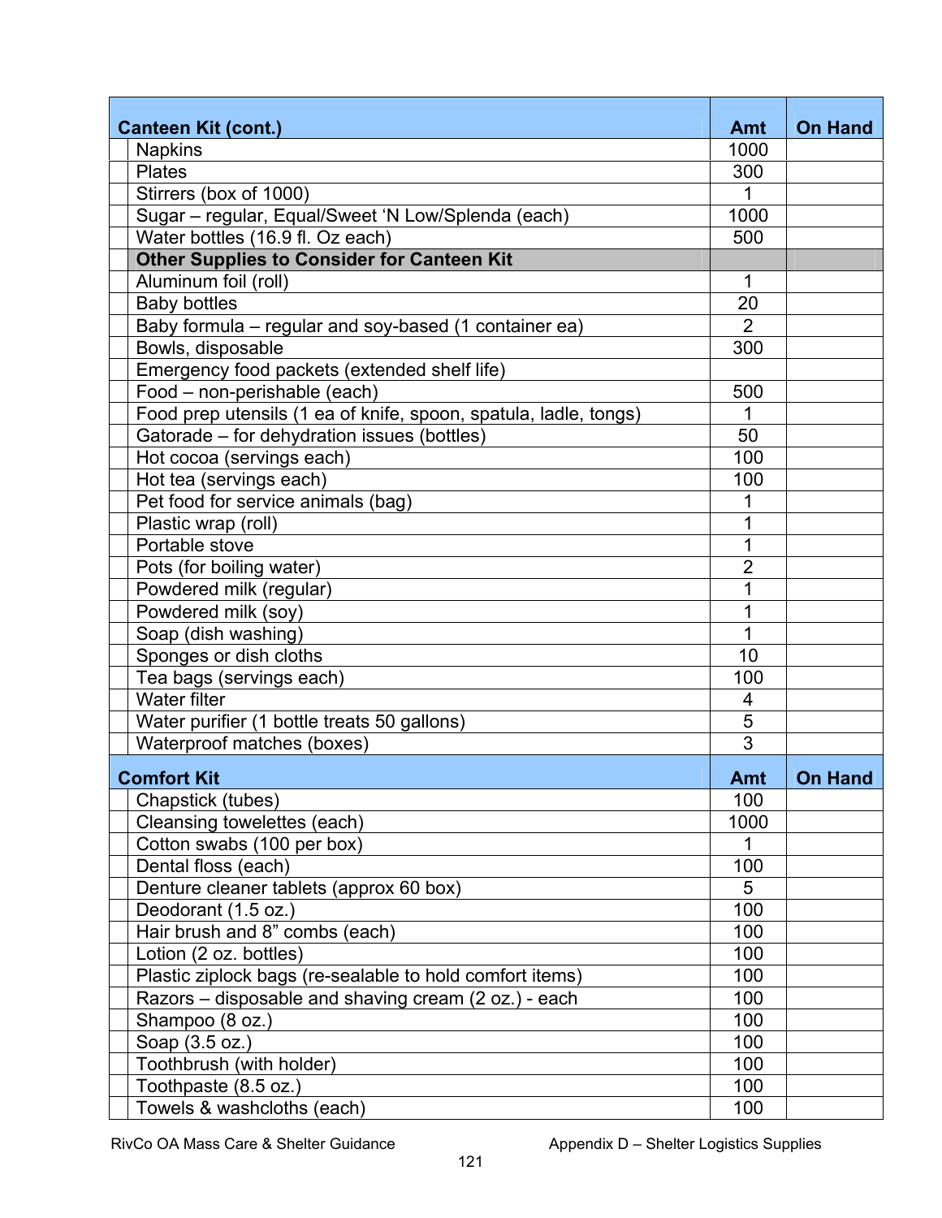| Canteen Kit (cont.) | Amt | On Hand |
|---|---|---|
| Napkins | 1000 | |
| Plates | 300 | |
| Stirrers (box of 1000) | 1 | |
| Sugar – regular, Equal/Sweet 'N Low/Splenda (each) | 1000 | |
| Water bottles (16.9 fl. Oz each) | 500 | |
| **Other Supplies to Consider for Canteen Kit** | | |
| Aluminum foil (roll) | 1 | |
| Baby bottles | 20 | |
| Baby formula – regular and soy-based (1 container ea) | 2 | |
| Bowls, disposable | 300 | |
| Emergency food packets (extended shelf life) | | |
| Food – non-perishable (each) | 500 | |
| Food prep utensils (1 ea of knife, spoon, spatula, ladle, tongs) | 1 | |
| Gatorade – for dehydration issues (bottles) | 50 | |
| Hot cocoa (servings each) | 100 | |
| Hot tea (servings each) | 100 | |
| Pet food for service animals (bag) | 1 | |
| Plastic wrap (roll) | 1 | |
| Portable stove | 1 | |
| Pots (for boiling water) | 2 | |
| Powdered milk (regular) | 1 | |
| Powdered milk (soy) | 1 | |
| Soap (dish washing) | 1 | |
| Sponges or dish cloths | 10 | |
| Tea bags (servings each) | 100 | |
| Water filter | 4 | |
| Water purifier (1 bottle treats 50 gallons) | 5 | |
| Waterproof matches (boxes) | 3 | |

| Comfort Kit | Amt | On Hand |
|---|---|---|
| Chapstick (tubes) | 100 | |
| Cleansing towelettes (each) | 1000 | |
| Cotton swabs (100 per box) | 1 | |
| Dental floss (each) | 100 | |
| Denture cleaner tablets (approx 60 box) | 5 | |
| Deodorant (1.5 oz.) | 100 | |
| Hair brush and 8" combs (each) | 100 | |
| Lotion (2 oz. bottles) | 100 | |
| Plastic ziplock bags (re-sealable to hold comfort items) | 100 | |
| Razors – disposable and shaving cream (2 oz.) - each | 100 | |
| Shampoo (8 oz.) | 100 | |
| Soap (3.5 oz.) | 100 | |
| Toothbrush (with holder) | 100 | |
| Toothpaste (8.5 oz.) | 100 | |
| Towels & washcloths (each) | 100 | |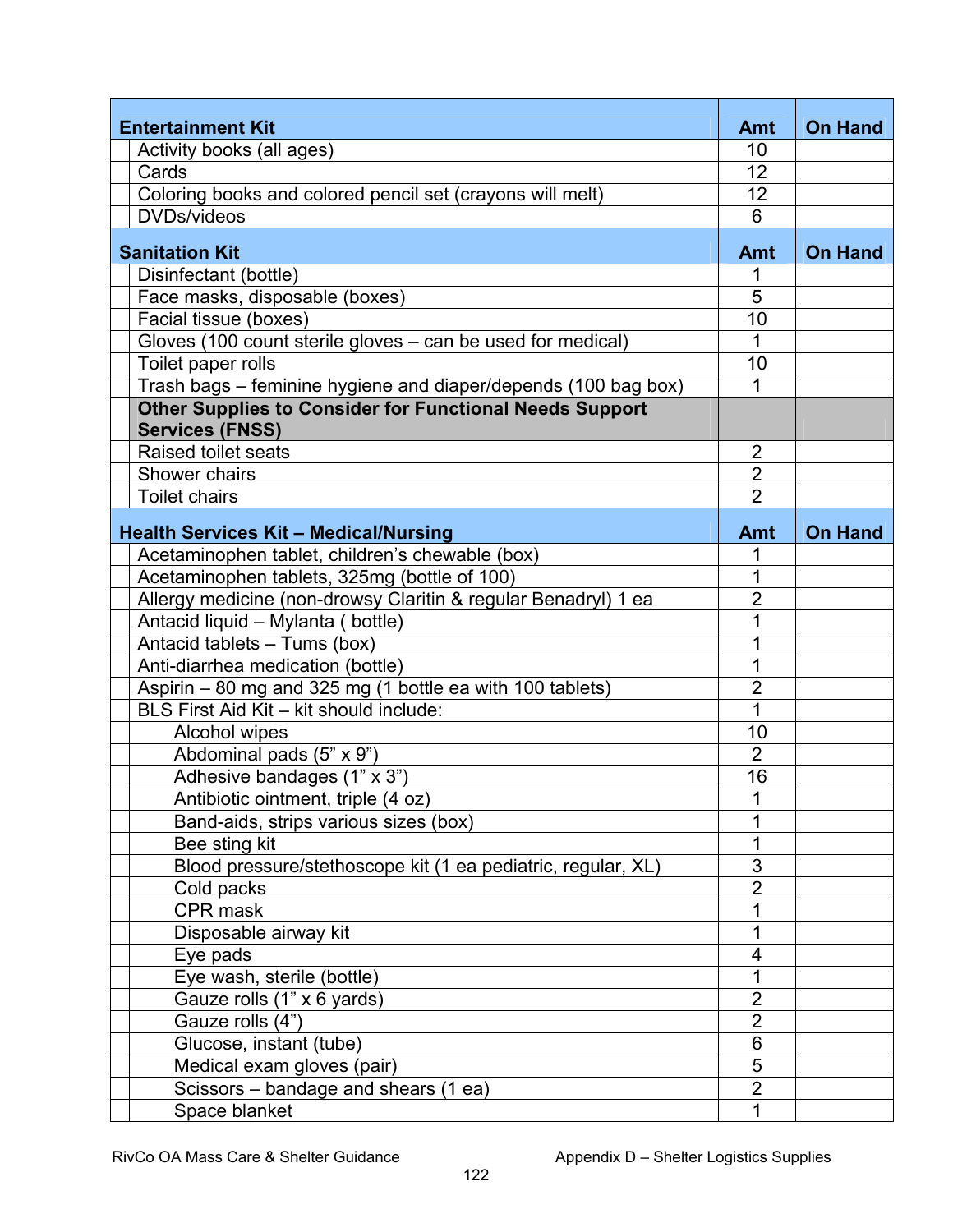| Entertainment Kit | Amt | On Hand |
|---|---|---|
| Activity books (all ages) | 10 | |
| Cards | 12 | |
| Coloring books and colored pencil set (crayons will melt) | 12 | |
| DVDs/videos | 6 | |

| Sanitation Kit | Amt | On Hand |
|---|---|---|
| Disinfectant (bottle) | 1 | |
| Face masks, disposable (boxes) | 5 | |
| Facial tissue (boxes) | 10 | |
| Gloves (100 count sterile gloves – can be used for medical) | 1 | |
| Toilet paper rolls | 10 | |
| Trash bags – feminine hygiene and diaper/depends (100 bag box) | 1 | |
| **Other Supplies to Consider for Functional Needs Support Services (FNSS)** | | |
| Raised toilet seats | 2 | |
| Shower chairs | 2 | |
| Toilet chairs | 2 | |

| Health Services Kit – Medical/Nursing | Amt | On Hand |
|---|---|---|
| Acetaminophen tablet, children's chewable (box) | 1 | |
| Acetaminophen tablets, 325mg (bottle of 100) | 1 | |
| Allergy medicine (non-drowsy Claritin & regular Benadryl) 1 ea | 2 | |
| Antacid liquid – Mylanta ( bottle) | 1 | |
| Antacid tablets – Tums (box) | 1 | |
| Anti-diarrhea medication (bottle) | 1 | |
| Aspirin – 80 mg and 325 mg (1 bottle ea with 100 tablets) | 2 | |
| BLS First Aid Kit – kit should include: | 1 | |
| Alcohol wipes | 10 | |
| Abdominal pads (5" x 9") | 2 | |
| Adhesive bandages (1" x 3") | 16 | |
| Antibiotic ointment, triple (4 oz) | 1 | |
| Band-aids, strips various sizes (box) | 1 | |
| Bee sting kit | 1 | |
| Blood pressure/stethoscope kit (1 ea pediatric, regular, XL) | 3 | |
| Cold packs | 2 | |
| CPR mask | 1 | |
| Disposable airway kit | 1 | |
| Eye pads | 4 | |
| Eye wash, sterile (bottle) | 1 | |
| Gauze rolls (1" x 6 yards) | 2 | |
| Gauze rolls (4") | 2 | |
| Glucose, instant (tube) | 6 | |
| Medical exam gloves (pair) | 5 | |
| Scissors – bandage and shears (1 ea) | 2 | |
| Space blanket | 1 | |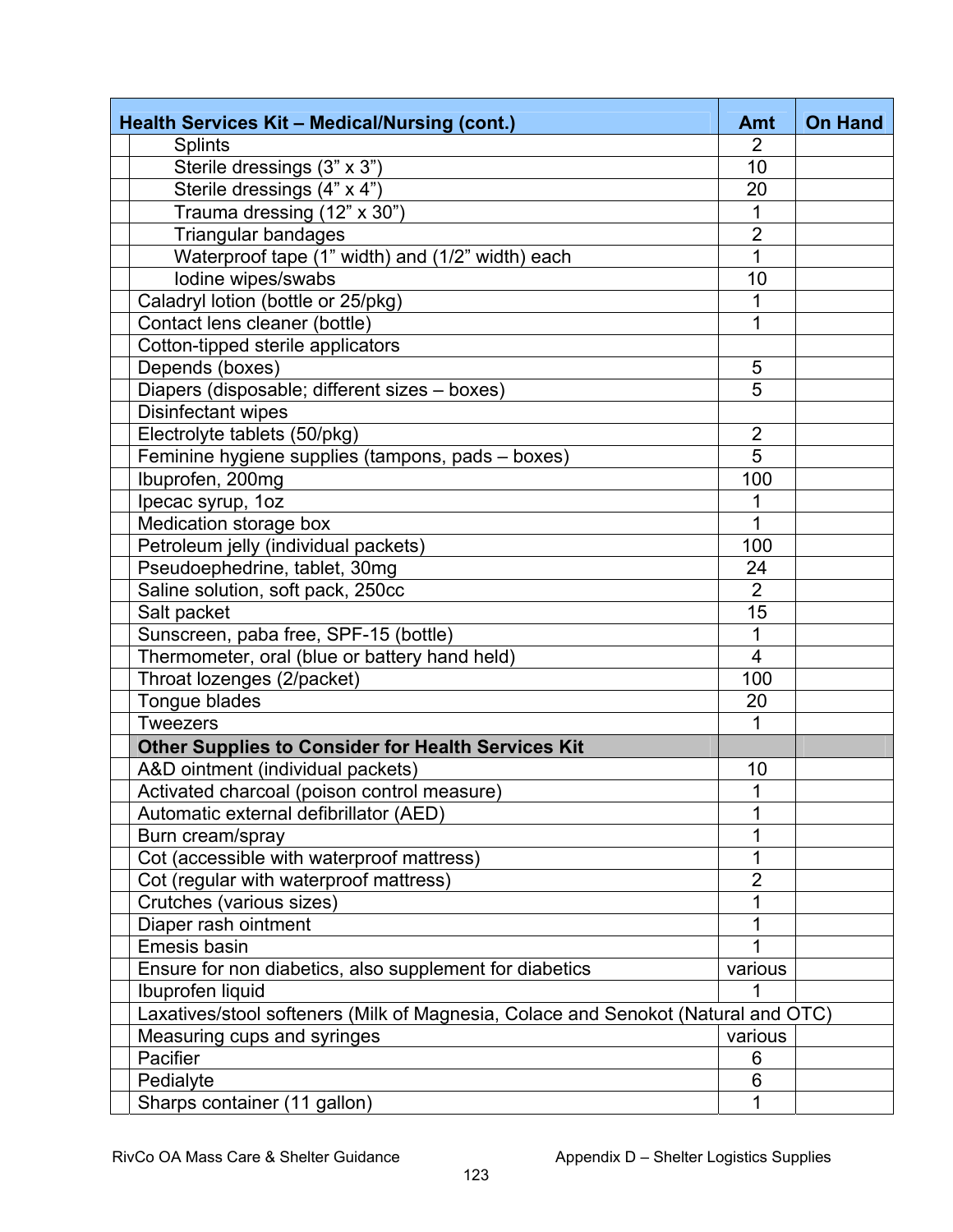| Health Services Kit – Medical/Nursing (cont.) | Amt | On Hand |
|---|---|---|
| Splints | 2 | |
| Sterile dressings (3” x 3”) | 10 | |
| Sterile dressings (4” x 4”) | 20 | |
| Trauma dressing (12” x 30”) | 1 | |
| Triangular bandages | 2 | |
| Waterproof tape (1” width) and (1/2” width) each | 1 | |
| Iodine wipes/swabs | 10 | |
| Caladryl lotion (bottle or 25/pkg) | 1 | |
| Contact lens cleaner (bottle) | 1 | |
| Cotton-tipped sterile applicators | | |
| Depends (boxes) | 5 | |
| Diapers (disposable; different sizes – boxes) | 5 | |
| Disinfectant wipes | | |
| Electrolyte tablets (50/pkg) | 2 | |
| Feminine hygiene supplies (tampons, pads – boxes) | 5 | |
| Ibuprofen, 200mg | 100 | |
| Ipecac syrup, 1oz | 1 | |
| Medication storage box | 1 | |
| Petroleum jelly (individual packets) | 100 | |
| Pseudoephedrine, tablet, 30mg | 24 | |
| Saline solution, soft pack, 250cc | 2 | |
| Salt packet | 15 | |
| Sunscreen, paba free, SPF-15 (bottle) | 1 | |
| Thermometer, oral (blue or battery hand held) | 4 | |
| Throat lozenges (2/packet) | 100 | |
| Tongue blades | 20 | |
| Tweezers | 1 | |
| **Other Supplies to Consider for Health Services Kit** | | |
| A&D ointment (individual packets) | 10 | |
| Activated charcoal (poison control measure) | 1 | |
| Automatic external defibrillator (AED) | 1 | |
| Burn cream/spray | 1 | |
| Cot (accessible with waterproof mattress) | 1 | |
| Cot (regular with waterproof mattress) | 2 | |
| Crutches (various sizes) | 1 | |
| Diaper rash ointment | 1 | |
| Emesis basin | 1 | |
| Ensure for non diabetics, also supplement for diabetics | various | |
| Ibuprofen liquid | 1 | |
| Laxatives/stool softeners (Milk of Magnesia, Colace and Senokot (Natural and OTC) | | |
| Measuring cups and syringes | various | |
| Pacifier | 6 | |
| Pedialyte | 6 | |
| Sharps container (11 gallon) | 1 | |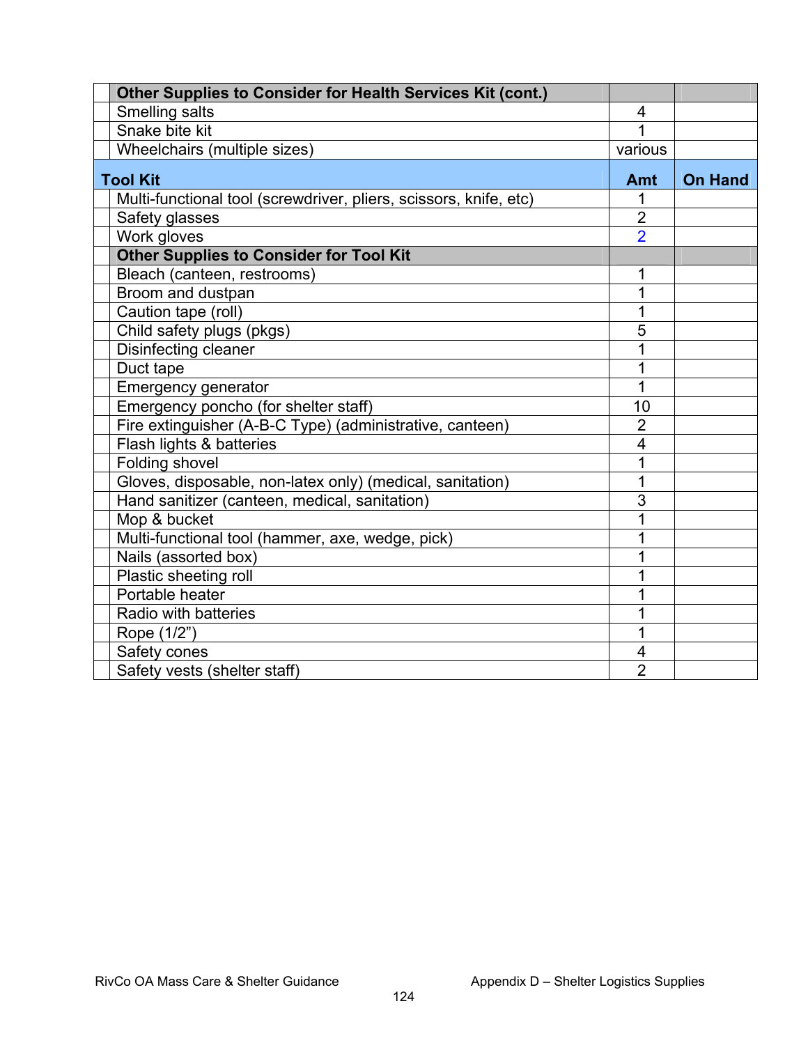| | Other Supplies to Consider for Health Services Kit (cont.) | | |
|---|---|---|---|
| | Smelling salts | 4 | |
| | Snake bite kit | 1 | |
| | Wheelchairs (multiple sizes) | various | |
| **Tool Kit** | | **Amt** | **On Hand** |
| | Multi-functional tool (screwdriver, pliers, scissors, knife, etc) | 1 | |
| | Safety glasses | 2 | |
| | Work gloves | 2 | |
| | **Other Supplies to Consider for Tool Kit** | | |
| | Bleach (canteen, restrooms) | 1 | |
| | Broom and dustpan | 1 | |
| | Caution tape (roll) | 1 | |
| | Child safety plugs (pkgs) | 5 | |
| | Disinfecting cleaner | 1 | |
| | Duct tape | 1 | |
| | Emergency generator | 1 | |
| | Emergency poncho (for shelter staff) | 10 | |
| | Fire extinguisher (A-B-C Type) (administrative, canteen) | 2 | |
| | Flash lights & batteries | 4 | |
| | Folding shovel | 1 | |
| | Gloves, disposable, non-latex only) (medical, sanitation) | 1 | |
| | Hand sanitizer (canteen, medical, sanitation) | 3 | |
| | Mop & bucket | 1 | |
| | Multi-functional tool (hammer, axe, wedge, pick) | 1 | |
| | Nails (assorted box) | 1 | |
| | Plastic sheeting roll | 1 | |
| | Portable heater | 1 | |
| | Radio with batteries | 1 | |
| | Rope (1/2") | 1 | |
| | Safety cones | 4 | |
| | Safety vests (shelter staff) | 2 | |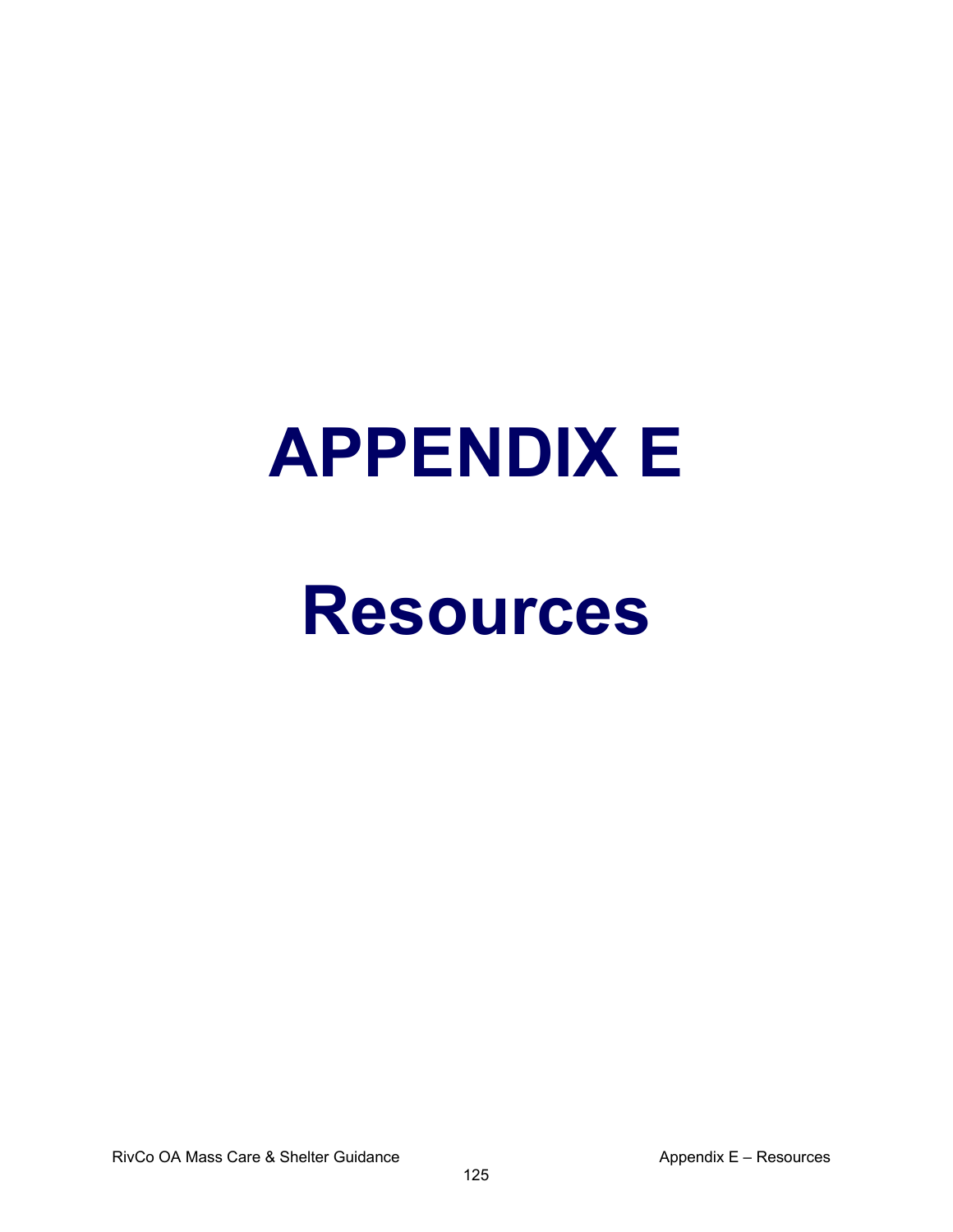# APPENDIX E

# Resources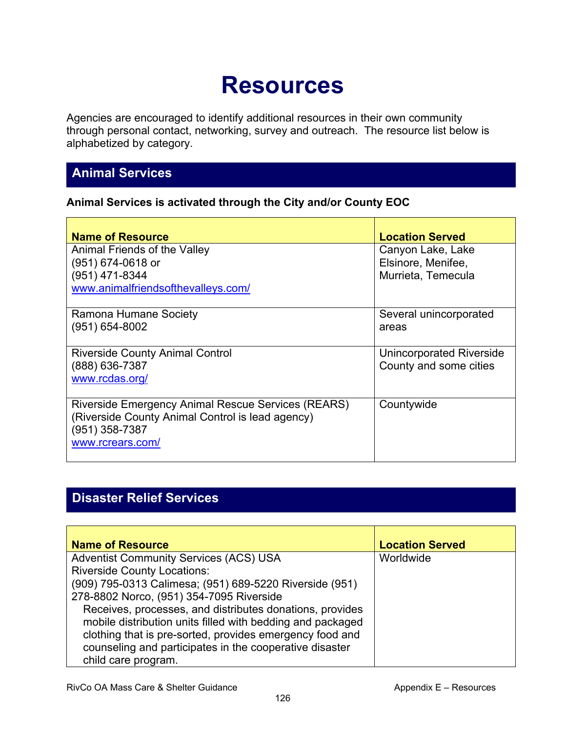# Resources

Agencies are encouraged to identify additional resources in their own community through personal contact, networking, survey and outreach. The resource list below is alphabetized by category.

## Animal Services

**Animal Services is activated through the City and/or County EOC**

| Name of Resource | Location Served |
|---|---|
| Animal Friends of the Valley<br>(951) 674-0618 or<br>(951) 471-8344<br>www.animalfriendsofthevalleys.com/ | Canyon Lake, Lake Elsinore, Menifee, Murrieta, Temecula |
| Ramona Humane Society<br>(951) 654-8002 | Several unincorporated areas |
| Riverside County Animal Control<br>(888) 636-7387<br>www.rcdas.org/ | Unincorporated Riverside County and some cities |
| Riverside Emergency Animal Rescue Services (REARS)<br>(Riverside County Animal Control is lead agency)<br>(951) 358-7387<br>www.rcrears.com/ | Countywide |

## Disaster Relief Services

| Name of Resource | Location Served |
|---|---|
| Adventist Community Services (ACS) USA<br>Riverside County Locations:<br>(909) 795-0313 Calimesa; (951) 689-5220 Riverside (951) 278-8802 Norco, (951) 354-7095 Riverside<br>Receives, processes, and distributes donations, provides mobile distribution units filled with bedding and packaged clothing that is pre-sorted, provides emergency food and counseling and participates in the cooperative disaster child care program. | Worldwide |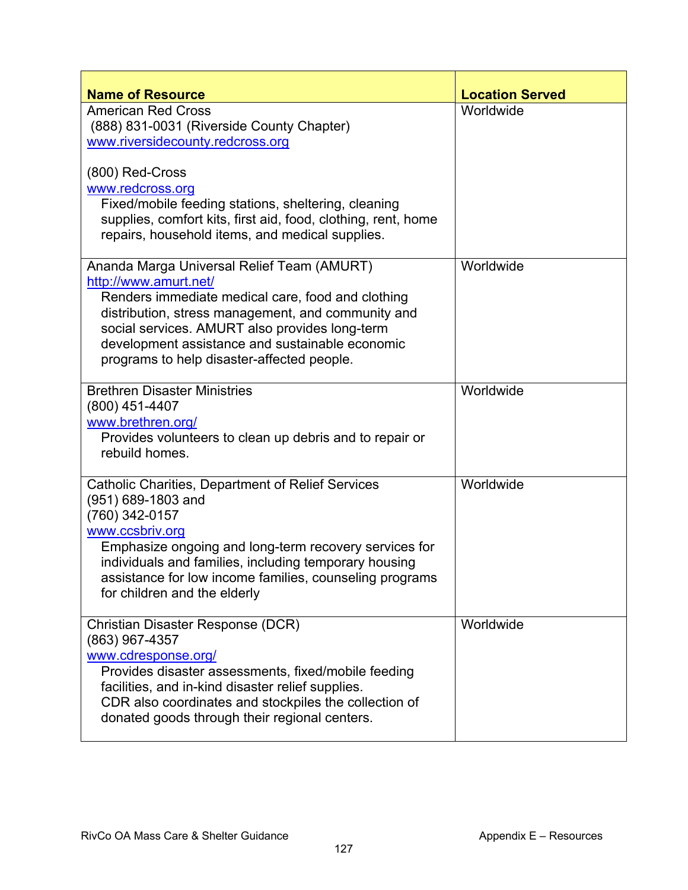| Name of Resource | Location Served |
| --- | --- |
| American Red Cross<br>(888) 831-0031 (Riverside County Chapter)<br>www.riversidecounty.redcross.org<br><br>(800) Red-Cross<br>www.redcross.org<br>Fixed/mobile feeding stations, sheltering, cleaning supplies, comfort kits, first aid, food, clothing, rent, home repairs, household items, and medical supplies. | Worldwide |
| Ananda Marga Universal Relief Team (AMURT)<br>http://www.amurt.net/<br>Renders immediate medical care, food and clothing distribution, stress management, and community and social services. AMURT also provides long-term development assistance and sustainable economic programs to help disaster-affected people. | Worldwide |
| Brethren Disaster Ministries<br>(800) 451-4407<br>www.brethren.org/<br>Provides volunteers to clean up debris and to repair or rebuild homes. | Worldwide |
| Catholic Charities, Department of Relief Services<br>(951) 689-1803 and<br>(760) 342-0157<br>www.ccsbriv.org<br>Emphasize ongoing and long-term recovery services for individuals and families, including temporary housing assistance for low income families, counseling programs for children and the elderly | Worldwide |
| Christian Disaster Response (DCR)<br>(863) 967-4357<br>www.cdresponse.org/<br>Provides disaster assessments, fixed/mobile feeding facilities, and in-kind disaster relief supplies.<br>CDR also coordinates and stockpiles the collection of donated goods through their regional centers. | Worldwide |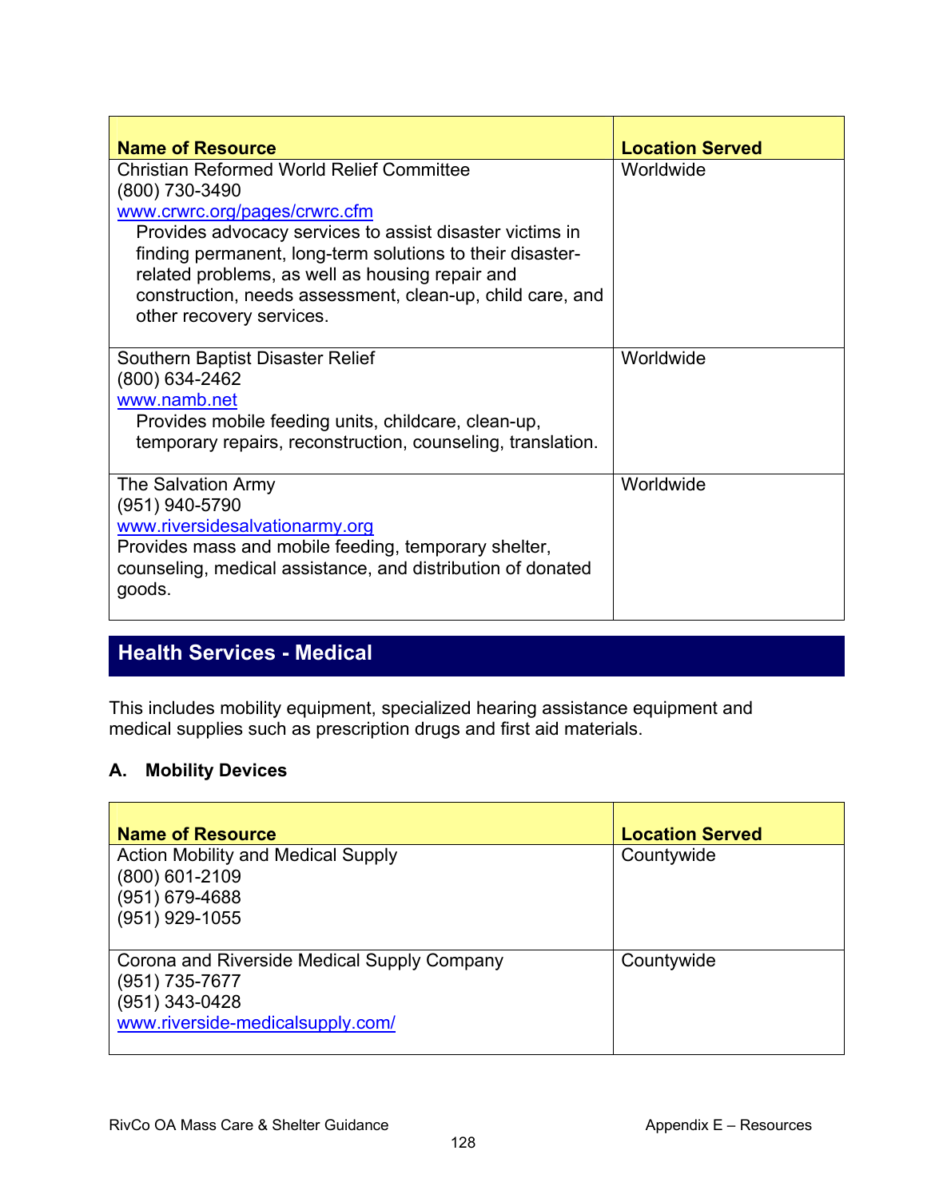| Name of Resource | Location Served |
|---|---|
| Christian Reformed World Relief Committee<br>(800) 730-3490<br>www.crwrc.org/pages/crwrc.cfm<br>Provides advocacy services to assist disaster victims in finding permanent, long-term solutions to their disaster-related problems, as well as housing repair and construction, needs assessment, clean-up, child care, and other recovery services. | Worldwide |
| Southern Baptist Disaster Relief<br>(800) 634-2462<br>www.namb.net<br>Provides mobile feeding units, childcare, clean-up, temporary repairs, reconstruction, counseling, translation. | Worldwide |
| The Salvation Army<br>(951) 940-5790<br>www.riversidesalvationarmy.org<br>Provides mass and mobile feeding, temporary shelter, counseling, medical assistance, and distribution of donated goods. | Worldwide |

## Health Services - Medical

This includes mobility equipment, specialized hearing assistance equipment and medical supplies such as prescription drugs and first aid materials.

### A. Mobility Devices

| Name of Resource | Location Served |
|---|---|
| Action Mobility and Medical Supply<br>(800) 601-2109<br>(951) 679-4688<br>(951) 929-1055 | Countywide |
| Corona and Riverside Medical Supply Company<br>(951) 735-7677<br>(951) 343-0428<br>www.riverside-medicalsupply.com/ | Countywide |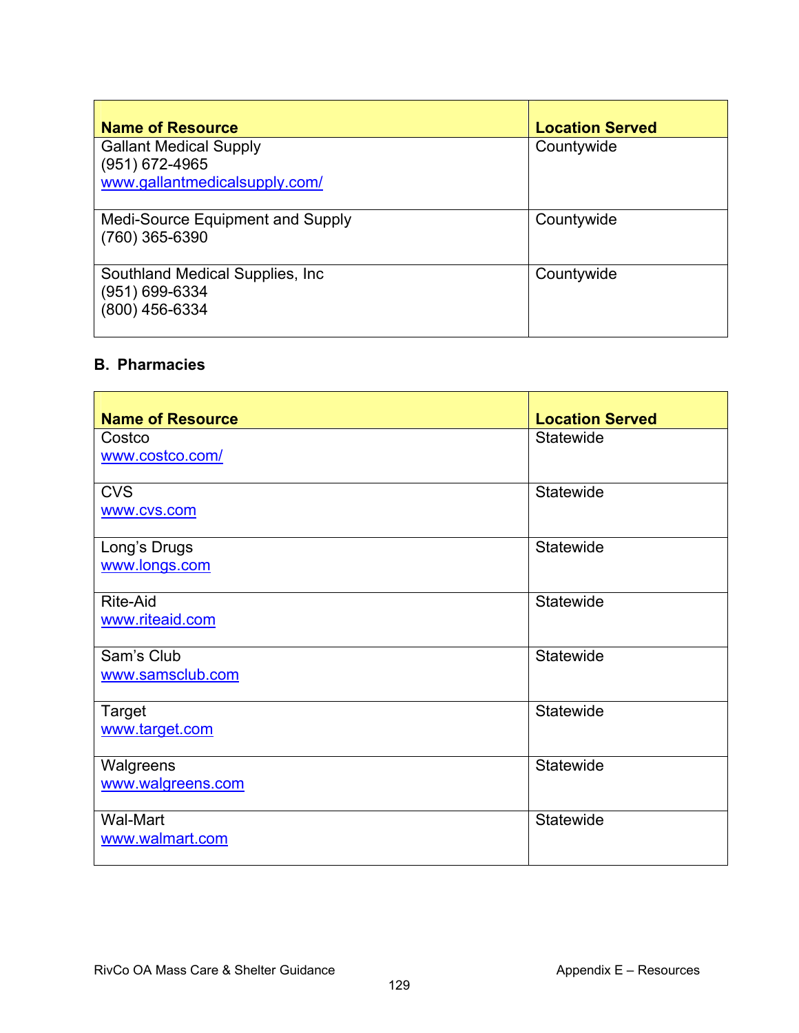| Name of Resource | Location Served |
|---|---|
| Gallant Medical Supply<br>(951) 672-4965<br>www.gallantmedicalsupply.com/ | Countywide |
| Medi-Source Equipment and Supply<br>(760) 365-6390 | Countywide |
| Southland Medical Supplies, Inc<br>(951) 699-6334<br>(800) 456-6334 | Countywide |

## B. Pharmacies

| Name of Resource | Location Served |
|---|---|
| Costco<br>www.costco.com/ | Statewide |
| CVS<br>www.cvs.com | Statewide |
| Long's Drugs<br>www.longs.com | Statewide |
| Rite-Aid<br>www.riteaid.com | Statewide |
| Sam's Club<br>www.samsclub.com | Statewide |
| Target<br>www.target.com | Statewide |
| Walgreens<br>www.walgreens.com | Statewide |
| Wal-Mart<br>www.walmart.com | Statewide |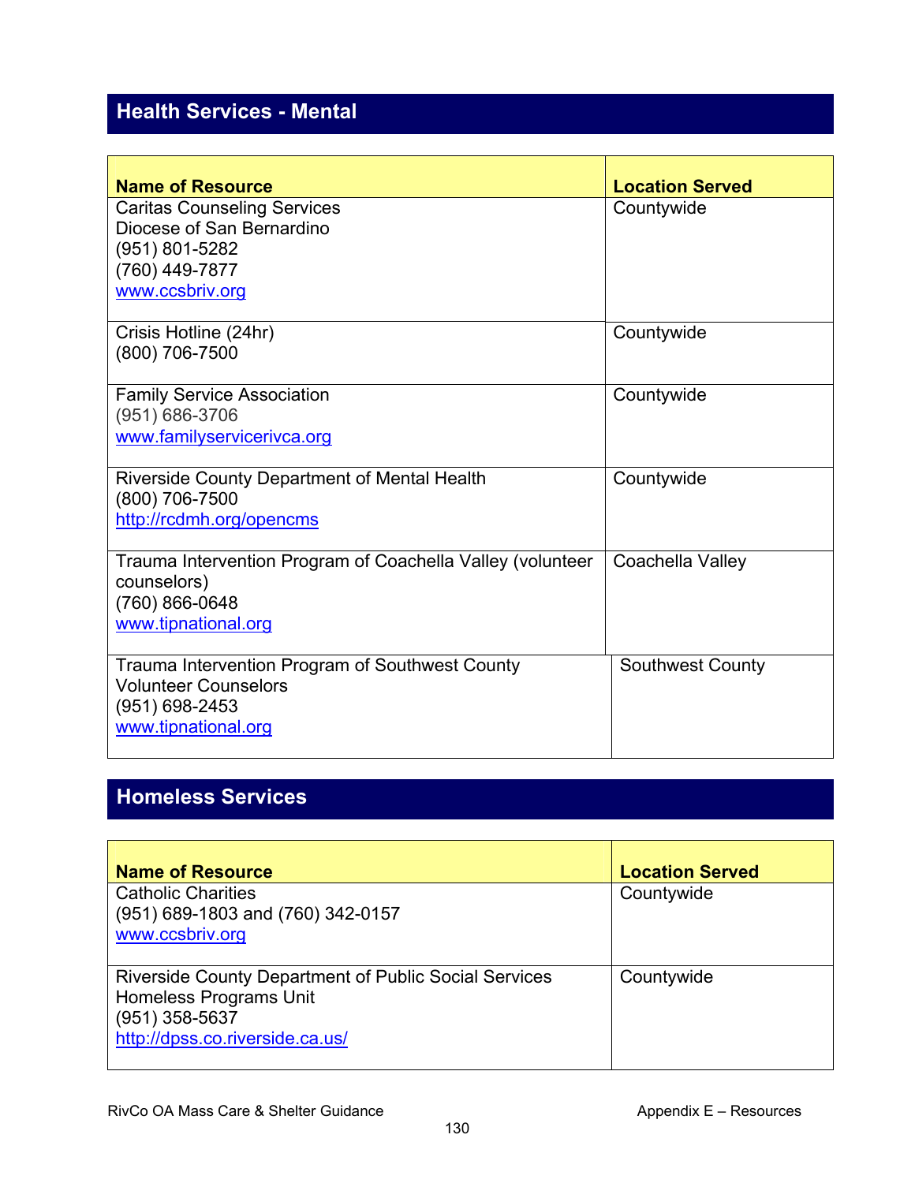## Health Services - Mental

| Name of Resource | Location Served |
| --- | --- |
| Caritas Counseling Services<br>Diocese of San Bernardino<br>(951) 801-5282<br>(760) 449-7877<br>www.ccsbriv.org | Countywide |
| Crisis Hotline (24hr)<br>(800) 706-7500 | Countywide |
| Family Service Association<br>(951) 686-3706<br>www.familyservicerivca.org | Countywide |
| Riverside County Department of Mental Health<br>(800) 706-7500<br>http://rcdmh.org/opencms | Countywide |
| Trauma Intervention Program of Coachella Valley (volunteer counselors)<br>(760) 866-0648<br>www.tipnational.org | Coachella Valley |
| Trauma Intervention Program of Southwest County Volunteer Counselors<br>(951) 698-2453<br>www.tipnational.org | Southwest County |

## Homeless Services

| Name of Resource | Location Served |
| --- | --- |
| Catholic Charities<br>(951) 689-1803 and (760) 342-0157<br>www.ccsbriv.org | Countywide |
| Riverside County Department of Public Social Services Homeless Programs Unit<br>(951) 358-5637<br>http://dpss.co.riverside.ca.us/ | Countywide |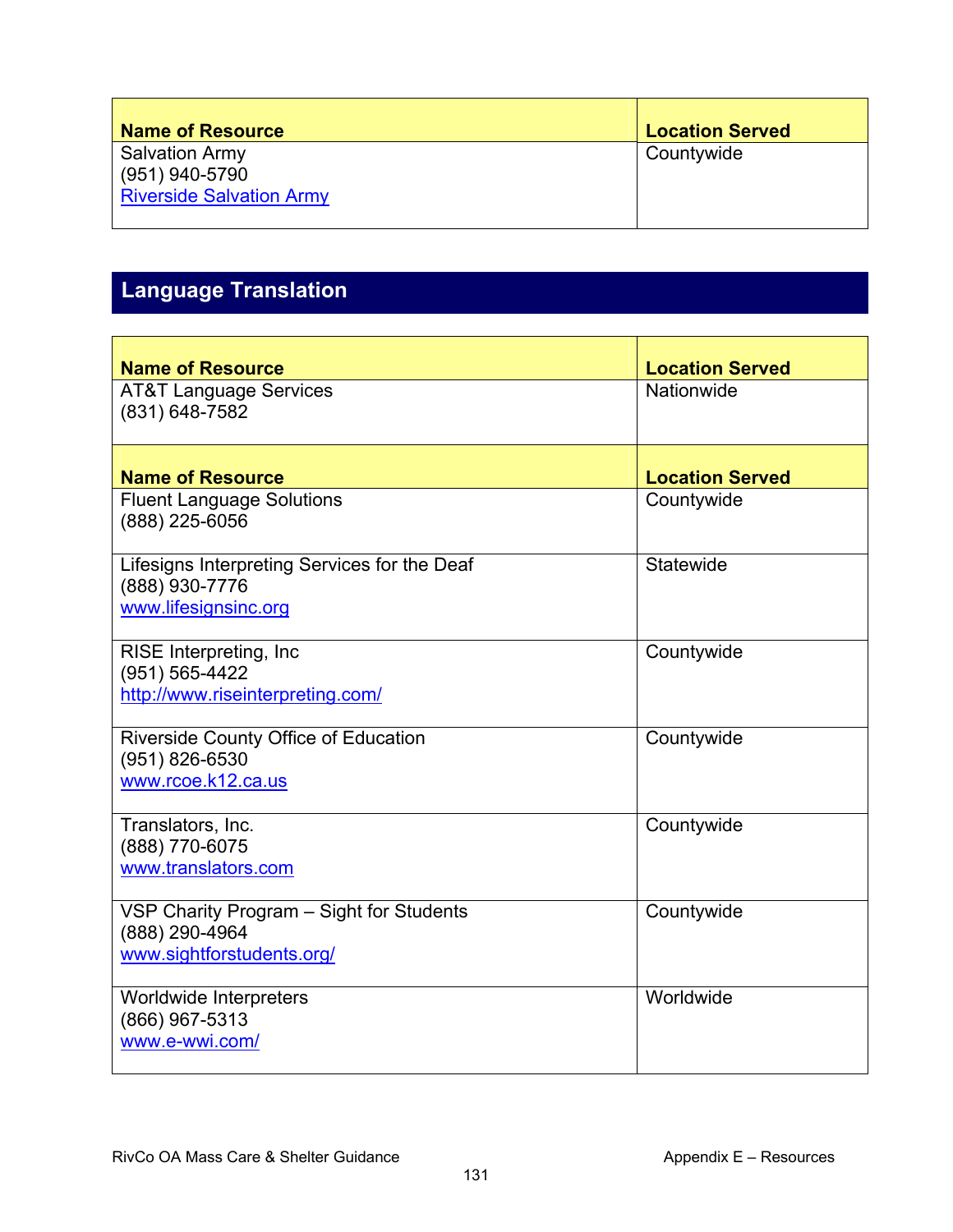| Name of Resource | Location Served |
|---|---|
| Salvation Army<br>(951) 940-5790<br>Riverside Salvation Army | Countywide |

## Language Translation

| Name of Resource | Location Served |
|---|---|
| AT&T Language Services<br>(831) 648-7582 | Nationwide |
| Fluent Language Solutions<br>(888) 225-6056 | Countywide |
| Lifesigns Interpreting Services for the Deaf<br>(888) 930-7776<br>www.lifesignsinc.org | Statewide |
| RISE Interpreting, Inc<br>(951) 565-4422<br>http://www.riseinterpreting.com/ | Countywide |
| Riverside County Office of Education<br>(951) 826-6530<br>www.rcoe.k12.ca.us | Countywide |
| Translators, Inc.<br>(888) 770-6075<br>www.translators.com | Countywide |
| VSP Charity Program – Sight for Students<br>(888) 290-4964<br>www.sightforstudents.org/ | Countywide |
| Worldwide Interpreters<br>(866) 967-5313<br>www.e-wwi.com/ | Worldwide |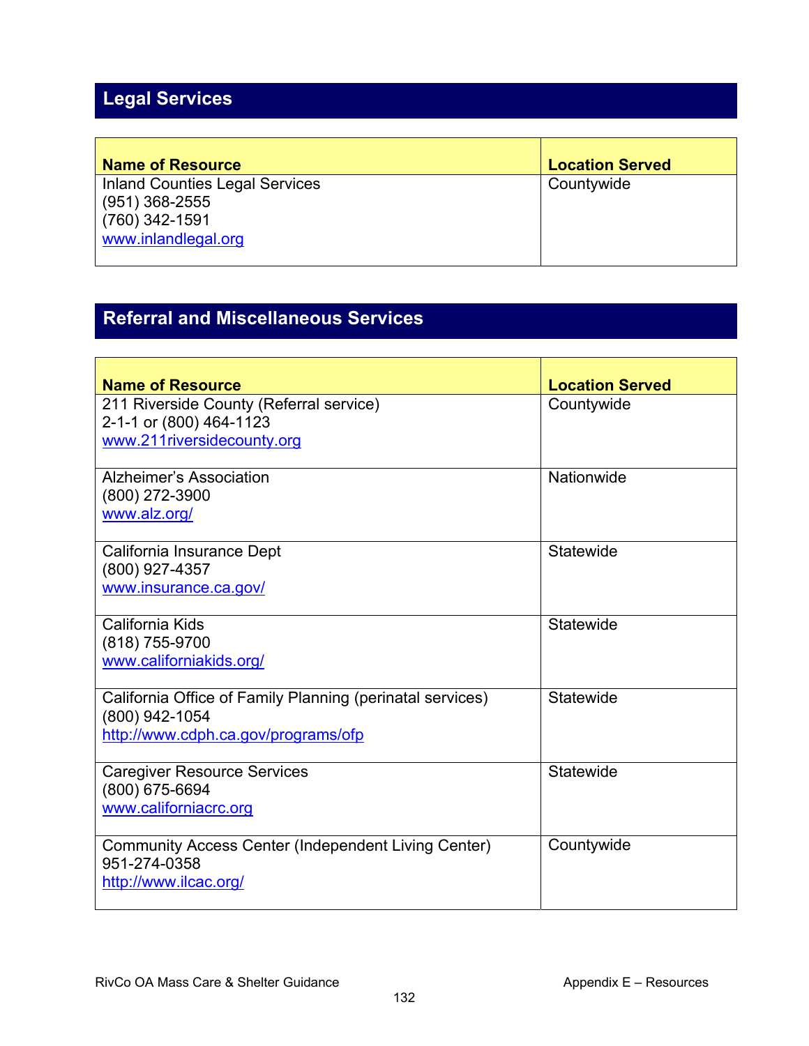## Legal Services

| Name of Resource | Location Served |
|---|---|
| Inland Counties Legal Services<br>(951) 368-2555<br>(760) 342-1591<br>www.inlandlegal.org | Countywide |

## Referral and Miscellaneous Services

| Name of Resource | Location Served |
|---|---|
| 211 Riverside County (Referral service)<br>2-1-1 or (800) 464-1123<br>www.211riversidecounty.org | Countywide |
| Alzheimer's Association<br>(800) 272-3900<br>www.alz.org/ | Nationwide |
| California Insurance Dept<br>(800) 927-4357<br>www.insurance.ca.gov/ | Statewide |
| California Kids<br>(818) 755-9700<br>www.californiakids.org/ | Statewide |
| California Office of Family Planning (perinatal services)<br>(800) 942-1054<br>http://www.cdph.ca.gov/programs/ofp | Statewide |
| Caregiver Resource Services<br>(800) 675-6694<br>www.californiacrc.org | Statewide |
| Community Access Center (Independent Living Center)<br>951-274-0358<br>http://www.ilcac.org/ | Countywide |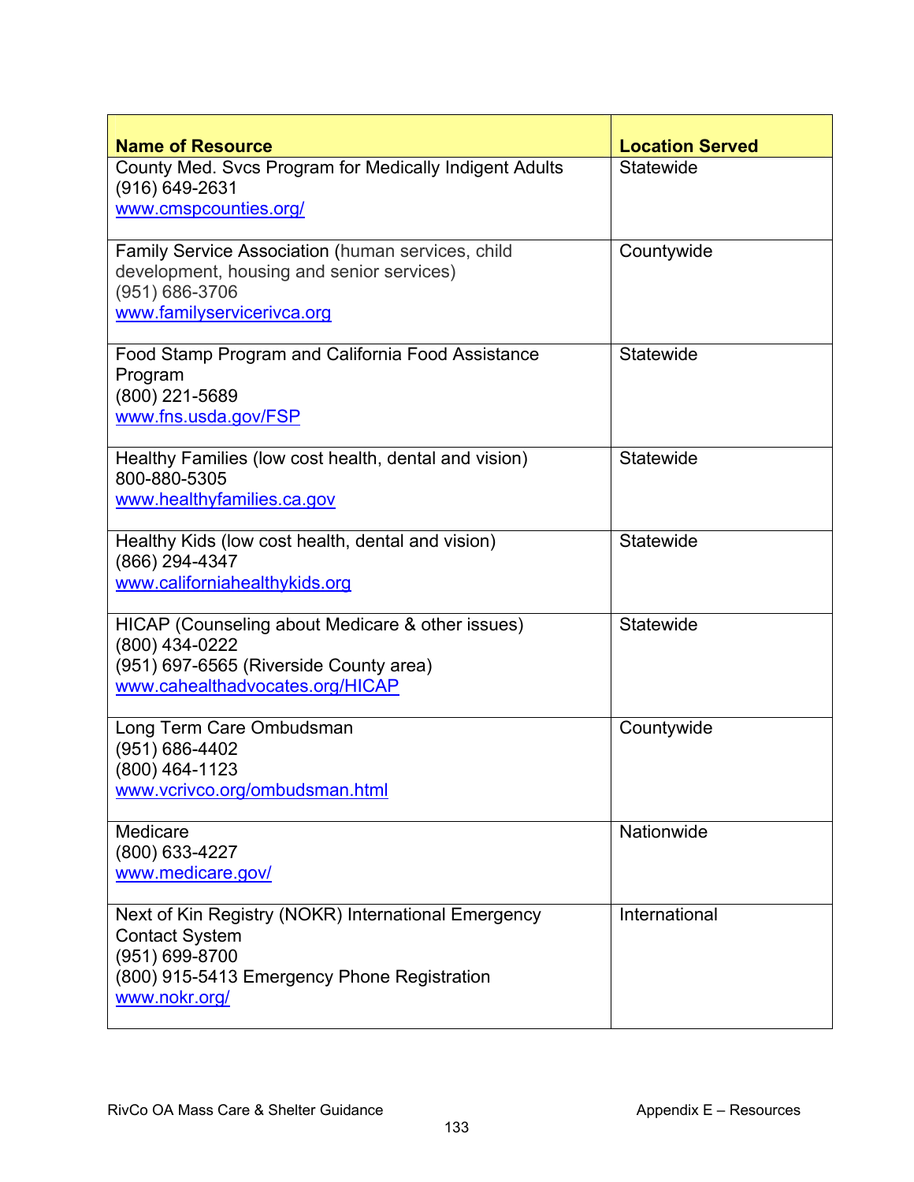| Name of Resource | Location Served |
| --- | --- |
| County Med. Svcs Program for Medically Indigent Adults<br>(916) 649-2631<br>www.cmspcounties.org/ | Statewide |
| Family Service Association (human services, child development, housing and senior services)<br>(951) 686-3706<br>www.familyservicerivca.org | Countywide |
| Food Stamp Program and California Food Assistance Program<br>(800) 221-5689<br>www.fns.usda.gov/FSP | Statewide |
| Healthy Families (low cost health, dental and vision)<br>800-880-5305<br>www.healthyfamilies.ca.gov | Statewide |
| Healthy Kids (low cost health, dental and vision)<br>(866) 294-4347<br>www.californiahealthykids.org | Statewide |
| HICAP (Counseling about Medicare & other issues)<br>(800) 434-0222<br>(951) 697-6565 (Riverside County area)<br>www.cahealthadvocates.org/HICAP | Statewide |
| Long Term Care Ombudsman<br>(951) 686-4402<br>(800) 464-1123<br>www.vcrivco.org/ombudsman.html | Countywide |
| Medicare<br>(800) 633-4227<br>www.medicare.gov/ | Nationwide |
| Next of Kin Registry (NOKR) International Emergency Contact System<br>(951) 699-8700<br>(800) 915-5413 Emergency Phone Registration<br>www.nokr.org/ | International |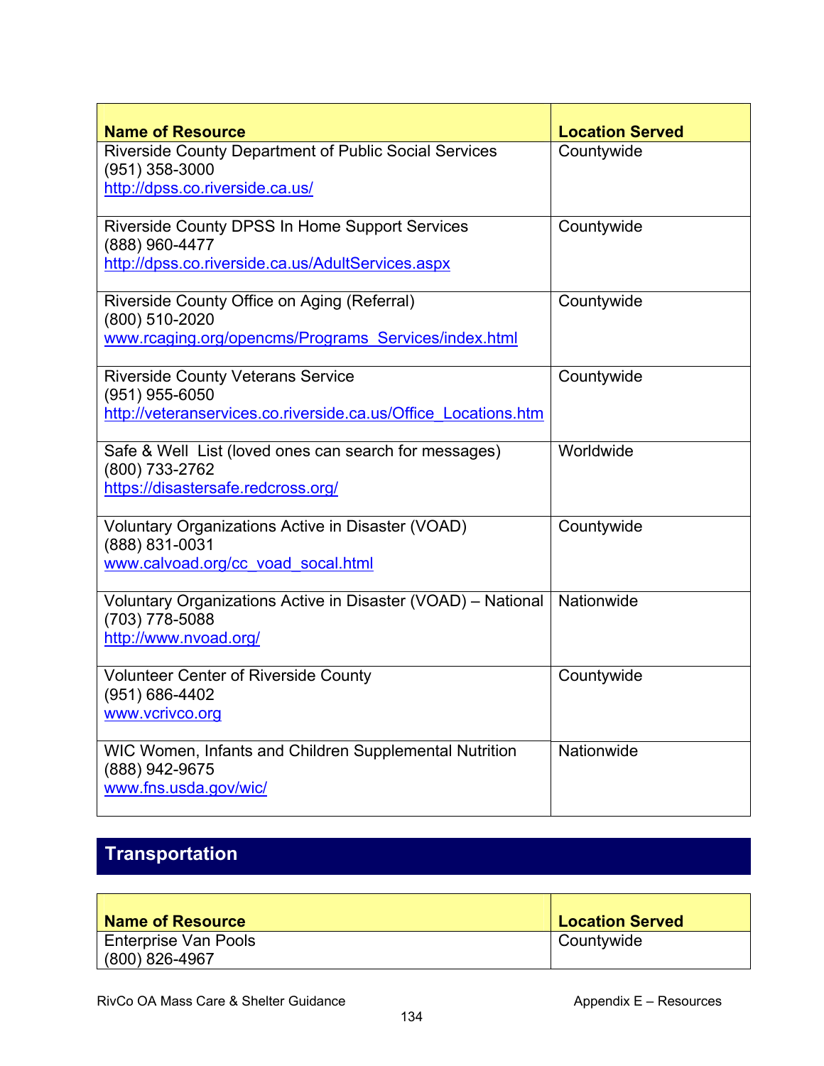| Name of Resource | Location Served |
|---|---|
| Riverside County Department of Public Social Services<br>(951) 358-3000<br>http://dpss.co.riverside.ca.us/ | Countywide |
| Riverside County DPSS In Home Support Services<br>(888) 960-4477<br>http://dpss.co.riverside.ca.us/AdultServices.aspx | Countywide |
| Riverside County Office on Aging (Referral)<br>(800) 510-2020<br>www.rcaging.org/opencms/Programs_Services/index.html | Countywide |
| Riverside County Veterans Service<br>(951) 955-6050<br>http://veteranservices.co.riverside.ca.us/Office_Locations.htm | Countywide |
| Safe & Well List (loved ones can search for messages)<br>(800) 733-2762<br>https://disastersafe.redcross.org/ | Worldwide |
| Voluntary Organizations Active in Disaster (VOAD)<br>(888) 831-0031<br>www.calvoad.org/cc_voad_socal.html | Countywide |
| Voluntary Organizations Active in Disaster (VOAD) – National<br>(703) 778-5088<br>http://www.nvoad.org/ | Nationwide |
| Volunteer Center of Riverside County<br>(951) 686-4402<br>www.vcrivco.org | Countywide |
| WIC Women, Infants and Children Supplemental Nutrition<br>(888) 942-9675<br>www.fns.usda.gov/wic/ | Nationwide |

## Transportation

| Name of Resource | Location Served |
|---|---|
| Enterprise Van Pools<br>(800) 826-4967 | Countywide |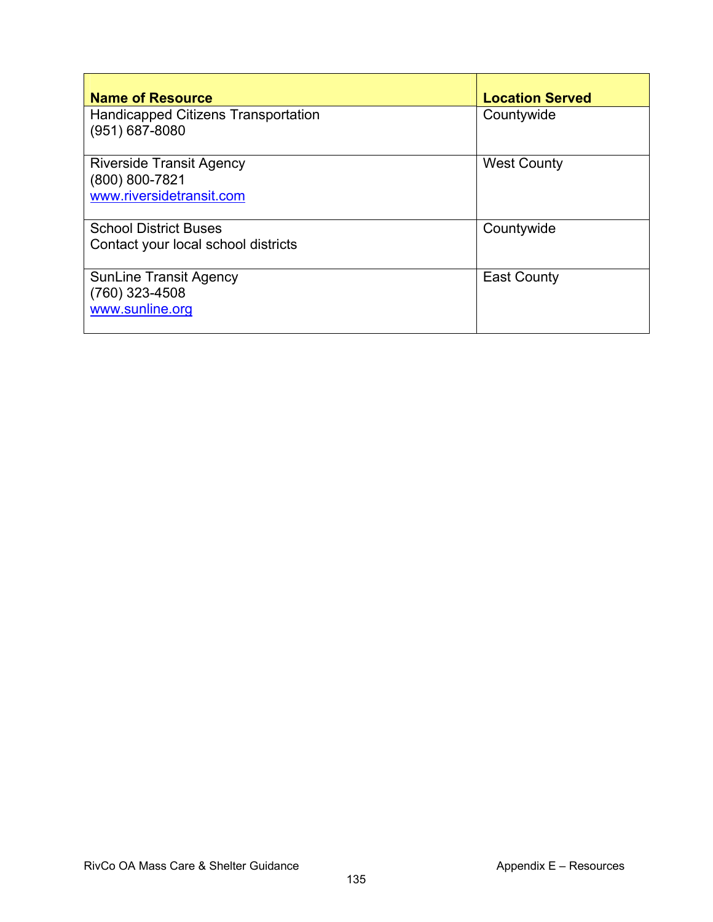| Name of Resource | Location Served |
| --- | --- |
| Handicapped Citizens Transportation<br>(951) 687-8080 | Countywide |
| Riverside Transit Agency<br>(800) 800-7821<br>www.riversidetransit.com | West County |
| School District Buses<br>Contact your local school districts | Countywide |
| SunLine Transit Agency<br>(760) 323-4508<br>www.sunline.org | East County |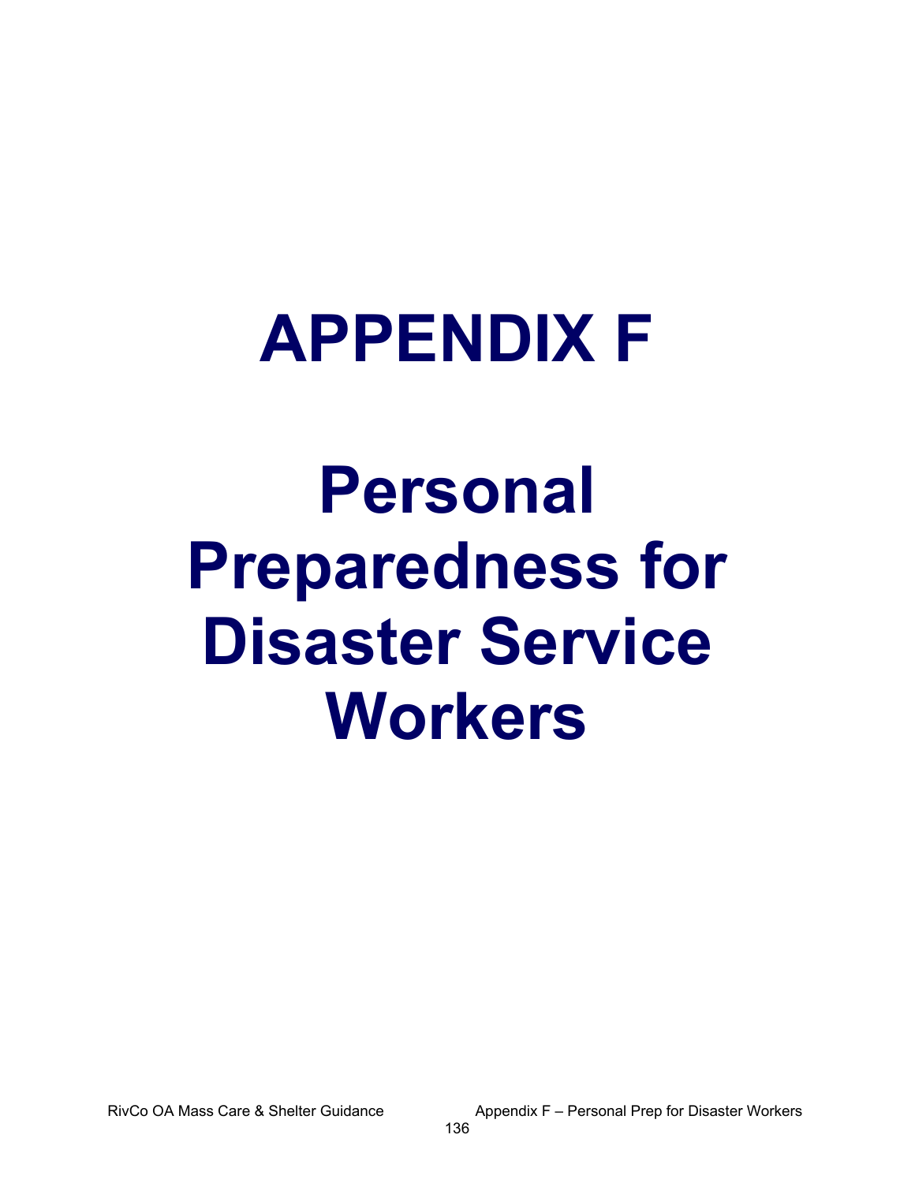# APPENDIX F

# Personal Preparedness for Disaster Service Workers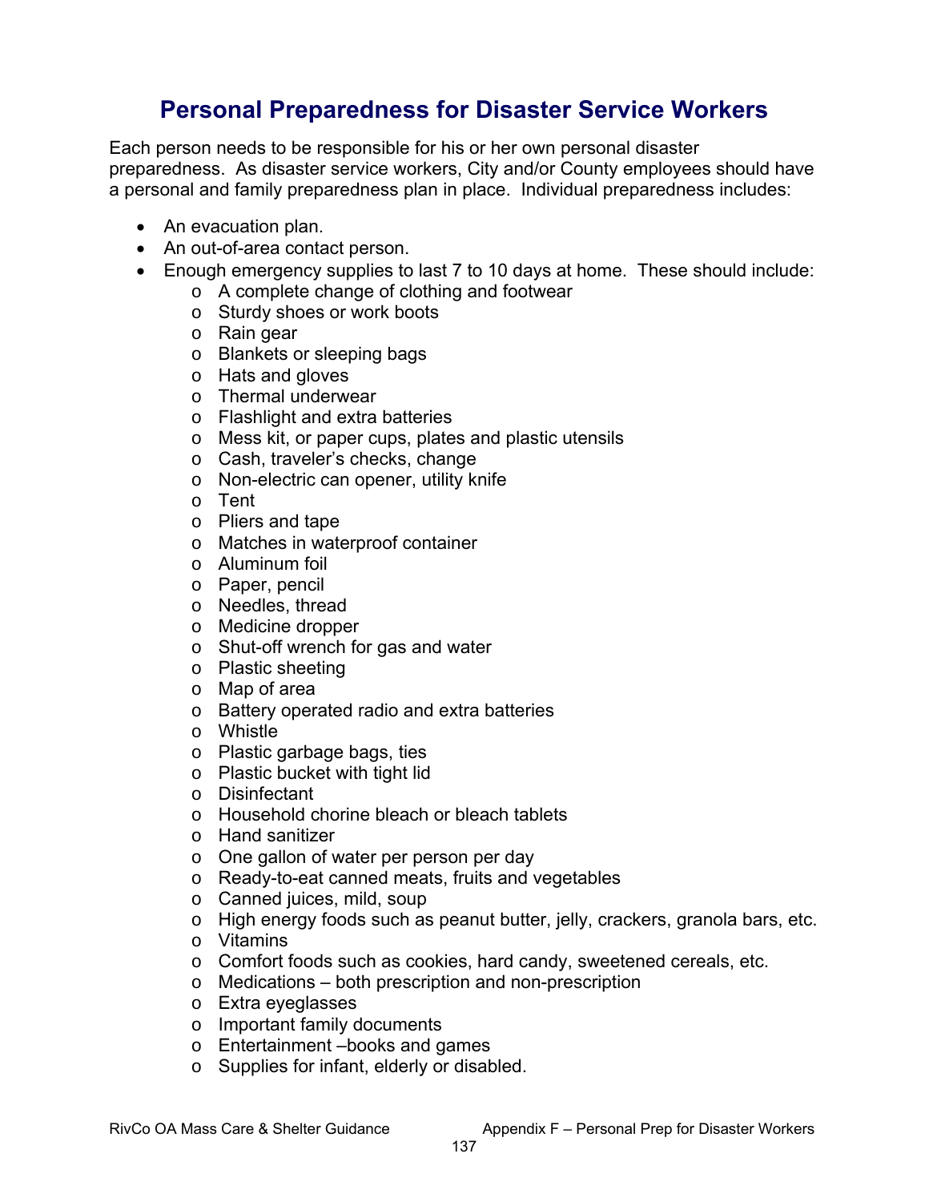# Personal Preparedness for Disaster Service Workers

Each person needs to be responsible for his or her own personal disaster preparedness. As disaster service workers, City and/or County employees should have a personal and family preparedness plan in place. Individual preparedness includes:

- An evacuation plan.
- An out-of-area contact person.
- Enough emergency supplies to last 7 to 10 days at home. These should include:
  - A complete change of clothing and footwear
  - Sturdy shoes or work boots
  - Rain gear
  - Blankets or sleeping bags
  - Hats and gloves
  - Thermal underwear
  - Flashlight and extra batteries
  - Mess kit, or paper cups, plates and plastic utensils
  - Cash, traveler's checks, change
  - Non-electric can opener, utility knife
  - Tent
  - Pliers and tape
  - Matches in waterproof container
  - Aluminum foil
  - Paper, pencil
  - Needles, thread
  - Medicine dropper
  - Shut-off wrench for gas and water
  - Plastic sheeting
  - Map of area
  - Battery operated radio and extra batteries
  - Whistle
  - Plastic garbage bags, ties
  - Plastic bucket with tight lid
  - Disinfectant
  - Household chorine bleach or bleach tablets
  - Hand sanitizer
  - One gallon of water per person per day
  - Ready-to-eat canned meats, fruits and vegetables
  - Canned juices, mild, soup
  - High energy foods such as peanut butter, jelly, crackers, granola bars, etc.
  - Vitamins
  - Comfort foods such as cookies, hard candy, sweetened cereals, etc.
  - Medications – both prescription and non-prescription
  - Extra eyeglasses
  - Important family documents
  - Entertainment –books and games
  - Supplies for infant, elderly or disabled.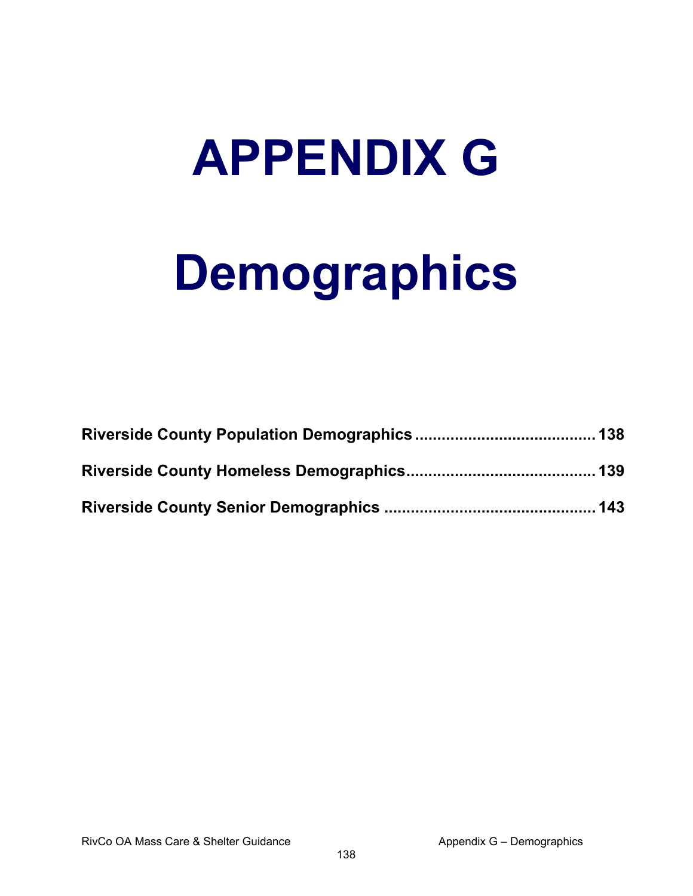# APPENDIX G

# Demographics

**Riverside County Population Demographics ........................................ 138**

**Riverside County Homeless Demographics.......................................... 139**

**Riverside County Senior Demographics ............................................... 143**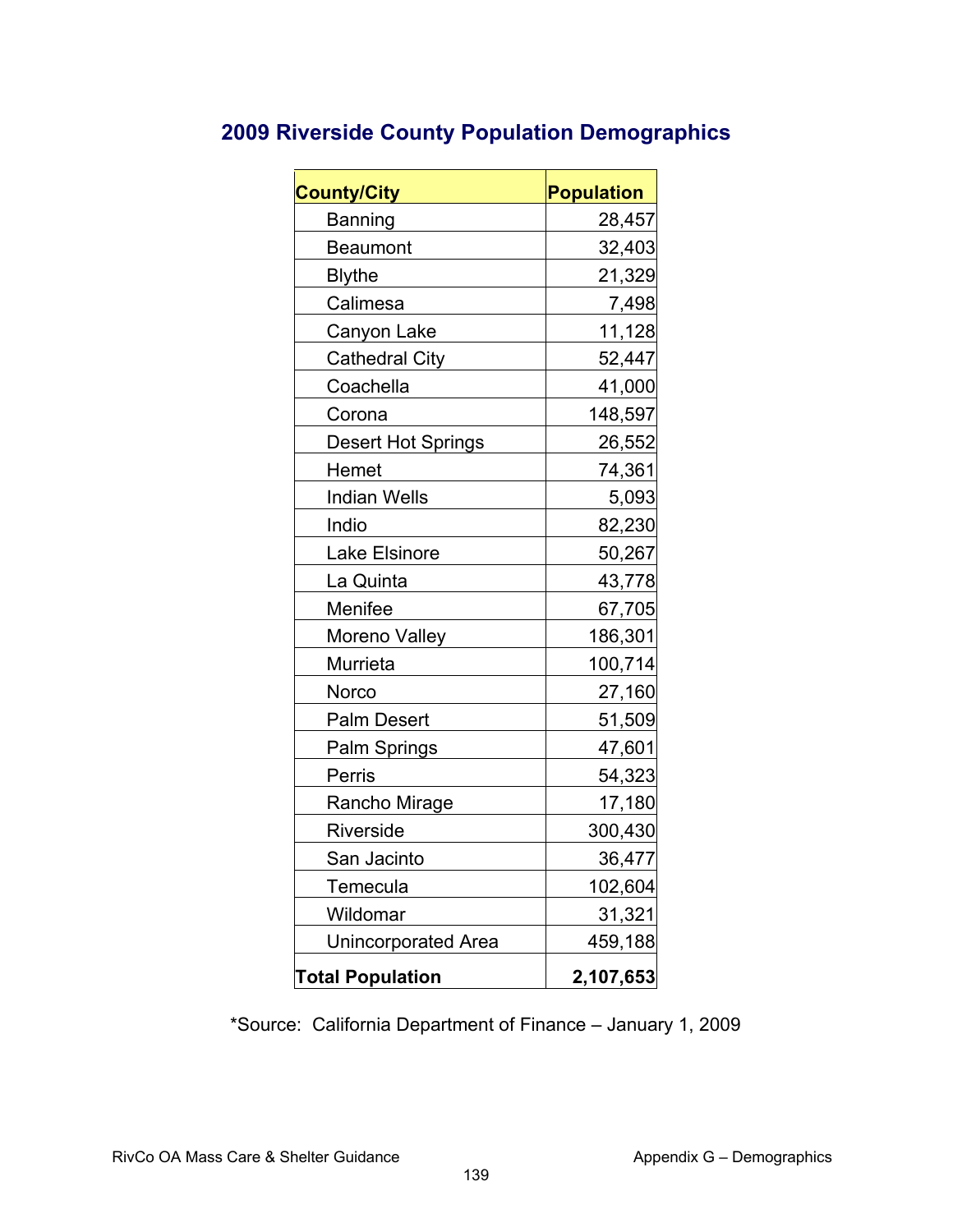## 2009 Riverside County Population Demographics

| County/City | Population |
|---|---|
| Banning | 28,457 |
| Beaumont | 32,403 |
| Blythe | 21,329 |
| Calimesa | 7,498 |
| Canyon Lake | 11,128 |
| Cathedral City | 52,447 |
| Coachella | 41,000 |
| Corona | 148,597 |
| Desert Hot Springs | 26,552 |
| Hemet | 74,361 |
| Indian Wells | 5,093 |
| Indio | 82,230 |
| Lake Elsinore | 50,267 |
| La Quinta | 43,778 |
| Menifee | 67,705 |
| Moreno Valley | 186,301 |
| Murrieta | 100,714 |
| Norco | 27,160 |
| Palm Desert | 51,509 |
| Palm Springs | 47,601 |
| Perris | 54,323 |
| Rancho Mirage | 17,180 |
| Riverside | 300,430 |
| San Jacinto | 36,477 |
| Temecula | 102,604 |
| Wildomar | 31,321 |
| Unincorporated Area | 459,188 |
| **Total Population** | **2,107,653** |

*Source: California Department of Finance – January 1, 2009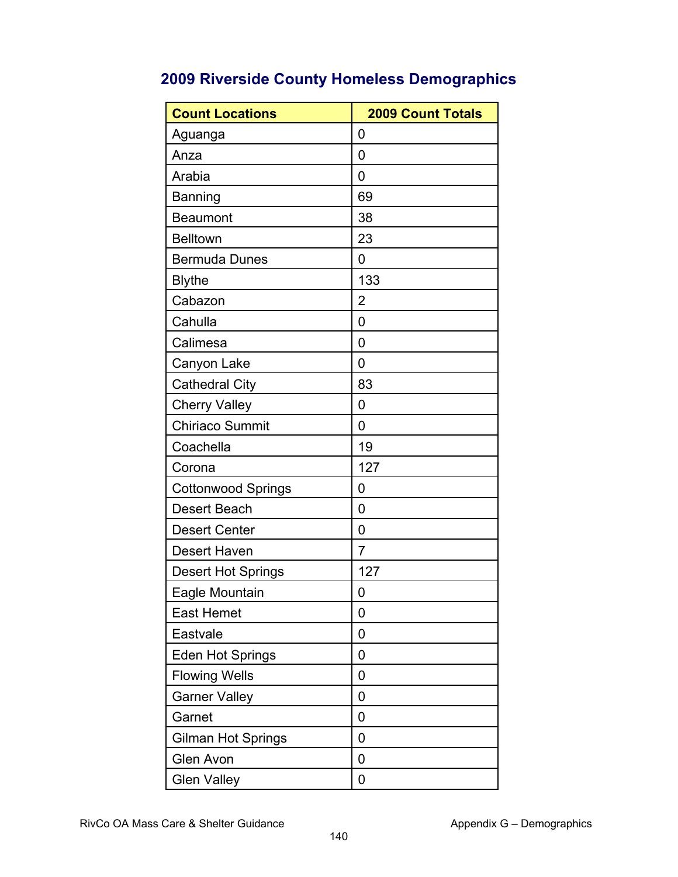## 2009 Riverside County Homeless Demographics

| Count Locations | 2009 Count Totals |
|---|---|
| Aguanga | 0 |
| Anza | 0 |
| Arabia | 0 |
| Banning | 69 |
| Beaumont | 38 |
| Belltown | 23 |
| Bermuda Dunes | 0 |
| Blythe | 133 |
| Cabazon | 2 |
| Cahulla | 0 |
| Calimesa | 0 |
| Canyon Lake | 0 |
| Cathedral City | 83 |
| Cherry Valley | 0 |
| Chiriaco Summit | 0 |
| Coachella | 19 |
| Corona | 127 |
| Cottonwood Springs | 0 |
| Desert Beach | 0 |
| Desert Center | 0 |
| Desert Haven | 7 |
| Desert Hot Springs | 127 |
| Eagle Mountain | 0 |
| East Hemet | 0 |
| Eastvale | 0 |
| Eden Hot Springs | 0 |
| Flowing Wells | 0 |
| Garner Valley | 0 |
| Garnet | 0 |
| Gilman Hot Springs | 0 |
| Glen Avon | 0 |
| Glen Valley | 0 |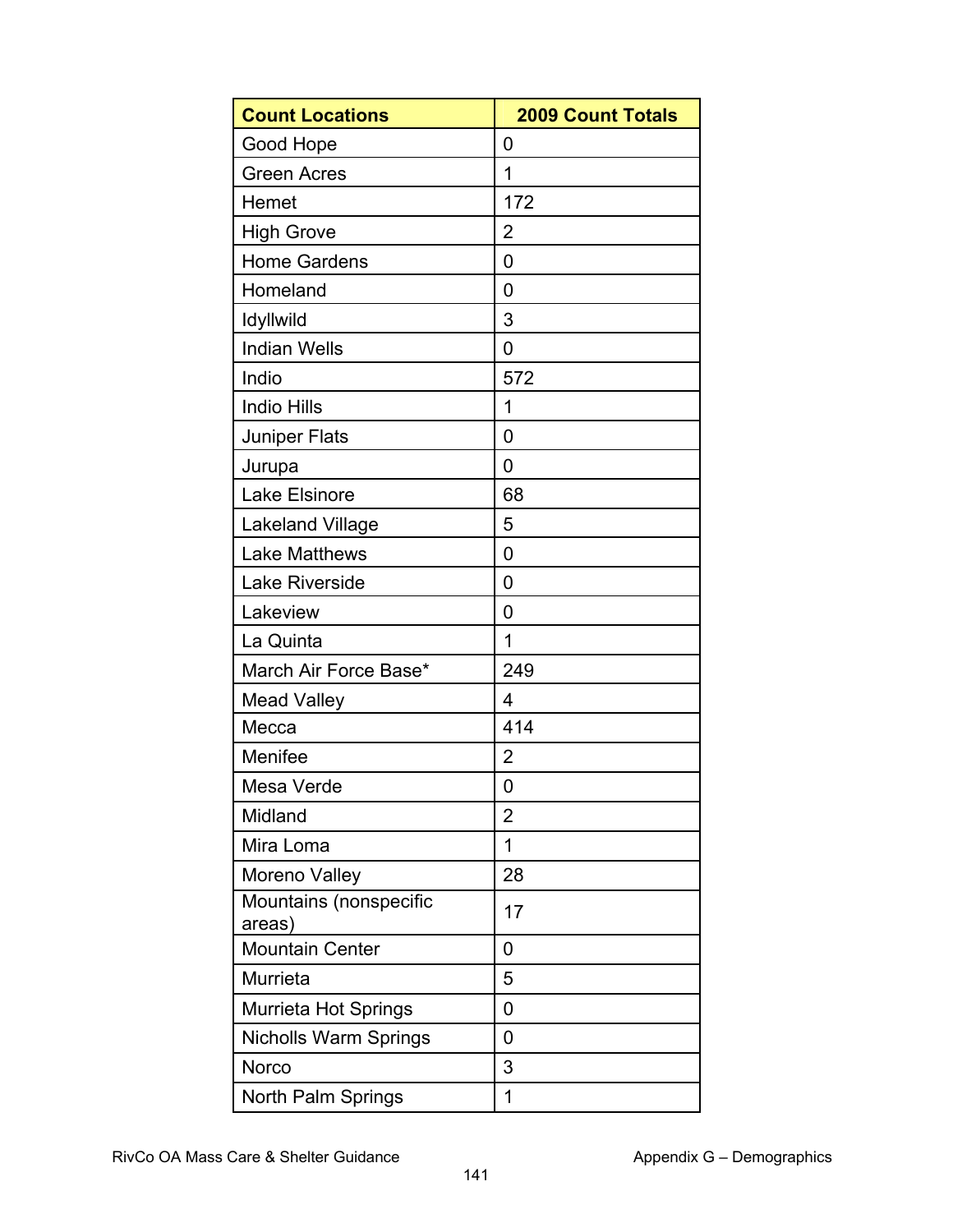| Count Locations | 2009 Count Totals |
|---|---|
| Good Hope | 0 |
| Green Acres | 1 |
| Hemet | 172 |
| High Grove | 2 |
| Home Gardens | 0 |
| Homeland | 0 |
| Idyllwild | 3 |
| Indian Wells | 0 |
| Indio | 572 |
| Indio Hills | 1 |
| Juniper Flats | 0 |
| Jurupa | 0 |
| Lake Elsinore | 68 |
| Lakeland Village | 5 |
| Lake Matthews | 0 |
| Lake Riverside | 0 |
| Lakeview | 0 |
| La Quinta | 1 |
| March Air Force Base* | 249 |
| Mead Valley | 4 |
| Mecca | 414 |
| Menifee | 2 |
| Mesa Verde | 0 |
| Midland | 2 |
| Mira Loma | 1 |
| Moreno Valley | 28 |
| Mountains (nonspecific areas) | 17 |
| Mountain Center | 0 |
| Murrieta | 5 |
| Murrieta Hot Springs | 0 |
| Nicholls Warm Springs | 0 |
| Norco | 3 |
| North Palm Springs | 1 |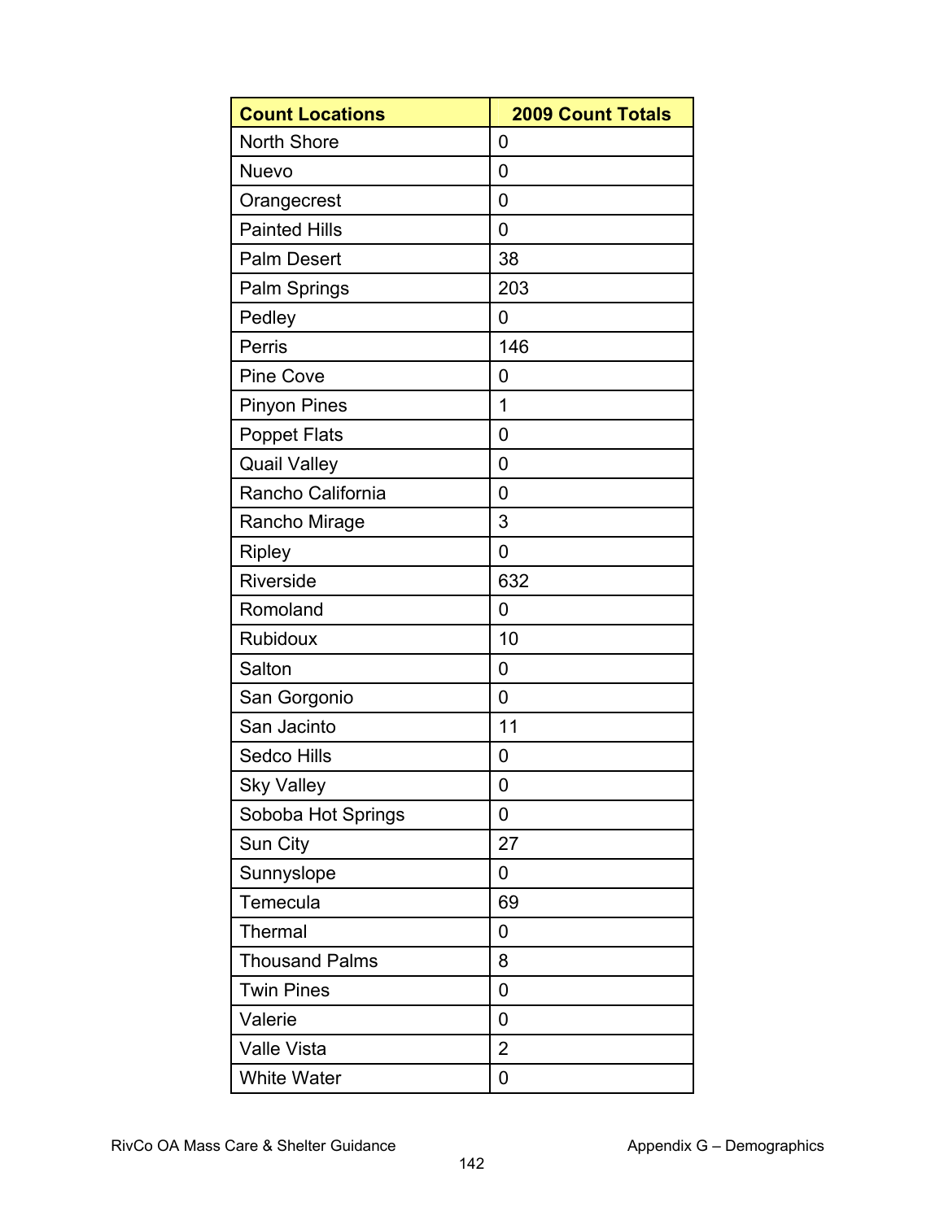| Count Locations | 2009 Count Totals |
| --- | --- |
| North Shore | 0 |
| Nuevo | 0 |
| Orangecrest | 0 |
| Painted Hills | 0 |
| Palm Desert | 38 |
| Palm Springs | 203 |
| Pedley | 0 |
| Perris | 146 |
| Pine Cove | 0 |
| Pinyon Pines | 1 |
| Poppet Flats | 0 |
| Quail Valley | 0 |
| Rancho California | 0 |
| Rancho Mirage | 3 |
| Ripley | 0 |
| Riverside | 632 |
| Romoland | 0 |
| Rubidoux | 10 |
| Salton | 0 |
| San Gorgonio | 0 |
| San Jacinto | 11 |
| Sedco Hills | 0 |
| Sky Valley | 0 |
| Soboba Hot Springs | 0 |
| Sun City | 27 |
| Sunnyslope | 0 |
| Temecula | 69 |
| Thermal | 0 |
| Thousand Palms | 8 |
| Twin Pines | 0 |
| Valerie | 0 |
| Valle Vista | 2 |
| White Water | 0 |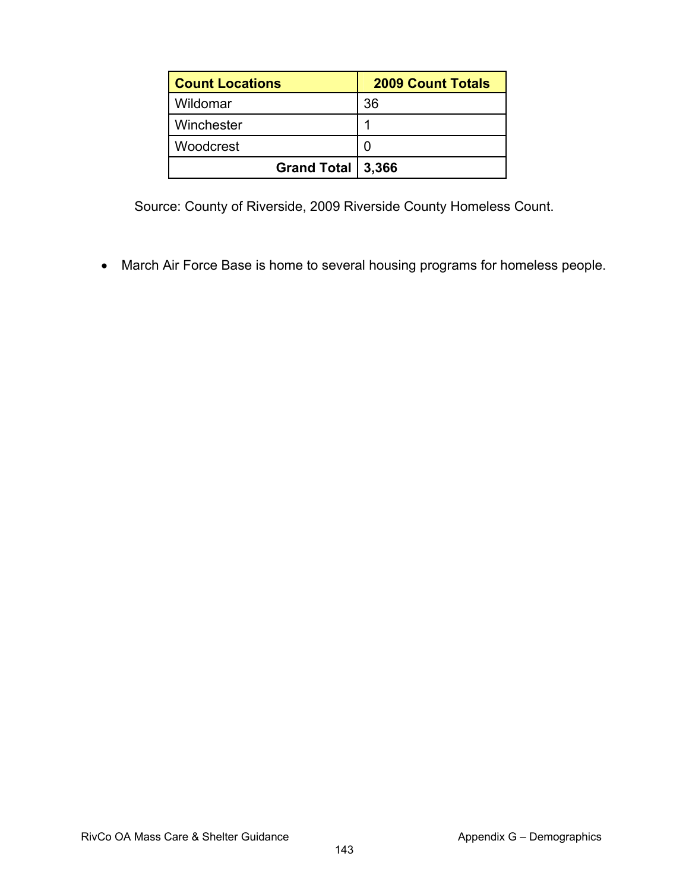| Count Locations | 2009 Count Totals |
|---|---|
| Wildomar | 36 |
| Winchester | 1 |
| Woodcrest | 0 |
| **Grand Total** | **3,366** |

Source: County of Riverside, 2009 Riverside County Homeless Count.

- March Air Force Base is home to several housing programs for homeless people.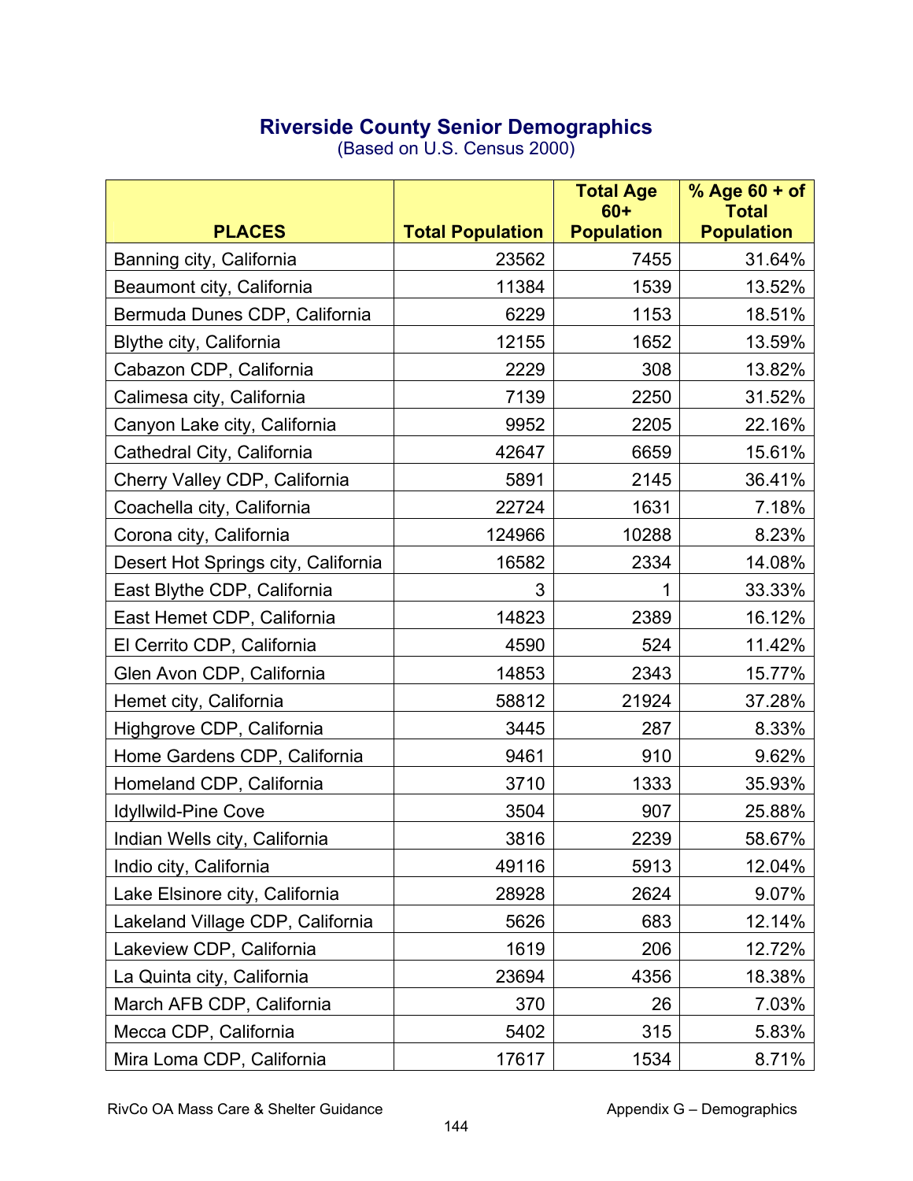## Riverside County Senior Demographics

(Based on U.S. Census 2000)

| PLACES | Total Population | Total Age 60+ Population | % Age 60 + of Total Population |
|---|---|---|---|
| Banning city, California | 23562 | 7455 | 31.64% |
| Beaumont city, California | 11384 | 1539 | 13.52% |
| Bermuda Dunes CDP, California | 6229 | 1153 | 18.51% |
| Blythe city, California | 12155 | 1652 | 13.59% |
| Cabazon CDP, California | 2229 | 308 | 13.82% |
| Calimesa city, California | 7139 | 2250 | 31.52% |
| Canyon Lake city, California | 9952 | 2205 | 22.16% |
| Cathedral City, California | 42647 | 6659 | 15.61% |
| Cherry Valley CDP, California | 5891 | 2145 | 36.41% |
| Coachella city, California | 22724 | 1631 | 7.18% |
| Corona city, California | 124966 | 10288 | 8.23% |
| Desert Hot Springs city, California | 16582 | 2334 | 14.08% |
| East Blythe CDP, California | 3 | 1 | 33.33% |
| East Hemet CDP, California | 14823 | 2389 | 16.12% |
| El Cerrito CDP, California | 4590 | 524 | 11.42% |
| Glen Avon CDP, California | 14853 | 2343 | 15.77% |
| Hemet city, California | 58812 | 21924 | 37.28% |
| Highgrove CDP, California | 3445 | 287 | 8.33% |
| Home Gardens CDP, California | 9461 | 910 | 9.62% |
| Homeland CDP, California | 3710 | 1333 | 35.93% |
| Idyllwild-Pine Cove | 3504 | 907 | 25.88% |
| Indian Wells city, California | 3816 | 2239 | 58.67% |
| Indio city, California | 49116 | 5913 | 12.04% |
| Lake Elsinore city, California | 28928 | 2624 | 9.07% |
| Lakeland Village CDP, California | 5626 | 683 | 12.14% |
| Lakeview CDP, California | 1619 | 206 | 12.72% |
| La Quinta city, California | 23694 | 4356 | 18.38% |
| March AFB CDP, California | 370 | 26 | 7.03% |
| Mecca CDP, California | 5402 | 315 | 5.83% |
| Mira Loma CDP, California | 17617 | 1534 | 8.71% |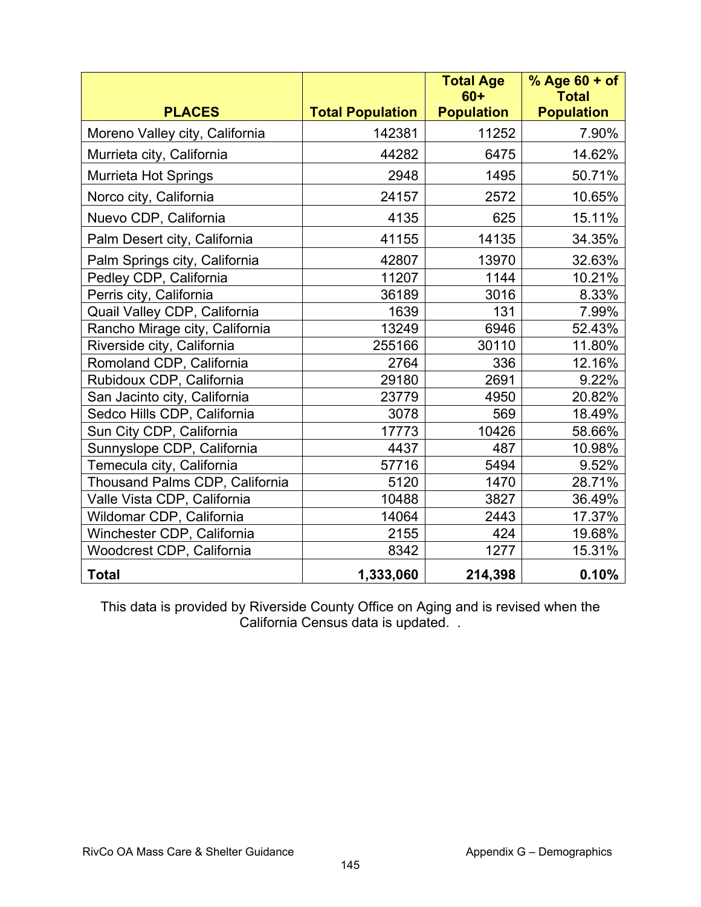| PLACES | Total Population | Total Age 60+ Population | % Age 60 + of Total Population |
|---|---|---|---|
| Moreno Valley city, California | 142381 | 11252 | 7.90% |
| Murrieta city, California | 44282 | 6475 | 14.62% |
| Murrieta Hot Springs | 2948 | 1495 | 50.71% |
| Norco city, California | 24157 | 2572 | 10.65% |
| Nuevo CDP, California | 4135 | 625 | 15.11% |
| Palm Desert city, California | 41155 | 14135 | 34.35% |
| Palm Springs city, California | 42807 | 13970 | 32.63% |
| Pedley CDP, California | 11207 | 1144 | 10.21% |
| Perris city, California | 36189 | 3016 | 8.33% |
| Quail Valley CDP, California | 1639 | 131 | 7.99% |
| Rancho Mirage city, California | 13249 | 6946 | 52.43% |
| Riverside city, California | 255166 | 30110 | 11.80% |
| Romoland CDP, California | 2764 | 336 | 12.16% |
| Rubidoux CDP, California | 29180 | 2691 | 9.22% |
| San Jacinto city, California | 23779 | 4950 | 20.82% |
| Sedco Hills CDP, California | 3078 | 569 | 18.49% |
| Sun City CDP, California | 17773 | 10426 | 58.66% |
| Sunnyslope CDP, California | 4437 | 487 | 10.98% |
| Temecula city, California | 57716 | 5494 | 9.52% |
| Thousand Palms CDP, California | 5120 | 1470 | 28.71% |
| Valle Vista CDP, California | 10488 | 3827 | 36.49% |
| Wildomar CDP, California | 14064 | 2443 | 17.37% |
| Winchester CDP, California | 2155 | 424 | 19.68% |
| Woodcrest CDP, California | 8342 | 1277 | 15.31% |
| **Total** | **1,333,060** | **214,398** | **0.10%** |

This data is provided by Riverside County Office on Aging and is revised when the California Census data is updated. .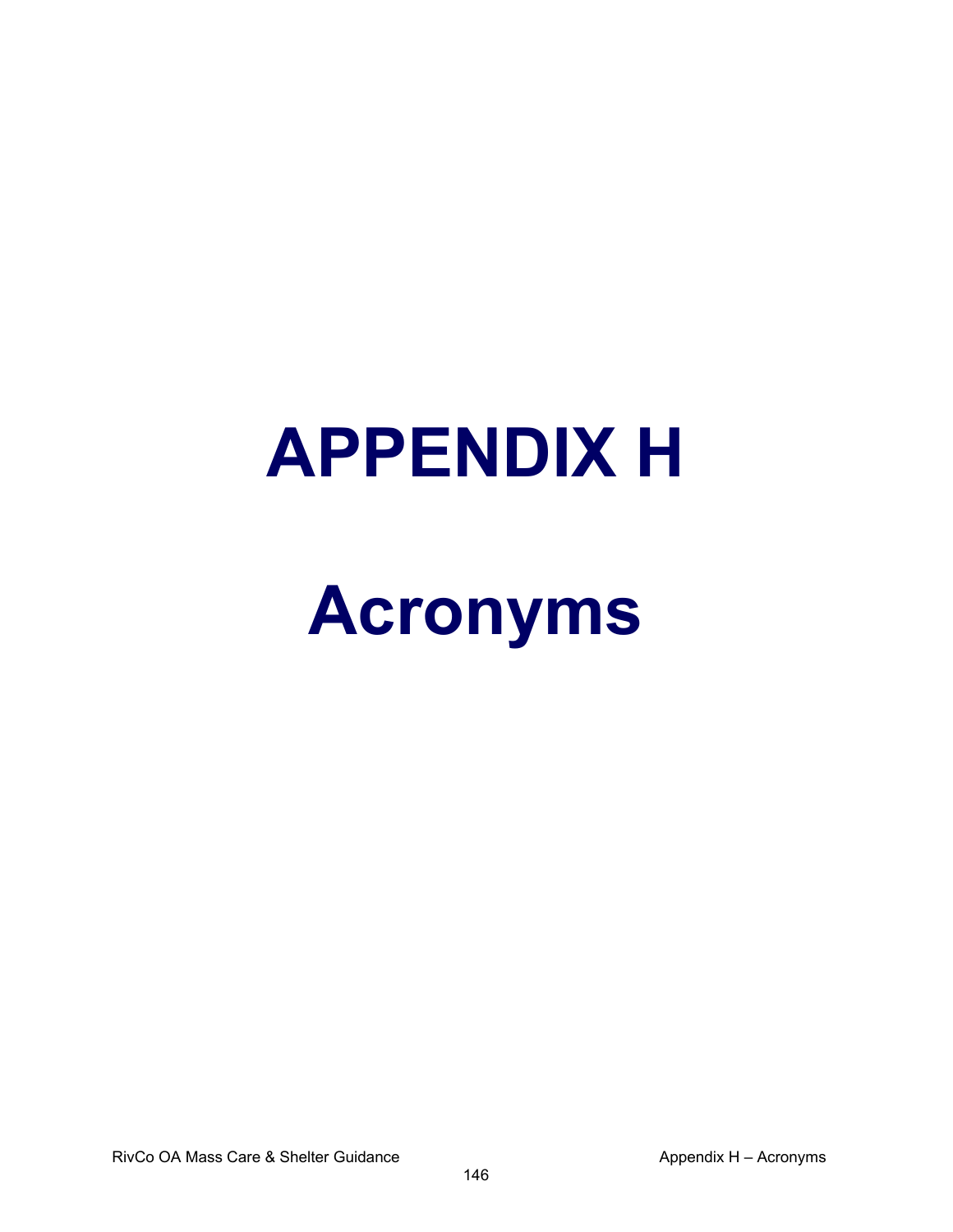# APPENDIX H

# Acronyms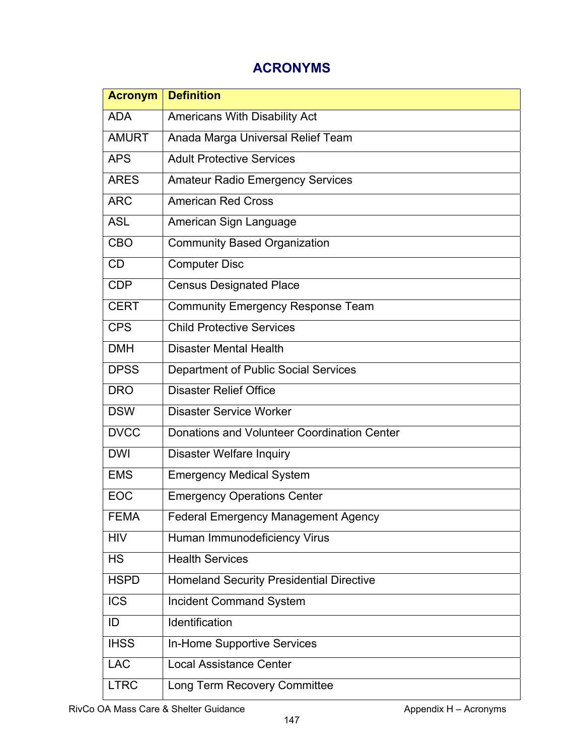# ACRONYMS

| Acronym | Definition |
|---|---|
| ADA | Americans With Disability Act |
| AMURT | Anada Marga Universal Relief Team |
| APS | Adult Protective Services |
| ARES | Amateur Radio Emergency Services |
| ARC | American Red Cross |
| ASL | American Sign Language |
| CBO | Community Based Organization |
| CD | Computer Disc |
| CDP | Census Designated Place |
| CERT | Community Emergency Response Team |
| CPS | Child Protective Services |
| DMH | Disaster Mental Health |
| DPSS | Department of Public Social Services |
| DRO | Disaster Relief Office |
| DSW | Disaster Service Worker |
| DVCC | Donations and Volunteer Coordination Center |
| DWI | Disaster Welfare Inquiry |
| EMS | Emergency Medical System |
| EOC | Emergency Operations Center |
| FEMA | Federal Emergency Management Agency |
| HIV | Human Immunodeficiency Virus |
| HS | Health Services |
| HSPD | Homeland Security Presidential Directive |
| ICS | Incident Command System |
| ID | Identification |
| IHSS | In-Home Supportive Services |
| LAC | Local Assistance Center |
| LTRC | Long Term Recovery Committee |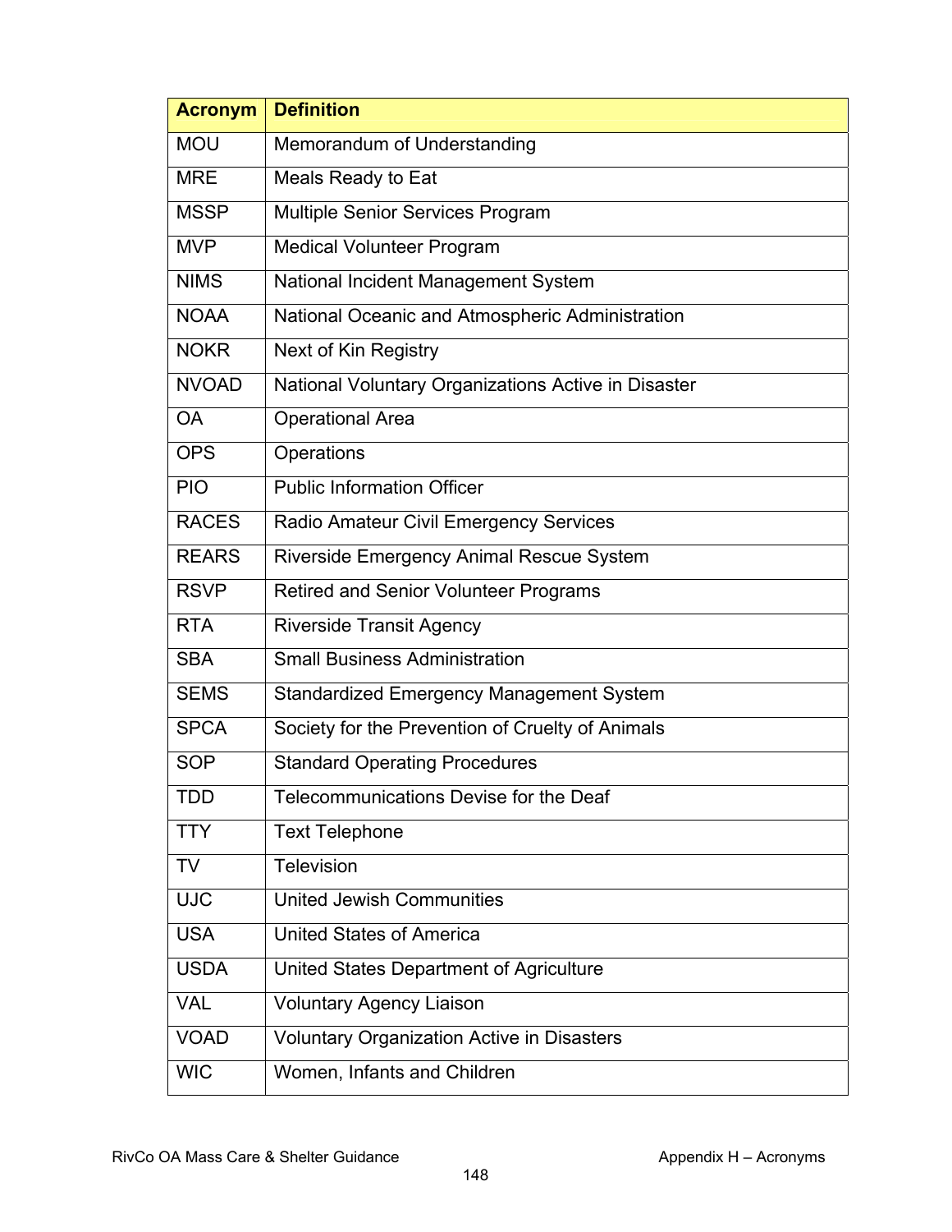| Acronym | Definition |
|---|---|
| MOU | Memorandum of Understanding |
| MRE | Meals Ready to Eat |
| MSSP | Multiple Senior Services Program |
| MVP | Medical Volunteer Program |
| NIMS | National Incident Management System |
| NOAA | National Oceanic and Atmospheric Administration |
| NOKR | Next of Kin Registry |
| NVOAD | National Voluntary Organizations Active in Disaster |
| OA | Operational Area |
| OPS | Operations |
| PIO | Public Information Officer |
| RACES | Radio Amateur Civil Emergency Services |
| REARS | Riverside Emergency Animal Rescue System |
| RSVP | Retired and Senior Volunteer Programs |
| RTA | Riverside Transit Agency |
| SBA | Small Business Administration |
| SEMS | Standardized Emergency Management System |
| SPCA | Society for the Prevention of Cruelty of Animals |
| SOP | Standard Operating Procedures |
| TDD | Telecommunications Devise for the Deaf |
| TTY | Text Telephone |
| TV | Television |
| UJC | United Jewish Communities |
| USA | United States of America |
| USDA | United States Department of Agriculture |
| VAL | Voluntary Agency Liaison |
| VOAD | Voluntary Organization Active in Disasters |
| WIC | Women, Infants and Children |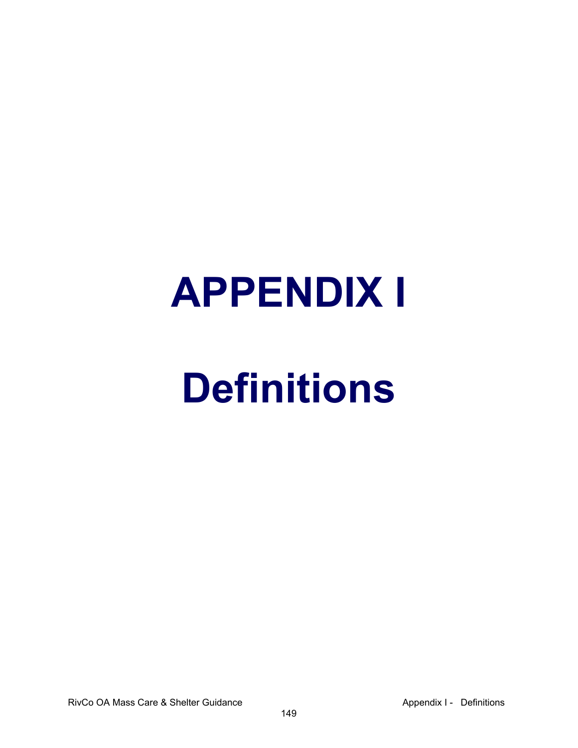# APPENDIX I

# Definitions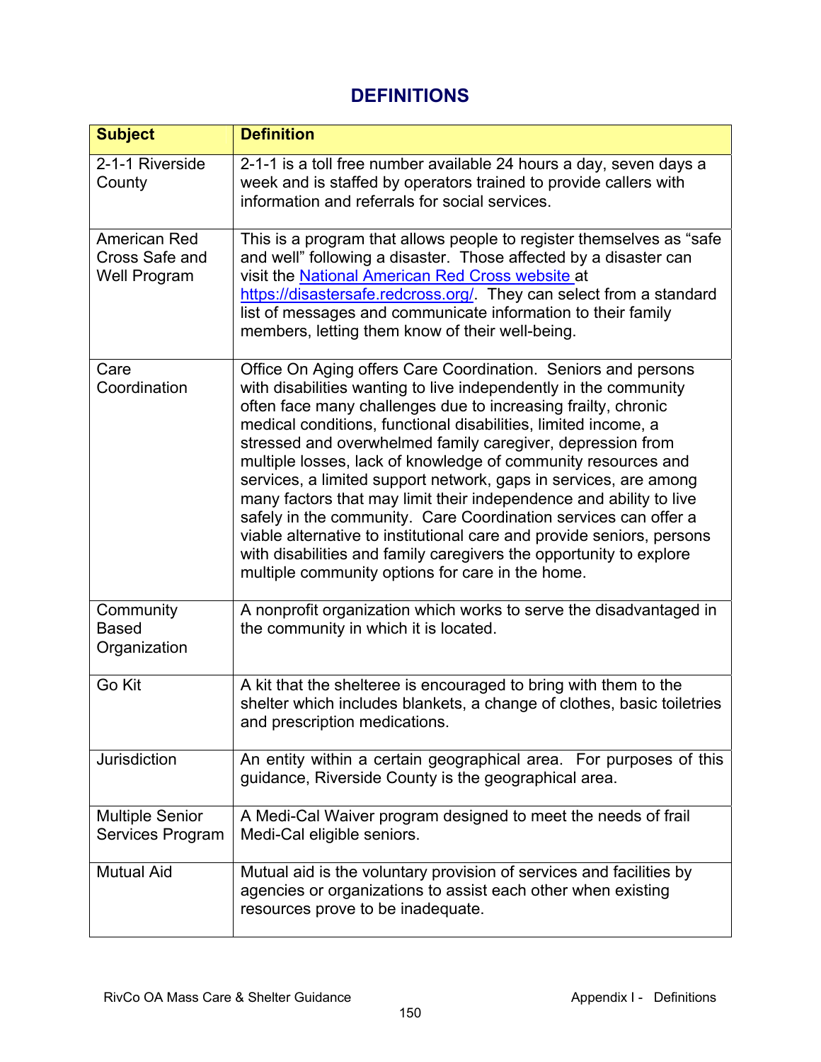# DEFINITIONS

| Subject | Definition |
| --- | --- |
| 2-1-1 Riverside County | 2-1-1 is a toll free number available 24 hours a day, seven days a week and is staffed by operators trained to provide callers with information and referrals for social services. |
| American Red Cross Safe and Well Program | This is a program that allows people to register themselves as "safe and well" following a disaster. Those affected by a disaster can visit the [National American Red Cross website](https://disastersafe.redcross.org/) at https://disastersafe.redcross.org/. They can select from a standard list of messages and communicate information to their family members, letting them know of their well-being. |
| Care Coordination | Office On Aging offers Care Coordination. Seniors and persons with disabilities wanting to live independently in the community often face many challenges due to increasing frailty, chronic medical conditions, functional disabilities, limited income, a stressed and overwhelmed family caregiver, depression from multiple losses, lack of knowledge of community resources and services, a limited support network, gaps in services, are among many factors that may limit their independence and ability to live safely in the community. Care Coordination services can offer a viable alternative to institutional care and provide seniors, persons with disabilities and family caregivers the opportunity to explore multiple community options for care in the home. |
| Community Based Organization | A nonprofit organization which works to serve the disadvantaged in the community in which it is located. |
| Go Kit | A kit that the shelteree is encouraged to bring with them to the shelter which includes blankets, a change of clothes, basic toiletries and prescription medications. |
| Jurisdiction | An entity within a certain geographical area. For purposes of this guidance, Riverside County is the geographical area. |
| Multiple Senior Services Program | A Medi-Cal Waiver program designed to meet the needs of frail Medi-Cal eligible seniors. |
| Mutual Aid | Mutual aid is the voluntary provision of services and facilities by agencies or organizations to assist each other when existing resources prove to be inadequate. |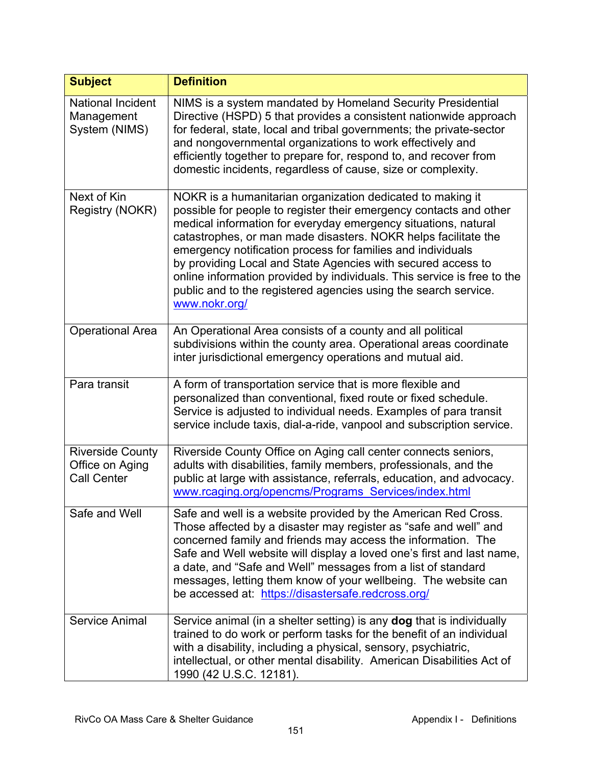| Subject | Definition |
|---|---|
| National Incident Management System (NIMS) | NIMS is a system mandated by Homeland Security Presidential Directive (HSPD) 5 that provides a consistent nationwide approach for federal, state, local and tribal governments; the private-sector and nongovernmental organizations to work effectively and efficiently together to prepare for, respond to, and recover from domestic incidents, regardless of cause, size or complexity. |
| Next of Kin Registry (NOKR) | NOKR is a humanitarian organization dedicated to making it possible for people to register their emergency contacts and other medical information for everyday emergency situations, natural catastrophes, or man made disasters. NOKR helps facilitate the emergency notification process for families and individuals by providing Local and State Agencies with secured access to online information provided by individuals. This service is free to the public and to the registered agencies using the search service. www.nokr.org/ |
| Operational Area | An Operational Area consists of a county and all political subdivisions within the county area. Operational areas coordinate inter jurisdictional emergency operations and mutual aid. |
| Para transit | A form of transportation service that is more flexible and personalized than conventional, fixed route or fixed schedule. Service is adjusted to individual needs. Examples of para transit service include taxis, dial-a-ride, vanpool and subscription service. |
| Riverside County Office on Aging Call Center | Riverside County Office on Aging call center connects seniors, adults with disabilities, family members, professionals, and the public at large with assistance, referrals, education, and advocacy. www.rcaging.org/opencms/Programs_Services/index.html |
| Safe and Well | Safe and well is a website provided by the American Red Cross. Those affected by a disaster may register as "safe and well" and concerned family and friends may access the information. The Safe and Well website will display a loved one's first and last name, a date, and "Safe and Well" messages from a list of standard messages, letting them know of your wellbeing. The website can be accessed at: https://disastersafe.redcross.org/ |
| Service Animal | Service animal (in a shelter setting) is any **dog** that is individually trained to do work or perform tasks for the benefit of an individual with a disability, including a physical, sensory, psychiatric, intellectual, or other mental disability. American Disabilities Act of 1990 (42 U.S.C. 12181). |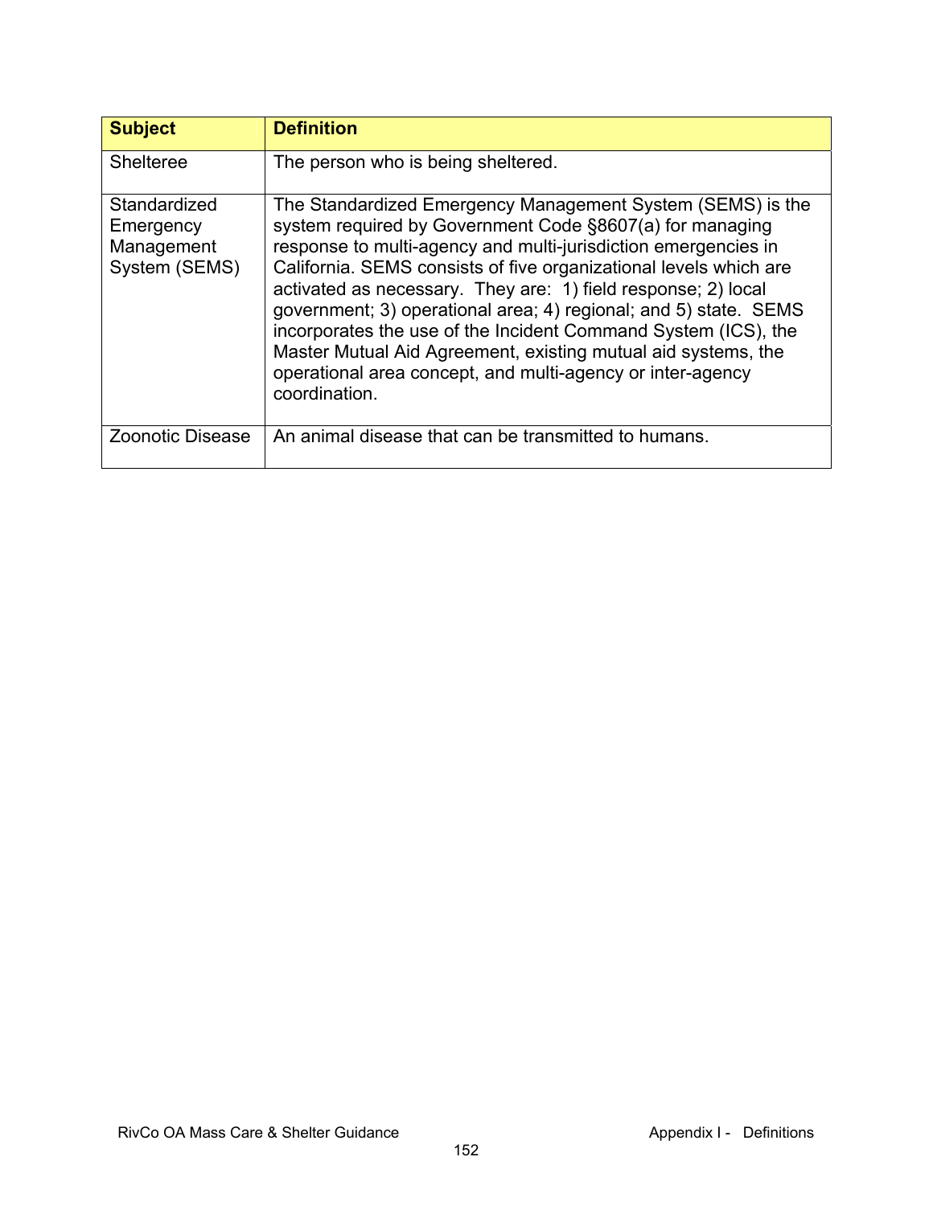| Subject | Definition |
|---|---|
| Shelteree | The person who is being sheltered. |
| Standardized Emergency Management System (SEMS) | The Standardized Emergency Management System (SEMS) is the system required by Government Code §8607(a) for managing response to multi-agency and multi-jurisdiction emergencies in California. SEMS consists of five organizational levels which are activated as necessary. They are: 1) field response; 2) local government; 3) operational area; 4) regional; and 5) state. SEMS incorporates the use of the Incident Command System (ICS), the Master Mutual Aid Agreement, existing mutual aid systems, the operational area concept, and multi-agency or inter-agency coordination. |
| Zoonotic Disease | An animal disease that can be transmitted to humans. |